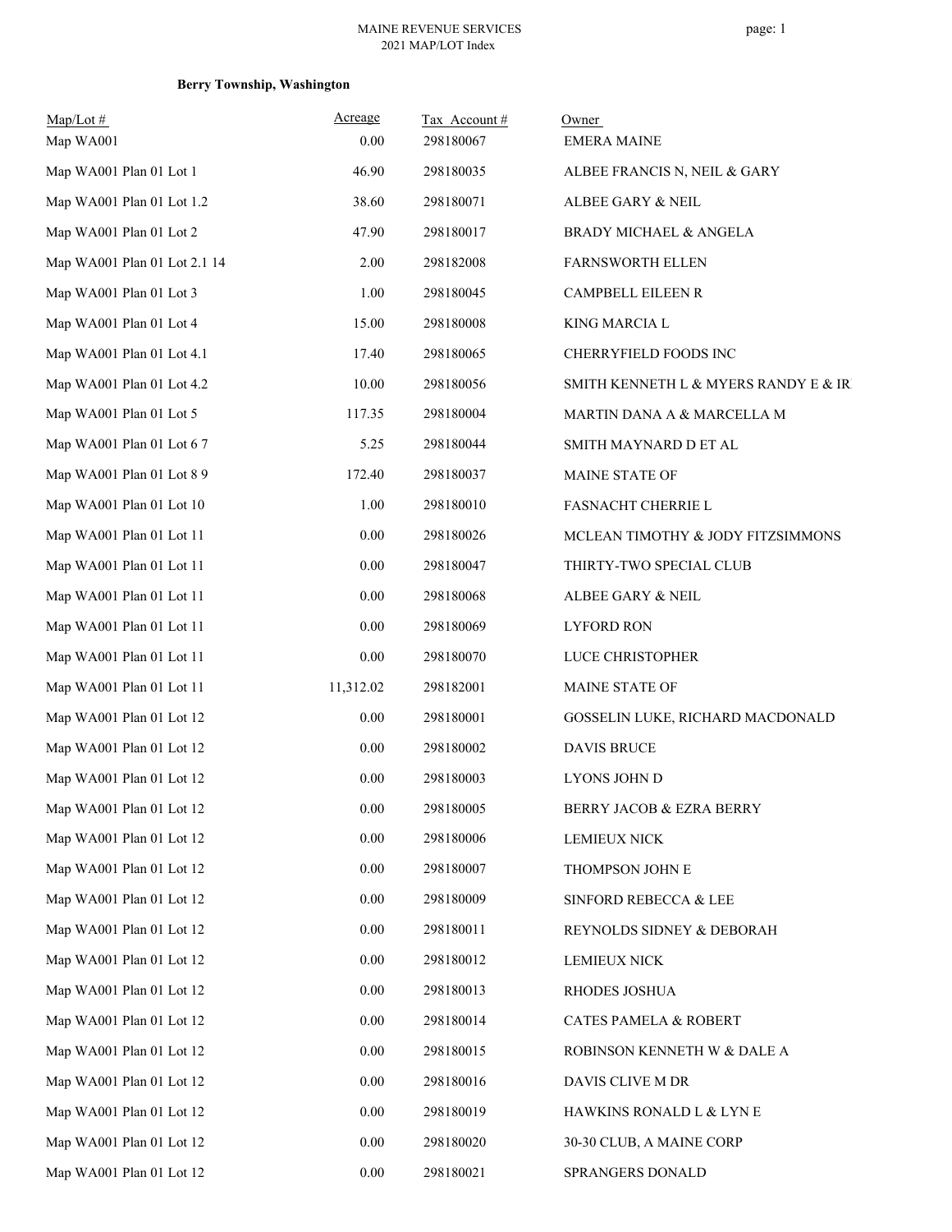MAINE REVENUE SERVICES
2021 MAP/LOT Index

**Berry Township, Washington**

| Map/Lot # | Acreage | Tax Account # | Owner |
|---|---|---|---|
| Map WA001 | 0.00 | 298180067 | EMERA MAINE |
| Map WA001 Plan 01 Lot 1 | 46.90 | 298180035 | ALBEE FRANCIS N, NEIL & GARY |
| Map WA001 Plan 01 Lot 1.2 | 38.60 | 298180071 | ALBEE GARY & NEIL |
| Map WA001 Plan 01 Lot 2 | 47.90 | 298180017 | BRADY MICHAEL & ANGELA |
| Map WA001 Plan 01 Lot 2.1 14 | 2.00 | 298182008 | FARNSWORTH ELLEN |
| Map WA001 Plan 01 Lot 3 | 1.00 | 298180045 | CAMPBELL EILEEN R |
| Map WA001 Plan 01 Lot 4 | 15.00 | 298180008 | KING MARCIA L |
| Map WA001 Plan 01 Lot 4.1 | 17.40 | 298180065 | CHERRYFIELD FOODS INC |
| Map WA001 Plan 01 Lot 4.2 | 10.00 | 298180056 | SMITH KENNETH L & MYERS RANDY E & IR |
| Map WA001 Plan 01 Lot 5 | 117.35 | 298180004 | MARTIN DANA A & MARCELLA M |
| Map WA001 Plan 01 Lot 6 7 | 5.25 | 298180044 | SMITH MAYNARD D ET AL |
| Map WA001 Plan 01 Lot 8 9 | 172.40 | 298180037 | MAINE STATE OF |
| Map WA001 Plan 01 Lot 10 | 1.00 | 298180010 | FASNACHT CHERRIE L |
| Map WA001 Plan 01 Lot 11 | 0.00 | 298180026 | MCLEAN TIMOTHY & JODY FITZSIMMONS |
| Map WA001 Plan 01 Lot 11 | 0.00 | 298180047 | THIRTY-TWO SPECIAL CLUB |
| Map WA001 Plan 01 Lot 11 | 0.00 | 298180068 | ALBEE GARY & NEIL |
| Map WA001 Plan 01 Lot 11 | 0.00 | 298180069 | LYFORD RON |
| Map WA001 Plan 01 Lot 11 | 0.00 | 298180070 | LUCE CHRISTOPHER |
| Map WA001 Plan 01 Lot 11 | 11,312.02 | 298182001 | MAINE STATE OF |
| Map WA001 Plan 01 Lot 12 | 0.00 | 298180001 | GOSSELIN LUKE, RICHARD MACDONALD |
| Map WA001 Plan 01 Lot 12 | 0.00 | 298180002 | DAVIS BRUCE |
| Map WA001 Plan 01 Lot 12 | 0.00 | 298180003 | LYONS JOHN D |
| Map WA001 Plan 01 Lot 12 | 0.00 | 298180005 | BERRY JACOB & EZRA BERRY |
| Map WA001 Plan 01 Lot 12 | 0.00 | 298180006 | LEMIEUX NICK |
| Map WA001 Plan 01 Lot 12 | 0.00 | 298180007 | THOMPSON JOHN E |
| Map WA001 Plan 01 Lot 12 | 0.00 | 298180009 | SINFORD REBECCA & LEE |
| Map WA001 Plan 01 Lot 12 | 0.00 | 298180011 | REYNOLDS SIDNEY & DEBORAH |
| Map WA001 Plan 01 Lot 12 | 0.00 | 298180012 | LEMIEUX NICK |
| Map WA001 Plan 01 Lot 12 | 0.00 | 298180013 | RHODES JOSHUA |
| Map WA001 Plan 01 Lot 12 | 0.00 | 298180014 | CATES PAMELA & ROBERT |
| Map WA001 Plan 01 Lot 12 | 0.00 | 298180015 | ROBINSON KENNETH W & DALE A |
| Map WA001 Plan 01 Lot 12 | 0.00 | 298180016 | DAVIS CLIVE M DR |
| Map WA001 Plan 01 Lot 12 | 0.00 | 298180019 | HAWKINS RONALD L & LYN E |
| Map WA001 Plan 01 Lot 12 | 0.00 | 298180020 | 30-30 CLUB, A MAINE CORP |
| Map WA001 Plan 01 Lot 12 | 0.00 | 298180021 | SPRANGERS DONALD |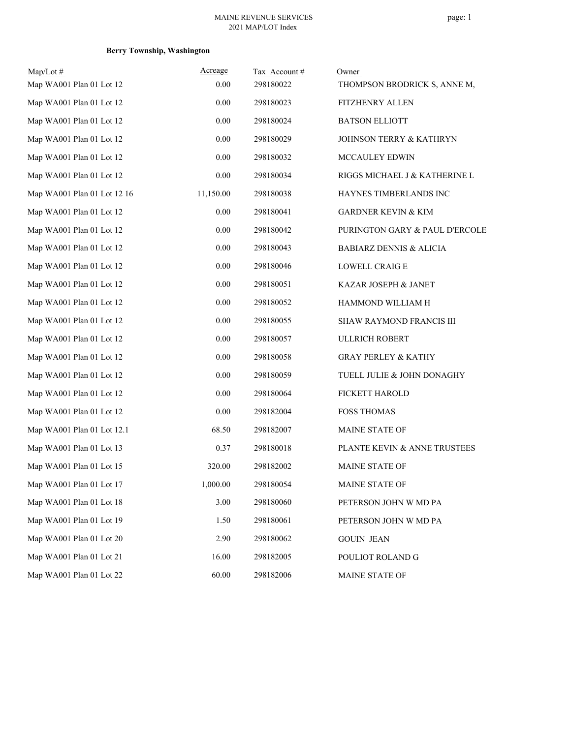MAINE REVENUE SERVICES
2021 MAP/LOT Index

**Berry Township, Washington**

| Map/Lot # | Acreage | Tax Account # | Owner |
|---|---|---|---|
| Map WA001 Plan 01 Lot 12 | 0.00 | 298180022 | THOMPSON BRODRICK S, ANNE M, |
| Map WA001 Plan 01 Lot 12 | 0.00 | 298180023 | FITZHENRY ALLEN |
| Map WA001 Plan 01 Lot 12 | 0.00 | 298180024 | BATSON ELLIOTT |
| Map WA001 Plan 01 Lot 12 | 0.00 | 298180029 | JOHNSON TERRY & KATHRYN |
| Map WA001 Plan 01 Lot 12 | 0.00 | 298180032 | MCCAULEY EDWIN |
| Map WA001 Plan 01 Lot 12 | 0.00 | 298180034 | RIGGS MICHAEL J & KATHERINE L |
| Map WA001 Plan 01 Lot 12 16 | 11,150.00 | 298180038 | HAYNES TIMBERLANDS INC |
| Map WA001 Plan 01 Lot 12 | 0.00 | 298180041 | GARDNER KEVIN & KIM |
| Map WA001 Plan 01 Lot 12 | 0.00 | 298180042 | PURINGTON GARY & PAUL D'ERCOLE |
| Map WA001 Plan 01 Lot 12 | 0.00 | 298180043 | BABIARZ DENNIS & ALICIA |
| Map WA001 Plan 01 Lot 12 | 0.00 | 298180046 | LOWELL CRAIG E |
| Map WA001 Plan 01 Lot 12 | 0.00 | 298180051 | KAZAR JOSEPH & JANET |
| Map WA001 Plan 01 Lot 12 | 0.00 | 298180052 | HAMMOND WILLIAM H |
| Map WA001 Plan 01 Lot 12 | 0.00 | 298180055 | SHAW RAYMOND FRANCIS III |
| Map WA001 Plan 01 Lot 12 | 0.00 | 298180057 | ULLRICH ROBERT |
| Map WA001 Plan 01 Lot 12 | 0.00 | 298180058 | GRAY PERLEY & KATHY |
| Map WA001 Plan 01 Lot 12 | 0.00 | 298180059 | TUELL JULIE & JOHN DONAGHY |
| Map WA001 Plan 01 Lot 12 | 0.00 | 298180064 | FICKETT HAROLD |
| Map WA001 Plan 01 Lot 12 | 0.00 | 298182004 | FOSS THOMAS |
| Map WA001 Plan 01 Lot 12.1 | 68.50 | 298182007 | MAINE STATE OF |
| Map WA001 Plan 01 Lot 13 | 0.37 | 298180018 | PLANTE KEVIN & ANNE TRUSTEES |
| Map WA001 Plan 01 Lot 15 | 320.00 | 298182002 | MAINE STATE OF |
| Map WA001 Plan 01 Lot 17 | 1,000.00 | 298180054 | MAINE STATE OF |
| Map WA001 Plan 01 Lot 18 | 3.00 | 298180060 | PETERSON JOHN W MD PA |
| Map WA001 Plan 01 Lot 19 | 1.50 | 298180061 | PETERSON JOHN W MD PA |
| Map WA001 Plan 01 Lot 20 | 2.90 | 298180062 | GOUIN JEAN |
| Map WA001 Plan 01 Lot 21 | 16.00 | 298182005 | POULIOT ROLAND G |
| Map WA001 Plan 01 Lot 22 | 60.00 | 298182006 | MAINE STATE OF |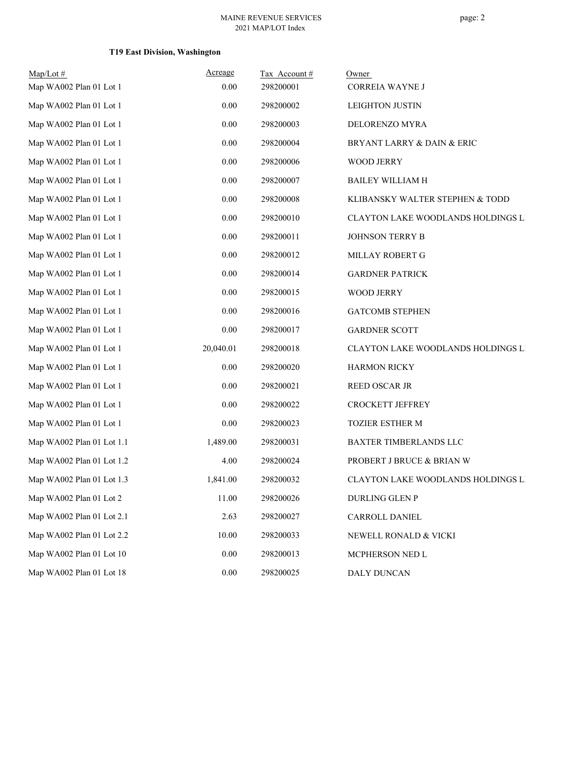**T19 East Division, Washington**

| Map/Lot # | Acreage | Tax Account # | Owner |
|---|---|---|---|
| Map WA002 Plan 01 Lot 1 | 0.00 | 298200001 | CORREIA WAYNE J |
| Map WA002 Plan 01 Lot 1 | 0.00 | 298200002 | LEIGHTON JUSTIN |
| Map WA002 Plan 01 Lot 1 | 0.00 | 298200003 | DELORENZO MYRA |
| Map WA002 Plan 01 Lot 1 | 0.00 | 298200004 | BRYANT LARRY & DAIN & ERIC |
| Map WA002 Plan 01 Lot 1 | 0.00 | 298200006 | WOOD JERRY |
| Map WA002 Plan 01 Lot 1 | 0.00 | 298200007 | BAILEY WILLIAM H |
| Map WA002 Plan 01 Lot 1 | 0.00 | 298200008 | KLIBANSKY WALTER STEPHEN & TODD |
| Map WA002 Plan 01 Lot 1 | 0.00 | 298200010 | CLAYTON LAKE WOODLANDS HOLDINGS L |
| Map WA002 Plan 01 Lot 1 | 0.00 | 298200011 | JOHNSON TERRY B |
| Map WA002 Plan 01 Lot 1 | 0.00 | 298200012 | MILLAY ROBERT G |
| Map WA002 Plan 01 Lot 1 | 0.00 | 298200014 | GARDNER PATRICK |
| Map WA002 Plan 01 Lot 1 | 0.00 | 298200015 | WOOD JERRY |
| Map WA002 Plan 01 Lot 1 | 0.00 | 298200016 | GATCOMB STEPHEN |
| Map WA002 Plan 01 Lot 1 | 0.00 | 298200017 | GARDNER SCOTT |
| Map WA002 Plan 01 Lot 1 | 20,040.01 | 298200018 | CLAYTON LAKE WOODLANDS HOLDINGS L |
| Map WA002 Plan 01 Lot 1 | 0.00 | 298200020 | HARMON RICKY |
| Map WA002 Plan 01 Lot 1 | 0.00 | 298200021 | REED OSCAR JR |
| Map WA002 Plan 01 Lot 1 | 0.00 | 298200022 | CROCKETT JEFFREY |
| Map WA002 Plan 01 Lot 1 | 0.00 | 298200023 | TOZIER ESTHER M |
| Map WA002 Plan 01 Lot 1.1 | 1,489.00 | 298200031 | BAXTER TIMBERLANDS LLC |
| Map WA002 Plan 01 Lot 1.2 | 4.00 | 298200024 | PROBERT J BRUCE & BRIAN W |
| Map WA002 Plan 01 Lot 1.3 | 1,841.00 | 298200032 | CLAYTON LAKE WOODLANDS HOLDINGS L |
| Map WA002 Plan 01 Lot 2 | 11.00 | 298200026 | DURLING GLEN P |
| Map WA002 Plan 01 Lot 2.1 | 2.63 | 298200027 | CARROLL DANIEL |
| Map WA002 Plan 01 Lot 2.2 | 10.00 | 298200033 | NEWELL RONALD & VICKI |
| Map WA002 Plan 01 Lot 10 | 0.00 | 298200013 | MCPHERSON NED L |
| Map WA002 Plan 01 Lot 18 | 0.00 | 298200025 | DALY DUNCAN |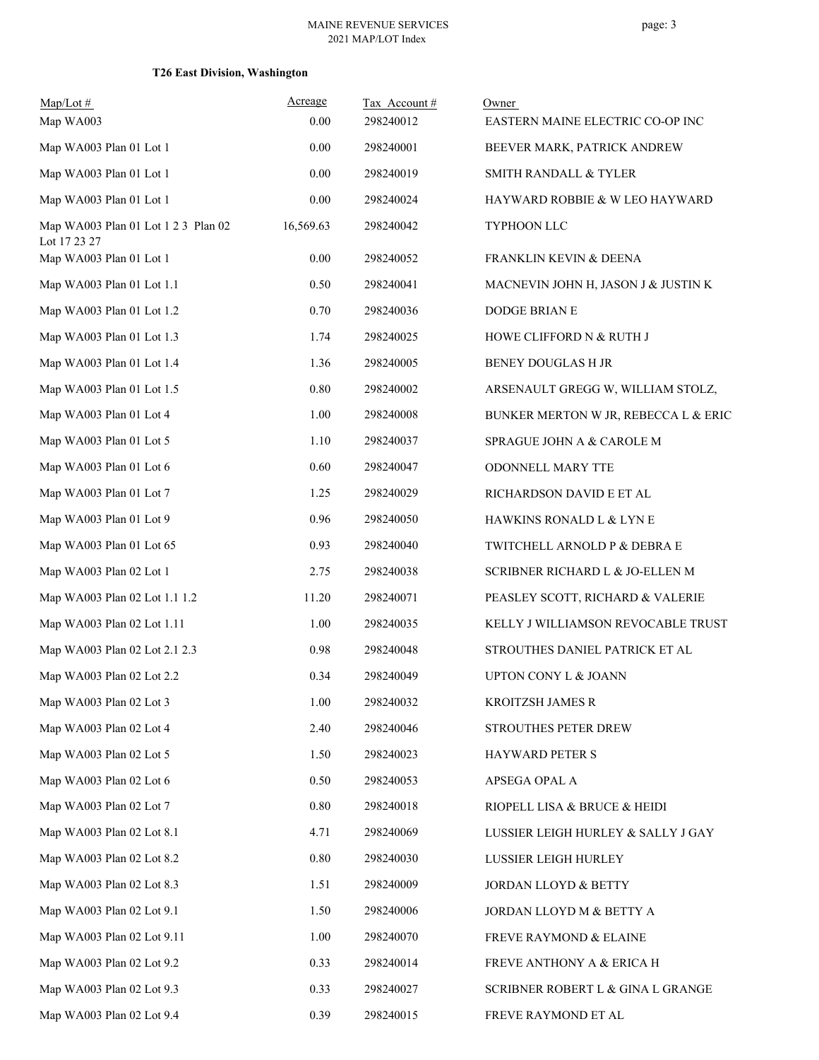**T26 East Division, Washington**

| Map/Lot # | Acreage | Tax Account # | Owner |
|---|---|---|---|
| Map WA003 | 0.00 | 298240012 | EASTERN MAINE ELECTRIC CO-OP INC |
| Map WA003 Plan 01 Lot 1 | 0.00 | 298240001 | BEEVER MARK, PATRICK ANDREW |
| Map WA003 Plan 01 Lot 1 | 0.00 | 298240019 | SMITH RANDALL & TYLER |
| Map WA003 Plan 01 Lot 1 | 0.00 | 298240024 | HAYWARD ROBBIE & W LEO HAYWARD |
| Map WA003 Plan 01 Lot 1 2 3 Plan 02 Lot 17 23 27 | 16,569.63 | 298240042 | TYPHOON LLC |
| Map WA003 Plan 01 Lot 1 | 0.00 | 298240052 | FRANKLIN KEVIN & DEENA |
| Map WA003 Plan 01 Lot 1.1 | 0.50 | 298240041 | MACNEVIN JOHN H, JASON J & JUSTIN K |
| Map WA003 Plan 01 Lot 1.2 | 0.70 | 298240036 | DODGE BRIAN E |
| Map WA003 Plan 01 Lot 1.3 | 1.74 | 298240025 | HOWE CLIFFORD N & RUTH J |
| Map WA003 Plan 01 Lot 1.4 | 1.36 | 298240005 | BENEY DOUGLAS H JR |
| Map WA003 Plan 01 Lot 1.5 | 0.80 | 298240002 | ARSENAULT GREGG W, WILLIAM STOLZ, |
| Map WA003 Plan 01 Lot 4 | 1.00 | 298240008 | BUNKER MERTON W JR, REBECCA L & ERIC |
| Map WA003 Plan 01 Lot 5 | 1.10 | 298240037 | SPRAGUE JOHN A & CAROLE M |
| Map WA003 Plan 01 Lot 6 | 0.60 | 298240047 | ODONNELL MARY TTE |
| Map WA003 Plan 01 Lot 7 | 1.25 | 298240029 | RICHARDSON DAVID E ET AL |
| Map WA003 Plan 01 Lot 9 | 0.96 | 298240050 | HAWKINS RONALD L & LYN E |
| Map WA003 Plan 01 Lot 65 | 0.93 | 298240040 | TWITCHELL ARNOLD P & DEBRA E |
| Map WA003 Plan 02 Lot 1 | 2.75 | 298240038 | SCRIBNER RICHARD L & JO-ELLEN M |
| Map WA003 Plan 02 Lot 1.1 1.2 | 11.20 | 298240071 | PEASLEY SCOTT, RICHARD & VALERIE |
| Map WA003 Plan 02 Lot 1.11 | 1.00 | 298240035 | KELLY J WILLIAMSON REVOCABLE TRUST |
| Map WA003 Plan 02 Lot 2.1 2.3 | 0.98 | 298240048 | STROUTHES DANIEL PATRICK ET AL |
| Map WA003 Plan 02 Lot 2.2 | 0.34 | 298240049 | UPTON CONY L & JOANN |
| Map WA003 Plan 02 Lot 3 | 1.00 | 298240032 | KROITZSH JAMES R |
| Map WA003 Plan 02 Lot 4 | 2.40 | 298240046 | STROUTHES PETER DREW |
| Map WA003 Plan 02 Lot 5 | 1.50 | 298240023 | HAYWARD PETER S |
| Map WA003 Plan 02 Lot 6 | 0.50 | 298240053 | APSEGA OPAL A |
| Map WA003 Plan 02 Lot 7 | 0.80 | 298240018 | RIOPELL LISA & BRUCE & HEIDI |
| Map WA003 Plan 02 Lot 8.1 | 4.71 | 298240069 | LUSSIER LEIGH HURLEY & SALLY J GAY |
| Map WA003 Plan 02 Lot 8.2 | 0.80 | 298240030 | LUSSIER LEIGH HURLEY |
| Map WA003 Plan 02 Lot 8.3 | 1.51 | 298240009 | JORDAN LLOYD & BETTY |
| Map WA003 Plan 02 Lot 9.1 | 1.50 | 298240006 | JORDAN LLOYD M & BETTY A |
| Map WA003 Plan 02 Lot 9.11 | 1.00 | 298240070 | FREVE RAYMOND & ELAINE |
| Map WA003 Plan 02 Lot 9.2 | 0.33 | 298240014 | FREVE ANTHONY A & ERICA H |
| Map WA003 Plan 02 Lot 9.3 | 0.33 | 298240027 | SCRIBNER ROBERT L & GINA L GRANGE |
| Map WA003 Plan 02 Lot 9.4 | 0.39 | 298240015 | FREVE RAYMOND ET AL |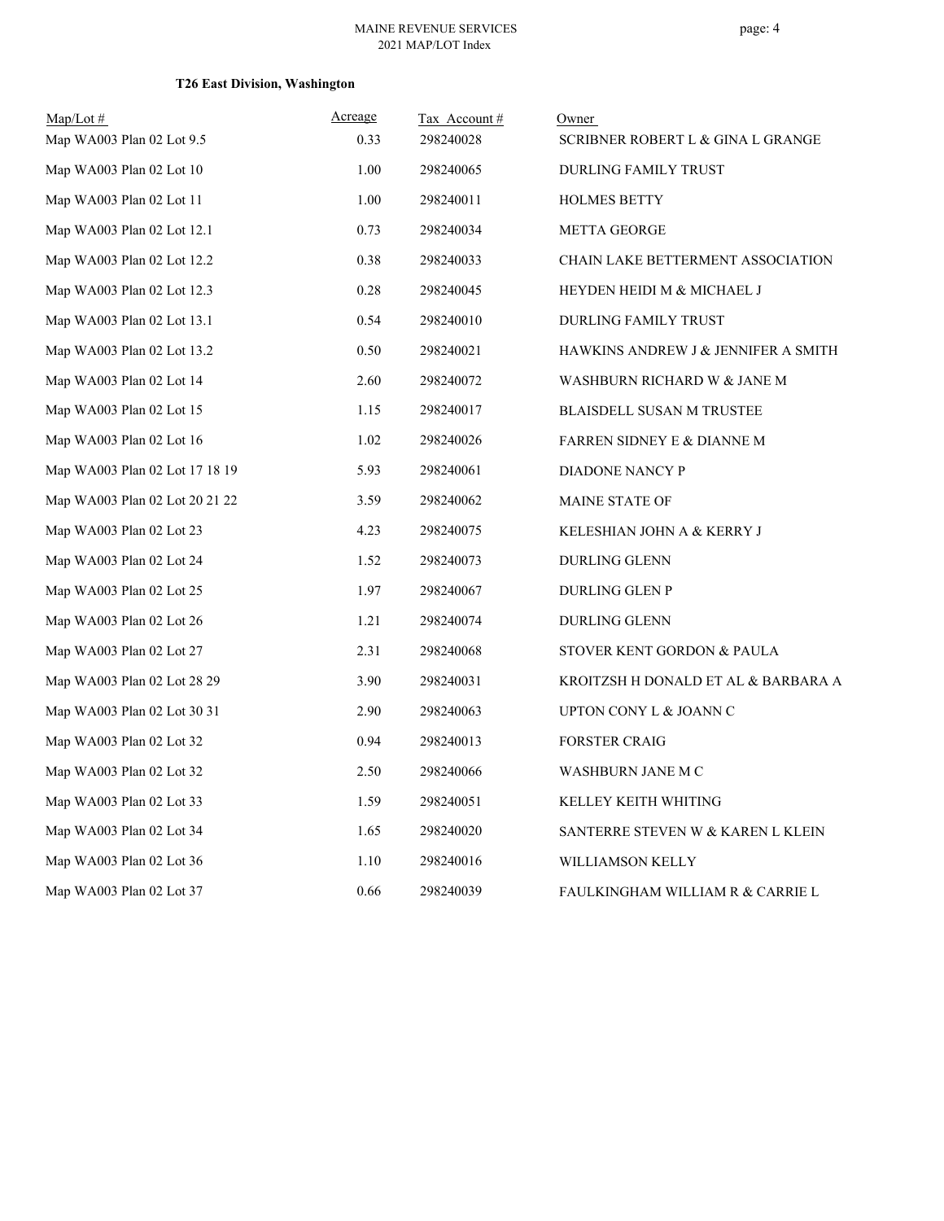**T26 East Division, Washington**

| Map/Lot # | Acreage | Tax Account # | Owner |
|---|---|---|---|
| Map WA003 Plan 02 Lot 9.5 | 0.33 | 298240028 | SCRIBNER ROBERT L & GINA L GRANGE |
| Map WA003 Plan 02 Lot 10 | 1.00 | 298240065 | DURLING FAMILY TRUST |
| Map WA003 Plan 02 Lot 11 | 1.00 | 298240011 | HOLMES BETTY |
| Map WA003 Plan 02 Lot 12.1 | 0.73 | 298240034 | METTA GEORGE |
| Map WA003 Plan 02 Lot 12.2 | 0.38 | 298240033 | CHAIN LAKE BETTERMENT ASSOCIATION |
| Map WA003 Plan 02 Lot 12.3 | 0.28 | 298240045 | HEYDEN HEIDI M & MICHAEL J |
| Map WA003 Plan 02 Lot 13.1 | 0.54 | 298240010 | DURLING FAMILY TRUST |
| Map WA003 Plan 02 Lot 13.2 | 0.50 | 298240021 | HAWKINS ANDREW J & JENNIFER A SMITH |
| Map WA003 Plan 02 Lot 14 | 2.60 | 298240072 | WASHBURN RICHARD W & JANE M |
| Map WA003 Plan 02 Lot 15 | 1.15 | 298240017 | BLAISDELL SUSAN M TRUSTEE |
| Map WA003 Plan 02 Lot 16 | 1.02 | 298240026 | FARREN SIDNEY E & DIANNE M |
| Map WA003 Plan 02 Lot 17 18 19 | 5.93 | 298240061 | DIADONE NANCY P |
| Map WA003 Plan 02 Lot 20 21 22 | 3.59 | 298240062 | MAINE STATE OF |
| Map WA003 Plan 02 Lot 23 | 4.23 | 298240075 | KELESHIAN JOHN A & KERRY J |
| Map WA003 Plan 02 Lot 24 | 1.52 | 298240073 | DURLING GLENN |
| Map WA003 Plan 02 Lot 25 | 1.97 | 298240067 | DURLING GLEN P |
| Map WA003 Plan 02 Lot 26 | 1.21 | 298240074 | DURLING GLENN |
| Map WA003 Plan 02 Lot 27 | 2.31 | 298240068 | STOVER KENT GORDON & PAULA |
| Map WA003 Plan 02 Lot 28 29 | 3.90 | 298240031 | KROITZSH H DONALD ET AL & BARBARA A |
| Map WA003 Plan 02 Lot 30 31 | 2.90 | 298240063 | UPTON CONY L & JOANN C |
| Map WA003 Plan 02 Lot 32 | 0.94 | 298240013 | FORSTER CRAIG |
| Map WA003 Plan 02 Lot 32 | 2.50 | 298240066 | WASHBURN JANE M C |
| Map WA003 Plan 02 Lot 33 | 1.59 | 298240051 | KELLEY KEITH WHITING |
| Map WA003 Plan 02 Lot 34 | 1.65 | 298240020 | SANTERRE STEVEN W & KAREN L KLEIN |
| Map WA003 Plan 02 Lot 36 | 1.10 | 298240016 | WILLIAMSON KELLY |
| Map WA003 Plan 02 Lot 37 | 0.66 | 298240039 | FAULKINGHAM WILLIAM R & CARRIE L |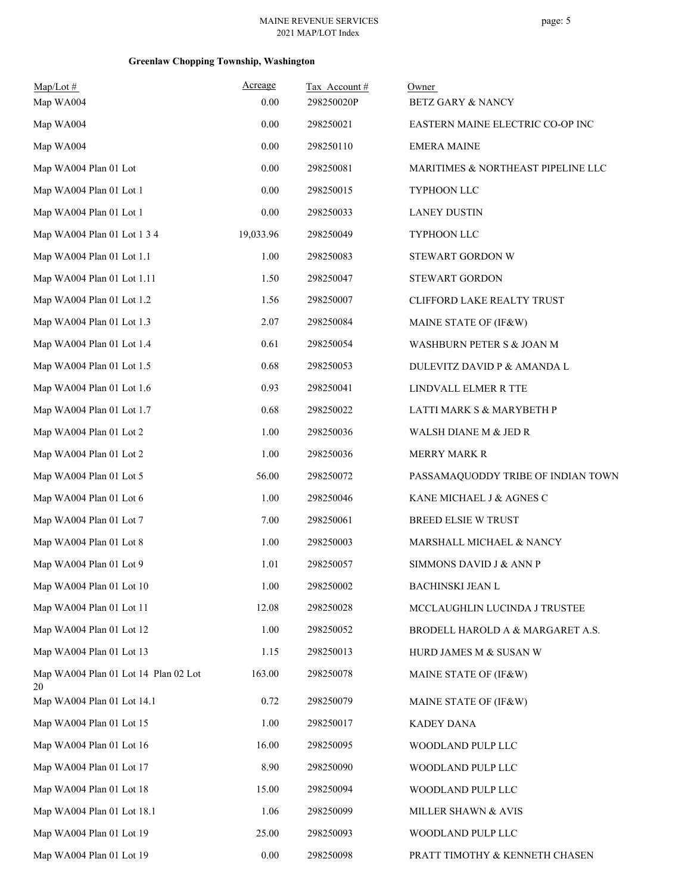## Greenlaw Chopping Township, Washington

| Map/Lot # | Acreage | Tax Account # | Owner |
|---|---|---|---|
| Map WA004 | 0.00 | 298250020P | BETZ GARY & NANCY |
| Map WA004 | 0.00 | 298250021 | EASTERN MAINE ELECTRIC CO-OP INC |
| Map WA004 | 0.00 | 298250110 | EMERA MAINE |
| Map WA004 Plan 01 Lot | 0.00 | 298250081 | MARITIMES & NORTHEAST PIPELINE LLC |
| Map WA004 Plan 01 Lot 1 | 0.00 | 298250015 | TYPHOON LLC |
| Map WA004 Plan 01 Lot 1 | 0.00 | 298250033 | LANEY DUSTIN |
| Map WA004 Plan 01 Lot 1 3 4 | 19,033.96 | 298250049 | TYPHOON LLC |
| Map WA004 Plan 01 Lot 1.1 | 1.00 | 298250083 | STEWART GORDON W |
| Map WA004 Plan 01 Lot 1.11 | 1.50 | 298250047 | STEWART GORDON |
| Map WA004 Plan 01 Lot 1.2 | 1.56 | 298250007 | CLIFFORD LAKE REALTY TRUST |
| Map WA004 Plan 01 Lot 1.3 | 2.07 | 298250084 | MAINE STATE OF (IF&W) |
| Map WA004 Plan 01 Lot 1.4 | 0.61 | 298250054 | WASHBURN PETER S & JOAN M |
| Map WA004 Plan 01 Lot 1.5 | 0.68 | 298250053 | DULEVITZ DAVID P & AMANDA L |
| Map WA004 Plan 01 Lot 1.6 | 0.93 | 298250041 | LINDVALL ELMER R TTE |
| Map WA004 Plan 01 Lot 1.7 | 0.68 | 298250022 | LATTI MARK S & MARYBETH P |
| Map WA004 Plan 01 Lot 2 | 1.00 | 298250036 | WALSH DIANE M & JED R |
| Map WA004 Plan 01 Lot 2 | 1.00 | 298250036 | MERRY MARK R |
| Map WA004 Plan 01 Lot 5 | 56.00 | 298250072 | PASSAMAQUODDY TRIBE OF INDIAN TOWN |
| Map WA004 Plan 01 Lot 6 | 1.00 | 298250046 | KANE MICHAEL J & AGNES C |
| Map WA004 Plan 01 Lot 7 | 7.00 | 298250061 | BREED ELSIE W TRUST |
| Map WA004 Plan 01 Lot 8 | 1.00 | 298250003 | MARSHALL MICHAEL & NANCY |
| Map WA004 Plan 01 Lot 9 | 1.01 | 298250057 | SIMMONS DAVID J & ANN P |
| Map WA004 Plan 01 Lot 10 | 1.00 | 298250002 | BACHINSKI JEAN L |
| Map WA004 Plan 01 Lot 11 | 12.08 | 298250028 | MCCLAUGHLIN LUCINDA J TRUSTEE |
| Map WA004 Plan 01 Lot 12 | 1.00 | 298250052 | BRODELL HAROLD A & MARGARET A.S. |
| Map WA004 Plan 01 Lot 13 | 1.15 | 298250013 | HURD JAMES M & SUSAN W |
| Map WA004 Plan 01 Lot 14 Plan 02 Lot 20 | 163.00 | 298250078 | MAINE STATE OF (IF&W) |
| Map WA004 Plan 01 Lot 14.1 | 0.72 | 298250079 | MAINE STATE OF (IF&W) |
| Map WA004 Plan 01 Lot 15 | 1.00 | 298250017 | KADEY DANA |
| Map WA004 Plan 01 Lot 16 | 16.00 | 298250095 | WOODLAND PULP LLC |
| Map WA004 Plan 01 Lot 17 | 8.90 | 298250090 | WOODLAND PULP LLC |
| Map WA004 Plan 01 Lot 18 | 15.00 | 298250094 | WOODLAND PULP LLC |
| Map WA004 Plan 01 Lot 18.1 | 1.06 | 298250099 | MILLER SHAWN & AVIS |
| Map WA004 Plan 01 Lot 19 | 25.00 | 298250093 | WOODLAND PULP LLC |
| Map WA004 Plan 01 Lot 19 | 0.00 | 298250098 | PRATT TIMOTHY & KENNETH CHASEN |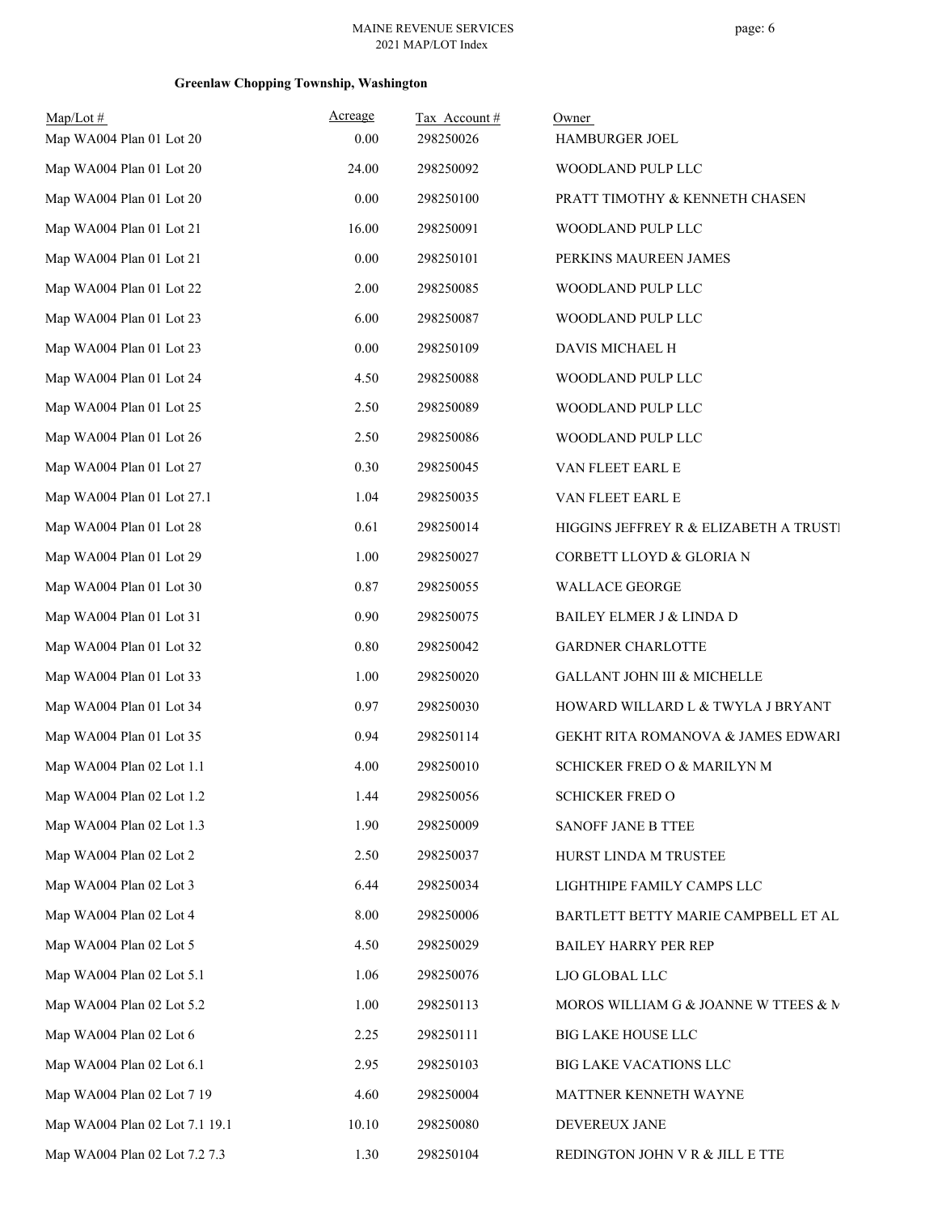**Greenlaw Chopping Township, Washington**

| Map/Lot # | Acreage | Tax Account # | Owner |
|---|---|---|---|
| Map WA004 Plan 01 Lot 20 | 0.00 | 298250026 | HAMBURGER JOEL |
| Map WA004 Plan 01 Lot 20 | 24.00 | 298250092 | WOODLAND PULP LLC |
| Map WA004 Plan 01 Lot 20 | 0.00 | 298250100 | PRATT TIMOTHY & KENNETH CHASEN |
| Map WA004 Plan 01 Lot 21 | 16.00 | 298250091 | WOODLAND PULP LLC |
| Map WA004 Plan 01 Lot 21 | 0.00 | 298250101 | PERKINS MAUREEN JAMES |
| Map WA004 Plan 01 Lot 22 | 2.00 | 298250085 | WOODLAND PULP LLC |
| Map WA004 Plan 01 Lot 23 | 6.00 | 298250087 | WOODLAND PULP LLC |
| Map WA004 Plan 01 Lot 23 | 0.00 | 298250109 | DAVIS MICHAEL H |
| Map WA004 Plan 01 Lot 24 | 4.50 | 298250088 | WOODLAND PULP LLC |
| Map WA004 Plan 01 Lot 25 | 2.50 | 298250089 | WOODLAND PULP LLC |
| Map WA004 Plan 01 Lot 26 | 2.50 | 298250086 | WOODLAND PULP LLC |
| Map WA004 Plan 01 Lot 27 | 0.30 | 298250045 | VAN FLEET EARL E |
| Map WA004 Plan 01 Lot 27.1 | 1.04 | 298250035 | VAN FLEET EARL E |
| Map WA004 Plan 01 Lot 28 | 0.61 | 298250014 | HIGGINS JEFFREY R & ELIZABETH A TRUSTI |
| Map WA004 Plan 01 Lot 29 | 1.00 | 298250027 | CORBETT LLOYD & GLORIA N |
| Map WA004 Plan 01 Lot 30 | 0.87 | 298250055 | WALLACE GEORGE |
| Map WA004 Plan 01 Lot 31 | 0.90 | 298250075 | BAILEY ELMER J & LINDA D |
| Map WA004 Plan 01 Lot 32 | 0.80 | 298250042 | GARDNER CHARLOTTE |
| Map WA004 Plan 01 Lot 33 | 1.00 | 298250020 | GALLANT JOHN III & MICHELLE |
| Map WA004 Plan 01 Lot 34 | 0.97 | 298250030 | HOWARD WILLARD L & TWYLA J BRYANT |
| Map WA004 Plan 01 Lot 35 | 0.94 | 298250114 | GEKHT RITA ROMANOVA & JAMES EDWARI |
| Map WA004 Plan 02 Lot 1.1 | 4.00 | 298250010 | SCHICKER FRED O & MARILYN M |
| Map WA004 Plan 02 Lot 1.2 | 1.44 | 298250056 | SCHICKER FRED O |
| Map WA004 Plan 02 Lot 1.3 | 1.90 | 298250009 | SANOFF JANE B TTEE |
| Map WA004 Plan 02 Lot 2 | 2.50 | 298250037 | HURST LINDA M TRUSTEE |
| Map WA004 Plan 02 Lot 3 | 6.44 | 298250034 | LIGHTHIPE FAMILY CAMPS LLC |
| Map WA004 Plan 02 Lot 4 | 8.00 | 298250006 | BARTLETT BETTY MARIE CAMPBELL ET AL |
| Map WA004 Plan 02 Lot 5 | 4.50 | 298250029 | BAILEY HARRY PER REP |
| Map WA004 Plan 02 Lot 5.1 | 1.06 | 298250076 | LJO GLOBAL LLC |
| Map WA004 Plan 02 Lot 5.2 | 1.00 | 298250113 | MOROS WILLIAM G & JOANNE W TTEES & M |
| Map WA004 Plan 02 Lot 6 | 2.25 | 298250111 | BIG LAKE HOUSE LLC |
| Map WA004 Plan 02 Lot 6.1 | 2.95 | 298250103 | BIG LAKE VACATIONS LLC |
| Map WA004 Plan 02 Lot 7 19 | 4.60 | 298250004 | MATTNER KENNETH WAYNE |
| Map WA004 Plan 02 Lot 7.1 19.1 | 10.10 | 298250080 | DEVEREUX JANE |
| Map WA004 Plan 02 Lot 7.2 7.3 | 1.30 | 298250104 | REDINGTON JOHN V R & JILL E TTE |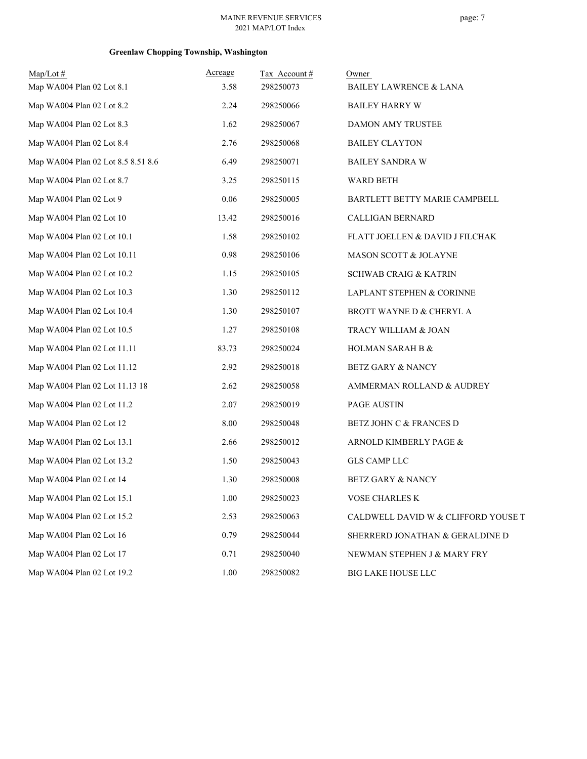## Greenlaw Chopping Township, Washington

| Map/Lot # | Acreage | Tax Account # | Owner |
|---|---|---|---|
| Map WA004 Plan 02 Lot 8.1 | 3.58 | 298250073 | BAILEY LAWRENCE & LANA |
| Map WA004 Plan 02 Lot 8.2 | 2.24 | 298250066 | BAILEY HARRY W |
| Map WA004 Plan 02 Lot 8.3 | 1.62 | 298250067 | DAMON AMY TRUSTEE |
| Map WA004 Plan 02 Lot 8.4 | 2.76 | 298250068 | BAILEY CLAYTON |
| Map WA004 Plan 02 Lot 8.5 8.51 8.6 | 6.49 | 298250071 | BAILEY SANDRA W |
| Map WA004 Plan 02 Lot 8.7 | 3.25 | 298250115 | WARD BETH |
| Map WA004 Plan 02 Lot 9 | 0.06 | 298250005 | BARTLETT BETTY MARIE CAMPBELL |
| Map WA004 Plan 02 Lot 10 | 13.42 | 298250016 | CALLIGAN BERNARD |
| Map WA004 Plan 02 Lot 10.1 | 1.58 | 298250102 | FLATT JOELLEN & DAVID J FILCHAK |
| Map WA004 Plan 02 Lot 10.11 | 0.98 | 298250106 | MASON SCOTT & JOLAYNE |
| Map WA004 Plan 02 Lot 10.2 | 1.15 | 298250105 | SCHWAB CRAIG & KATRIN |
| Map WA004 Plan 02 Lot 10.3 | 1.30 | 298250112 | LAPLANT STEPHEN & CORINNE |
| Map WA004 Plan 02 Lot 10.4 | 1.30 | 298250107 | BROTT WAYNE D & CHERYL A |
| Map WA004 Plan 02 Lot 10.5 | 1.27 | 298250108 | TRACY WILLIAM & JOAN |
| Map WA004 Plan 02 Lot 11.11 | 83.73 | 298250024 | HOLMAN SARAH B & |
| Map WA004 Plan 02 Lot 11.12 | 2.92 | 298250018 | BETZ GARY & NANCY |
| Map WA004 Plan 02 Lot 11.13 18 | 2.62 | 298250058 | AMMERMAN ROLLAND & AUDREY |
| Map WA004 Plan 02 Lot 11.2 | 2.07 | 298250019 | PAGE AUSTIN |
| Map WA004 Plan 02 Lot 12 | 8.00 | 298250048 | BETZ JOHN C & FRANCES D |
| Map WA004 Plan 02 Lot 13.1 | 2.66 | 298250012 | ARNOLD KIMBERLY PAGE & |
| Map WA004 Plan 02 Lot 13.2 | 1.50 | 298250043 | GLS CAMP LLC |
| Map WA004 Plan 02 Lot 14 | 1.30 | 298250008 | BETZ GARY & NANCY |
| Map WA004 Plan 02 Lot 15.1 | 1.00 | 298250023 | VOSE CHARLES K |
| Map WA004 Plan 02 Lot 15.2 | 2.53 | 298250063 | CALDWELL DAVID W & CLIFFORD YOUSE T |
| Map WA004 Plan 02 Lot 16 | 0.79 | 298250044 | SHERRERD JONATHAN & GERALDINE D |
| Map WA004 Plan 02 Lot 17 | 0.71 | 298250040 | NEWMAN STEPHEN J & MARY FRY |
| Map WA004 Plan 02 Lot 19.2 | 1.00 | 298250082 | BIG LAKE HOUSE LLC |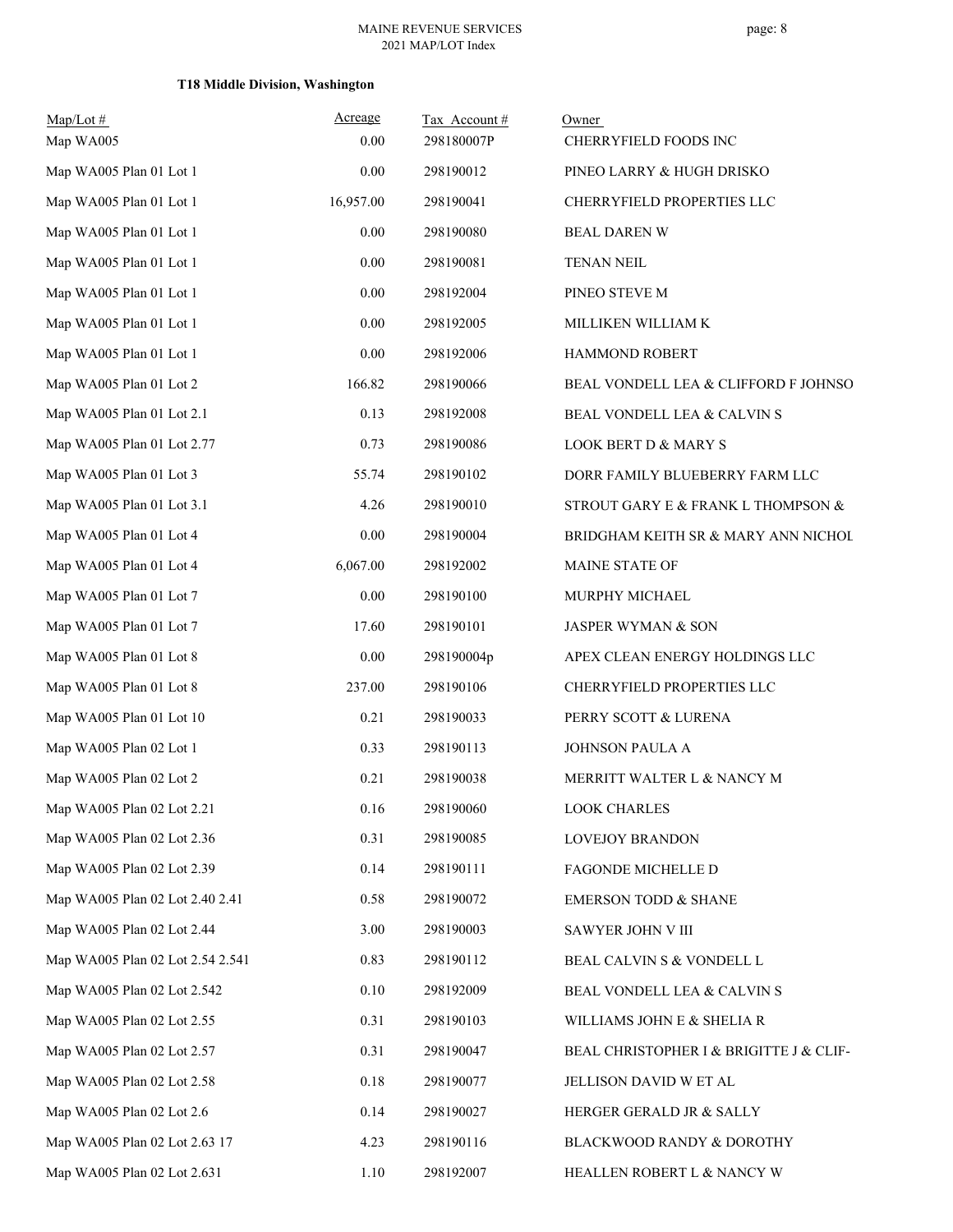MAINE REVENUE SERVICES
2021 MAP/LOT Index

### T18 Middle Division, Washington

| Map/Lot # | Acreage | Tax Account # | Owner |
|---|---|---|---|
| Map WA005 | 0.00 | 298180007P | CHERRYFIELD FOODS INC |
| Map WA005 Plan 01 Lot 1 | 0.00 | 298190012 | PINEO LARRY & HUGH DRISKO |
| Map WA005 Plan 01 Lot 1 | 16,957.00 | 298190041 | CHERRYFIELD PROPERTIES LLC |
| Map WA005 Plan 01 Lot 1 | 0.00 | 298190080 | BEAL DAREN W |
| Map WA005 Plan 01 Lot 1 | 0.00 | 298190081 | TENAN NEIL |
| Map WA005 Plan 01 Lot 1 | 0.00 | 298192004 | PINEO STEVE M |
| Map WA005 Plan 01 Lot 1 | 0.00 | 298192005 | MILLIKEN WILLIAM K |
| Map WA005 Plan 01 Lot 1 | 0.00 | 298192006 | HAMMOND ROBERT |
| Map WA005 Plan 01 Lot 2 | 166.82 | 298190066 | BEAL VONDELL LEA & CLIFFORD F JOHNSO |
| Map WA005 Plan 01 Lot 2.1 | 0.13 | 298192008 | BEAL VONDELL LEA & CALVIN S |
| Map WA005 Plan 01 Lot 2.77 | 0.73 | 298190086 | LOOK BERT D & MARY S |
| Map WA005 Plan 01 Lot 3 | 55.74 | 298190102 | DORR FAMILY BLUEBERRY FARM LLC |
| Map WA005 Plan 01 Lot 3.1 | 4.26 | 298190010 | STROUT GARY E & FRANK L THOMPSON & |
| Map WA005 Plan 01 Lot 4 | 0.00 | 298190004 | BRIDGHAM KEITH SR & MARY ANN NICHOL |
| Map WA005 Plan 01 Lot 4 | 6,067.00 | 298192002 | MAINE STATE OF |
| Map WA005 Plan 01 Lot 7 | 0.00 | 298190100 | MURPHY MICHAEL |
| Map WA005 Plan 01 Lot 7 | 17.60 | 298190101 | JASPER WYMAN & SON |
| Map WA005 Plan 01 Lot 8 | 0.00 | 298190004p | APEX CLEAN ENERGY HOLDINGS LLC |
| Map WA005 Plan 01 Lot 8 | 237.00 | 298190106 | CHERRYFIELD PROPERTIES LLC |
| Map WA005 Plan 01 Lot 10 | 0.21 | 298190033 | PERRY SCOTT & LURENA |
| Map WA005 Plan 02 Lot 1 | 0.33 | 298190113 | JOHNSON PAULA A |
| Map WA005 Plan 02 Lot 2 | 0.21 | 298190038 | MERRITT WALTER L & NANCY M |
| Map WA005 Plan 02 Lot 2.21 | 0.16 | 298190060 | LOOK CHARLES |
| Map WA005 Plan 02 Lot 2.36 | 0.31 | 298190085 | LOVEJOY BRANDON |
| Map WA005 Plan 02 Lot 2.39 | 0.14 | 298190111 | FAGONDE MICHELLE D |
| Map WA005 Plan 02 Lot 2.40 2.41 | 0.58 | 298190072 | EMERSON TODD & SHANE |
| Map WA005 Plan 02 Lot 2.44 | 3.00 | 298190003 | SAWYER JOHN V III |
| Map WA005 Plan 02 Lot 2.54 2.541 | 0.83 | 298190112 | BEAL CALVIN S & VONDELL L |
| Map WA005 Plan 02 Lot 2.542 | 0.10 | 298192009 | BEAL VONDELL LEA & CALVIN S |
| Map WA005 Plan 02 Lot 2.55 | 0.31 | 298190103 | WILLIAMS JOHN E & SHELIA R |
| Map WA005 Plan 02 Lot 2.57 | 0.31 | 298190047 | BEAL CHRISTOPHER I & BRIGITTE J & CLIF- |
| Map WA005 Plan 02 Lot 2.58 | 0.18 | 298190077 | JELLISON DAVID W ET AL |
| Map WA005 Plan 02 Lot 2.6 | 0.14 | 298190027 | HERGER GERALD JR & SALLY |
| Map WA005 Plan 02 Lot 2.63 17 | 4.23 | 298190116 | BLACKWOOD RANDY & DOROTHY |
| Map WA005 Plan 02 Lot 2.631 | 1.10 | 298192007 | HEALLEN ROBERT L & NANCY W |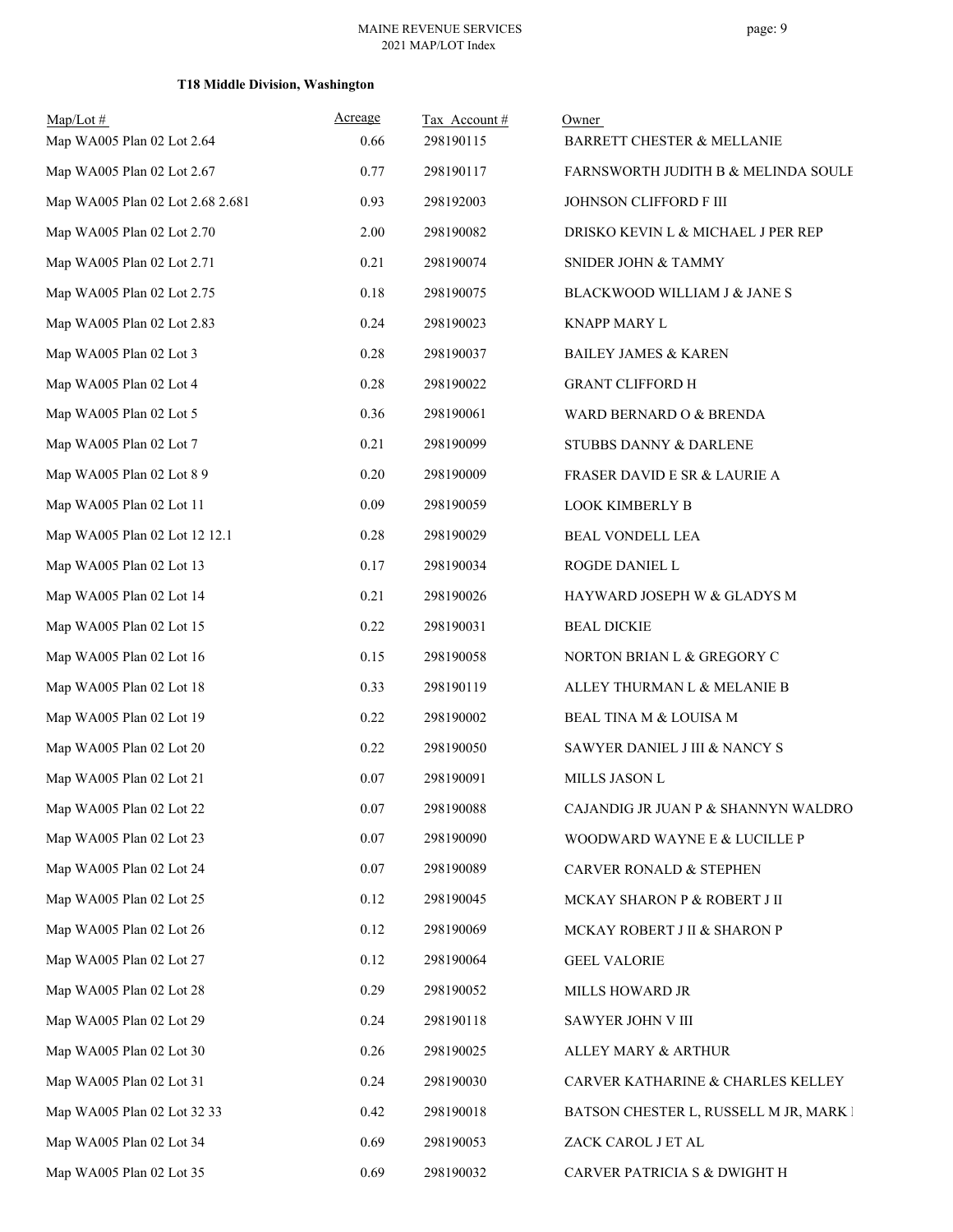**T18 Middle Division, Washington**

| Map/Lot # | Acreage | Tax Account # | Owner |
|---|---|---|---|
| Map WA005 Plan 02 Lot 2.64 | 0.66 | 298190115 | BARRETT CHESTER & MELLANIE |
| Map WA005 Plan 02 Lot 2.67 | 0.77 | 298190117 | FARNSWORTH JUDITH B & MELINDA SOULE |
| Map WA005 Plan 02 Lot 2.68 2.681 | 0.93 | 298192003 | JOHNSON CLIFFORD F III |
| Map WA005 Plan 02 Lot 2.70 | 2.00 | 298190082 | DRISKO KEVIN L & MICHAEL J PER REP |
| Map WA005 Plan 02 Lot 2.71 | 0.21 | 298190074 | SNIDER JOHN & TAMMY |
| Map WA005 Plan 02 Lot 2.75 | 0.18 | 298190075 | BLACKWOOD WILLIAM J & JANE S |
| Map WA005 Plan 02 Lot 2.83 | 0.24 | 298190023 | KNAPP MARY L |
| Map WA005 Plan 02 Lot 3 | 0.28 | 298190037 | BAILEY JAMES & KAREN |
| Map WA005 Plan 02 Lot 4 | 0.28 | 298190022 | GRANT CLIFFORD H |
| Map WA005 Plan 02 Lot 5 | 0.36 | 298190061 | WARD BERNARD O & BRENDA |
| Map WA005 Plan 02 Lot 7 | 0.21 | 298190099 | STUBBS DANNY & DARLENE |
| Map WA005 Plan 02 Lot 8 9 | 0.20 | 298190009 | FRASER DAVID E SR & LAURIE A |
| Map WA005 Plan 02 Lot 11 | 0.09 | 298190059 | LOOK KIMBERLY B |
| Map WA005 Plan 02 Lot 12 12.1 | 0.28 | 298190029 | BEAL VONDELL LEA |
| Map WA005 Plan 02 Lot 13 | 0.17 | 298190034 | ROGDE DANIEL L |
| Map WA005 Plan 02 Lot 14 | 0.21 | 298190026 | HAYWARD JOSEPH W & GLADYS M |
| Map WA005 Plan 02 Lot 15 | 0.22 | 298190031 | BEAL DICKIE |
| Map WA005 Plan 02 Lot 16 | 0.15 | 298190058 | NORTON BRIAN L & GREGORY C |
| Map WA005 Plan 02 Lot 18 | 0.33 | 298190119 | ALLEY THURMAN L & MELANIE B |
| Map WA005 Plan 02 Lot 19 | 0.22 | 298190002 | BEAL TINA M & LOUISA M |
| Map WA005 Plan 02 Lot 20 | 0.22 | 298190050 | SAWYER DANIEL J III & NANCY S |
| Map WA005 Plan 02 Lot 21 | 0.07 | 298190091 | MILLS JASON L |
| Map WA005 Plan 02 Lot 22 | 0.07 | 298190088 | CAJANDIG JR JUAN P & SHANNYN WALDRO |
| Map WA005 Plan 02 Lot 23 | 0.07 | 298190090 | WOODWARD WAYNE E & LUCILLE P |
| Map WA005 Plan 02 Lot 24 | 0.07 | 298190089 | CARVER RONALD & STEPHEN |
| Map WA005 Plan 02 Lot 25 | 0.12 | 298190045 | MCKAY SHARON P & ROBERT J II |
| Map WA005 Plan 02 Lot 26 | 0.12 | 298190069 | MCKAY ROBERT J II & SHARON P |
| Map WA005 Plan 02 Lot 27 | 0.12 | 298190064 | GEEL VALORIE |
| Map WA005 Plan 02 Lot 28 | 0.29 | 298190052 | MILLS HOWARD JR |
| Map WA005 Plan 02 Lot 29 | 0.24 | 298190118 | SAWYER JOHN V III |
| Map WA005 Plan 02 Lot 30 | 0.26 | 298190025 | ALLEY MARY & ARTHUR |
| Map WA005 Plan 02 Lot 31 | 0.24 | 298190030 | CARVER KATHARINE & CHARLES KELLEY |
| Map WA005 Plan 02 Lot 32 33 | 0.42 | 298190018 | BATSON CHESTER L, RUSSELL M JR, MARK I |
| Map WA005 Plan 02 Lot 34 | 0.69 | 298190053 | ZACK CAROL J ET AL |
| Map WA005 Plan 02 Lot 35 | 0.69 | 298190032 | CARVER PATRICIA S & DWIGHT H |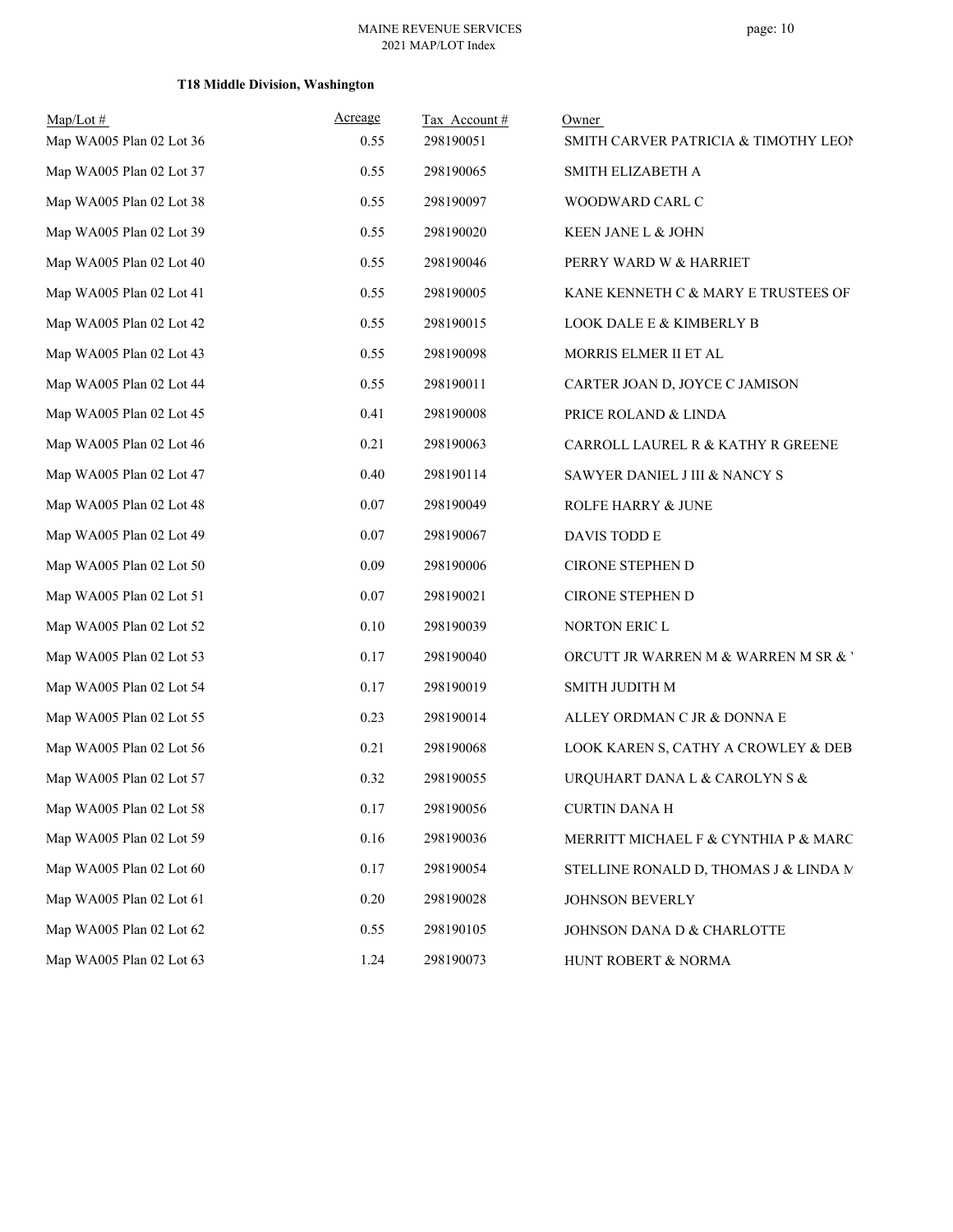### T18 Middle Division, Washington

| Map/Lot # | Acreage | Tax Account # | Owner |
|---|---|---|---|
| Map WA005 Plan 02 Lot 36 | 0.55 | 298190051 | SMITH CARVER PATRICIA & TIMOTHY LEON |
| Map WA005 Plan 02 Lot 37 | 0.55 | 298190065 | SMITH ELIZABETH A |
| Map WA005 Plan 02 Lot 38 | 0.55 | 298190097 | WOODWARD CARL C |
| Map WA005 Plan 02 Lot 39 | 0.55 | 298190020 | KEEN JANE L & JOHN |
| Map WA005 Plan 02 Lot 40 | 0.55 | 298190046 | PERRY WARD W & HARRIET |
| Map WA005 Plan 02 Lot 41 | 0.55 | 298190005 | KANE KENNETH C & MARY E TRUSTEES OF |
| Map WA005 Plan 02 Lot 42 | 0.55 | 298190015 | LOOK DALE E & KIMBERLY B |
| Map WA005 Plan 02 Lot 43 | 0.55 | 298190098 | MORRIS ELMER II ET AL |
| Map WA005 Plan 02 Lot 44 | 0.55 | 298190011 | CARTER JOAN D, JOYCE C JAMISON |
| Map WA005 Plan 02 Lot 45 | 0.41 | 298190008 | PRICE ROLAND & LINDA |
| Map WA005 Plan 02 Lot 46 | 0.21 | 298190063 | CARROLL LAUREL R & KATHY R GREENE |
| Map WA005 Plan 02 Lot 47 | 0.40 | 298190114 | SAWYER DANIEL J III & NANCY S |
| Map WA005 Plan 02 Lot 48 | 0.07 | 298190049 | ROLFE HARRY & JUNE |
| Map WA005 Plan 02 Lot 49 | 0.07 | 298190067 | DAVIS TODD E |
| Map WA005 Plan 02 Lot 50 | 0.09 | 298190006 | CIRONE STEPHEN D |
| Map WA005 Plan 02 Lot 51 | 0.07 | 298190021 | CIRONE STEPHEN D |
| Map WA005 Plan 02 Lot 52 | 0.10 | 298190039 | NORTON ERIC L |
| Map WA005 Plan 02 Lot 53 | 0.17 | 298190040 | ORCUTT JR WARREN M & WARREN M SR & |
| Map WA005 Plan 02 Lot 54 | 0.17 | 298190019 | SMITH JUDITH M |
| Map WA005 Plan 02 Lot 55 | 0.23 | 298190014 | ALLEY ORDMAN C JR & DONNA E |
| Map WA005 Plan 02 Lot 56 | 0.21 | 298190068 | LOOK KAREN S, CATHY A CROWLEY & DEB |
| Map WA005 Plan 02 Lot 57 | 0.32 | 298190055 | URQUHART DANA L & CAROLYN S & |
| Map WA005 Plan 02 Lot 58 | 0.17 | 298190056 | CURTIN DANA H |
| Map WA005 Plan 02 Lot 59 | 0.16 | 298190036 | MERRITT MICHAEL F & CYNTHIA P & MARC |
| Map WA005 Plan 02 Lot 60 | 0.17 | 298190054 | STELLINE RONALD D, THOMAS J & LINDA M |
| Map WA005 Plan 02 Lot 61 | 0.20 | 298190028 | JOHNSON BEVERLY |
| Map WA005 Plan 02 Lot 62 | 0.55 | 298190105 | JOHNSON DANA D & CHARLOTTE |
| Map WA005 Plan 02 Lot 63 | 1.24 | 298190073 | HUNT ROBERT & NORMA |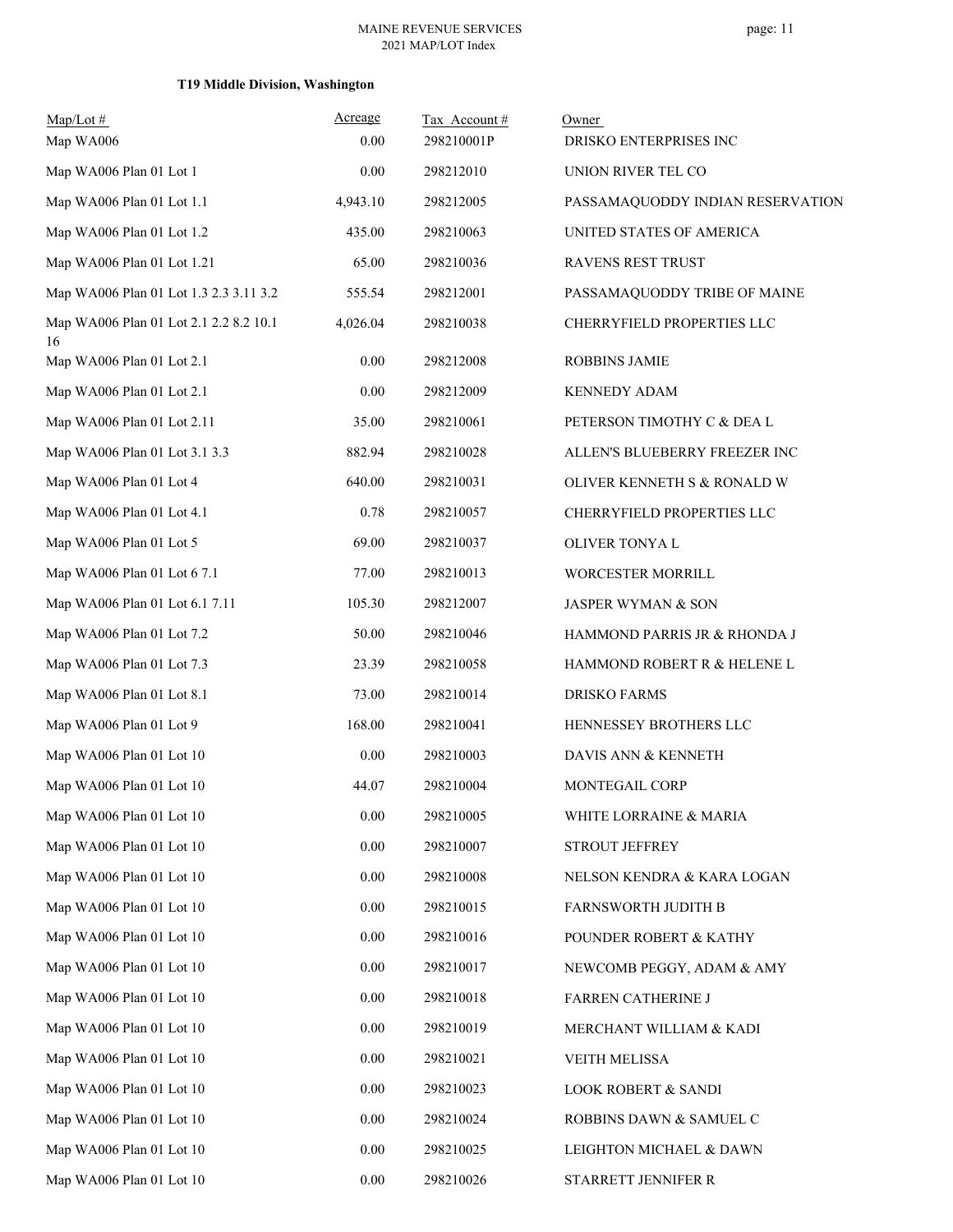### T19 Middle Division, Washington

| Map/Lot # | Acreage | Tax Account # | Owner |
|---|---|---|---|
| Map WA006 | 0.00 | 298210001P | DRISKO ENTERPRISES INC |
| Map WA006 Plan 01 Lot 1 | 0.00 | 298212010 | UNION RIVER TEL CO |
| Map WA006 Plan 01 Lot 1.1 | 4,943.10 | 298212005 | PASSAMAQUODDY INDIAN RESERVATION |
| Map WA006 Plan 01 Lot 1.2 | 435.00 | 298210063 | UNITED STATES OF AMERICA |
| Map WA006 Plan 01 Lot 1.21 | 65.00 | 298210036 | RAVENS REST TRUST |
| Map WA006 Plan 01 Lot 1.3 2.3 3.11 3.2 | 555.54 | 298212001 | PASSAMAQUODDY TRIBE OF MAINE |
| Map WA006 Plan 01 Lot 2.1 2.2 8.2 10.1 16 | 4,026.04 | 298210038 | CHERRYFIELD PROPERTIES LLC |
| Map WA006 Plan 01 Lot 2.1 | 0.00 | 298212008 | ROBBINS JAMIE |
| Map WA006 Plan 01 Lot 2.1 | 0.00 | 298212009 | KENNEDY ADAM |
| Map WA006 Plan 01 Lot 2.11 | 35.00 | 298210061 | PETERSON TIMOTHY C & DEA L |
| Map WA006 Plan 01 Lot 3.1 3.3 | 882.94 | 298210028 | ALLEN'S BLUEBERRY FREEZER INC |
| Map WA006 Plan 01 Lot 4 | 640.00 | 298210031 | OLIVER KENNETH S & RONALD W |
| Map WA006 Plan 01 Lot 4.1 | 0.78 | 298210057 | CHERRYFIELD PROPERTIES LLC |
| Map WA006 Plan 01 Lot 5 | 69.00 | 298210037 | OLIVER TONYA L |
| Map WA006 Plan 01 Lot 6 7.1 | 77.00 | 298210013 | WORCESTER MORRILL |
| Map WA006 Plan 01 Lot 6.1 7.11 | 105.30 | 298212007 | JASPER WYMAN & SON |
| Map WA006 Plan 01 Lot 7.2 | 50.00 | 298210046 | HAMMOND PARRIS JR & RHONDA J |
| Map WA006 Plan 01 Lot 7.3 | 23.39 | 298210058 | HAMMOND ROBERT R & HELENE L |
| Map WA006 Plan 01 Lot 8.1 | 73.00 | 298210014 | DRISKO FARMS |
| Map WA006 Plan 01 Lot 9 | 168.00 | 298210041 | HENNESSEY BROTHERS LLC |
| Map WA006 Plan 01 Lot 10 | 0.00 | 298210003 | DAVIS ANN & KENNETH |
| Map WA006 Plan 01 Lot 10 | 44.07 | 298210004 | MONTEGAIL CORP |
| Map WA006 Plan 01 Lot 10 | 0.00 | 298210005 | WHITE LORRAINE & MARIA |
| Map WA006 Plan 01 Lot 10 | 0.00 | 298210007 | STROUT JEFFREY |
| Map WA006 Plan 01 Lot 10 | 0.00 | 298210008 | NELSON KENDRA & KARA LOGAN |
| Map WA006 Plan 01 Lot 10 | 0.00 | 298210015 | FARNSWORTH JUDITH B |
| Map WA006 Plan 01 Lot 10 | 0.00 | 298210016 | POUNDER ROBERT & KATHY |
| Map WA006 Plan 01 Lot 10 | 0.00 | 298210017 | NEWCOMB PEGGY, ADAM & AMY |
| Map WA006 Plan 01 Lot 10 | 0.00 | 298210018 | FARREN CATHERINE J |
| Map WA006 Plan 01 Lot 10 | 0.00 | 298210019 | MERCHANT WILLIAM & KADI |
| Map WA006 Plan 01 Lot 10 | 0.00 | 298210021 | VEITH MELISSA |
| Map WA006 Plan 01 Lot 10 | 0.00 | 298210023 | LOOK ROBERT & SANDI |
| Map WA006 Plan 01 Lot 10 | 0.00 | 298210024 | ROBBINS DAWN & SAMUEL C |
| Map WA006 Plan 01 Lot 10 | 0.00 | 298210025 | LEIGHTON MICHAEL & DAWN |
| Map WA006 Plan 01 Lot 10 | 0.00 | 298210026 | STARRETT JENNIFER R |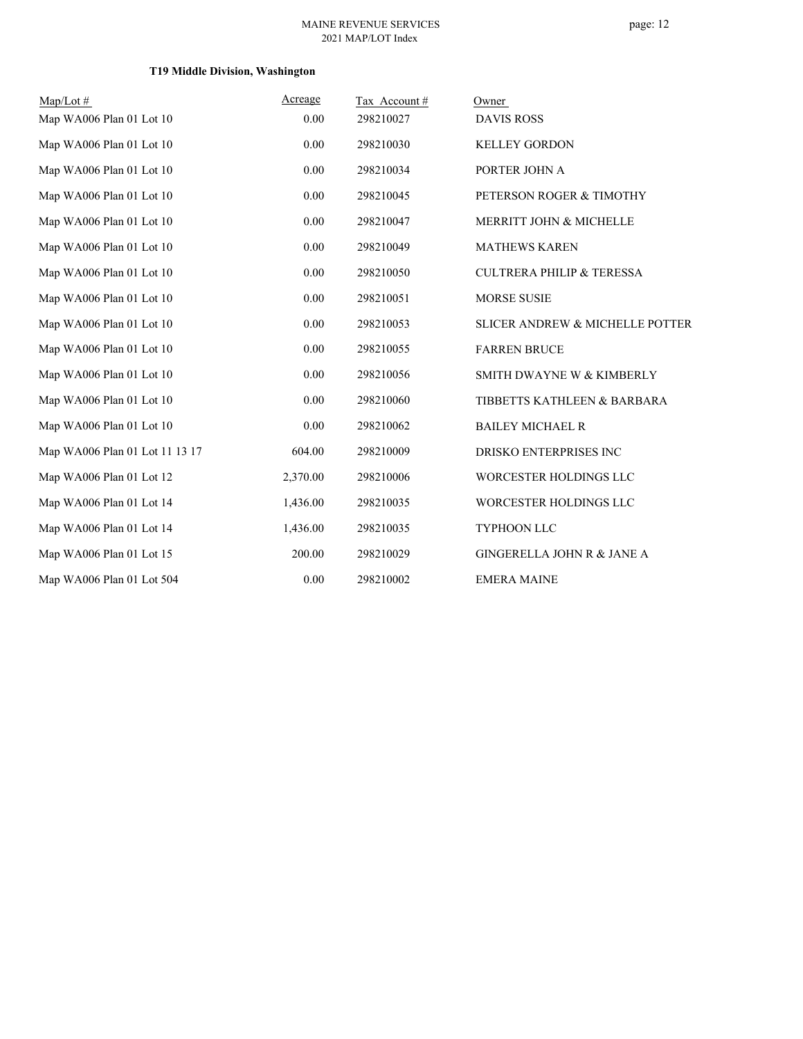**T19 Middle Division, Washington**

| Map/Lot # | Acreage | Tax Account # | Owner |
|---|---|---|---|
| Map WA006 Plan 01 Lot 10 | 0.00 | 298210027 | DAVIS ROSS |
| Map WA006 Plan 01 Lot 10 | 0.00 | 298210030 | KELLEY GORDON |
| Map WA006 Plan 01 Lot 10 | 0.00 | 298210034 | PORTER JOHN A |
| Map WA006 Plan 01 Lot 10 | 0.00 | 298210045 | PETERSON ROGER & TIMOTHY |
| Map WA006 Plan 01 Lot 10 | 0.00 | 298210047 | MERRITT JOHN & MICHELLE |
| Map WA006 Plan 01 Lot 10 | 0.00 | 298210049 | MATHEWS KAREN |
| Map WA006 Plan 01 Lot 10 | 0.00 | 298210050 | CULTRERA PHILIP & TERESSA |
| Map WA006 Plan 01 Lot 10 | 0.00 | 298210051 | MORSE SUSIE |
| Map WA006 Plan 01 Lot 10 | 0.00 | 298210053 | SLICER ANDREW & MICHELLE POTTER |
| Map WA006 Plan 01 Lot 10 | 0.00 | 298210055 | FARREN BRUCE |
| Map WA006 Plan 01 Lot 10 | 0.00 | 298210056 | SMITH DWAYNE W & KIMBERLY |
| Map WA006 Plan 01 Lot 10 | 0.00 | 298210060 | TIBBETTS KATHLEEN & BARBARA |
| Map WA006 Plan 01 Lot 10 | 0.00 | 298210062 | BAILEY MICHAEL R |
| Map WA006 Plan 01 Lot 11 13 17 | 604.00 | 298210009 | DRISKO ENTERPRISES INC |
| Map WA006 Plan 01 Lot 12 | 2,370.00 | 298210006 | WORCESTER HOLDINGS LLC |
| Map WA006 Plan 01 Lot 14 | 1,436.00 | 298210035 | WORCESTER HOLDINGS LLC |
| Map WA006 Plan 01 Lot 14 | 1,436.00 | 298210035 | TYPHOON LLC |
| Map WA006 Plan 01 Lot 15 | 200.00 | 298210029 | GINGERELLA JOHN R & JANE A |
| Map WA006 Plan 01 Lot 504 | 0.00 | 298210002 | EMERA MAINE |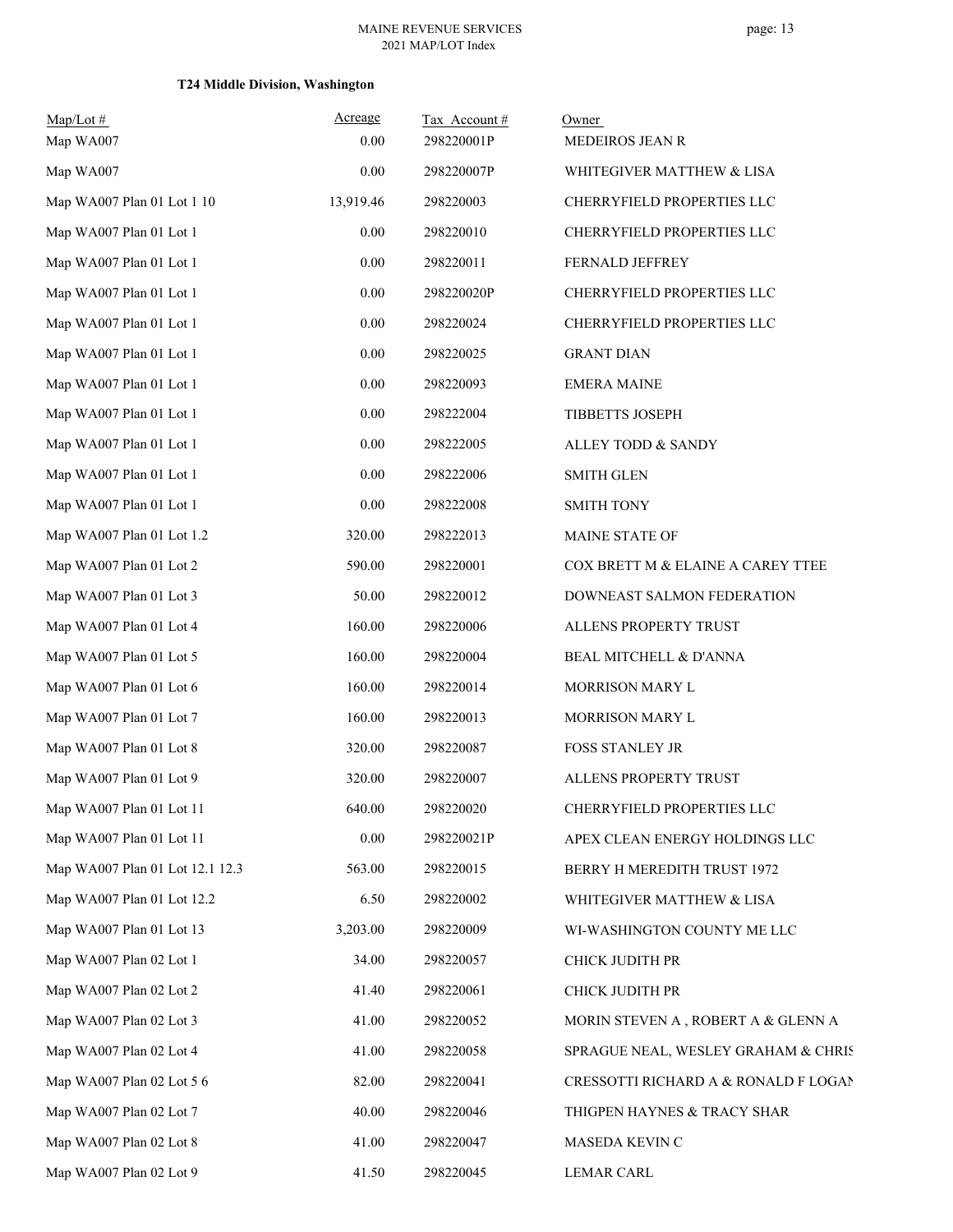**T24 Middle Division, Washington**

| Map/Lot # | Acreage | Tax Account # | Owner |
|---|---|---|---|
| Map WA007 | 0.00 | 298220001P | MEDEIROS JEAN R |
| Map WA007 | 0.00 | 298220007P | WHITEGIVER MATTHEW & LISA |
| Map WA007 Plan 01 Lot 1 10 | 13,919.46 | 298220003 | CHERRYFIELD PROPERTIES LLC |
| Map WA007 Plan 01 Lot 1 | 0.00 | 298220010 | CHERRYFIELD PROPERTIES LLC |
| Map WA007 Plan 01 Lot 1 | 0.00 | 298220011 | FERNALD JEFFREY |
| Map WA007 Plan 01 Lot 1 | 0.00 | 298220020P | CHERRYFIELD PROPERTIES LLC |
| Map WA007 Plan 01 Lot 1 | 0.00 | 298220024 | CHERRYFIELD PROPERTIES LLC |
| Map WA007 Plan 01 Lot 1 | 0.00 | 298220025 | GRANT DIAN |
| Map WA007 Plan 01 Lot 1 | 0.00 | 298220093 | EMERA MAINE |
| Map WA007 Plan 01 Lot 1 | 0.00 | 298222004 | TIBBETTS JOSEPH |
| Map WA007 Plan 01 Lot 1 | 0.00 | 298222005 | ALLEY TODD & SANDY |
| Map WA007 Plan 01 Lot 1 | 0.00 | 298222006 | SMITH GLEN |
| Map WA007 Plan 01 Lot 1 | 0.00 | 298222008 | SMITH TONY |
| Map WA007 Plan 01 Lot 1.2 | 320.00 | 298222013 | MAINE STATE OF |
| Map WA007 Plan 01 Lot 2 | 590.00 | 298220001 | COX BRETT M & ELAINE A CAREY TTEE |
| Map WA007 Plan 01 Lot 3 | 50.00 | 298220012 | DOWNEAST SALMON FEDERATION |
| Map WA007 Plan 01 Lot 4 | 160.00 | 298220006 | ALLENS PROPERTY TRUST |
| Map WA007 Plan 01 Lot 5 | 160.00 | 298220004 | BEAL MITCHELL & D'ANNA |
| Map WA007 Plan 01 Lot 6 | 160.00 | 298220014 | MORRISON MARY L |
| Map WA007 Plan 01 Lot 7 | 160.00 | 298220013 | MORRISON MARY L |
| Map WA007 Plan 01 Lot 8 | 320.00 | 298220087 | FOSS STANLEY JR |
| Map WA007 Plan 01 Lot 9 | 320.00 | 298220007 | ALLENS PROPERTY TRUST |
| Map WA007 Plan 01 Lot 11 | 640.00 | 298220020 | CHERRYFIELD PROPERTIES LLC |
| Map WA007 Plan 01 Lot 11 | 0.00 | 298220021P | APEX CLEAN ENERGY HOLDINGS LLC |
| Map WA007 Plan 01 Lot 12.1 12.3 | 563.00 | 298220015 | BERRY H MEREDITH TRUST 1972 |
| Map WA007 Plan 01 Lot 12.2 | 6.50 | 298220002 | WHITEGIVER MATTHEW & LISA |
| Map WA007 Plan 01 Lot 13 | 3,203.00 | 298220009 | WI-WASHINGTON COUNTY ME LLC |
| Map WA007 Plan 02 Lot 1 | 34.00 | 298220057 | CHICK JUDITH PR |
| Map WA007 Plan 02 Lot 2 | 41.40 | 298220061 | CHICK JUDITH PR |
| Map WA007 Plan 02 Lot 3 | 41.00 | 298220052 | MORIN STEVEN A , ROBERT A & GLENN A |
| Map WA007 Plan 02 Lot 4 | 41.00 | 298220058 | SPRAGUE NEAL, WESLEY GRAHAM & CHRIS |
| Map WA007 Plan 02 Lot 5 6 | 82.00 | 298220041 | CRESSOTTI RICHARD A & RONALD F LOGAN |
| Map WA007 Plan 02 Lot 7 | 40.00 | 298220046 | THIGPEN HAYNES & TRACY SHAR |
| Map WA007 Plan 02 Lot 8 | 41.00 | 298220047 | MASEDA KEVIN C |
| Map WA007 Plan 02 Lot 9 | 41.50 | 298220045 | LEMAR CARL |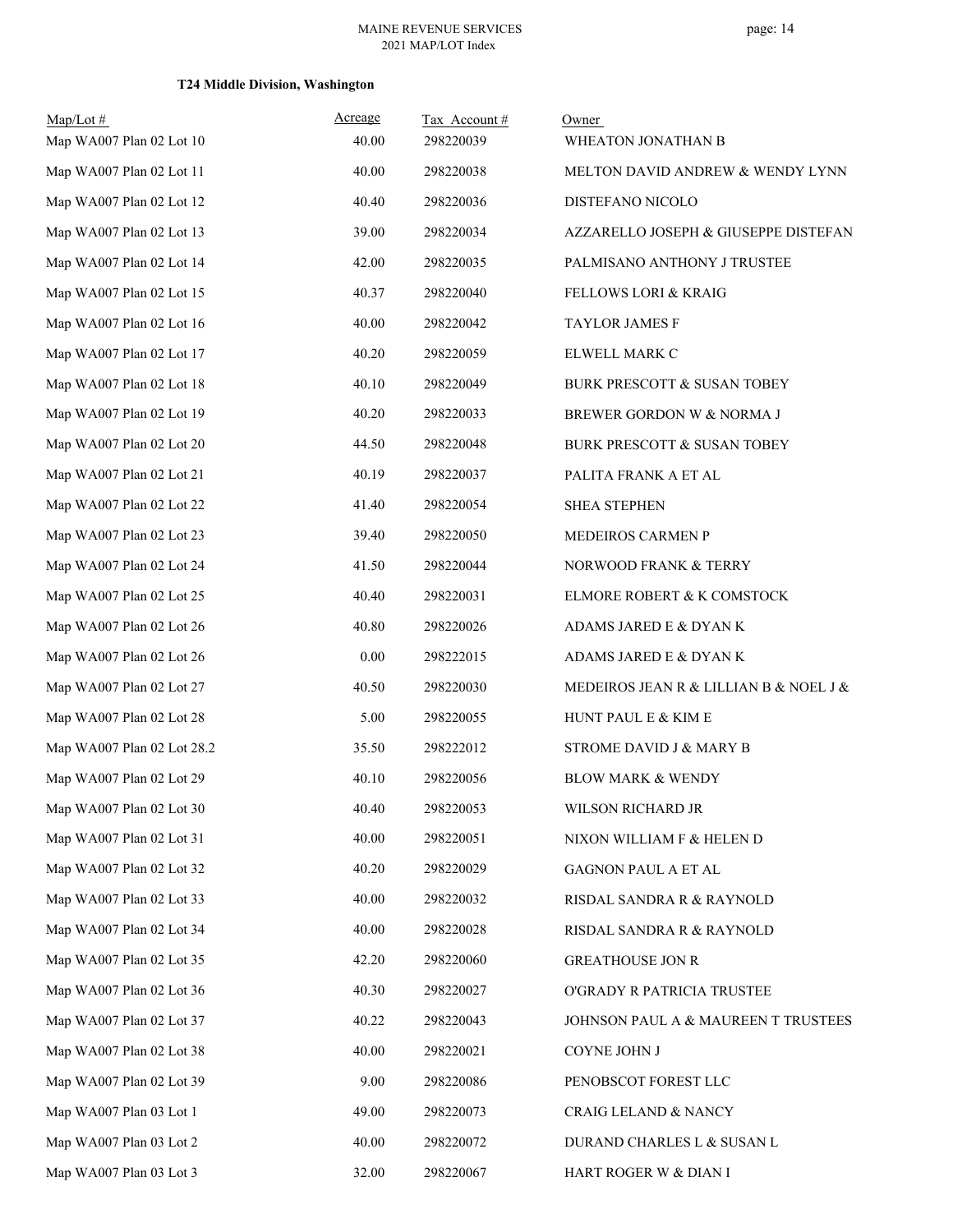### T24 Middle Division, Washington

| Map/Lot # | Acreage | Tax Account # | Owner |
|---|---|---|---|
| Map WA007 Plan 02 Lot 10 | 40.00 | 298220039 | WHEATON JONATHAN B |
| Map WA007 Plan 02 Lot 11 | 40.00 | 298220038 | MELTON DAVID ANDREW & WENDY LYNN |
| Map WA007 Plan 02 Lot 12 | 40.40 | 298220036 | DISTEFANO NICOLO |
| Map WA007 Plan 02 Lot 13 | 39.00 | 298220034 | AZZARELLO JOSEPH & GIUSEPPE DISTEFAN |
| Map WA007 Plan 02 Lot 14 | 42.00 | 298220035 | PALMISANO ANTHONY J TRUSTEE |
| Map WA007 Plan 02 Lot 15 | 40.37 | 298220040 | FELLOWS LORI & KRAIG |
| Map WA007 Plan 02 Lot 16 | 40.00 | 298220042 | TAYLOR JAMES F |
| Map WA007 Plan 02 Lot 17 | 40.20 | 298220059 | ELWELL MARK C |
| Map WA007 Plan 02 Lot 18 | 40.10 | 298220049 | BURK PRESCOTT & SUSAN TOBEY |
| Map WA007 Plan 02 Lot 19 | 40.20 | 298220033 | BREWER GORDON W & NORMA J |
| Map WA007 Plan 02 Lot 20 | 44.50 | 298220048 | BURK PRESCOTT & SUSAN TOBEY |
| Map WA007 Plan 02 Lot 21 | 40.19 | 298220037 | PALITA FRANK A ET AL |
| Map WA007 Plan 02 Lot 22 | 41.40 | 298220054 | SHEA STEPHEN |
| Map WA007 Plan 02 Lot 23 | 39.40 | 298220050 | MEDEIROS CARMEN P |
| Map WA007 Plan 02 Lot 24 | 41.50 | 298220044 | NORWOOD FRANK & TERRY |
| Map WA007 Plan 02 Lot 25 | 40.40 | 298220031 | ELMORE ROBERT & K COMSTOCK |
| Map WA007 Plan 02 Lot 26 | 40.80 | 298220026 | ADAMS JARED E & DYAN K |
| Map WA007 Plan 02 Lot 26 | 0.00 | 298222015 | ADAMS JARED E & DYAN K |
| Map WA007 Plan 02 Lot 27 | 40.50 | 298220030 | MEDEIROS JEAN R & LILLIAN B & NOEL J & |
| Map WA007 Plan 02 Lot 28 | 5.00 | 298220055 | HUNT PAUL E & KIM E |
| Map WA007 Plan 02 Lot 28.2 | 35.50 | 298222012 | STROME DAVID J & MARY B |
| Map WA007 Plan 02 Lot 29 | 40.10 | 298220056 | BLOW MARK & WENDY |
| Map WA007 Plan 02 Lot 30 | 40.40 | 298220053 | WILSON RICHARD JR |
| Map WA007 Plan 02 Lot 31 | 40.00 | 298220051 | NIXON WILLIAM F & HELEN D |
| Map WA007 Plan 02 Lot 32 | 40.20 | 298220029 | GAGNON PAUL A ET AL |
| Map WA007 Plan 02 Lot 33 | 40.00 | 298220032 | RISDAL SANDRA R & RAYNOLD |
| Map WA007 Plan 02 Lot 34 | 40.00 | 298220028 | RISDAL SANDRA R & RAYNOLD |
| Map WA007 Plan 02 Lot 35 | 42.20 | 298220060 | GREATHOUSE JON R |
| Map WA007 Plan 02 Lot 36 | 40.30 | 298220027 | O'GRADY R PATRICIA TRUSTEE |
| Map WA007 Plan 02 Lot 37 | 40.22 | 298220043 | JOHNSON PAUL A & MAUREEN T TRUSTEES |
| Map WA007 Plan 02 Lot 38 | 40.00 | 298220021 | COYNE JOHN J |
| Map WA007 Plan 02 Lot 39 | 9.00 | 298220086 | PENOBSCOT FOREST LLC |
| Map WA007 Plan 03 Lot 1 | 49.00 | 298220073 | CRAIG LELAND & NANCY |
| Map WA007 Plan 03 Lot 2 | 40.00 | 298220072 | DURAND CHARLES L & SUSAN L |
| Map WA007 Plan 03 Lot 3 | 32.00 | 298220067 | HART ROGER W & DIAN I |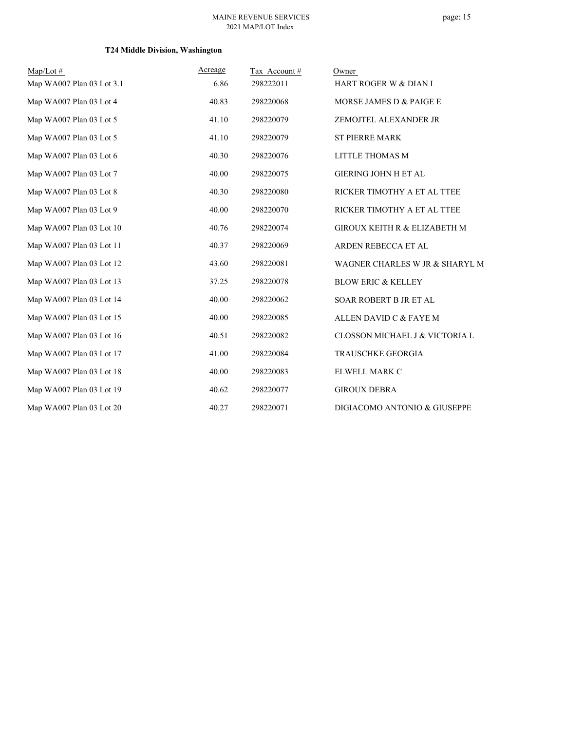### T24 Middle Division, Washington

| Map/Lot # | Acreage | Tax Account # | Owner |
|---|---|---|---|
| Map WA007 Plan 03 Lot 3.1 | 6.86 | 298222011 | HART ROGER W & DIAN I |
| Map WA007 Plan 03 Lot 4 | 40.83 | 298220068 | MORSE JAMES D & PAIGE E |
| Map WA007 Plan 03 Lot 5 | 41.10 | 298220079 | ZEMOJTEL ALEXANDER JR |
| Map WA007 Plan 03 Lot 5 | 41.10 | 298220079 | ST PIERRE MARK |
| Map WA007 Plan 03 Lot 6 | 40.30 | 298220076 | LITTLE THOMAS M |
| Map WA007 Plan 03 Lot 7 | 40.00 | 298220075 | GIERING JOHN H ET AL |
| Map WA007 Plan 03 Lot 8 | 40.30 | 298220080 | RICKER TIMOTHY A ET AL TTEE |
| Map WA007 Plan 03 Lot 9 | 40.00 | 298220070 | RICKER TIMOTHY A ET AL TTEE |
| Map WA007 Plan 03 Lot 10 | 40.76 | 298220074 | GIROUX KEITH R & ELIZABETH M |
| Map WA007 Plan 03 Lot 11 | 40.37 | 298220069 | ARDEN REBECCA ET AL |
| Map WA007 Plan 03 Lot 12 | 43.60 | 298220081 | WAGNER CHARLES W JR & SHARYL M |
| Map WA007 Plan 03 Lot 13 | 37.25 | 298220078 | BLOW ERIC & KELLEY |
| Map WA007 Plan 03 Lot 14 | 40.00 | 298220062 | SOAR ROBERT B JR ET AL |
| Map WA007 Plan 03 Lot 15 | 40.00 | 298220085 | ALLEN DAVID C & FAYE M |
| Map WA007 Plan 03 Lot 16 | 40.51 | 298220082 | CLOSSON MICHAEL J & VICTORIA L |
| Map WA007 Plan 03 Lot 17 | 41.00 | 298220084 | TRAUSCHKE GEORGIA |
| Map WA007 Plan 03 Lot 18 | 40.00 | 298220083 | ELWELL MARK C |
| Map WA007 Plan 03 Lot 19 | 40.62 | 298220077 | GIROUX DEBRA |
| Map WA007 Plan 03 Lot 20 | 40.27 | 298220071 | DIGIACOMO ANTONIO & GIUSEPPE |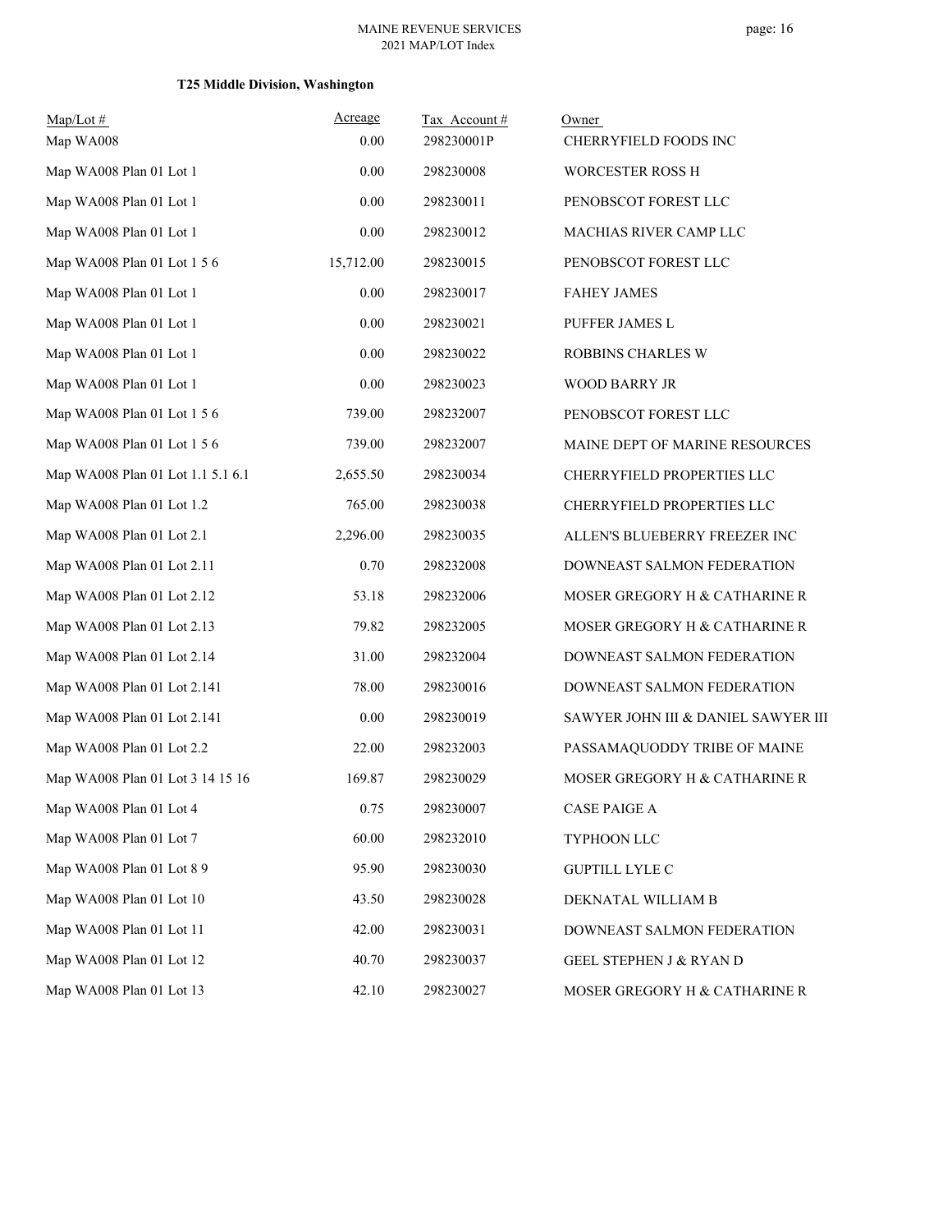**T25 Middle Division, Washington**

| Map/Lot # | Acreage | Tax Account # | Owner |
|---|---|---|---|
| Map WA008 | 0.00 | 298230001P | CHERRYFIELD FOODS INC |
| Map WA008 Plan 01 Lot 1 | 0.00 | 298230008 | WORCESTER ROSS H |
| Map WA008 Plan 01 Lot 1 | 0.00 | 298230011 | PENOBSCOT FOREST LLC |
| Map WA008 Plan 01 Lot 1 | 0.00 | 298230012 | MACHIAS RIVER CAMP LLC |
| Map WA008 Plan 01 Lot 1 5 6 | 15,712.00 | 298230015 | PENOBSCOT FOREST LLC |
| Map WA008 Plan 01 Lot 1 | 0.00 | 298230017 | FAHEY JAMES |
| Map WA008 Plan 01 Lot 1 | 0.00 | 298230021 | PUFFER JAMES L |
| Map WA008 Plan 01 Lot 1 | 0.00 | 298230022 | ROBBINS CHARLES W |
| Map WA008 Plan 01 Lot 1 | 0.00 | 298230023 | WOOD BARRY JR |
| Map WA008 Plan 01 Lot 1 5 6 | 739.00 | 298232007 | PENOBSCOT FOREST LLC |
| Map WA008 Plan 01 Lot 1 5 6 | 739.00 | 298232007 | MAINE DEPT OF MARINE RESOURCES |
| Map WA008 Plan 01 Lot 1.1 5.1 6.1 | 2,655.50 | 298230034 | CHERRYFIELD PROPERTIES LLC |
| Map WA008 Plan 01 Lot 1.2 | 765.00 | 298230038 | CHERRYFIELD PROPERTIES LLC |
| Map WA008 Plan 01 Lot 2.1 | 2,296.00 | 298230035 | ALLEN'S BLUEBERRY FREEZER INC |
| Map WA008 Plan 01 Lot 2.11 | 0.70 | 298232008 | DOWNEAST SALMON FEDERATION |
| Map WA008 Plan 01 Lot 2.12 | 53.18 | 298232006 | MOSER GREGORY H & CATHARINE R |
| Map WA008 Plan 01 Lot 2.13 | 79.82 | 298232005 | MOSER GREGORY H & CATHARINE R |
| Map WA008 Plan 01 Lot 2.14 | 31.00 | 298232004 | DOWNEAST SALMON FEDERATION |
| Map WA008 Plan 01 Lot 2.141 | 78.00 | 298230016 | DOWNEAST SALMON FEDERATION |
| Map WA008 Plan 01 Lot 2.141 | 0.00 | 298230019 | SAWYER JOHN III & DANIEL SAWYER III |
| Map WA008 Plan 01 Lot 2.2 | 22.00 | 298232003 | PASSAMAQUODDY TRIBE OF MAINE |
| Map WA008 Plan 01 Lot 3 14 15 16 | 169.87 | 298230029 | MOSER GREGORY H & CATHARINE R |
| Map WA008 Plan 01 Lot 4 | 0.75 | 298230007 | CASE PAIGE A |
| Map WA008 Plan 01 Lot 7 | 60.00 | 298232010 | TYPHOON LLC |
| Map WA008 Plan 01 Lot 8 9 | 95.90 | 298230030 | GUPTILL LYLE C |
| Map WA008 Plan 01 Lot 10 | 43.50 | 298230028 | DEKNATAL WILLIAM B |
| Map WA008 Plan 01 Lot 11 | 42.00 | 298230031 | DOWNEAST SALMON FEDERATION |
| Map WA008 Plan 01 Lot 12 | 40.70 | 298230037 | GEEL STEPHEN J & RYAN D |
| Map WA008 Plan 01 Lot 13 | 42.10 | 298230027 | MOSER GREGORY H & CATHARINE R |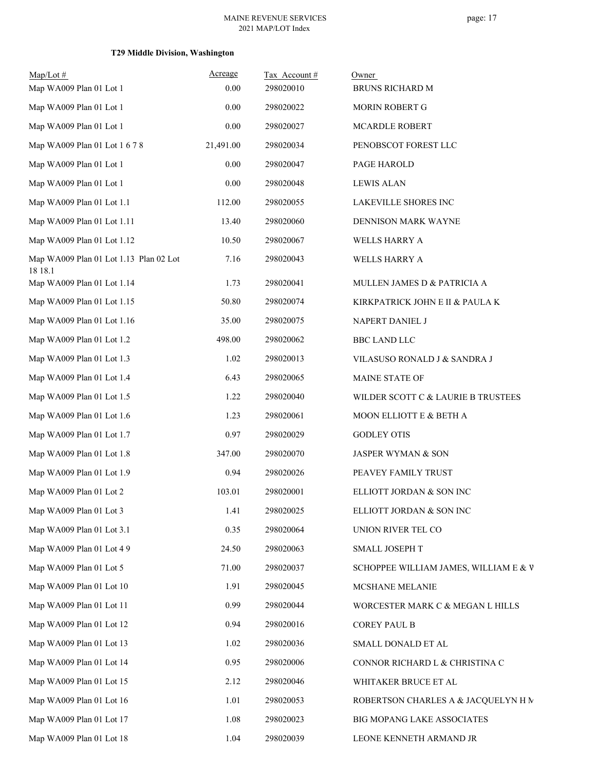**T29 Middle Division, Washington**

| Map/Lot # | Acreage | Tax Account # | Owner |
|---|---|---|---|
| Map WA009 Plan 01 Lot 1 | 0.00 | 298020010 | BRUNS RICHARD M |
| Map WA009 Plan 01 Lot 1 | 0.00 | 298020022 | MORIN ROBERT G |
| Map WA009 Plan 01 Lot 1 | 0.00 | 298020027 | MCARDLE ROBERT |
| Map WA009 Plan 01 Lot 1 6 7 8 | 21,491.00 | 298020034 | PENOBSCOT FOREST LLC |
| Map WA009 Plan 01 Lot 1 | 0.00 | 298020047 | PAGE HAROLD |
| Map WA009 Plan 01 Lot 1 | 0.00 | 298020048 | LEWIS ALAN |
| Map WA009 Plan 01 Lot 1.1 | 112.00 | 298020055 | LAKEVILLE SHORES INC |
| Map WA009 Plan 01 Lot 1.11 | 13.40 | 298020060 | DENNISON MARK WAYNE |
| Map WA009 Plan 01 Lot 1.12 | 10.50 | 298020067 | WELLS HARRY A |
| Map WA009 Plan 01 Lot 1.13 Plan 02 Lot 18 18.1 | 7.16 | 298020043 | WELLS HARRY A |
| Map WA009 Plan 01 Lot 1.14 | 1.73 | 298020041 | MULLEN JAMES D & PATRICIA A |
| Map WA009 Plan 01 Lot 1.15 | 50.80 | 298020074 | KIRKPATRICK JOHN E II & PAULA K |
| Map WA009 Plan 01 Lot 1.16 | 35.00 | 298020075 | NAPERT DANIEL J |
| Map WA009 Plan 01 Lot 1.2 | 498.00 | 298020062 | BBC LAND LLC |
| Map WA009 Plan 01 Lot 1.3 | 1.02 | 298020013 | VILASUSO RONALD J & SANDRA J |
| Map WA009 Plan 01 Lot 1.4 | 6.43 | 298020065 | MAINE STATE OF |
| Map WA009 Plan 01 Lot 1.5 | 1.22 | 298020040 | WILDER SCOTT C & LAURIE B TRUSTEES |
| Map WA009 Plan 01 Lot 1.6 | 1.23 | 298020061 | MOON ELLIOTT E & BETH A |
| Map WA009 Plan 01 Lot 1.7 | 0.97 | 298020029 | GODLEY OTIS |
| Map WA009 Plan 01 Lot 1.8 | 347.00 | 298020070 | JASPER WYMAN & SON |
| Map WA009 Plan 01 Lot 1.9 | 0.94 | 298020026 | PEAVEY FAMILY TRUST |
| Map WA009 Plan 01 Lot 2 | 103.01 | 298020001 | ELLIOTT JORDAN & SON INC |
| Map WA009 Plan 01 Lot 3 | 1.41 | 298020025 | ELLIOTT JORDAN & SON INC |
| Map WA009 Plan 01 Lot 3.1 | 0.35 | 298020064 | UNION RIVER TEL CO |
| Map WA009 Plan 01 Lot 4 9 | 24.50 | 298020063 | SMALL JOSEPH T |
| Map WA009 Plan 01 Lot 5 | 71.00 | 298020037 | SCHOPPEE WILLIAM JAMES, WILLIAM E & V |
| Map WA009 Plan 01 Lot 10 | 1.91 | 298020045 | MCSHANE MELANIE |
| Map WA009 Plan 01 Lot 11 | 0.99 | 298020044 | WORCESTER MARK C & MEGAN L HILLS |
| Map WA009 Plan 01 Lot 12 | 0.94 | 298020016 | COREY PAUL B |
| Map WA009 Plan 01 Lot 13 | 1.02 | 298020036 | SMALL DONALD ET AL |
| Map WA009 Plan 01 Lot 14 | 0.95 | 298020006 | CONNOR RICHARD L & CHRISTINA C |
| Map WA009 Plan 01 Lot 15 | 2.12 | 298020046 | WHITAKER BRUCE ET AL |
| Map WA009 Plan 01 Lot 16 | 1.01 | 298020053 | ROBERTSON CHARLES A & JACQUELYN H M |
| Map WA009 Plan 01 Lot 17 | 1.08 | 298020023 | BIG MOPANG LAKE ASSOCIATES |
| Map WA009 Plan 01 Lot 18 | 1.04 | 298020039 | LEONE KENNETH ARMAND JR |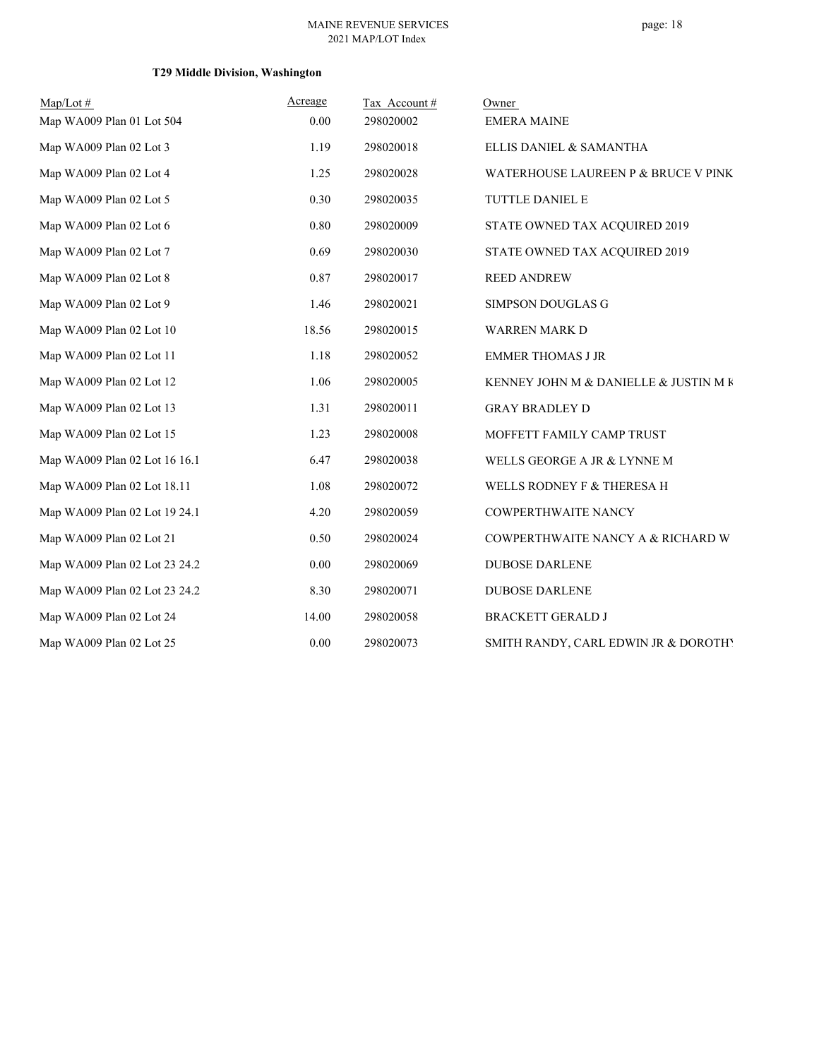### T29 Middle Division, Washington

| Map/Lot # | Acreage | Tax Account # | Owner |
|---|---|---|---|
| Map WA009 Plan 01 Lot 504 | 0.00 | 298020002 | EMERA MAINE |
| Map WA009 Plan 02 Lot 3 | 1.19 | 298020018 | ELLIS DANIEL & SAMANTHA |
| Map WA009 Plan 02 Lot 4 | 1.25 | 298020028 | WATERHOUSE LAUREEN P & BRUCE V PINK |
| Map WA009 Plan 02 Lot 5 | 0.30 | 298020035 | TUTTLE DANIEL E |
| Map WA009 Plan 02 Lot 6 | 0.80 | 298020009 | STATE OWNED TAX ACQUIRED 2019 |
| Map WA009 Plan 02 Lot 7 | 0.69 | 298020030 | STATE OWNED TAX ACQUIRED 2019 |
| Map WA009 Plan 02 Lot 8 | 0.87 | 298020017 | REED ANDREW |
| Map WA009 Plan 02 Lot 9 | 1.46 | 298020021 | SIMPSON DOUGLAS G |
| Map WA009 Plan 02 Lot 10 | 18.56 | 298020015 | WARREN MARK D |
| Map WA009 Plan 02 Lot 11 | 1.18 | 298020052 | EMMER THOMAS J JR |
| Map WA009 Plan 02 Lot 12 | 1.06 | 298020005 | KENNEY JOHN M & DANIELLE & JUSTIN M K |
| Map WA009 Plan 02 Lot 13 | 1.31 | 298020011 | GRAY BRADLEY D |
| Map WA009 Plan 02 Lot 15 | 1.23 | 298020008 | MOFFETT FAMILY CAMP TRUST |
| Map WA009 Plan 02 Lot 16 16.1 | 6.47 | 298020038 | WELLS GEORGE A JR & LYNNE M |
| Map WA009 Plan 02 Lot 18.11 | 1.08 | 298020072 | WELLS RODNEY F & THERESA H |
| Map WA009 Plan 02 Lot 19 24.1 | 4.20 | 298020059 | COWPERTHWAITE NANCY |
| Map WA009 Plan 02 Lot 21 | 0.50 | 298020024 | COWPERTHWAITE NANCY A & RICHARD W |
| Map WA009 Plan 02 Lot 23 24.2 | 0.00 | 298020069 | DUBOSE DARLENE |
| Map WA009 Plan 02 Lot 23 24.2 | 8.30 | 298020071 | DUBOSE DARLENE |
| Map WA009 Plan 02 Lot 24 | 14.00 | 298020058 | BRACKETT GERALD J |
| Map WA009 Plan 02 Lot 25 | 0.00 | 298020073 | SMITH RANDY, CARL EDWIN JR & DOROTHY |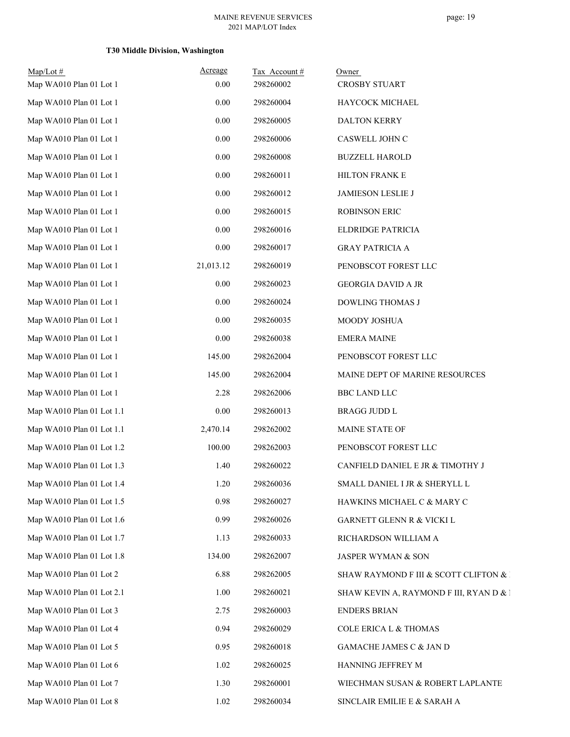### T30 Middle Division, Washington

| Map/Lot # | Acreage | Tax Account # | Owner |
|---|---|---|---|
| Map WA010 Plan 01 Lot 1 | 0.00 | 298260002 | CROSBY STUART |
| Map WA010 Plan 01 Lot 1 | 0.00 | 298260004 | HAYCOCK MICHAEL |
| Map WA010 Plan 01 Lot 1 | 0.00 | 298260005 | DALTON KERRY |
| Map WA010 Plan 01 Lot 1 | 0.00 | 298260006 | CASWELL JOHN C |
| Map WA010 Plan 01 Lot 1 | 0.00 | 298260008 | BUZZELL HAROLD |
| Map WA010 Plan 01 Lot 1 | 0.00 | 298260011 | HILTON FRANK E |
| Map WA010 Plan 01 Lot 1 | 0.00 | 298260012 | JAMIESON LESLIE J |
| Map WA010 Plan 01 Lot 1 | 0.00 | 298260015 | ROBINSON ERIC |
| Map WA010 Plan 01 Lot 1 | 0.00 | 298260016 | ELDRIDGE PATRICIA |
| Map WA010 Plan 01 Lot 1 | 0.00 | 298260017 | GRAY PATRICIA A |
| Map WA010 Plan 01 Lot 1 | 21,013.12 | 298260019 | PENOBSCOT FOREST LLC |
| Map WA010 Plan 01 Lot 1 | 0.00 | 298260023 | GEORGIA DAVID A JR |
| Map WA010 Plan 01 Lot 1 | 0.00 | 298260024 | DOWLING THOMAS J |
| Map WA010 Plan 01 Lot 1 | 0.00 | 298260035 | MOODY JOSHUA |
| Map WA010 Plan 01 Lot 1 | 0.00 | 298260038 | EMERA MAINE |
| Map WA010 Plan 01 Lot 1 | 145.00 | 298262004 | PENOBSCOT FOREST LLC |
| Map WA010 Plan 01 Lot 1 | 145.00 | 298262004 | MAINE DEPT OF MARINE RESOURCES |
| Map WA010 Plan 01 Lot 1 | 2.28 | 298262006 | BBC LAND LLC |
| Map WA010 Plan 01 Lot 1.1 | 0.00 | 298260013 | BRAGG JUDD L |
| Map WA010 Plan 01 Lot 1.1 | 2,470.14 | 298262002 | MAINE STATE OF |
| Map WA010 Plan 01 Lot 1.2 | 100.00 | 298262003 | PENOBSCOT FOREST LLC |
| Map WA010 Plan 01 Lot 1.3 | 1.40 | 298260022 | CANFIELD DANIEL E JR & TIMOTHY J |
| Map WA010 Plan 01 Lot 1.4 | 1.20 | 298260036 | SMALL DANIEL I JR & SHERYLL L |
| Map WA010 Plan 01 Lot 1.5 | 0.98 | 298260027 | HAWKINS MICHAEL C & MARY C |
| Map WA010 Plan 01 Lot 1.6 | 0.99 | 298260026 | GARNETT GLENN R & VICKI L |
| Map WA010 Plan 01 Lot 1.7 | 1.13 | 298260033 | RICHARDSON WILLIAM A |
| Map WA010 Plan 01 Lot 1.8 | 134.00 | 298262007 | JASPER WYMAN & SON |
| Map WA010 Plan 01 Lot 2 | 6.88 | 298262005 | SHAW RAYMOND F III & SCOTT CLIFTON & |
| Map WA010 Plan 01 Lot 2.1 | 1.00 | 298260021 | SHAW KEVIN A, RAYMOND F III, RYAN D & |
| Map WA010 Plan 01 Lot 3 | 2.75 | 298260003 | ENDERS BRIAN |
| Map WA010 Plan 01 Lot 4 | 0.94 | 298260029 | COLE ERICA L & THOMAS |
| Map WA010 Plan 01 Lot 5 | 0.95 | 298260018 | GAMACHE JAMES C & JAN D |
| Map WA010 Plan 01 Lot 6 | 1.02 | 298260025 | HANNING JEFFREY M |
| Map WA010 Plan 01 Lot 7 | 1.30 | 298260001 | WIECHMAN SUSAN & ROBERT LAPLANTE |
| Map WA010 Plan 01 Lot 8 | 1.02 | 298260034 | SINCLAIR EMILIE E & SARAH A |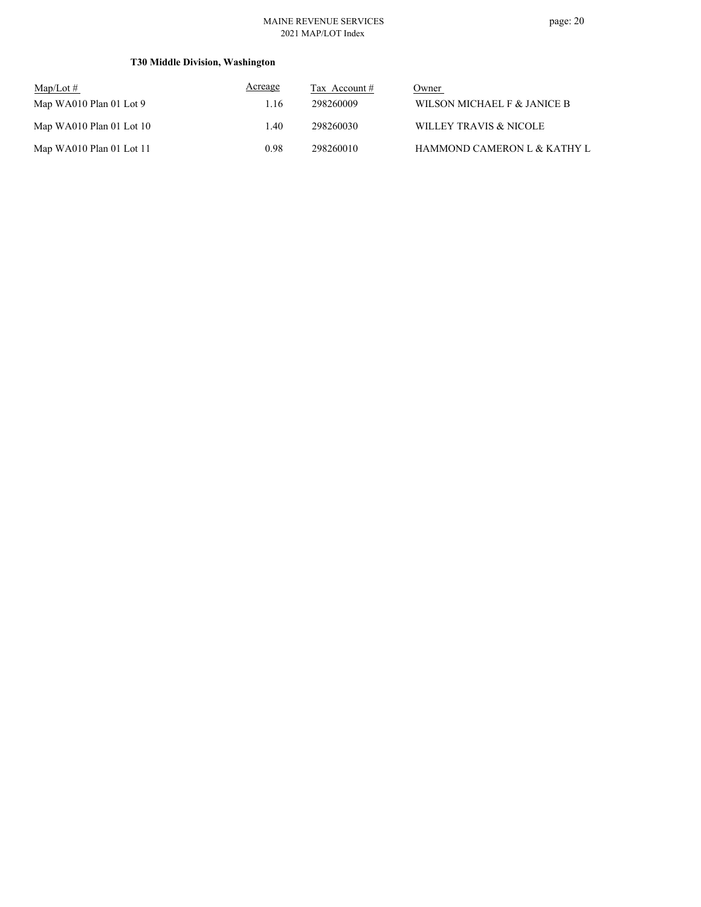### T30 Middle Division, Washington

| Map/Lot # | Acreage | Tax Account # | Owner |
|---|---|---|---|
| Map WA010 Plan 01 Lot 9 | 1.16 | 298260009 | WILSON MICHAEL F & JANICE B |
| Map WA010 Plan 01 Lot 10 | 1.40 | 298260030 | WILLEY TRAVIS & NICOLE |
| Map WA010 Plan 01 Lot 11 | 0.98 | 298260010 | HAMMOND CAMERON L & KATHY L |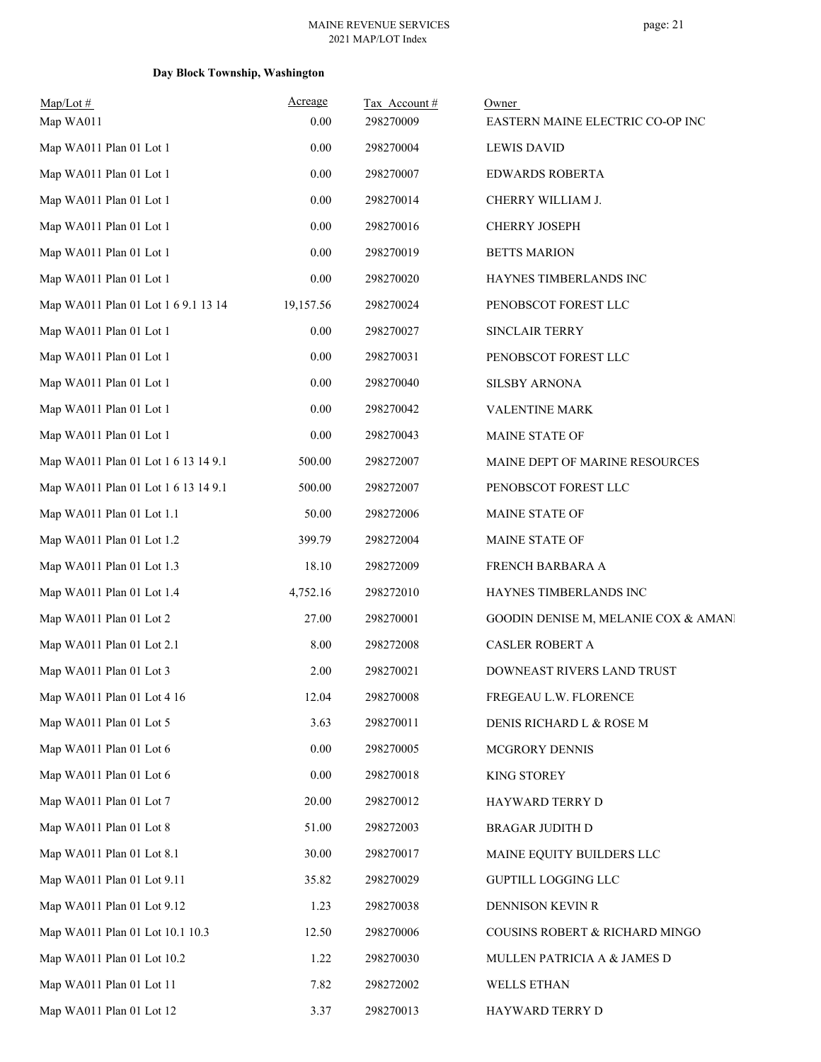### Day Block Township, Washington

| Map/Lot # | Acreage | Tax Account # | Owner |
|---|---|---|---|
| Map WA011 | 0.00 | 298270009 | EASTERN MAINE ELECTRIC CO-OP INC |
| Map WA011 Plan 01 Lot 1 | 0.00 | 298270004 | LEWIS DAVID |
| Map WA011 Plan 01 Lot 1 | 0.00 | 298270007 | EDWARDS ROBERTA |
| Map WA011 Plan 01 Lot 1 | 0.00 | 298270014 | CHERRY WILLIAM J. |
| Map WA011 Plan 01 Lot 1 | 0.00 | 298270016 | CHERRY JOSEPH |
| Map WA011 Plan 01 Lot 1 | 0.00 | 298270019 | BETTS MARION |
| Map WA011 Plan 01 Lot 1 | 0.00 | 298270020 | HAYNES TIMBERLANDS INC |
| Map WA011 Plan 01 Lot 1 6 9.1 13 14 | 19,157.56 | 298270024 | PENOBSCOT FOREST LLC |
| Map WA011 Plan 01 Lot 1 | 0.00 | 298270027 | SINCLAIR TERRY |
| Map WA011 Plan 01 Lot 1 | 0.00 | 298270031 | PENOBSCOT FOREST LLC |
| Map WA011 Plan 01 Lot 1 | 0.00 | 298270040 | SILSBY ARNONA |
| Map WA011 Plan 01 Lot 1 | 0.00 | 298270042 | VALENTINE MARK |
| Map WA011 Plan 01 Lot 1 | 0.00 | 298270043 | MAINE STATE OF |
| Map WA011 Plan 01 Lot 1 6 13 14 9.1 | 500.00 | 298272007 | MAINE DEPT OF MARINE RESOURCES |
| Map WA011 Plan 01 Lot 1 6 13 14 9.1 | 500.00 | 298272007 | PENOBSCOT FOREST LLC |
| Map WA011 Plan 01 Lot 1.1 | 50.00 | 298272006 | MAINE STATE OF |
| Map WA011 Plan 01 Lot 1.2 | 399.79 | 298272004 | MAINE STATE OF |
| Map WA011 Plan 01 Lot 1.3 | 18.10 | 298272009 | FRENCH BARBARA A |
| Map WA011 Plan 01 Lot 1.4 | 4,752.16 | 298272010 | HAYNES TIMBERLANDS INC |
| Map WA011 Plan 01 Lot 2 | 27.00 | 298270001 | GOODIN DENISE M, MELANIE COX & AMANI |
| Map WA011 Plan 01 Lot 2.1 | 8.00 | 298272008 | CASLER ROBERT A |
| Map WA011 Plan 01 Lot 3 | 2.00 | 298270021 | DOWNEAST RIVERS LAND TRUST |
| Map WA011 Plan 01 Lot 4 16 | 12.04 | 298270008 | FREGEAU L.W. FLORENCE |
| Map WA011 Plan 01 Lot 5 | 3.63 | 298270011 | DENIS RICHARD L & ROSE M |
| Map WA011 Plan 01 Lot 6 | 0.00 | 298270005 | MCGRORY DENNIS |
| Map WA011 Plan 01 Lot 6 | 0.00 | 298270018 | KING STOREY |
| Map WA011 Plan 01 Lot 7 | 20.00 | 298270012 | HAYWARD TERRY D |
| Map WA011 Plan 01 Lot 8 | 51.00 | 298272003 | BRAGAR JUDITH D |
| Map WA011 Plan 01 Lot 8.1 | 30.00 | 298270017 | MAINE EQUITY BUILDERS LLC |
| Map WA011 Plan 01 Lot 9.11 | 35.82 | 298270029 | GUPTILL LOGGING LLC |
| Map WA011 Plan 01 Lot 9.12 | 1.23 | 298270038 | DENNISON KEVIN R |
| Map WA011 Plan 01 Lot 10.1 10.3 | 12.50 | 298270006 | COUSINS ROBERT & RICHARD MINGO |
| Map WA011 Plan 01 Lot 10.2 | 1.22 | 298270030 | MULLEN PATRICIA A & JAMES D |
| Map WA011 Plan 01 Lot 11 | 7.82 | 298272002 | WELLS ETHAN |
| Map WA011 Plan 01 Lot 12 | 3.37 | 298270013 | HAYWARD TERRY D |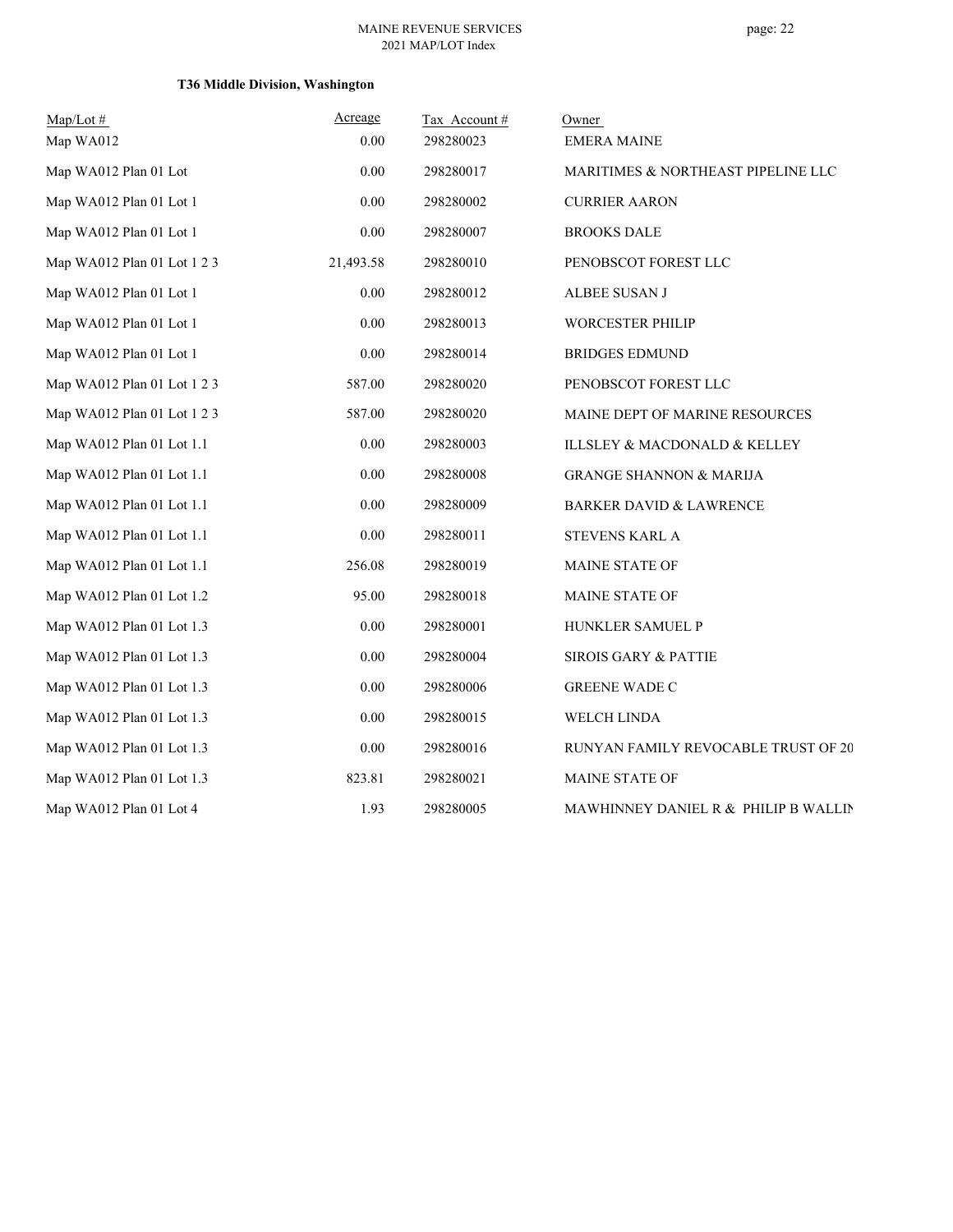**T36 Middle Division, Washington**

| Map/Lot # | Acreage | Tax Account # | Owner |
|---|---|---|---|
| Map WA012 | 0.00 | 298280023 | EMERA MAINE |
| Map WA012 Plan 01 Lot | 0.00 | 298280017 | MARITIMES & NORTHEAST PIPELINE LLC |
| Map WA012 Plan 01 Lot 1 | 0.00 | 298280002 | CURRIER AARON |
| Map WA012 Plan 01 Lot 1 | 0.00 | 298280007 | BROOKS DALE |
| Map WA012 Plan 01 Lot 1 2 3 | 21,493.58 | 298280010 | PENOBSCOT FOREST LLC |
| Map WA012 Plan 01 Lot 1 | 0.00 | 298280012 | ALBEE SUSAN J |
| Map WA012 Plan 01 Lot 1 | 0.00 | 298280013 | WORCESTER PHILIP |
| Map WA012 Plan 01 Lot 1 | 0.00 | 298280014 | BRIDGES EDMUND |
| Map WA012 Plan 01 Lot 1 2 3 | 587.00 | 298280020 | PENOBSCOT FOREST LLC |
| Map WA012 Plan 01 Lot 1 2 3 | 587.00 | 298280020 | MAINE DEPT OF MARINE RESOURCES |
| Map WA012 Plan 01 Lot 1.1 | 0.00 | 298280003 | ILLSLEY & MACDONALD & KELLEY |
| Map WA012 Plan 01 Lot 1.1 | 0.00 | 298280008 | GRANGE SHANNON & MARIJA |
| Map WA012 Plan 01 Lot 1.1 | 0.00 | 298280009 | BARKER DAVID & LAWRENCE |
| Map WA012 Plan 01 Lot 1.1 | 0.00 | 298280011 | STEVENS KARL A |
| Map WA012 Plan 01 Lot 1.1 | 256.08 | 298280019 | MAINE STATE OF |
| Map WA012 Plan 01 Lot 1.2 | 95.00 | 298280018 | MAINE STATE OF |
| Map WA012 Plan 01 Lot 1.3 | 0.00 | 298280001 | HUNKLER SAMUEL P |
| Map WA012 Plan 01 Lot 1.3 | 0.00 | 298280004 | SIROIS GARY & PATTIE |
| Map WA012 Plan 01 Lot 1.3 | 0.00 | 298280006 | GREENE WADE C |
| Map WA012 Plan 01 Lot 1.3 | 0.00 | 298280015 | WELCH LINDA |
| Map WA012 Plan 01 Lot 1.3 | 0.00 | 298280016 | RUNYAN FAMILY REVOCABLE TRUST OF 20 |
| Map WA012 Plan 01 Lot 1.3 | 823.81 | 298280021 | MAINE STATE OF |
| Map WA012 Plan 01 Lot 4 | 1.93 | 298280005 | MAWHINNEY DANIEL R & PHILIP B WALLIN |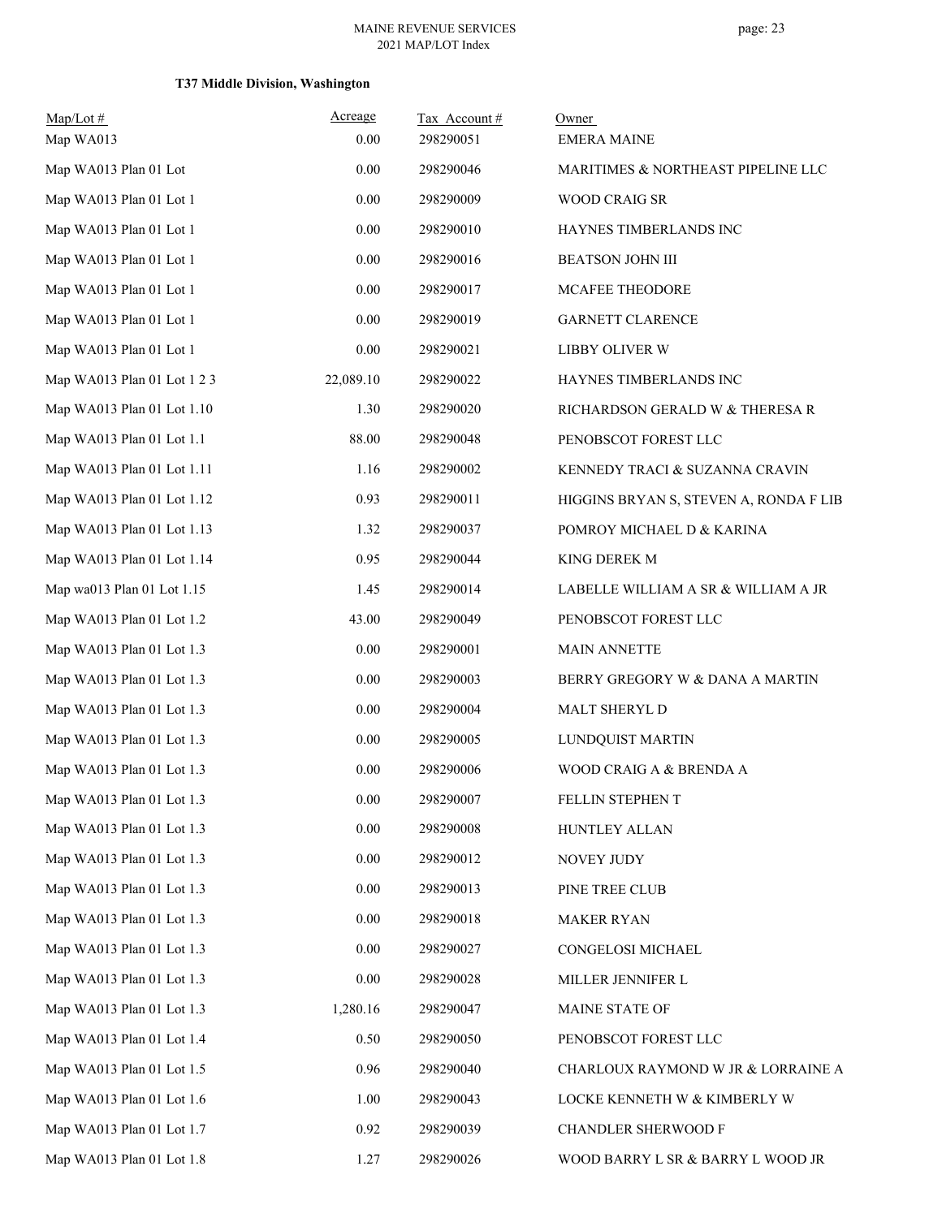**T37 Middle Division, Washington**

| Map/Lot # | Acreage | Tax Account # | Owner |
|---|---|---|---|
| Map WA013 | 0.00 | 298290051 | EMERA MAINE |
| Map WA013 Plan 01 Lot | 0.00 | 298290046 | MARITIMES & NORTHEAST PIPELINE LLC |
| Map WA013 Plan 01 Lot 1 | 0.00 | 298290009 | WOOD CRAIG SR |
| Map WA013 Plan 01 Lot 1 | 0.00 | 298290010 | HAYNES TIMBERLANDS INC |
| Map WA013 Plan 01 Lot 1 | 0.00 | 298290016 | BEATSON JOHN III |
| Map WA013 Plan 01 Lot 1 | 0.00 | 298290017 | MCAFEE THEODORE |
| Map WA013 Plan 01 Lot 1 | 0.00 | 298290019 | GARNETT CLARENCE |
| Map WA013 Plan 01 Lot 1 | 0.00 | 298290021 | LIBBY OLIVER W |
| Map WA013 Plan 01 Lot 1 2 3 | 22,089.10 | 298290022 | HAYNES TIMBERLANDS INC |
| Map WA013 Plan 01 Lot 1.10 | 1.30 | 298290020 | RICHARDSON GERALD W & THERESA R |
| Map WA013 Plan 01 Lot 1.1 | 88.00 | 298290048 | PENOBSCOT FOREST LLC |
| Map WA013 Plan 01 Lot 1.11 | 1.16 | 298290002 | KENNEDY TRACI & SUZANNA CRAVIN |
| Map WA013 Plan 01 Lot 1.12 | 0.93 | 298290011 | HIGGINS BRYAN S, STEVEN A, RONDA F LIB |
| Map WA013 Plan 01 Lot 1.13 | 1.32 | 298290037 | POMROY MICHAEL D & KARINA |
| Map WA013 Plan 01 Lot 1.14 | 0.95 | 298290044 | KING DEREK M |
| Map wa013 Plan 01 Lot 1.15 | 1.45 | 298290014 | LABELLE WILLIAM A SR & WILLIAM A JR |
| Map WA013 Plan 01 Lot 1.2 | 43.00 | 298290049 | PENOBSCOT FOREST LLC |
| Map WA013 Plan 01 Lot 1.3 | 0.00 | 298290001 | MAIN ANNETTE |
| Map WA013 Plan 01 Lot 1.3 | 0.00 | 298290003 | BERRY GREGORY W & DANA A MARTIN |
| Map WA013 Plan 01 Lot 1.3 | 0.00 | 298290004 | MALT SHERYL D |
| Map WA013 Plan 01 Lot 1.3 | 0.00 | 298290005 | LUNDQUIST MARTIN |
| Map WA013 Plan 01 Lot 1.3 | 0.00 | 298290006 | WOOD CRAIG A & BRENDA A |
| Map WA013 Plan 01 Lot 1.3 | 0.00 | 298290007 | FELLIN STEPHEN T |
| Map WA013 Plan 01 Lot 1.3 | 0.00 | 298290008 | HUNTLEY ALLAN |
| Map WA013 Plan 01 Lot 1.3 | 0.00 | 298290012 | NOVEY JUDY |
| Map WA013 Plan 01 Lot 1.3 | 0.00 | 298290013 | PINE TREE CLUB |
| Map WA013 Plan 01 Lot 1.3 | 0.00 | 298290018 | MAKER RYAN |
| Map WA013 Plan 01 Lot 1.3 | 0.00 | 298290027 | CONGELOSI MICHAEL |
| Map WA013 Plan 01 Lot 1.3 | 0.00 | 298290028 | MILLER JENNIFER L |
| Map WA013 Plan 01 Lot 1.3 | 1,280.16 | 298290047 | MAINE STATE OF |
| Map WA013 Plan 01 Lot 1.4 | 0.50 | 298290050 | PENOBSCOT FOREST LLC |
| Map WA013 Plan 01 Lot 1.5 | 0.96 | 298290040 | CHARLOUX RAYMOND W JR & LORRAINE A |
| Map WA013 Plan 01 Lot 1.6 | 1.00 | 298290043 | LOCKE KENNETH W & KIMBERLY W |
| Map WA013 Plan 01 Lot 1.7 | 0.92 | 298290039 | CHANDLER SHERWOOD F |
| Map WA013 Plan 01 Lot 1.8 | 1.27 | 298290026 | WOOD BARRY L SR & BARRY L WOOD JR |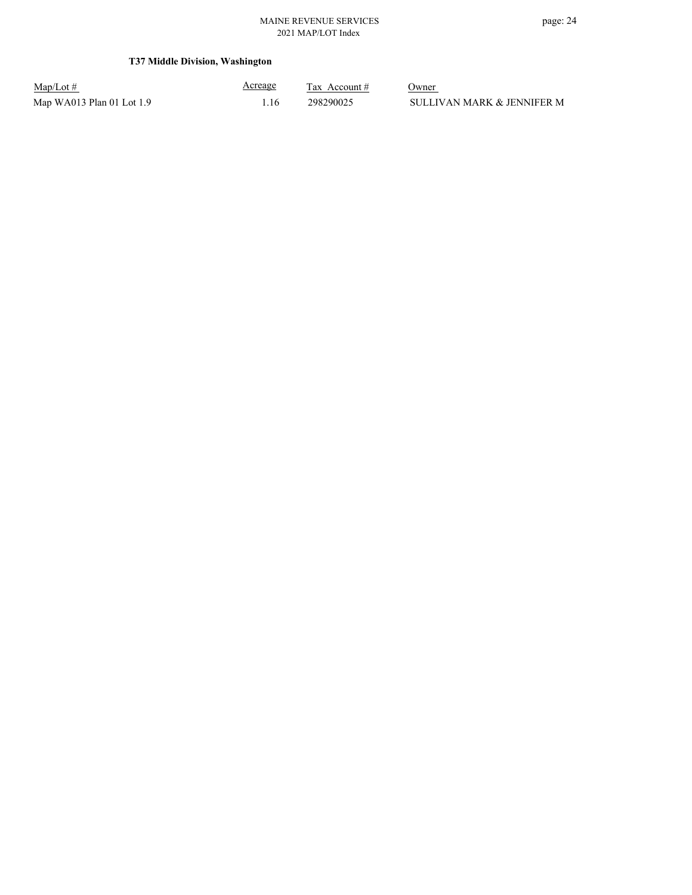**T37 Middle Division, Washington**

| Map/Lot # | Acreage | Tax Account # | Owner |
|---|---|---|---|
| Map WA013 Plan 01 Lot 1.9 | 1.16 | 298290025 | SULLIVAN MARK & JENNIFER M |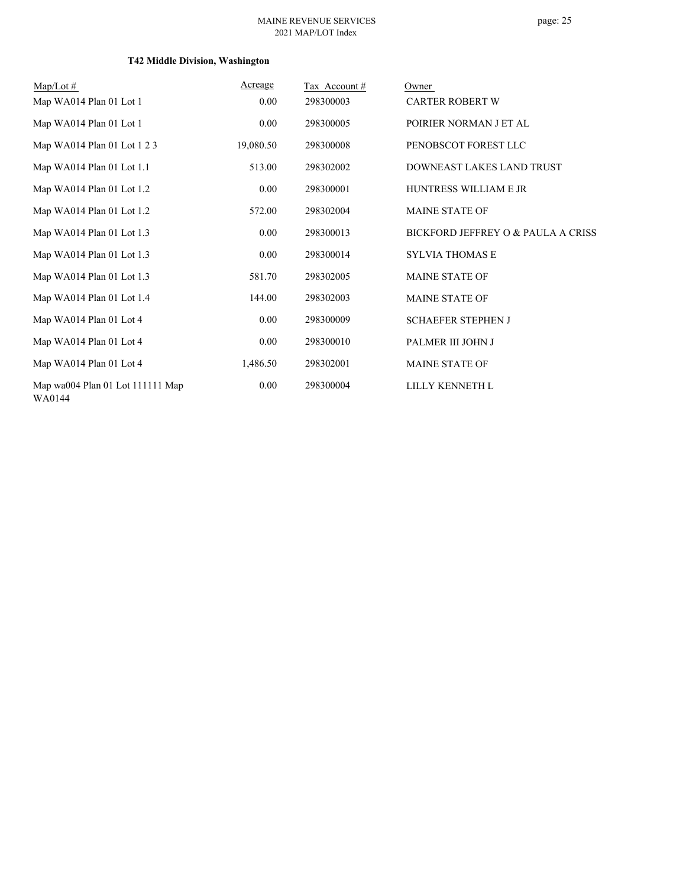### T42 Middle Division, Washington

| Map/Lot # | Acreage | Tax Account # | Owner |
|---|---|---|---|
| Map WA014 Plan 01 Lot 1 | 0.00 | 298300003 | CARTER ROBERT W |
| Map WA014 Plan 01 Lot 1 | 0.00 | 298300005 | POIRIER NORMAN J ET AL |
| Map WA014 Plan 01 Lot 1 2 3 | 19,080.50 | 298300008 | PENOBSCOT FOREST LLC |
| Map WA014 Plan 01 Lot 1.1 | 513.00 | 298302002 | DOWNEAST LAKES LAND TRUST |
| Map WA014 Plan 01 Lot 1.2 | 0.00 | 298300001 | HUNTRESS WILLIAM E JR |
| Map WA014 Plan 01 Lot 1.2 | 572.00 | 298302004 | MAINE STATE OF |
| Map WA014 Plan 01 Lot 1.3 | 0.00 | 298300013 | BICKFORD JEFFREY O & PAULA A CRISS |
| Map WA014 Plan 01 Lot 1.3 | 0.00 | 298300014 | SYLVIA THOMAS E |
| Map WA014 Plan 01 Lot 1.3 | 581.70 | 298302005 | MAINE STATE OF |
| Map WA014 Plan 01 Lot 1.4 | 144.00 | 298302003 | MAINE STATE OF |
| Map WA014 Plan 01 Lot 4 | 0.00 | 298300009 | SCHAEFER STEPHEN J |
| Map WA014 Plan 01 Lot 4 | 0.00 | 298300010 | PALMER III JOHN J |
| Map WA014 Plan 01 Lot 4 | 1,486.50 | 298302001 | MAINE STATE OF |
| Map wa004 Plan 01 Lot 111111 Map WA0144 | 0.00 | 298300004 | LILLY KENNETH L |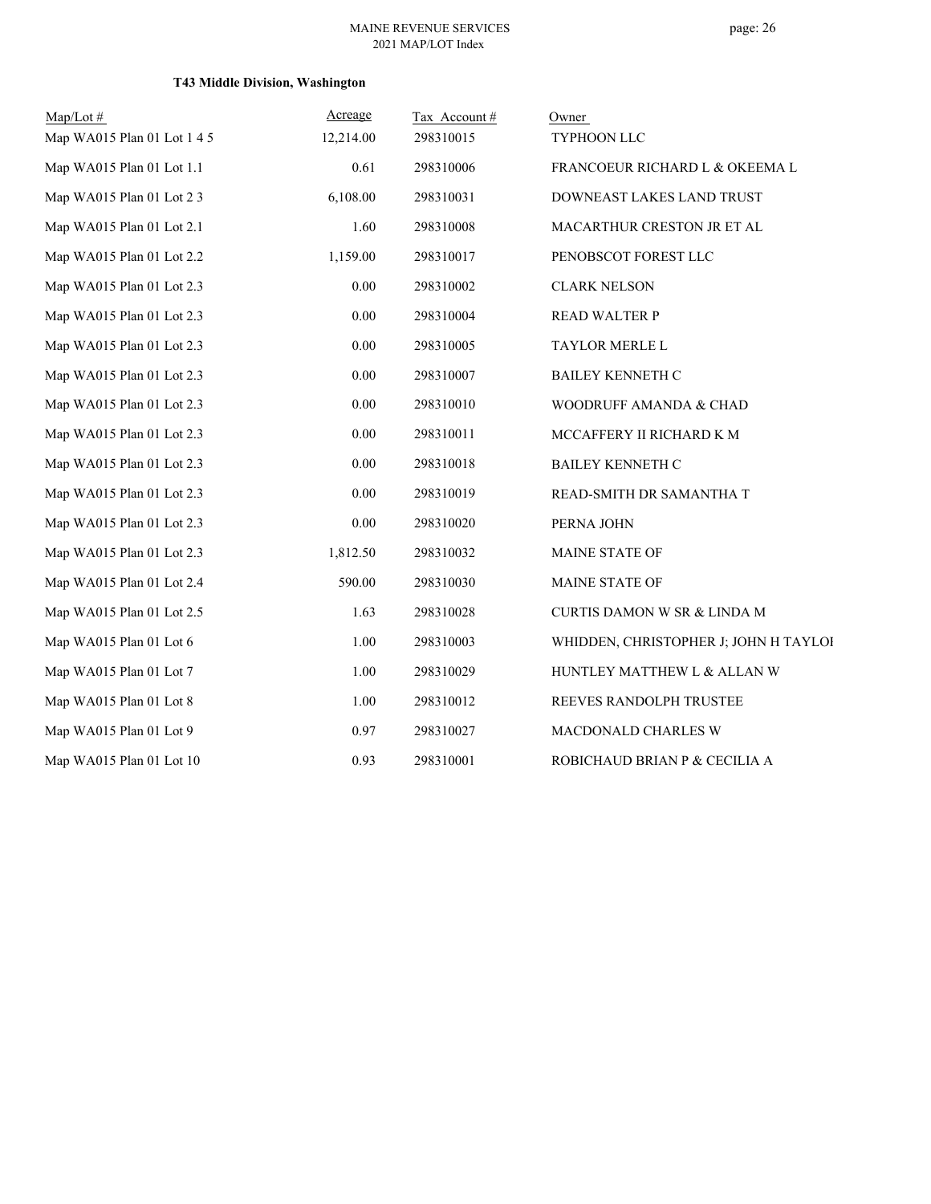**T43 Middle Division, Washington**

| Map/Lot # | Acreage | Tax Account # | Owner |
|---|---|---|---|
| Map WA015 Plan 01 Lot 1 4 5 | 12,214.00 | 298310015 | TYPHOON LLC |
| Map WA015 Plan 01 Lot 1.1 | 0.61 | 298310006 | FRANCOEUR RICHARD L & OKEEMA L |
| Map WA015 Plan 01 Lot 2 3 | 6,108.00 | 298310031 | DOWNEAST LAKES LAND TRUST |
| Map WA015 Plan 01 Lot 2.1 | 1.60 | 298310008 | MACARTHUR CRESTON JR ET AL |
| Map WA015 Plan 01 Lot 2.2 | 1,159.00 | 298310017 | PENOBSCOT FOREST LLC |
| Map WA015 Plan 01 Lot 2.3 | 0.00 | 298310002 | CLARK NELSON |
| Map WA015 Plan 01 Lot 2.3 | 0.00 | 298310004 | READ WALTER P |
| Map WA015 Plan 01 Lot 2.3 | 0.00 | 298310005 | TAYLOR MERLE L |
| Map WA015 Plan 01 Lot 2.3 | 0.00 | 298310007 | BAILEY KENNETH C |
| Map WA015 Plan 01 Lot 2.3 | 0.00 | 298310010 | WOODRUFF AMANDA & CHAD |
| Map WA015 Plan 01 Lot 2.3 | 0.00 | 298310011 | MCCAFFERY II RICHARD K M |
| Map WA015 Plan 01 Lot 2.3 | 0.00 | 298310018 | BAILEY KENNETH C |
| Map WA015 Plan 01 Lot 2.3 | 0.00 | 298310019 | READ-SMITH DR SAMANTHA T |
| Map WA015 Plan 01 Lot 2.3 | 0.00 | 298310020 | PERNA JOHN |
| Map WA015 Plan 01 Lot 2.3 | 1,812.50 | 298310032 | MAINE STATE OF |
| Map WA015 Plan 01 Lot 2.4 | 590.00 | 298310030 | MAINE STATE OF |
| Map WA015 Plan 01 Lot 2.5 | 1.63 | 298310028 | CURTIS DAMON W SR & LINDA M |
| Map WA015 Plan 01 Lot 6 | 1.00 | 298310003 | WHIDDEN, CHRISTOPHER J; JOHN H TAYLOI |
| Map WA015 Plan 01 Lot 7 | 1.00 | 298310029 | HUNTLEY MATTHEW L & ALLAN W |
| Map WA015 Plan 01 Lot 8 | 1.00 | 298310012 | REEVES RANDOLPH TRUSTEE |
| Map WA015 Plan 01 Lot 9 | 0.97 | 298310027 | MACDONALD CHARLES W |
| Map WA015 Plan 01 Lot 10 | 0.93 | 298310001 | ROBICHAUD BRIAN P & CECILIA A |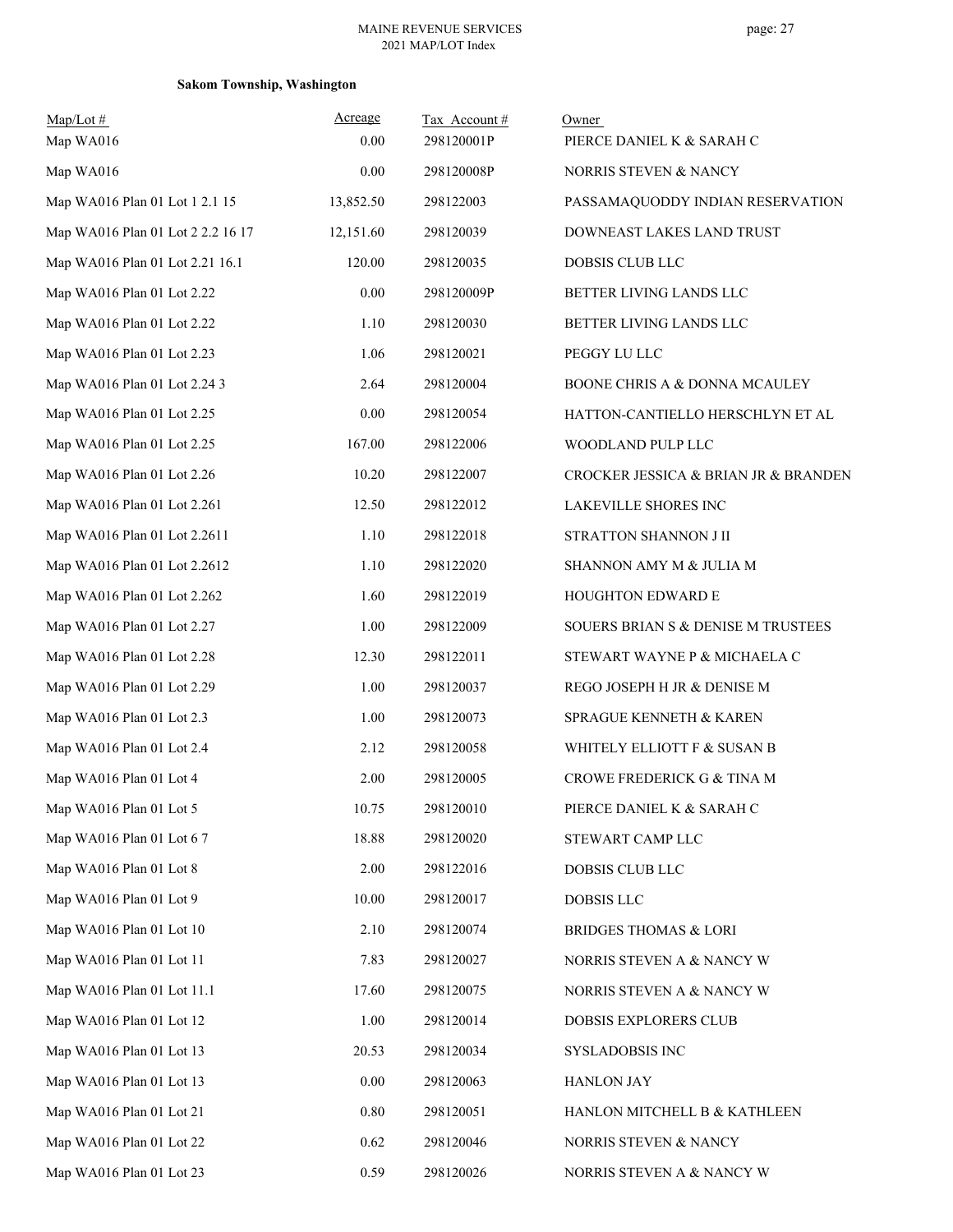**Sakom Township, Washington**

| Map/Lot # | Acreage | Tax Account # | Owner |
|---|---|---|---|
| Map WA016 | 0.00 | 298120001P | PIERCE DANIEL K & SARAH C |
| Map WA016 | 0.00 | 298120008P | NORRIS STEVEN & NANCY |
| Map WA016 Plan 01 Lot 1 2.1 15 | 13,852.50 | 298122003 | PASSAMAQUODDY INDIAN RESERVATION |
| Map WA016 Plan 01 Lot 2 2.2 16 17 | 12,151.60 | 298120039 | DOWNEAST LAKES LAND TRUST |
| Map WA016 Plan 01 Lot 2.21 16.1 | 120.00 | 298120035 | DOBSIS CLUB LLC |
| Map WA016 Plan 01 Lot 2.22 | 0.00 | 298120009P | BETTER LIVING LANDS LLC |
| Map WA016 Plan 01 Lot 2.22 | 1.10 | 298120030 | BETTER LIVING LANDS LLC |
| Map WA016 Plan 01 Lot 2.23 | 1.06 | 298120021 | PEGGY LU LLC |
| Map WA016 Plan 01 Lot 2.24 3 | 2.64 | 298120004 | BOONE CHRIS A & DONNA MCAULEY |
| Map WA016 Plan 01 Lot 2.25 | 0.00 | 298120054 | HATTON-CANTIELLO HERSCHLYN ET AL |
| Map WA016 Plan 01 Lot 2.25 | 167.00 | 298122006 | WOODLAND PULP LLC |
| Map WA016 Plan 01 Lot 2.26 | 10.20 | 298122007 | CROCKER JESSICA & BRIAN JR & BRANDEN |
| Map WA016 Plan 01 Lot 2.261 | 12.50 | 298122012 | LAKEVILLE SHORES INC |
| Map WA016 Plan 01 Lot 2.2611 | 1.10 | 298122018 | STRATTON SHANNON J II |
| Map WA016 Plan 01 Lot 2.2612 | 1.10 | 298122020 | SHANNON AMY M & JULIA M |
| Map WA016 Plan 01 Lot 2.262 | 1.60 | 298122019 | HOUGHTON EDWARD E |
| Map WA016 Plan 01 Lot 2.27 | 1.00 | 298122009 | SOUERS BRIAN S & DENISE M TRUSTEES |
| Map WA016 Plan 01 Lot 2.28 | 12.30 | 298122011 | STEWART WAYNE P & MICHAELA C |
| Map WA016 Plan 01 Lot 2.29 | 1.00 | 298120037 | REGO JOSEPH H JR & DENISE M |
| Map WA016 Plan 01 Lot 2.3 | 1.00 | 298120073 | SPRAGUE KENNETH & KAREN |
| Map WA016 Plan 01 Lot 2.4 | 2.12 | 298120058 | WHITELY ELLIOTT F & SUSAN B |
| Map WA016 Plan 01 Lot 4 | 2.00 | 298120005 | CROWE FREDERICK G & TINA M |
| Map WA016 Plan 01 Lot 5 | 10.75 | 298120010 | PIERCE DANIEL K & SARAH C |
| Map WA016 Plan 01 Lot 6 7 | 18.88 | 298120020 | STEWART CAMP LLC |
| Map WA016 Plan 01 Lot 8 | 2.00 | 298122016 | DOBSIS CLUB LLC |
| Map WA016 Plan 01 Lot 9 | 10.00 | 298120017 | DOBSIS LLC |
| Map WA016 Plan 01 Lot 10 | 2.10 | 298120074 | BRIDGES THOMAS & LORI |
| Map WA016 Plan 01 Lot 11 | 7.83 | 298120027 | NORRIS STEVEN A & NANCY W |
| Map WA016 Plan 01 Lot 11.1 | 17.60 | 298120075 | NORRIS STEVEN A & NANCY W |
| Map WA016 Plan 01 Lot 12 | 1.00 | 298120014 | DOBSIS EXPLORERS CLUB |
| Map WA016 Plan 01 Lot 13 | 20.53 | 298120034 | SYSLADOBSIS INC |
| Map WA016 Plan 01 Lot 13 | 0.00 | 298120063 | HANLON JAY |
| Map WA016 Plan 01 Lot 21 | 0.80 | 298120051 | HANLON MITCHELL B & KATHLEEN |
| Map WA016 Plan 01 Lot 22 | 0.62 | 298120046 | NORRIS STEVEN & NANCY |
| Map WA016 Plan 01 Lot 23 | 0.59 | 298120026 | NORRIS STEVEN A & NANCY W |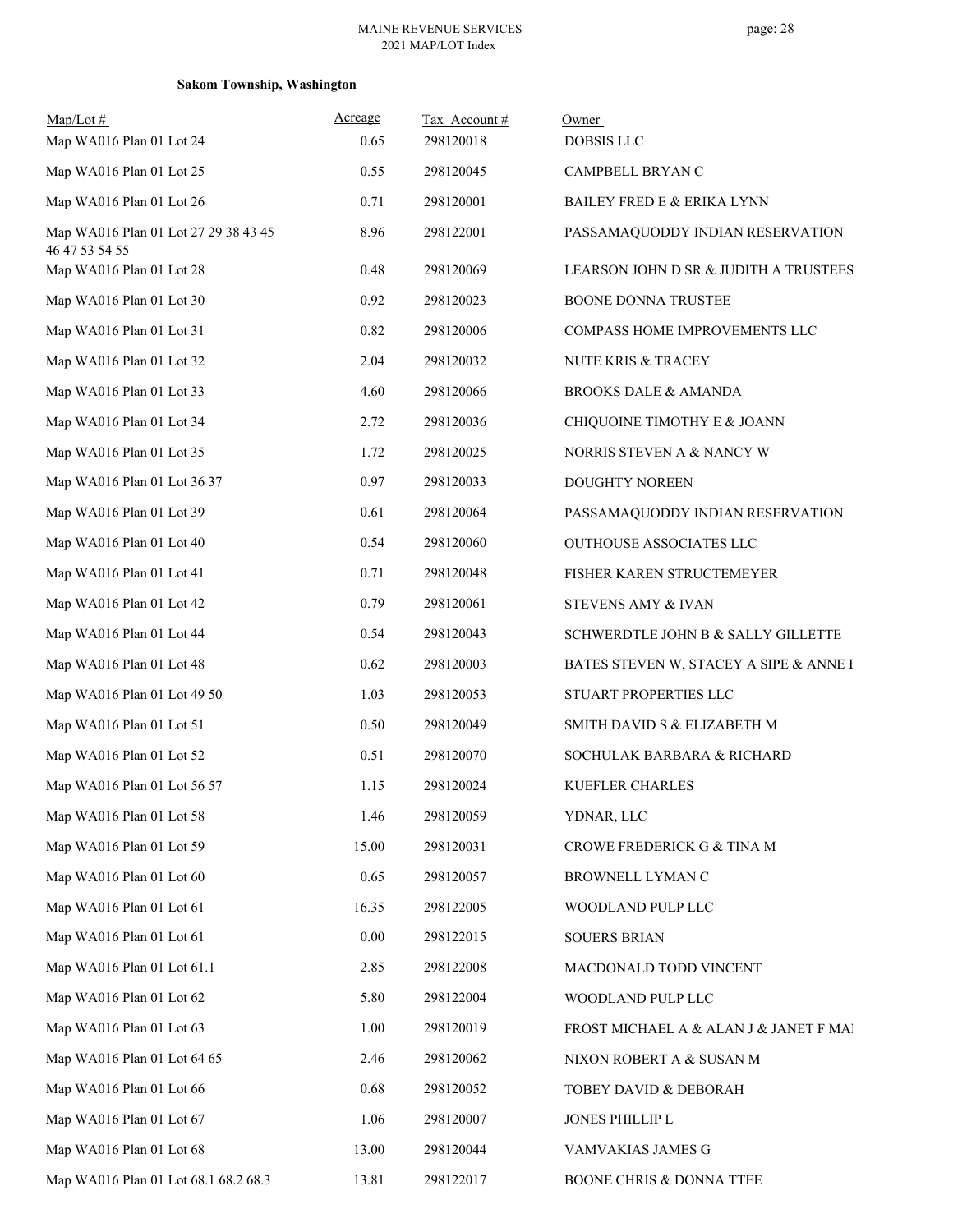**Sakom Township, Washington**

| Map/Lot # | Acreage | Tax Account # | Owner |
|---|---|---|---|
| Map WA016 Plan 01 Lot 24 | 0.65 | 298120018 | DOBSIS LLC |
| Map WA016 Plan 01 Lot 25 | 0.55 | 298120045 | CAMPBELL BRYAN C |
| Map WA016 Plan 01 Lot 26 | 0.71 | 298120001 | BAILEY FRED E & ERIKA LYNN |
| Map WA016 Plan 01 Lot 27 29 38 43 45 46 47 53 54 55 | 8.96 | 298122001 | PASSAMAQUODDY INDIAN RESERVATION |
| Map WA016 Plan 01 Lot 28 | 0.48 | 298120069 | LEARSON JOHN D SR & JUDITH A TRUSTEES |
| Map WA016 Plan 01 Lot 30 | 0.92 | 298120023 | BOONE DONNA TRUSTEE |
| Map WA016 Plan 01 Lot 31 | 0.82 | 298120006 | COMPASS HOME IMPROVEMENTS LLC |
| Map WA016 Plan 01 Lot 32 | 2.04 | 298120032 | NUTE KRIS & TRACEY |
| Map WA016 Plan 01 Lot 33 | 4.60 | 298120066 | BROOKS DALE & AMANDA |
| Map WA016 Plan 01 Lot 34 | 2.72 | 298120036 | CHIQUOINE TIMOTHY E & JOANN |
| Map WA016 Plan 01 Lot 35 | 1.72 | 298120025 | NORRIS STEVEN A & NANCY W |
| Map WA016 Plan 01 Lot 36 37 | 0.97 | 298120033 | DOUGHTY NOREEN |
| Map WA016 Plan 01 Lot 39 | 0.61 | 298120064 | PASSAMAQUODDY INDIAN RESERVATION |
| Map WA016 Plan 01 Lot 40 | 0.54 | 298120060 | OUTHOUSE ASSOCIATES LLC |
| Map WA016 Plan 01 Lot 41 | 0.71 | 298120048 | FISHER KAREN STRUCTEMEYER |
| Map WA016 Plan 01 Lot 42 | 0.79 | 298120061 | STEVENS AMY & IVAN |
| Map WA016 Plan 01 Lot 44 | 0.54 | 298120043 | SCHWERDTLE JOHN B & SALLY GILLETTE |
| Map WA016 Plan 01 Lot 48 | 0.62 | 298120003 | BATES STEVEN W, STACEY A SIPE & ANNE I |
| Map WA016 Plan 01 Lot 49 50 | 1.03 | 298120053 | STUART PROPERTIES LLC |
| Map WA016 Plan 01 Lot 51 | 0.50 | 298120049 | SMITH DAVID S & ELIZABETH M |
| Map WA016 Plan 01 Lot 52 | 0.51 | 298120070 | SOCHULAK BARBARA & RICHARD |
| Map WA016 Plan 01 Lot 56 57 | 1.15 | 298120024 | KUEFLER CHARLES |
| Map WA016 Plan 01 Lot 58 | 1.46 | 298120059 | YDNAR, LLC |
| Map WA016 Plan 01 Lot 59 | 15.00 | 298120031 | CROWE FREDERICK G & TINA M |
| Map WA016 Plan 01 Lot 60 | 0.65 | 298120057 | BROWNELL LYMAN C |
| Map WA016 Plan 01 Lot 61 | 16.35 | 298122005 | WOODLAND PULP LLC |
| Map WA016 Plan 01 Lot 61 | 0.00 | 298122015 | SOUERS BRIAN |
| Map WA016 Plan 01 Lot 61.1 | 2.85 | 298122008 | MACDONALD TODD VINCENT |
| Map WA016 Plan 01 Lot 62 | 5.80 | 298122004 | WOODLAND PULP LLC |
| Map WA016 Plan 01 Lot 63 | 1.00 | 298120019 | FROST MICHAEL A & ALAN J & JANET F MA |
| Map WA016 Plan 01 Lot 64 65 | 2.46 | 298120062 | NIXON ROBERT A & SUSAN M |
| Map WA016 Plan 01 Lot 66 | 0.68 | 298120052 | TOBEY DAVID & DEBORAH |
| Map WA016 Plan 01 Lot 67 | 1.06 | 298120007 | JONES PHILLIP L |
| Map WA016 Plan 01 Lot 68 | 13.00 | 298120044 | VAMVAKIAS JAMES G |
| Map WA016 Plan 01 Lot 68.1 68.2 68.3 | 13.81 | 298122017 | BOONE CHRIS & DONNA TTEE |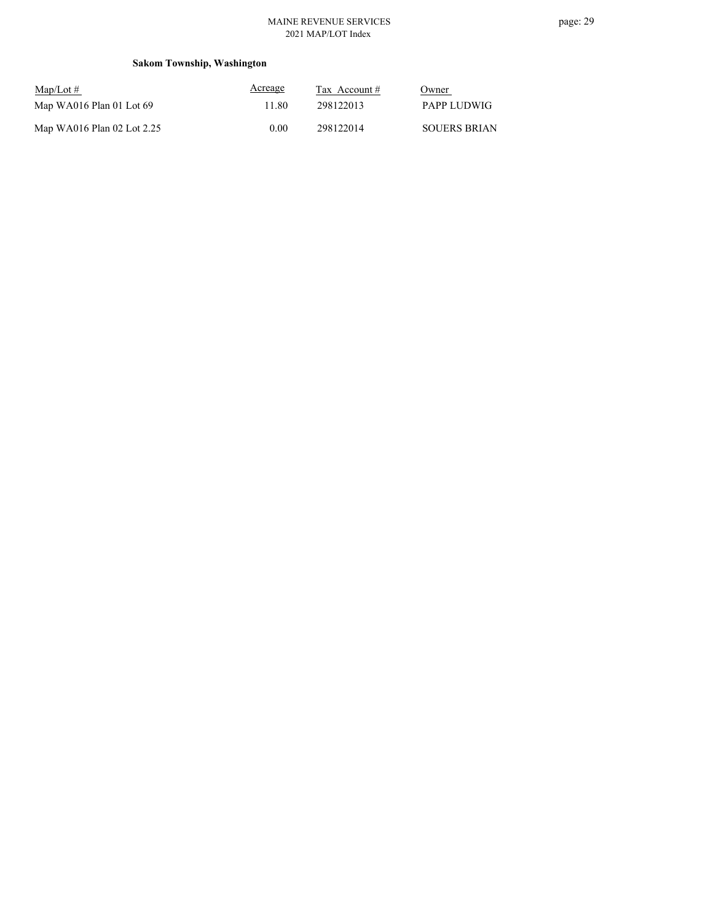**Sakom Township, Washington**

| Map/Lot # | Acreage | Tax Account # | Owner |
| --- | --- | --- | --- |
| Map WA016 Plan 01 Lot 69 | 11.80 | 298122013 | PAPP LUDWIG |
| Map WA016 Plan 02 Lot 2.25 | 0.00 | 298122014 | SOUERS BRIAN |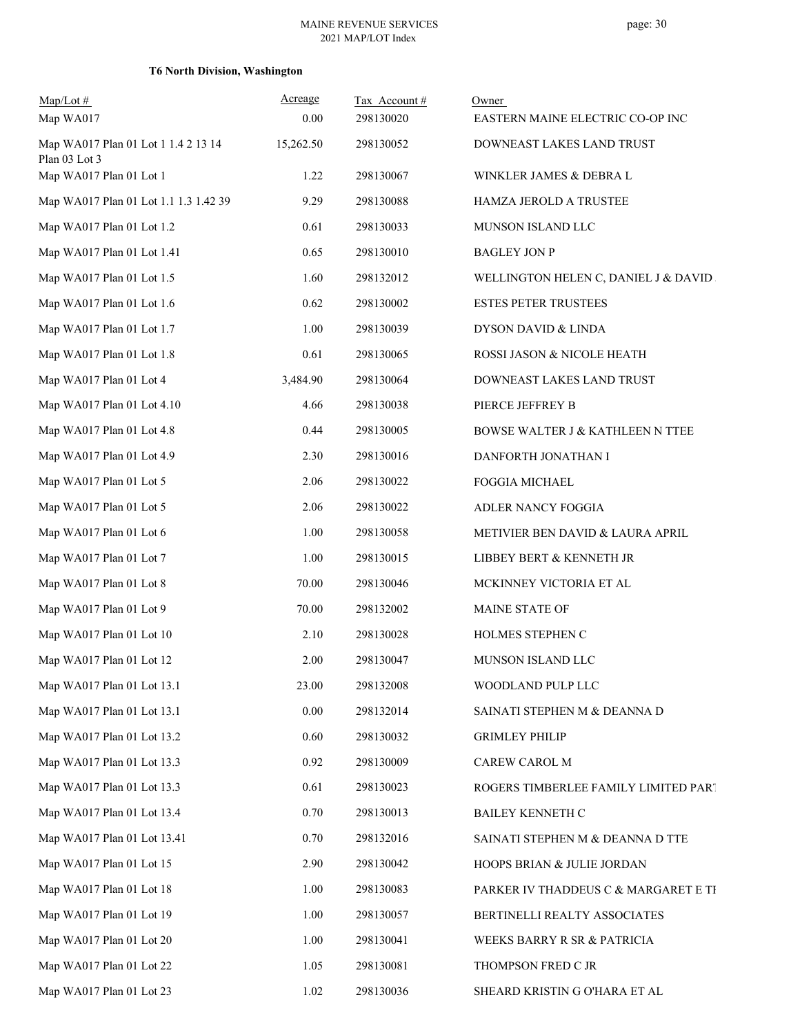### T6 North Division, Washington

| Map/Lot # | Acreage | Tax Account # | Owner |
|---|---|---|---|
| Map WA017 | 0.00 | 298130020 | EASTERN MAINE ELECTRIC CO-OP INC |
| Map WA017 Plan 01 Lot 1 1.4 2 13 14 Plan 03 Lot 3 | 15,262.50 | 298130052 | DOWNEAST LAKES LAND TRUST |
| Map WA017 Plan 01 Lot 1 | 1.22 | 298130067 | WINKLER JAMES & DEBRA L |
| Map WA017 Plan 01 Lot 1.1 1.3 1.42 39 | 9.29 | 298130088 | HAMZA JEROLD A TRUSTEE |
| Map WA017 Plan 01 Lot 1.2 | 0.61 | 298130033 | MUNSON ISLAND LLC |
| Map WA017 Plan 01 Lot 1.41 | 0.65 | 298130010 | BAGLEY JON P |
| Map WA017 Plan 01 Lot 1.5 | 1.60 | 298132012 | WELLINGTON HELEN C, DANIEL J & DAVID |
| Map WA017 Plan 01 Lot 1.6 | 0.62 | 298130002 | ESTES PETER TRUSTEES |
| Map WA017 Plan 01 Lot 1.7 | 1.00 | 298130039 | DYSON DAVID & LINDA |
| Map WA017 Plan 01 Lot 1.8 | 0.61 | 298130065 | ROSSI JASON & NICOLE HEATH |
| Map WA017 Plan 01 Lot 4 | 3,484.90 | 298130064 | DOWNEAST LAKES LAND TRUST |
| Map WA017 Plan 01 Lot 4.10 | 4.66 | 298130038 | PIERCE JEFFREY B |
| Map WA017 Plan 01 Lot 4.8 | 0.44 | 298130005 | BOWSE WALTER J & KATHLEEN N TTEE |
| Map WA017 Plan 01 Lot 4.9 | 2.30 | 298130016 | DANFORTH JONATHAN I |
| Map WA017 Plan 01 Lot 5 | 2.06 | 298130022 | FOGGIA MICHAEL |
| Map WA017 Plan 01 Lot 5 | 2.06 | 298130022 | ADLER NANCY FOGGIA |
| Map WA017 Plan 01 Lot 6 | 1.00 | 298130058 | METIVIER BEN DAVID & LAURA APRIL |
| Map WA017 Plan 01 Lot 7 | 1.00 | 298130015 | LIBBEY BERT & KENNETH JR |
| Map WA017 Plan 01 Lot 8 | 70.00 | 298130046 | MCKINNEY VICTORIA ET AL |
| Map WA017 Plan 01 Lot 9 | 70.00 | 298132002 | MAINE STATE OF |
| Map WA017 Plan 01 Lot 10 | 2.10 | 298130028 | HOLMES STEPHEN C |
| Map WA017 Plan 01 Lot 12 | 2.00 | 298130047 | MUNSON ISLAND LLC |
| Map WA017 Plan 01 Lot 13.1 | 23.00 | 298132008 | WOODLAND PULP LLC |
| Map WA017 Plan 01 Lot 13.1 | 0.00 | 298132014 | SAINATI STEPHEN M & DEANNA D |
| Map WA017 Plan 01 Lot 13.2 | 0.60 | 298130032 | GRIMLEY PHILIP |
| Map WA017 Plan 01 Lot 13.3 | 0.92 | 298130009 | CAREW CAROL M |
| Map WA017 Plan 01 Lot 13.3 | 0.61 | 298130023 | ROGERS TIMBERLEE FAMILY LIMITED PART |
| Map WA017 Plan 01 Lot 13.4 | 0.70 | 298130013 | BAILEY KENNETH C |
| Map WA017 Plan 01 Lot 13.41 | 0.70 | 298132016 | SAINATI STEPHEN M & DEANNA D TTE |
| Map WA017 Plan 01 Lot 15 | 2.90 | 298130042 | HOOPS BRIAN & JULIE JORDAN |
| Map WA017 Plan 01 Lot 18 | 1.00 | 298130083 | PARKER IV THADDEUS C & MARGARET E TI |
| Map WA017 Plan 01 Lot 19 | 1.00 | 298130057 | BERTINELLI REALTY ASSOCIATES |
| Map WA017 Plan 01 Lot 20 | 1.00 | 298130041 | WEEKS BARRY R SR & PATRICIA |
| Map WA017 Plan 01 Lot 22 | 1.05 | 298130081 | THOMPSON FRED C JR |
| Map WA017 Plan 01 Lot 23 | 1.02 | 298130036 | SHEARD KRISTIN G O'HARA ET AL |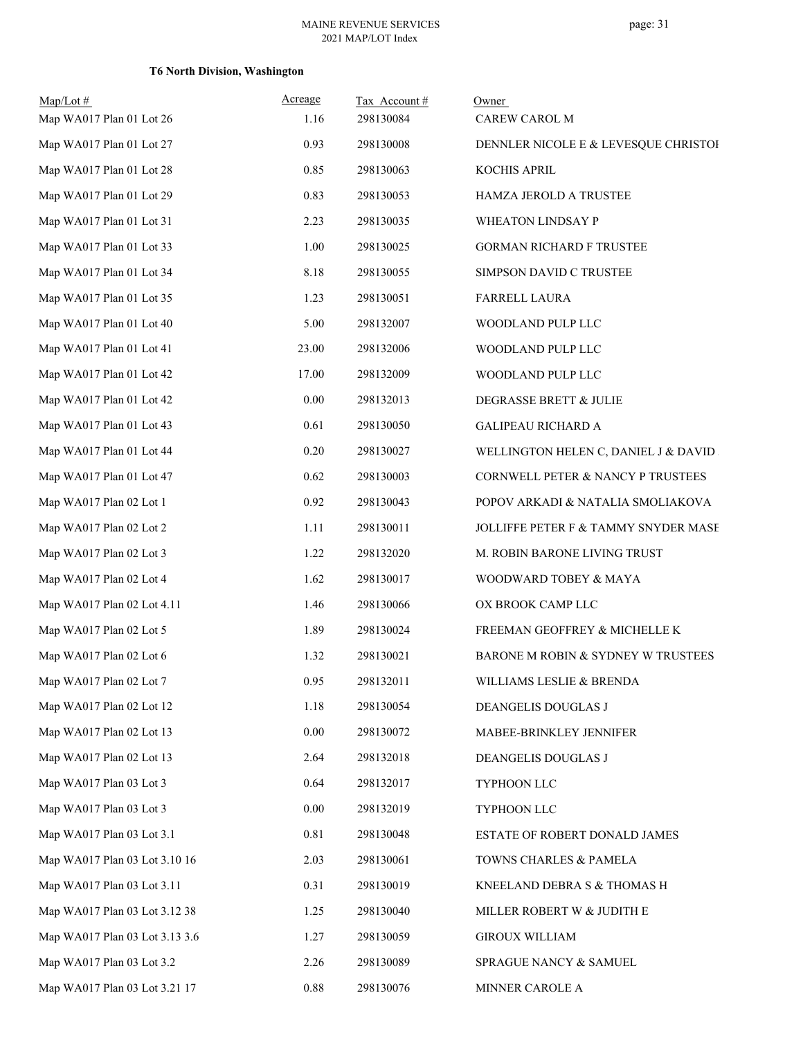**T6 North Division, Washington**

| Map/Lot # | Acreage | Tax Account # | Owner |
|---|---|---|---|
| Map WA017 Plan 01 Lot 26 | 1.16 | 298130084 | CAREW CAROL M |
| Map WA017 Plan 01 Lot 27 | 0.93 | 298130008 | DENNLER NICOLE E & LEVESQUE CHRISTOI |
| Map WA017 Plan 01 Lot 28 | 0.85 | 298130063 | KOCHIS APRIL |
| Map WA017 Plan 01 Lot 29 | 0.83 | 298130053 | HAMZA JEROLD A TRUSTEE |
| Map WA017 Plan 01 Lot 31 | 2.23 | 298130035 | WHEATON LINDSAY P |
| Map WA017 Plan 01 Lot 33 | 1.00 | 298130025 | GORMAN RICHARD F TRUSTEE |
| Map WA017 Plan 01 Lot 34 | 8.18 | 298130055 | SIMPSON DAVID C TRUSTEE |
| Map WA017 Plan 01 Lot 35 | 1.23 | 298130051 | FARRELL LAURA |
| Map WA017 Plan 01 Lot 40 | 5.00 | 298132007 | WOODLAND PULP LLC |
| Map WA017 Plan 01 Lot 41 | 23.00 | 298132006 | WOODLAND PULP LLC |
| Map WA017 Plan 01 Lot 42 | 17.00 | 298132009 | WOODLAND PULP LLC |
| Map WA017 Plan 01 Lot 42 | 0.00 | 298132013 | DEGRASSE BRETT & JULIE |
| Map WA017 Plan 01 Lot 43 | 0.61 | 298130050 | GALIPEAU RICHARD A |
| Map WA017 Plan 01 Lot 44 | 0.20 | 298130027 | WELLINGTON HELEN C, DANIEL J & DAVID |
| Map WA017 Plan 01 Lot 47 | 0.62 | 298130003 | CORNWELL PETER & NANCY P TRUSTEES |
| Map WA017 Plan 02 Lot 1 | 0.92 | 298130043 | POPOV ARKADI & NATALIA SMOLIAKOVA |
| Map WA017 Plan 02 Lot 2 | 1.11 | 298130011 | JOLLIFFE PETER F & TAMMY SNYDER MASI |
| Map WA017 Plan 02 Lot 3 | 1.22 | 298132020 | M. ROBIN BARONE LIVING TRUST |
| Map WA017 Plan 02 Lot 4 | 1.62 | 298130017 | WOODWARD TOBEY & MAYA |
| Map WA017 Plan 02 Lot 4.11 | 1.46 | 298130066 | OX BROOK CAMP LLC |
| Map WA017 Plan 02 Lot 5 | 1.89 | 298130024 | FREEMAN GEOFFREY & MICHELLE K |
| Map WA017 Plan 02 Lot 6 | 1.32 | 298130021 | BARONE M ROBIN & SYDNEY W TRUSTEES |
| Map WA017 Plan 02 Lot 7 | 0.95 | 298132011 | WILLIAMS LESLIE & BRENDA |
| Map WA017 Plan 02 Lot 12 | 1.18 | 298130054 | DEANGELIS DOUGLAS J |
| Map WA017 Plan 02 Lot 13 | 0.00 | 298130072 | MABEE-BRINKLEY JENNIFER |
| Map WA017 Plan 02 Lot 13 | 2.64 | 298132018 | DEANGELIS DOUGLAS J |
| Map WA017 Plan 03 Lot 3 | 0.64 | 298132017 | TYPHOON LLC |
| Map WA017 Plan 03 Lot 3 | 0.00 | 298132019 | TYPHOON LLC |
| Map WA017 Plan 03 Lot 3.1 | 0.81 | 298130048 | ESTATE OF ROBERT DONALD JAMES |
| Map WA017 Plan 03 Lot 3.10 16 | 2.03 | 298130061 | TOWNS CHARLES & PAMELA |
| Map WA017 Plan 03 Lot 3.11 | 0.31 | 298130019 | KNEELAND DEBRA S & THOMAS H |
| Map WA017 Plan 03 Lot 3.12 38 | 1.25 | 298130040 | MILLER ROBERT W & JUDITH E |
| Map WA017 Plan 03 Lot 3.13 3.6 | 1.27 | 298130059 | GIROUX WILLIAM |
| Map WA017 Plan 03 Lot 3.2 | 2.26 | 298130089 | SPRAGUE NANCY & SAMUEL |
| Map WA017 Plan 03 Lot 3.21 17 | 0.88 | 298130076 | MINNER CAROLE A |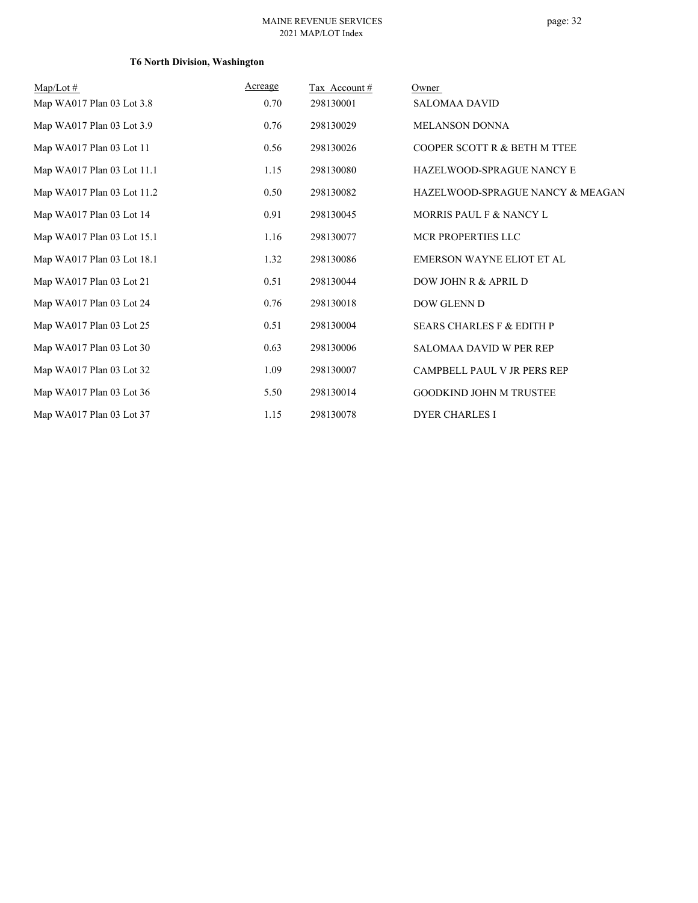**T6 North Division, Washington**

| Map/Lot # | Acreage | Tax Account # | Owner |
|---|---|---|---|
| Map WA017 Plan 03 Lot 3.8 | 0.70 | 298130001 | SALOMAA DAVID |
| Map WA017 Plan 03 Lot 3.9 | 0.76 | 298130029 | MELANSON DONNA |
| Map WA017 Plan 03 Lot 11 | 0.56 | 298130026 | COOPER SCOTT R & BETH M TTEE |
| Map WA017 Plan 03 Lot 11.1 | 1.15 | 298130080 | HAZELWOOD-SPRAGUE NANCY E |
| Map WA017 Plan 03 Lot 11.2 | 0.50 | 298130082 | HAZELWOOD-SPRAGUE NANCY & MEAGAN |
| Map WA017 Plan 03 Lot 14 | 0.91 | 298130045 | MORRIS PAUL F & NANCY L |
| Map WA017 Plan 03 Lot 15.1 | 1.16 | 298130077 | MCR PROPERTIES LLC |
| Map WA017 Plan 03 Lot 18.1 | 1.32 | 298130086 | EMERSON WAYNE ELIOT ET AL |
| Map WA017 Plan 03 Lot 21 | 0.51 | 298130044 | DOW JOHN R & APRIL D |
| Map WA017 Plan 03 Lot 24 | 0.76 | 298130018 | DOW GLENN D |
| Map WA017 Plan 03 Lot 25 | 0.51 | 298130004 | SEARS CHARLES F & EDITH P |
| Map WA017 Plan 03 Lot 30 | 0.63 | 298130006 | SALOMAA DAVID W PER REP |
| Map WA017 Plan 03 Lot 32 | 1.09 | 298130007 | CAMPBELL PAUL V JR PERS REP |
| Map WA017 Plan 03 Lot 36 | 5.50 | 298130014 | GOODKIND JOHN M TRUSTEE |
| Map WA017 Plan 03 Lot 37 | 1.15 | 298130078 | DYER CHARLES I |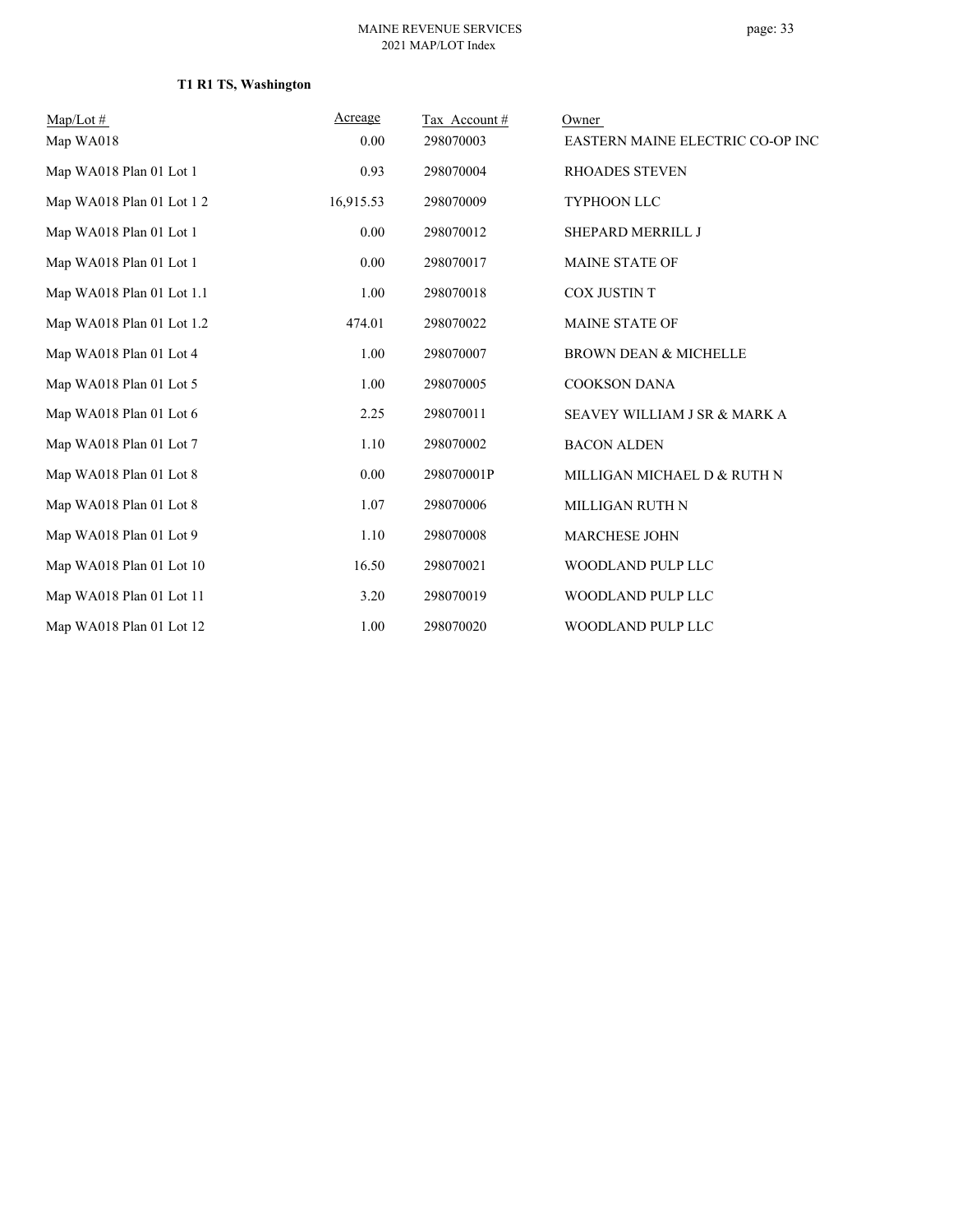**T1 R1 TS, Washington**

| Map/Lot # | Acreage | Tax Account # | Owner |
|---|---|---|---|
| Map WA018 | 0.00 | 298070003 | EASTERN MAINE ELECTRIC CO-OP INC |
| Map WA018 Plan 01 Lot 1 | 0.93 | 298070004 | RHOADES STEVEN |
| Map WA018 Plan 01 Lot 1 2 | 16,915.53 | 298070009 | TYPHOON LLC |
| Map WA018 Plan 01 Lot 1 | 0.00 | 298070012 | SHEPARD MERRILL J |
| Map WA018 Plan 01 Lot 1 | 0.00 | 298070017 | MAINE STATE OF |
| Map WA018 Plan 01 Lot 1.1 | 1.00 | 298070018 | COX JUSTIN T |
| Map WA018 Plan 01 Lot 1.2 | 474.01 | 298070022 | MAINE STATE OF |
| Map WA018 Plan 01 Lot 4 | 1.00 | 298070007 | BROWN DEAN & MICHELLE |
| Map WA018 Plan 01 Lot 5 | 1.00 | 298070005 | COOKSON DANA |
| Map WA018 Plan 01 Lot 6 | 2.25 | 298070011 | SEAVEY WILLIAM J SR & MARK A |
| Map WA018 Plan 01 Lot 7 | 1.10 | 298070002 | BACON ALDEN |
| Map WA018 Plan 01 Lot 8 | 0.00 | 298070001P | MILLIGAN MICHAEL D & RUTH N |
| Map WA018 Plan 01 Lot 8 | 1.07 | 298070006 | MILLIGAN RUTH N |
| Map WA018 Plan 01 Lot 9 | 1.10 | 298070008 | MARCHESE JOHN |
| Map WA018 Plan 01 Lot 10 | 16.50 | 298070021 | WOODLAND PULP LLC |
| Map WA018 Plan 01 Lot 11 | 3.20 | 298070019 | WOODLAND PULP LLC |
| Map WA018 Plan 01 Lot 12 | 1.00 | 298070020 | WOODLAND PULP LLC |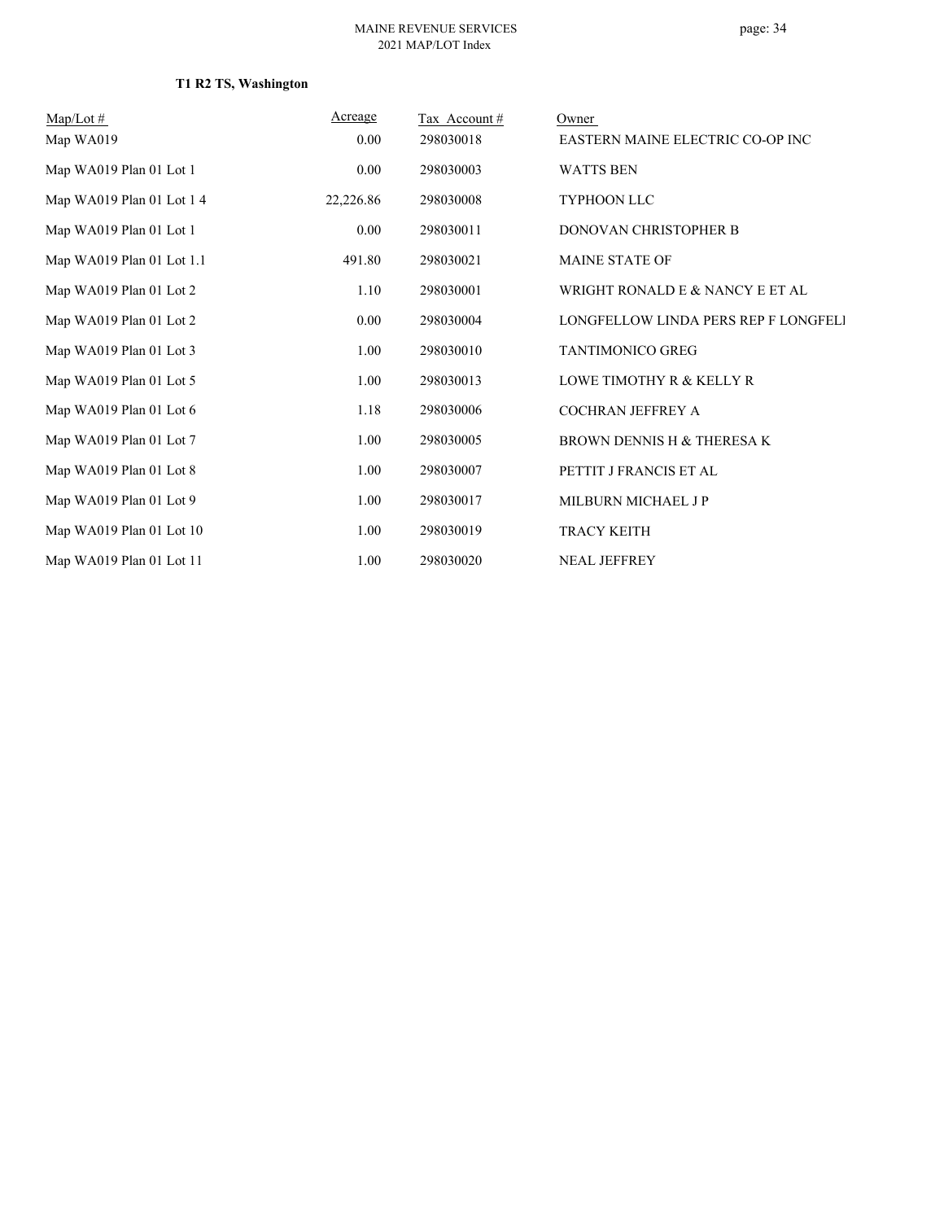**T1 R2 TS, Washington**

| Map/Lot # | Acreage | Tax Account # | Owner |
|---|---|---|---|
| Map WA019 | 0.00 | 298030018 | EASTERN MAINE ELECTRIC CO-OP INC |
| Map WA019 Plan 01 Lot 1 | 0.00 | 298030003 | WATTS BEN |
| Map WA019 Plan 01 Lot 1 4 | 22,226.86 | 298030008 | TYPHOON LLC |
| Map WA019 Plan 01 Lot 1 | 0.00 | 298030011 | DONOVAN CHRISTOPHER B |
| Map WA019 Plan 01 Lot 1.1 | 491.80 | 298030021 | MAINE STATE OF |
| Map WA019 Plan 01 Lot 2 | 1.10 | 298030001 | WRIGHT RONALD E & NANCY E ET AL |
| Map WA019 Plan 01 Lot 2 | 0.00 | 298030004 | LONGFELLOW LINDA PERS REP F LONGFELl |
| Map WA019 Plan 01 Lot 3 | 1.00 | 298030010 | TANTIMONICO GREG |
| Map WA019 Plan 01 Lot 5 | 1.00 | 298030013 | LOWE TIMOTHY R & KELLY R |
| Map WA019 Plan 01 Lot 6 | 1.18 | 298030006 | COCHRAN JEFFREY A |
| Map WA019 Plan 01 Lot 7 | 1.00 | 298030005 | BROWN DENNIS H & THERESA K |
| Map WA019 Plan 01 Lot 8 | 1.00 | 298030007 | PETTIT J FRANCIS ET AL |
| Map WA019 Plan 01 Lot 9 | 1.00 | 298030017 | MILBURN MICHAEL J P |
| Map WA019 Plan 01 Lot 10 | 1.00 | 298030019 | TRACY KEITH |
| Map WA019 Plan 01 Lot 11 | 1.00 | 298030020 | NEAL JEFFREY |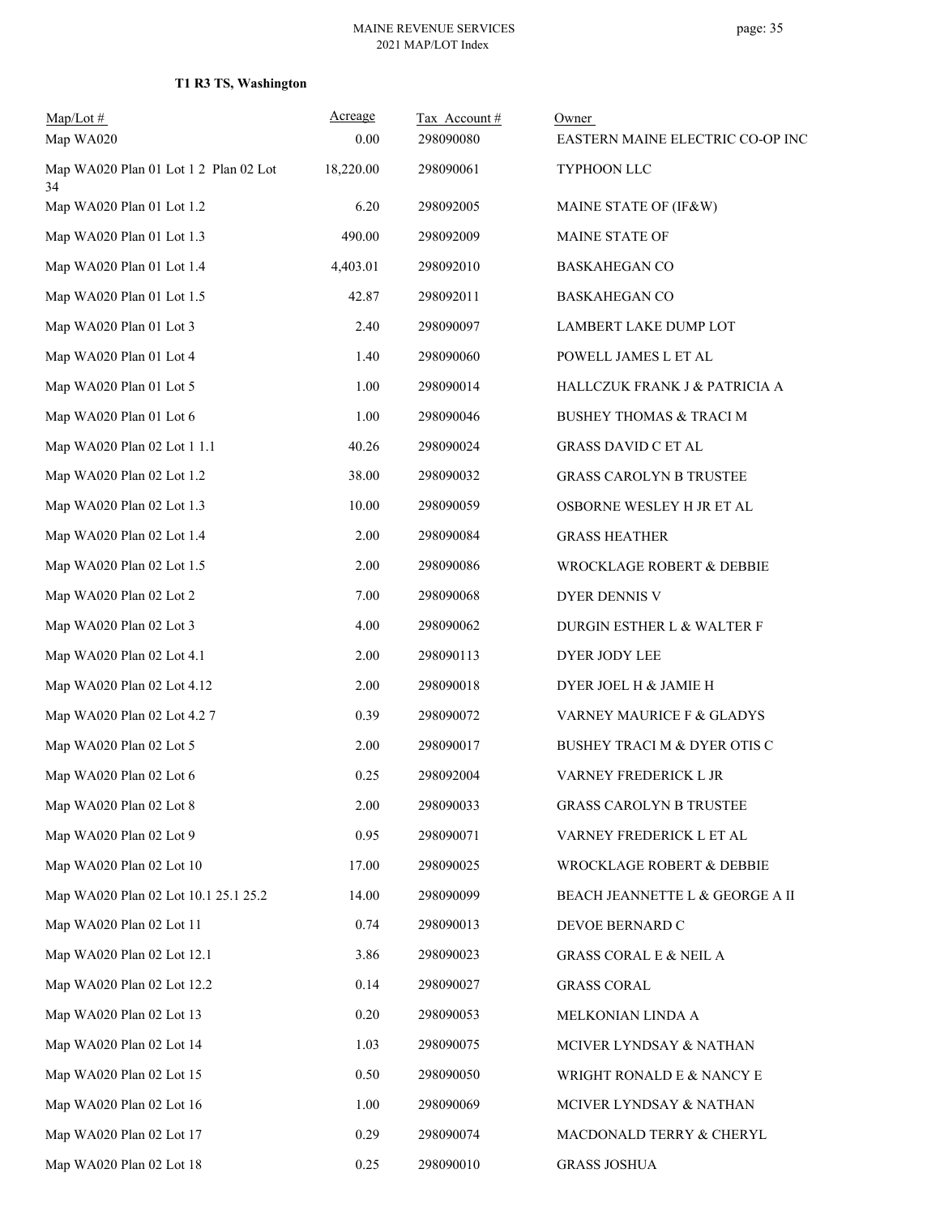**T1 R3 TS, Washington**

| Map/Lot # | Acreage | Tax Account # | Owner |
|---|---|---|---|
| Map WA020 | 0.00 | 298090080 | EASTERN MAINE ELECTRIC CO-OP INC |
| Map WA020 Plan 01 Lot 1 2 Plan 02 Lot 34 | 18,220.00 | 298090061 | TYPHOON LLC |
| Map WA020 Plan 01 Lot 1.2 | 6.20 | 298092005 | MAINE STATE OF (IF&W) |
| Map WA020 Plan 01 Lot 1.3 | 490.00 | 298092009 | MAINE STATE OF |
| Map WA020 Plan 01 Lot 1.4 | 4,403.01 | 298092010 | BASKAHEGAN CO |
| Map WA020 Plan 01 Lot 1.5 | 42.87 | 298092011 | BASKAHEGAN CO |
| Map WA020 Plan 01 Lot 3 | 2.40 | 298090097 | LAMBERT LAKE DUMP LOT |
| Map WA020 Plan 01 Lot 4 | 1.40 | 298090060 | POWELL JAMES L ET AL |
| Map WA020 Plan 01 Lot 5 | 1.00 | 298090014 | HALLCZUK FRANK J & PATRICIA A |
| Map WA020 Plan 01 Lot 6 | 1.00 | 298090046 | BUSHEY THOMAS & TRACI M |
| Map WA020 Plan 02 Lot 1 1.1 | 40.26 | 298090024 | GRASS DAVID C ET AL |
| Map WA020 Plan 02 Lot 1.2 | 38.00 | 298090032 | GRASS CAROLYN B TRUSTEE |
| Map WA020 Plan 02 Lot 1.3 | 10.00 | 298090059 | OSBORNE WESLEY H JR ET AL |
| Map WA020 Plan 02 Lot 1.4 | 2.00 | 298090084 | GRASS HEATHER |
| Map WA020 Plan 02 Lot 1.5 | 2.00 | 298090086 | WROCKLAGE ROBERT & DEBBIE |
| Map WA020 Plan 02 Lot 2 | 7.00 | 298090068 | DYER DENNIS V |
| Map WA020 Plan 02 Lot 3 | 4.00 | 298090062 | DURGIN ESTHER L & WALTER F |
| Map WA020 Plan 02 Lot 4.1 | 2.00 | 298090113 | DYER JODY LEE |
| Map WA020 Plan 02 Lot 4.12 | 2.00 | 298090018 | DYER JOEL H & JAMIE H |
| Map WA020 Plan 02 Lot 4.2 7 | 0.39 | 298090072 | VARNEY MAURICE F & GLADYS |
| Map WA020 Plan 02 Lot 5 | 2.00 | 298090017 | BUSHEY TRACI M & DYER OTIS C |
| Map WA020 Plan 02 Lot 6 | 0.25 | 298092004 | VARNEY FREDERICK L JR |
| Map WA020 Plan 02 Lot 8 | 2.00 | 298090033 | GRASS CAROLYN B TRUSTEE |
| Map WA020 Plan 02 Lot 9 | 0.95 | 298090071 | VARNEY FREDERICK L ET AL |
| Map WA020 Plan 02 Lot 10 | 17.00 | 298090025 | WROCKLAGE ROBERT & DEBBIE |
| Map WA020 Plan 02 Lot 10.1 25.1 25.2 | 14.00 | 298090099 | BEACH JEANNETTE L & GEORGE A II |
| Map WA020 Plan 02 Lot 11 | 0.74 | 298090013 | DEVOE BERNARD C |
| Map WA020 Plan 02 Lot 12.1 | 3.86 | 298090023 | GRASS CORAL E & NEIL A |
| Map WA020 Plan 02 Lot 12.2 | 0.14 | 298090027 | GRASS CORAL |
| Map WA020 Plan 02 Lot 13 | 0.20 | 298090053 | MELKONIAN LINDA A |
| Map WA020 Plan 02 Lot 14 | 1.03 | 298090075 | MCIVER LYNDSAY & NATHAN |
| Map WA020 Plan 02 Lot 15 | 0.50 | 298090050 | WRIGHT RONALD E & NANCY E |
| Map WA020 Plan 02 Lot 16 | 1.00 | 298090069 | MCIVER LYNDSAY & NATHAN |
| Map WA020 Plan 02 Lot 17 | 0.29 | 298090074 | MACDONALD TERRY & CHERYL |
| Map WA020 Plan 02 Lot 18 | 0.25 | 298090010 | GRASS JOSHUA |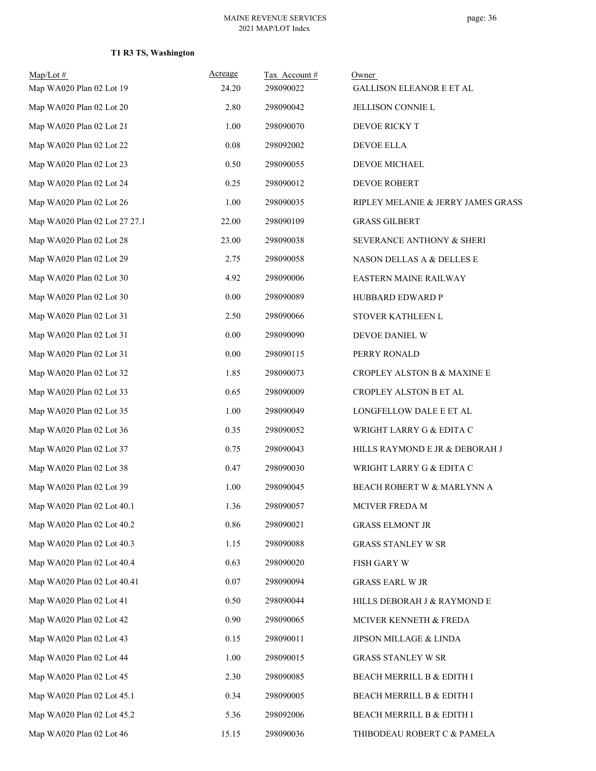**T1 R3 TS, Washington**

| Map/Lot # | Acreage | Tax Account # | Owner |
| --- | --- | --- | --- |
| Map WA020 Plan 02 Lot 19 | 24.20 | 298090022 | GALLISON ELEANOR E ET AL |
| Map WA020 Plan 02 Lot 20 | 2.80 | 298090042 | JELLISON CONNIE L |
| Map WA020 Plan 02 Lot 21 | 1.00 | 298090070 | DEVOE RICKY T |
| Map WA020 Plan 02 Lot 22 | 0.08 | 298092002 | DEVOE ELLA |
| Map WA020 Plan 02 Lot 23 | 0.50 | 298090055 | DEVOE MICHAEL |
| Map WA020 Plan 02 Lot 24 | 0.25 | 298090012 | DEVOE ROBERT |
| Map WA020 Plan 02 Lot 26 | 1.00 | 298090035 | RIPLEY MELANIE & JERRY JAMES GRASS |
| Map WA020 Plan 02 Lot 27 27.1 | 22.00 | 298090109 | GRASS GILBERT |
| Map WA020 Plan 02 Lot 28 | 23.00 | 298090038 | SEVERANCE ANTHONY & SHERI |
| Map WA020 Plan 02 Lot 29 | 2.75 | 298090058 | NASON DELLAS A & DELLES E |
| Map WA020 Plan 02 Lot 30 | 4.92 | 298090006 | EASTERN MAINE RAILWAY |
| Map WA020 Plan 02 Lot 30 | 0.00 | 298090089 | HUBBARD EDWARD P |
| Map WA020 Plan 02 Lot 31 | 2.50 | 298090066 | STOVER KATHLEEN L |
| Map WA020 Plan 02 Lot 31 | 0.00 | 298090090 | DEVOE DANIEL W |
| Map WA020 Plan 02 Lot 31 | 0.00 | 298090115 | PERRY RONALD |
| Map WA020 Plan 02 Lot 32 | 1.85 | 298090073 | CROPLEY ALSTON B & MAXINE E |
| Map WA020 Plan 02 Lot 33 | 0.65 | 298090009 | CROPLEY ALSTON B ET AL |
| Map WA020 Plan 02 Lot 35 | 1.00 | 298090049 | LONGFELLOW DALE E ET AL |
| Map WA020 Plan 02 Lot 36 | 0.35 | 298090052 | WRIGHT LARRY G & EDITA C |
| Map WA020 Plan 02 Lot 37 | 0.75 | 298090043 | HILLS RAYMOND E JR & DEBORAH J |
| Map WA020 Plan 02 Lot 38 | 0.47 | 298090030 | WRIGHT LARRY G & EDITA C |
| Map WA020 Plan 02 Lot 39 | 1.00 | 298090045 | BEACH ROBERT W & MARLYNN A |
| Map WA020 Plan 02 Lot 40.1 | 1.36 | 298090057 | MCIVER FREDA M |
| Map WA020 Plan 02 Lot 40.2 | 0.86 | 298090021 | GRASS ELMONT JR |
| Map WA020 Plan 02 Lot 40.3 | 1.15 | 298090088 | GRASS STANLEY W SR |
| Map WA020 Plan 02 Lot 40.4 | 0.63 | 298090020 | FISH GARY W |
| Map WA020 Plan 02 Lot 40.41 | 0.07 | 298090094 | GRASS EARL W JR |
| Map WA020 Plan 02 Lot 41 | 0.50 | 298090044 | HILLS DEBORAH J & RAYMOND E |
| Map WA020 Plan 02 Lot 42 | 0.90 | 298090065 | MCIVER KENNETH & FREDA |
| Map WA020 Plan 02 Lot 43 | 0.15 | 298090011 | JIPSON MILLAGE & LINDA |
| Map WA020 Plan 02 Lot 44 | 1.00 | 298090015 | GRASS STANLEY W SR |
| Map WA020 Plan 02 Lot 45 | 2.30 | 298090085 | BEACH MERRILL B & EDITH I |
| Map WA020 Plan 02 Lot 45.1 | 0.34 | 298090005 | BEACH MERRILL B & EDITH I |
| Map WA020 Plan 02 Lot 45.2 | 5.36 | 298092006 | BEACH MERRILL B & EDITH I |
| Map WA020 Plan 02 Lot 46 | 15.15 | 298090036 | THIBODEAU ROBERT C & PAMELA |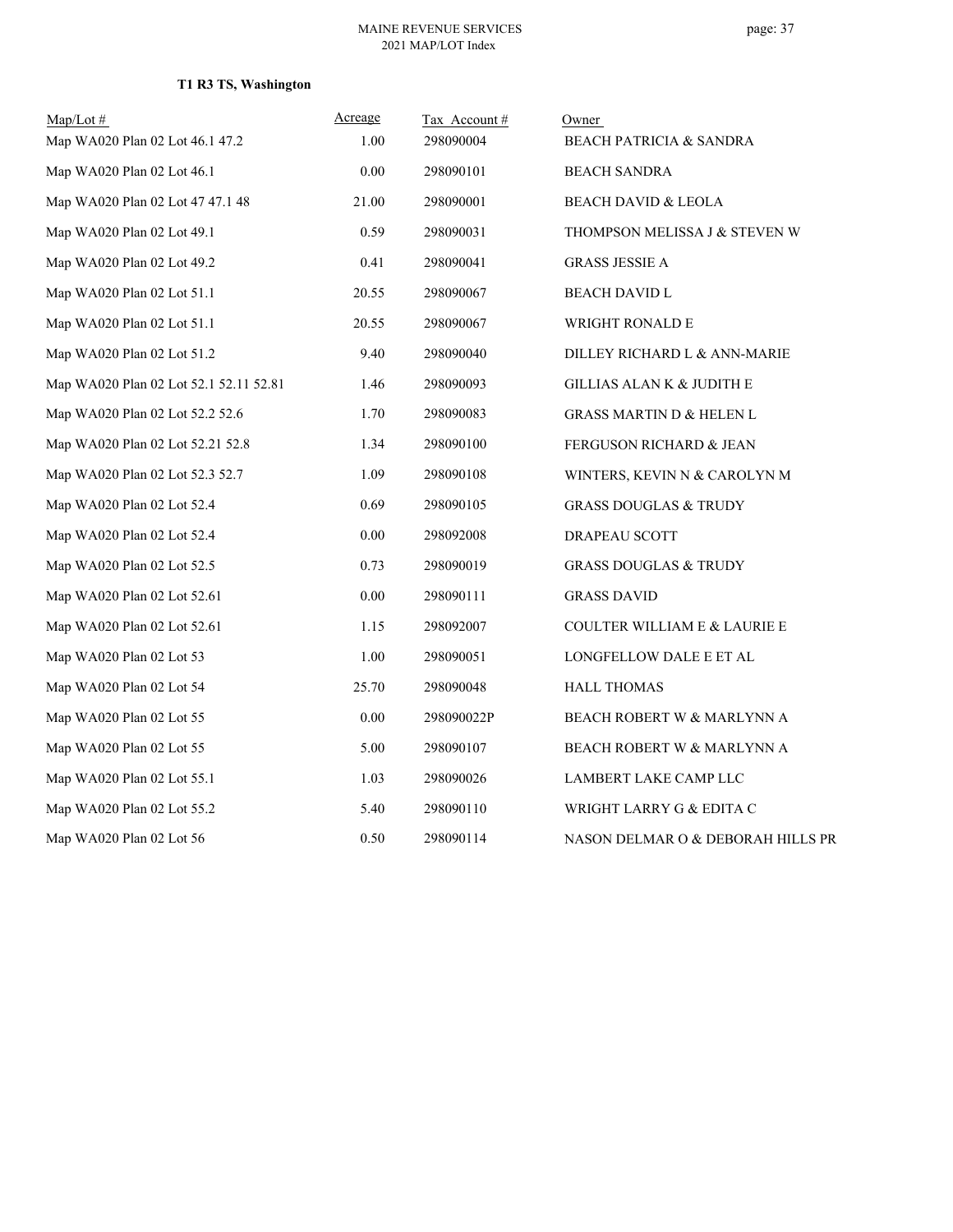**T1 R3 TS, Washington**

| Map/Lot # | Acreage | Tax Account # | Owner |
|---|---|---|---|
| Map WA020 Plan 02 Lot 46.1 47.2 | 1.00 | 298090004 | BEACH PATRICIA & SANDRA |
| Map WA020 Plan 02 Lot 46.1 | 0.00 | 298090101 | BEACH SANDRA |
| Map WA020 Plan 02 Lot 47 47.1 48 | 21.00 | 298090001 | BEACH DAVID & LEOLA |
| Map WA020 Plan 02 Lot 49.1 | 0.59 | 298090031 | THOMPSON MELISSA J & STEVEN W |
| Map WA020 Plan 02 Lot 49.2 | 0.41 | 298090041 | GRASS JESSIE A |
| Map WA020 Plan 02 Lot 51.1 | 20.55 | 298090067 | BEACH DAVID L |
| Map WA020 Plan 02 Lot 51.1 | 20.55 | 298090067 | WRIGHT RONALD E |
| Map WA020 Plan 02 Lot 51.2 | 9.40 | 298090040 | DILLEY RICHARD L & ANN-MARIE |
| Map WA020 Plan 02 Lot 52.1 52.11 52.81 | 1.46 | 298090093 | GILLIAS ALAN K & JUDITH E |
| Map WA020 Plan 02 Lot 52.2 52.6 | 1.70 | 298090083 | GRASS MARTIN D & HELEN L |
| Map WA020 Plan 02 Lot 52.21 52.8 | 1.34 | 298090100 | FERGUSON RICHARD & JEAN |
| Map WA020 Plan 02 Lot 52.3 52.7 | 1.09 | 298090108 | WINTERS, KEVIN N & CAROLYN M |
| Map WA020 Plan 02 Lot 52.4 | 0.69 | 298090105 | GRASS DOUGLAS & TRUDY |
| Map WA020 Plan 02 Lot 52.4 | 0.00 | 298092008 | DRAPEAU SCOTT |
| Map WA020 Plan 02 Lot 52.5 | 0.73 | 298090019 | GRASS DOUGLAS & TRUDY |
| Map WA020 Plan 02 Lot 52.61 | 0.00 | 298090111 | GRASS DAVID |
| Map WA020 Plan 02 Lot 52.61 | 1.15 | 298092007 | COULTER WILLIAM E & LAURIE E |
| Map WA020 Plan 02 Lot 53 | 1.00 | 298090051 | LONGFELLOW DALE E ET AL |
| Map WA020 Plan 02 Lot 54 | 25.70 | 298090048 | HALL THOMAS |
| Map WA020 Plan 02 Lot 55 | 0.00 | 298090022P | BEACH ROBERT W & MARLYNN A |
| Map WA020 Plan 02 Lot 55 | 5.00 | 298090107 | BEACH ROBERT W & MARLYNN A |
| Map WA020 Plan 02 Lot 55.1 | 1.03 | 298090026 | LAMBERT LAKE CAMP LLC |
| Map WA020 Plan 02 Lot 55.2 | 5.40 | 298090110 | WRIGHT LARRY G & EDITA C |
| Map WA020 Plan 02 Lot 56 | 0.50 | 298090114 | NASON DELMAR O & DEBORAH HILLS PR |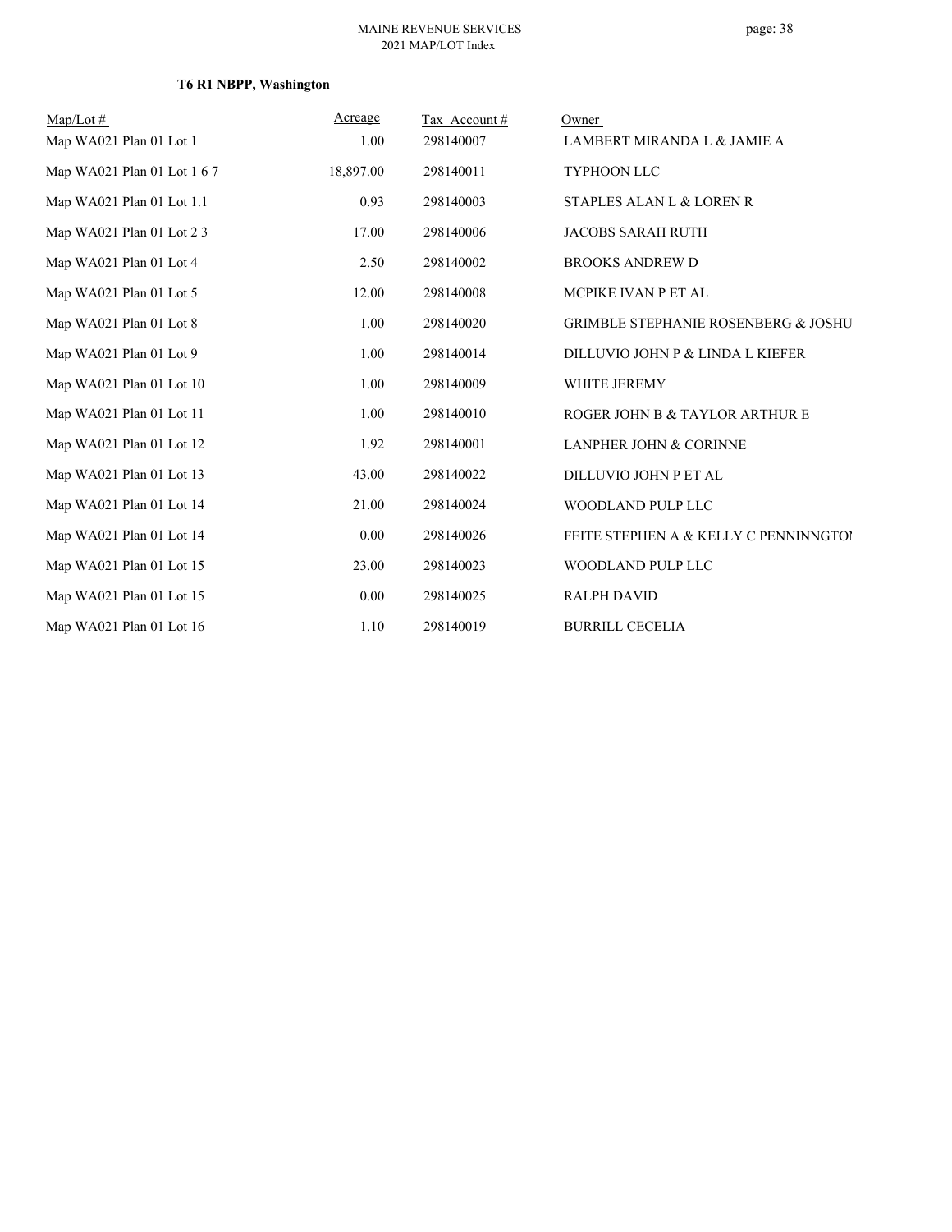**T6 R1 NBPP, Washington**

| Map/Lot # | Acreage | Tax Account # | Owner |
|---|---|---|---|
| Map WA021 Plan 01 Lot 1 | 1.00 | 298140007 | LAMBERT MIRANDA L & JAMIE A |
| Map WA021 Plan 01 Lot 1 6 7 | 18,897.00 | 298140011 | TYPHOON LLC |
| Map WA021 Plan 01 Lot 1.1 | 0.93 | 298140003 | STAPLES ALAN L & LOREN R |
| Map WA021 Plan 01 Lot 2 3 | 17.00 | 298140006 | JACOBS SARAH RUTH |
| Map WA021 Plan 01 Lot 4 | 2.50 | 298140002 | BROOKS ANDREW D |
| Map WA021 Plan 01 Lot 5 | 12.00 | 298140008 | MCPIKE IVAN P ET AL |
| Map WA021 Plan 01 Lot 8 | 1.00 | 298140020 | GRIMBLE STEPHANIE ROSENBERG & JOSHU |
| Map WA021 Plan 01 Lot 9 | 1.00 | 298140014 | DILLUVIO JOHN P & LINDA L KIEFER |
| Map WA021 Plan 01 Lot 10 | 1.00 | 298140009 | WHITE JEREMY |
| Map WA021 Plan 01 Lot 11 | 1.00 | 298140010 | ROGER JOHN B & TAYLOR ARTHUR E |
| Map WA021 Plan 01 Lot 12 | 1.92 | 298140001 | LANPHER JOHN & CORINNE |
| Map WA021 Plan 01 Lot 13 | 43.00 | 298140022 | DILLUVIO JOHN P ET AL |
| Map WA021 Plan 01 Lot 14 | 21.00 | 298140024 | WOODLAND PULP LLC |
| Map WA021 Plan 01 Lot 14 | 0.00 | 298140026 | FEITE STEPHEN A & KELLY C PENNINNGTOI |
| Map WA021 Plan 01 Lot 15 | 23.00 | 298140023 | WOODLAND PULP LLC |
| Map WA021 Plan 01 Lot 15 | 0.00 | 298140025 | RALPH DAVID |
| Map WA021 Plan 01 Lot 16 | 1.10 | 298140019 | BURRILL CECELIA |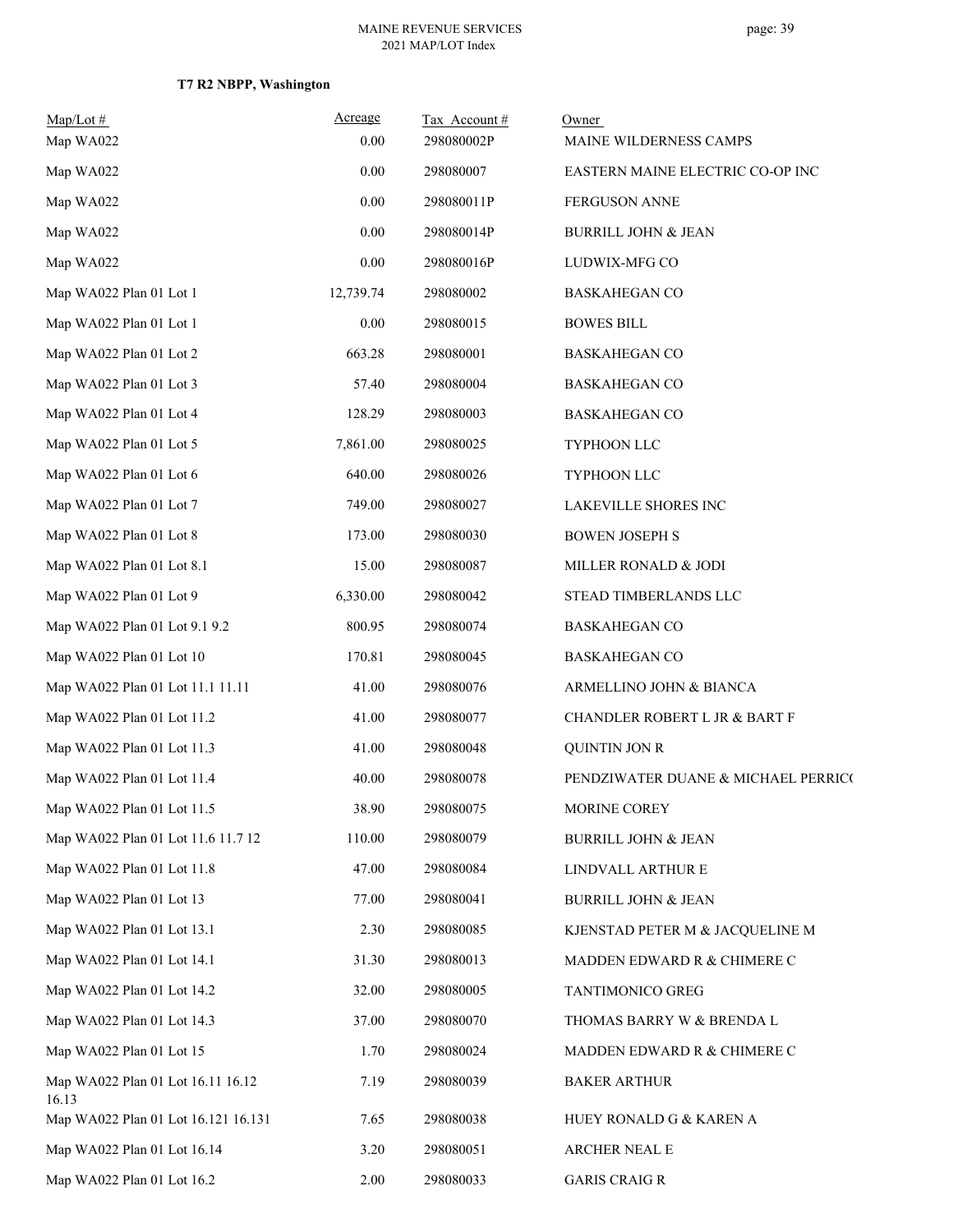**T7 R2 NBPP, Washington**

| Map/Lot # | Acreage | Tax Account # | Owner |
|---|---|---|---|
| Map WA022 | 0.00 | 298080002P | MAINE WILDERNESS CAMPS |
| Map WA022 | 0.00 | 298080007 | EASTERN MAINE ELECTRIC CO-OP INC |
| Map WA022 | 0.00 | 298080011P | FERGUSON ANNE |
| Map WA022 | 0.00 | 298080014P | BURRILL JOHN & JEAN |
| Map WA022 | 0.00 | 298080016P | LUDWIX-MFG CO |
| Map WA022 Plan 01 Lot 1 | 12,739.74 | 298080002 | BASKAHEGAN CO |
| Map WA022 Plan 01 Lot 1 | 0.00 | 298080015 | BOWES BILL |
| Map WA022 Plan 01 Lot 2 | 663.28 | 298080001 | BASKAHEGAN CO |
| Map WA022 Plan 01 Lot 3 | 57.40 | 298080004 | BASKAHEGAN CO |
| Map WA022 Plan 01 Lot 4 | 128.29 | 298080003 | BASKAHEGAN CO |
| Map WA022 Plan 01 Lot 5 | 7,861.00 | 298080025 | TYPHOON LLC |
| Map WA022 Plan 01 Lot 6 | 640.00 | 298080026 | TYPHOON LLC |
| Map WA022 Plan 01 Lot 7 | 749.00 | 298080027 | LAKEVILLE SHORES INC |
| Map WA022 Plan 01 Lot 8 | 173.00 | 298080030 | BOWEN JOSEPH S |
| Map WA022 Plan 01 Lot 8.1 | 15.00 | 298080087 | MILLER RONALD & JODI |
| Map WA022 Plan 01 Lot 9 | 6,330.00 | 298080042 | STEAD TIMBERLANDS LLC |
| Map WA022 Plan 01 Lot 9.1 9.2 | 800.95 | 298080074 | BASKAHEGAN CO |
| Map WA022 Plan 01 Lot 10 | 170.81 | 298080045 | BASKAHEGAN CO |
| Map WA022 Plan 01 Lot 11.1 11.11 | 41.00 | 298080076 | ARMELLINO JOHN & BIANCA |
| Map WA022 Plan 01 Lot 11.2 | 41.00 | 298080077 | CHANDLER ROBERT L JR & BART F |
| Map WA022 Plan 01 Lot 11.3 | 41.00 | 298080048 | QUINTIN JON R |
| Map WA022 Plan 01 Lot 11.4 | 40.00 | 298080078 | PENDZIWATER DUANE & MICHAEL PERRICO |
| Map WA022 Plan 01 Lot 11.5 | 38.90 | 298080075 | MORINE COREY |
| Map WA022 Plan 01 Lot 11.6 11.7 12 | 110.00 | 298080079 | BURRILL JOHN & JEAN |
| Map WA022 Plan 01 Lot 11.8 | 47.00 | 298080084 | LINDVALL ARTHUR E |
| Map WA022 Plan 01 Lot 13 | 77.00 | 298080041 | BURRILL JOHN & JEAN |
| Map WA022 Plan 01 Lot 13.1 | 2.30 | 298080085 | KJENSTAD PETER M & JACQUELINE M |
| Map WA022 Plan 01 Lot 14.1 | 31.30 | 298080013 | MADDEN EDWARD R & CHIMERE C |
| Map WA022 Plan 01 Lot 14.2 | 32.00 | 298080005 | TANTIMONICO GREG |
| Map WA022 Plan 01 Lot 14.3 | 37.00 | 298080070 | THOMAS BARRY W & BRENDA L |
| Map WA022 Plan 01 Lot 15 | 1.70 | 298080024 | MADDEN EDWARD R & CHIMERE C |
| Map WA022 Plan 01 Lot 16.11 16.12 16.13 | 7.19 | 298080039 | BAKER ARTHUR |
| Map WA022 Plan 01 Lot 16.121 16.131 | 7.65 | 298080038 | HUEY RONALD G & KAREN A |
| Map WA022 Plan 01 Lot 16.14 | 3.20 | 298080051 | ARCHER NEAL E |
| Map WA022 Plan 01 Lot 16.2 | 2.00 | 298080033 | GARIS CRAIG R |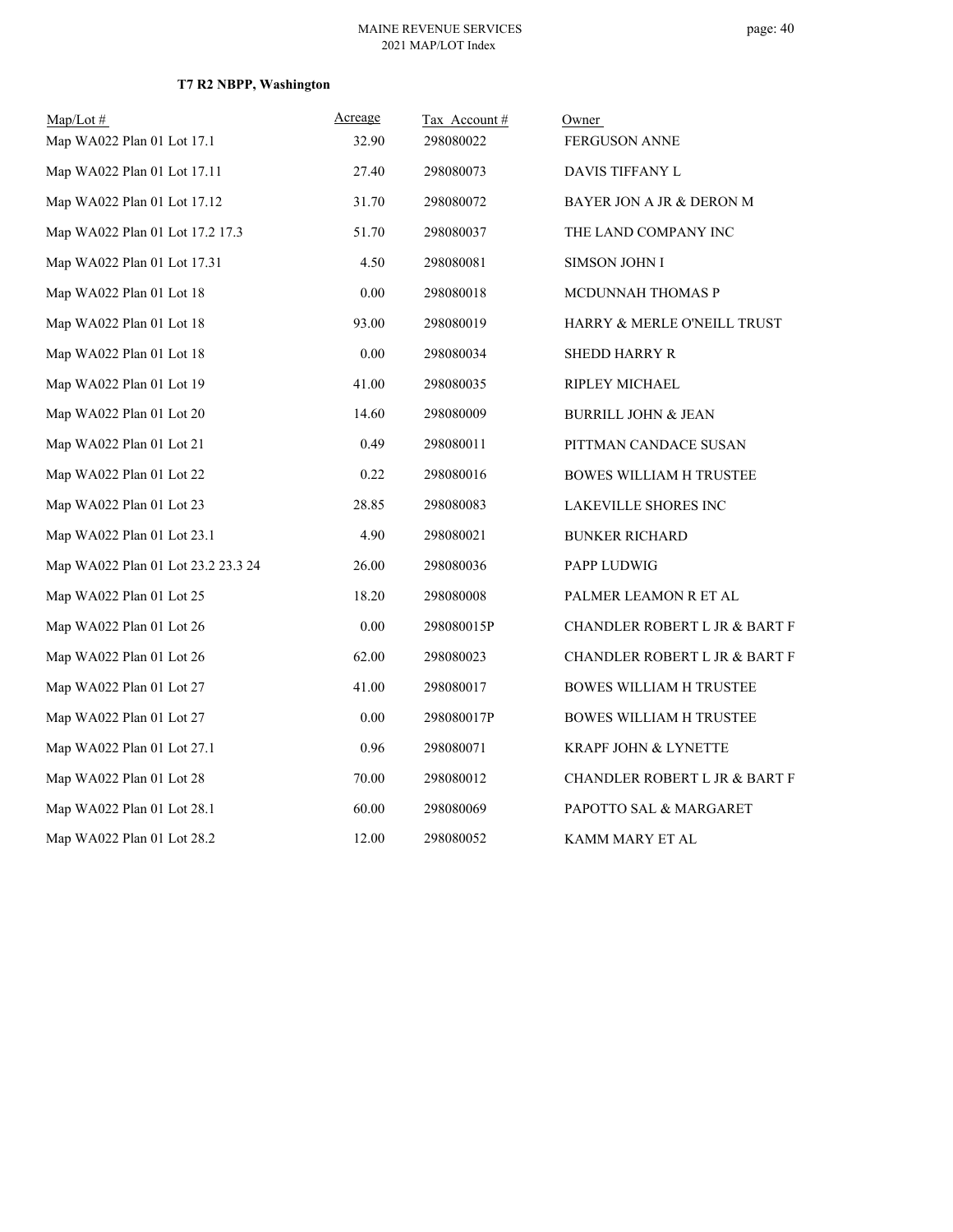**T7 R2 NBPP, Washington**

| Map/Lot # | Acreage | Tax Account # | Owner |
|---|---|---|---|
| Map WA022 Plan 01 Lot 17.1 | 32.90 | 298080022 | FERGUSON ANNE |
| Map WA022 Plan 01 Lot 17.11 | 27.40 | 298080073 | DAVIS TIFFANY L |
| Map WA022 Plan 01 Lot 17.12 | 31.70 | 298080072 | BAYER JON A JR & DERON M |
| Map WA022 Plan 01 Lot 17.2 17.3 | 51.70 | 298080037 | THE LAND COMPANY INC |
| Map WA022 Plan 01 Lot 17.31 | 4.50 | 298080081 | SIMSON JOHN I |
| Map WA022 Plan 01 Lot 18 | 0.00 | 298080018 | MCDUNNAH THOMAS P |
| Map WA022 Plan 01 Lot 18 | 93.00 | 298080019 | HARRY & MERLE O'NEILL TRUST |
| Map WA022 Plan 01 Lot 18 | 0.00 | 298080034 | SHEDD HARRY R |
| Map WA022 Plan 01 Lot 19 | 41.00 | 298080035 | RIPLEY MICHAEL |
| Map WA022 Plan 01 Lot 20 | 14.60 | 298080009 | BURRILL JOHN & JEAN |
| Map WA022 Plan 01 Lot 21 | 0.49 | 298080011 | PITTMAN CANDACE SUSAN |
| Map WA022 Plan 01 Lot 22 | 0.22 | 298080016 | BOWES WILLIAM H TRUSTEE |
| Map WA022 Plan 01 Lot 23 | 28.85 | 298080083 | LAKEVILLE SHORES INC |
| Map WA022 Plan 01 Lot 23.1 | 4.90 | 298080021 | BUNKER RICHARD |
| Map WA022 Plan 01 Lot 23.2 23.3 24 | 26.00 | 298080036 | PAPP LUDWIG |
| Map WA022 Plan 01 Lot 25 | 18.20 | 298080008 | PALMER LEAMON R ET AL |
| Map WA022 Plan 01 Lot 26 | 0.00 | 298080015P | CHANDLER ROBERT L JR & BART F |
| Map WA022 Plan 01 Lot 26 | 62.00 | 298080023 | CHANDLER ROBERT L JR & BART F |
| Map WA022 Plan 01 Lot 27 | 41.00 | 298080017 | BOWES WILLIAM H TRUSTEE |
| Map WA022 Plan 01 Lot 27 | 0.00 | 298080017P | BOWES WILLIAM H TRUSTEE |
| Map WA022 Plan 01 Lot 27.1 | 0.96 | 298080071 | KRAPF JOHN & LYNETTE |
| Map WA022 Plan 01 Lot 28 | 70.00 | 298080012 | CHANDLER ROBERT L JR & BART F |
| Map WA022 Plan 01 Lot 28.1 | 60.00 | 298080069 | PAPOTTO SAL & MARGARET |
| Map WA022 Plan 01 Lot 28.2 | 12.00 | 298080052 | KAMM MARY ET AL |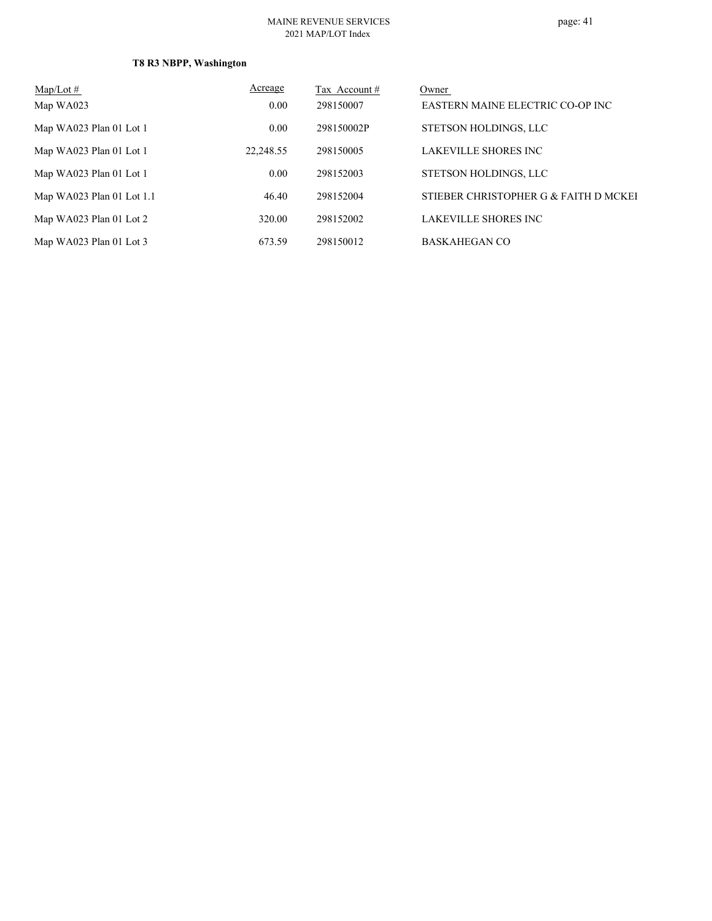**T8 R3 NBPP, Washington**

| Map/Lot # | Acreage | Tax Account # | Owner |
|---|---|---|---|
| Map WA023 | 0.00 | 298150007 | EASTERN MAINE ELECTRIC CO-OP INC |
| Map WA023 Plan 01 Lot 1 | 0.00 | 298150002P | STETSON HOLDINGS, LLC |
| Map WA023 Plan 01 Lot 1 | 22,248.55 | 298150005 | LAKEVILLE SHORES INC |
| Map WA023 Plan 01 Lot 1 | 0.00 | 298152003 | STETSON HOLDINGS, LLC |
| Map WA023 Plan 01 Lot 1.1 | 46.40 | 298152004 | STIEBER CHRISTOPHER G & FAITH D MCKEI |
| Map WA023 Plan 01 Lot 2 | 320.00 | 298152002 | LAKEVILLE SHORES INC |
| Map WA023 Plan 01 Lot 3 | 673.59 | 298150012 | BASKAHEGAN CO |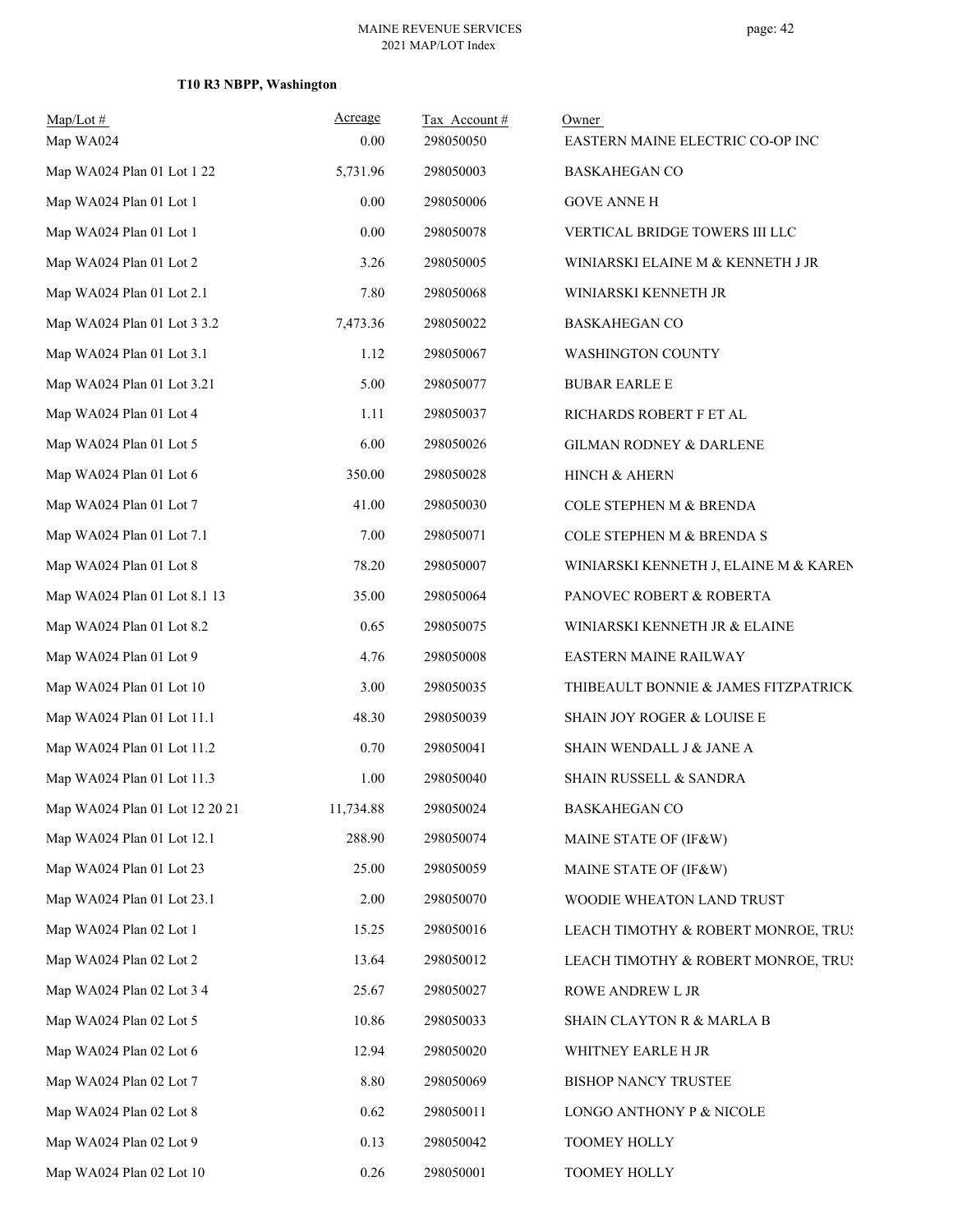**T10 R3 NBPP, Washington**

| Map/Lot # | Acreage | Tax Account # | Owner |
|---|---|---|---|
| Map WA024 | 0.00 | 298050050 | EASTERN MAINE ELECTRIC CO-OP INC |
| Map WA024 Plan 01 Lot 1 22 | 5,731.96 | 298050003 | BASKAHEGAN CO |
| Map WA024 Plan 01 Lot 1 | 0.00 | 298050006 | GOVE ANNE H |
| Map WA024 Plan 01 Lot 1 | 0.00 | 298050078 | VERTICAL BRIDGE TOWERS III LLC |
| Map WA024 Plan 01 Lot 2 | 3.26 | 298050005 | WINIARSKI ELAINE M & KENNETH J JR |
| Map WA024 Plan 01 Lot 2.1 | 7.80 | 298050068 | WINIARSKI KENNETH JR |
| Map WA024 Plan 01 Lot 3 3.2 | 7,473.36 | 298050022 | BASKAHEGAN CO |
| Map WA024 Plan 01 Lot 3.1 | 1.12 | 298050067 | WASHINGTON COUNTY |
| Map WA024 Plan 01 Lot 3.21 | 5.00 | 298050077 | BUBAR EARLE E |
| Map WA024 Plan 01 Lot 4 | 1.11 | 298050037 | RICHARDS ROBERT F ET AL |
| Map WA024 Plan 01 Lot 5 | 6.00 | 298050026 | GILMAN RODNEY & DARLENE |
| Map WA024 Plan 01 Lot 6 | 350.00 | 298050028 | HINCH & AHERN |
| Map WA024 Plan 01 Lot 7 | 41.00 | 298050030 | COLE STEPHEN M & BRENDA |
| Map WA024 Plan 01 Lot 7.1 | 7.00 | 298050071 | COLE STEPHEN M & BRENDA S |
| Map WA024 Plan 01 Lot 8 | 78.20 | 298050007 | WINIARSKI KENNETH J, ELAINE M & KAREN |
| Map WA024 Plan 01 Lot 8.1 13 | 35.00 | 298050064 | PANOVEC ROBERT & ROBERTA |
| Map WA024 Plan 01 Lot 8.2 | 0.65 | 298050075 | WINIARSKI KENNETH JR & ELAINE |
| Map WA024 Plan 01 Lot 9 | 4.76 | 298050008 | EASTERN MAINE RAILWAY |
| Map WA024 Plan 01 Lot 10 | 3.00 | 298050035 | THIBEAULT BONNIE & JAMES FITZPATRICK |
| Map WA024 Plan 01 Lot 11.1 | 48.30 | 298050039 | SHAIN JOY ROGER & LOUISE E |
| Map WA024 Plan 01 Lot 11.2 | 0.70 | 298050041 | SHAIN WENDALL J & JANE A |
| Map WA024 Plan 01 Lot 11.3 | 1.00 | 298050040 | SHAIN RUSSELL & SANDRA |
| Map WA024 Plan 01 Lot 12 20 21 | 11,734.88 | 298050024 | BASKAHEGAN CO |
| Map WA024 Plan 01 Lot 12.1 | 288.90 | 298050074 | MAINE STATE OF (IF&W) |
| Map WA024 Plan 01 Lot 23 | 25.00 | 298050059 | MAINE STATE OF (IF&W) |
| Map WA024 Plan 01 Lot 23.1 | 2.00 | 298050070 | WOODIE WHEATON LAND TRUST |
| Map WA024 Plan 02 Lot 1 | 15.25 | 298050016 | LEACH TIMOTHY & ROBERT MONROE, TRUS |
| Map WA024 Plan 02 Lot 2 | 13.64 | 298050012 | LEACH TIMOTHY & ROBERT MONROE, TRUS |
| Map WA024 Plan 02 Lot 3 4 | 25.67 | 298050027 | ROWE ANDREW L JR |
| Map WA024 Plan 02 Lot 5 | 10.86 | 298050033 | SHAIN CLAYTON R & MARLA B |
| Map WA024 Plan 02 Lot 6 | 12.94 | 298050020 | WHITNEY EARLE H JR |
| Map WA024 Plan 02 Lot 7 | 8.80 | 298050069 | BISHOP NANCY TRUSTEE |
| Map WA024 Plan 02 Lot 8 | 0.62 | 298050011 | LONGO ANTHONY P & NICOLE |
| Map WA024 Plan 02 Lot 9 | 0.13 | 298050042 | TOOMEY HOLLY |
| Map WA024 Plan 02 Lot 10 | 0.26 | 298050001 | TOOMEY HOLLY |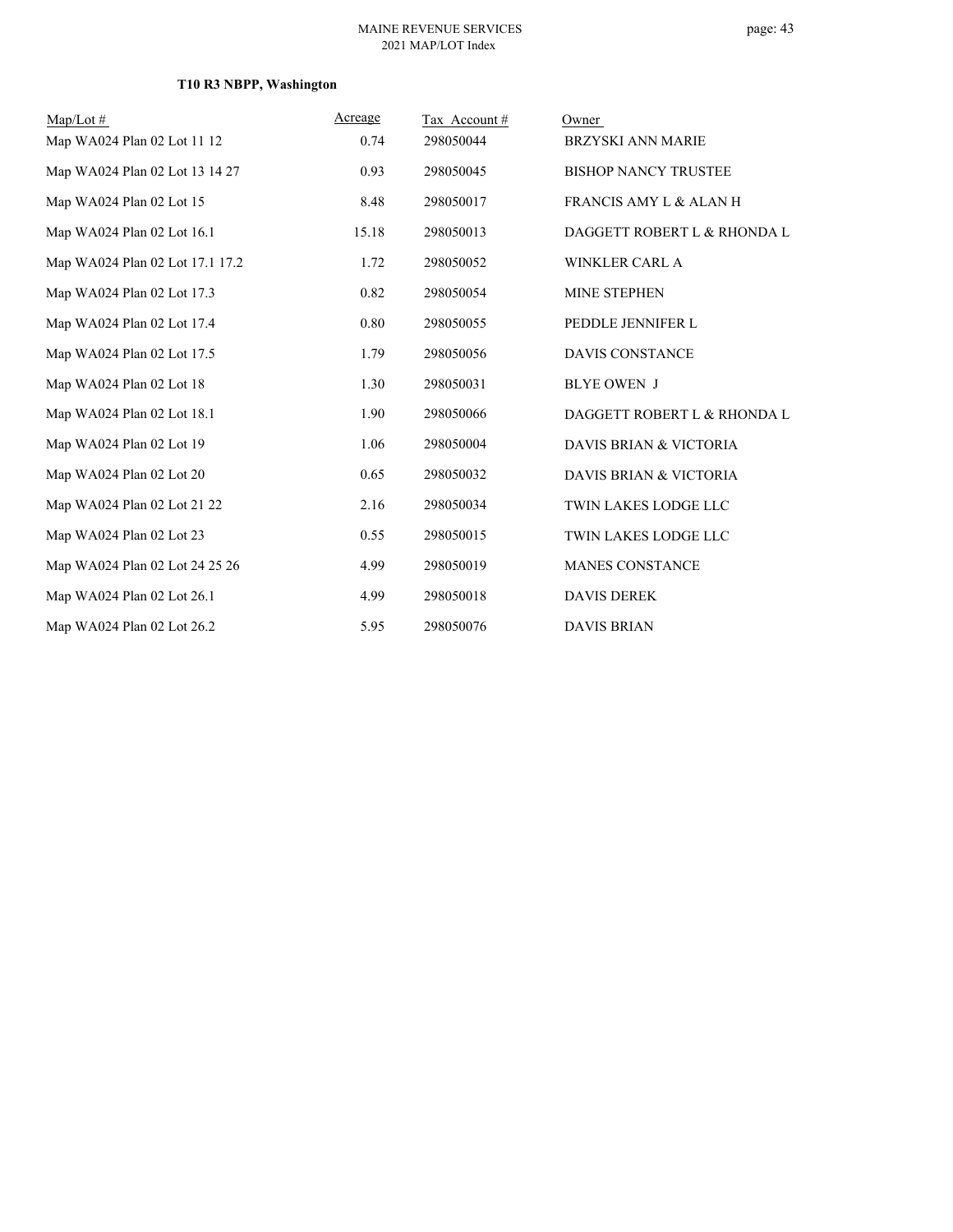**T10 R3 NBPP, Washington**

| Map/Lot # | Acreage | Tax Account # | Owner |
|---|---|---|---|
| Map WA024 Plan 02 Lot 11 12 | 0.74 | 298050044 | BRZYSKI ANN MARIE |
| Map WA024 Plan 02 Lot 13 14 27 | 0.93 | 298050045 | BISHOP NANCY TRUSTEE |
| Map WA024 Plan 02 Lot 15 | 8.48 | 298050017 | FRANCIS AMY L & ALAN H |
| Map WA024 Plan 02 Lot 16.1 | 15.18 | 298050013 | DAGGETT ROBERT L & RHONDA L |
| Map WA024 Plan 02 Lot 17.1 17.2 | 1.72 | 298050052 | WINKLER CARL A |
| Map WA024 Plan 02 Lot 17.3 | 0.82 | 298050054 | MINE STEPHEN |
| Map WA024 Plan 02 Lot 17.4 | 0.80 | 298050055 | PEDDLE JENNIFER L |
| Map WA024 Plan 02 Lot 17.5 | 1.79 | 298050056 | DAVIS CONSTANCE |
| Map WA024 Plan 02 Lot 18 | 1.30 | 298050031 | BLYE OWEN J |
| Map WA024 Plan 02 Lot 18.1 | 1.90 | 298050066 | DAGGETT ROBERT L & RHONDA L |
| Map WA024 Plan 02 Lot 19 | 1.06 | 298050004 | DAVIS BRIAN & VICTORIA |
| Map WA024 Plan 02 Lot 20 | 0.65 | 298050032 | DAVIS BRIAN & VICTORIA |
| Map WA024 Plan 02 Lot 21 22 | 2.16 | 298050034 | TWIN LAKES LODGE LLC |
| Map WA024 Plan 02 Lot 23 | 0.55 | 298050015 | TWIN LAKES LODGE LLC |
| Map WA024 Plan 02 Lot 24 25 26 | 4.99 | 298050019 | MANES CONSTANCE |
| Map WA024 Plan 02 Lot 26.1 | 4.99 | 298050018 | DAVIS DEREK |
| Map WA024 Plan 02 Lot 26.2 | 5.95 | 298050076 | DAVIS BRIAN |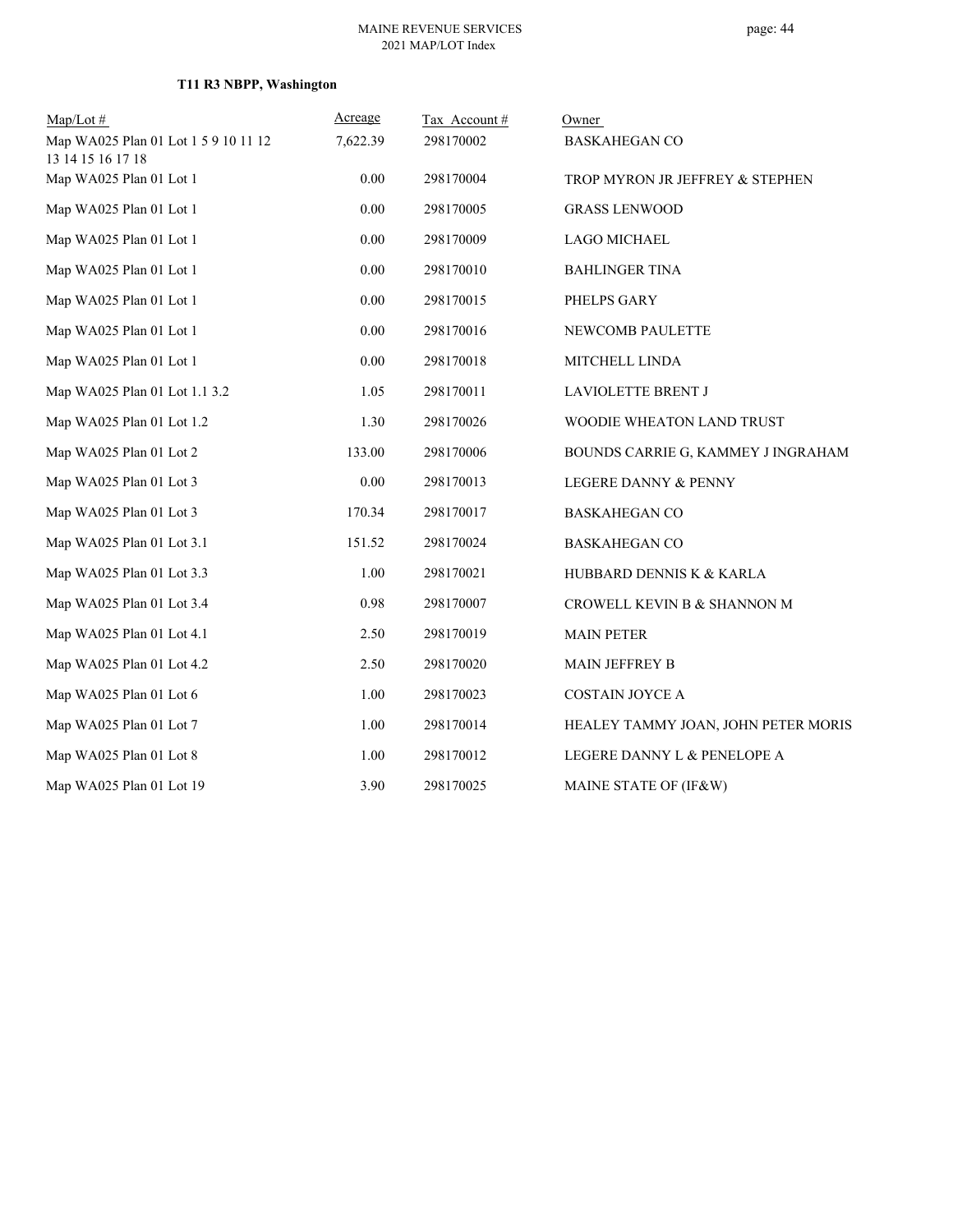**T11 R3 NBPP, Washington**

| Map/Lot # | Acreage | Tax Account # | Owner |
|---|---|---|---|
| Map WA025 Plan 01 Lot 1 5 9 10 11 12 13 14 15 16 17 18 | 7,622.39 | 298170002 | BASKAHEGAN CO |
| Map WA025 Plan 01 Lot 1 | 0.00 | 298170004 | TROP MYRON JR JEFFREY & STEPHEN |
| Map WA025 Plan 01 Lot 1 | 0.00 | 298170005 | GRASS LENWOOD |
| Map WA025 Plan 01 Lot 1 | 0.00 | 298170009 | LAGO MICHAEL |
| Map WA025 Plan 01 Lot 1 | 0.00 | 298170010 | BAHLINGER TINA |
| Map WA025 Plan 01 Lot 1 | 0.00 | 298170015 | PHELPS GARY |
| Map WA025 Plan 01 Lot 1 | 0.00 | 298170016 | NEWCOMB PAULETTE |
| Map WA025 Plan 01 Lot 1 | 0.00 | 298170018 | MITCHELL LINDA |
| Map WA025 Plan 01 Lot 1.1 3.2 | 1.05 | 298170011 | LAVIOLETTE BRENT J |
| Map WA025 Plan 01 Lot 1.2 | 1.30 | 298170026 | WOODIE WHEATON LAND TRUST |
| Map WA025 Plan 01 Lot 2 | 133.00 | 298170006 | BOUNDS CARRIE G, KAMMEY J INGRAHAM |
| Map WA025 Plan 01 Lot 3 | 0.00 | 298170013 | LEGERE DANNY & PENNY |
| Map WA025 Plan 01 Lot 3 | 170.34 | 298170017 | BASKAHEGAN CO |
| Map WA025 Plan 01 Lot 3.1 | 151.52 | 298170024 | BASKAHEGAN CO |
| Map WA025 Plan 01 Lot 3.3 | 1.00 | 298170021 | HUBBARD DENNIS K & KARLA |
| Map WA025 Plan 01 Lot 3.4 | 0.98 | 298170007 | CROWELL KEVIN B & SHANNON M |
| Map WA025 Plan 01 Lot 4.1 | 2.50 | 298170019 | MAIN PETER |
| Map WA025 Plan 01 Lot 4.2 | 2.50 | 298170020 | MAIN JEFFREY B |
| Map WA025 Plan 01 Lot 6 | 1.00 | 298170023 | COSTAIN JOYCE A |
| Map WA025 Plan 01 Lot 7 | 1.00 | 298170014 | HEALEY TAMMY JOAN, JOHN PETER MORIS |
| Map WA025 Plan 01 Lot 8 | 1.00 | 298170012 | LEGERE DANNY L & PENELOPE A |
| Map WA025 Plan 01 Lot 19 | 3.90 | 298170025 | MAINE STATE OF (IF&W) |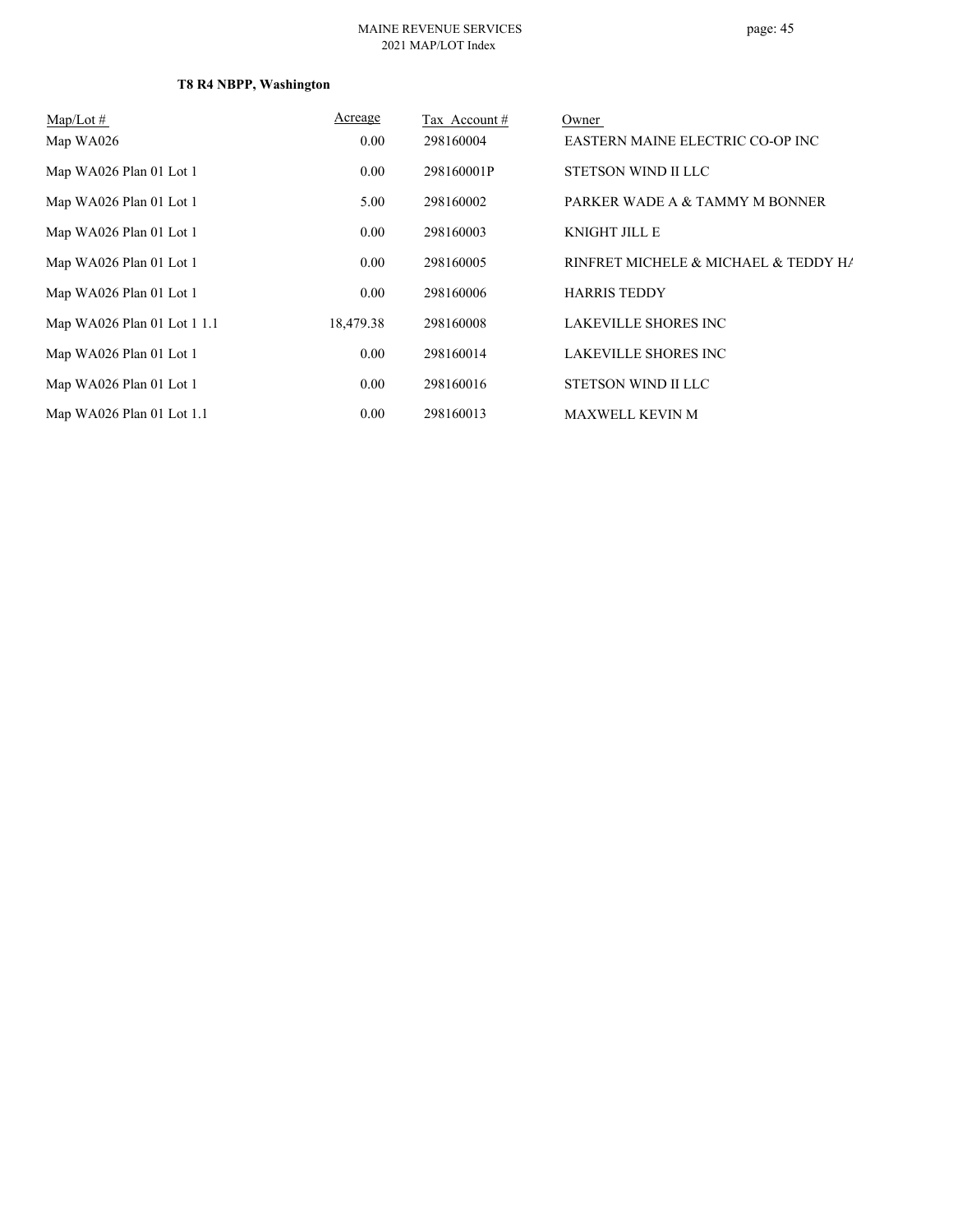**T8 R4 NBPP, Washington**

| Map/Lot # | Acreage | Tax Account # | Owner |
|---|---|---|---|
| Map WA026 | 0.00 | 298160004 | EASTERN MAINE ELECTRIC CO-OP INC |
| Map WA026 Plan 01 Lot 1 | 0.00 | 298160001P | STETSON WIND II LLC |
| Map WA026 Plan 01 Lot 1 | 5.00 | 298160002 | PARKER WADE A & TAMMY M BONNER |
| Map WA026 Plan 01 Lot 1 | 0.00 | 298160003 | KNIGHT JILL E |
| Map WA026 Plan 01 Lot 1 | 0.00 | 298160005 | RINFRET MICHELE & MICHAEL & TEDDY HA |
| Map WA026 Plan 01 Lot 1 | 0.00 | 298160006 | HARRIS TEDDY |
| Map WA026 Plan 01 Lot 1 1.1 | 18,479.38 | 298160008 | LAKEVILLE SHORES INC |
| Map WA026 Plan 01 Lot 1 | 0.00 | 298160014 | LAKEVILLE SHORES INC |
| Map WA026 Plan 01 Lot 1 | 0.00 | 298160016 | STETSON WIND II LLC |
| Map WA026 Plan 01 Lot 1.1 | 0.00 | 298160013 | MAXWELL KEVIN M |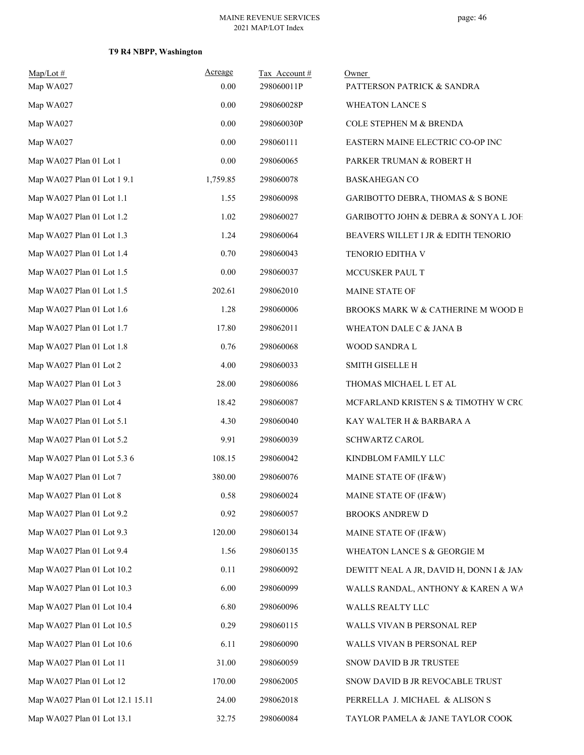**T9 R4 NBPP, Washington**

| Map/Lot # | Acreage | Tax Account # | Owner |
|---|---|---|---|
| Map WA027 | 0.00 | 298060011P | PATTERSON PATRICK & SANDRA |
| Map WA027 | 0.00 | 298060028P | WHEATON LANCE S |
| Map WA027 | 0.00 | 298060030P | COLE STEPHEN M & BRENDA |
| Map WA027 | 0.00 | 298060111 | EASTERN MAINE ELECTRIC CO-OP INC |
| Map WA027 Plan 01 Lot 1 | 0.00 | 298060065 | PARKER TRUMAN & ROBERT H |
| Map WA027 Plan 01 Lot 1 9.1 | 1,759.85 | 298060078 | BASKAHEGAN CO |
| Map WA027 Plan 01 Lot 1.1 | 1.55 | 298060098 | GARIBOTTO DEBRA, THOMAS & S BONE |
| Map WA027 Plan 01 Lot 1.2 | 1.02 | 298060027 | GARIBOTTO JOHN & DEBRA & SONYA L JOH |
| Map WA027 Plan 01 Lot 1.3 | 1.24 | 298060064 | BEAVERS WILLET I JR & EDITH TENORIO |
| Map WA027 Plan 01 Lot 1.4 | 0.70 | 298060043 | TENORIO EDITHA V |
| Map WA027 Plan 01 Lot 1.5 | 0.00 | 298060037 | MCCUSKER PAUL T |
| Map WA027 Plan 01 Lot 1.5 | 202.61 | 298062010 | MAINE STATE OF |
| Map WA027 Plan 01 Lot 1.6 | 1.28 | 298060006 | BROOKS MARK W & CATHERINE M WOOD B |
| Map WA027 Plan 01 Lot 1.7 | 17.80 | 298062011 | WHEATON DALE C & JANA B |
| Map WA027 Plan 01 Lot 1.8 | 0.76 | 298060068 | WOOD SANDRA L |
| Map WA027 Plan 01 Lot 2 | 4.00 | 298060033 | SMITH GISELLE H |
| Map WA027 Plan 01 Lot 3 | 28.00 | 298060086 | THOMAS MICHAEL L ET AL |
| Map WA027 Plan 01 Lot 4 | 18.42 | 298060087 | MCFARLAND KRISTEN S & TIMOTHY W CRO |
| Map WA027 Plan 01 Lot 5.1 | 4.30 | 298060040 | KAY WALTER H & BARBARA A |
| Map WA027 Plan 01 Lot 5.2 | 9.91 | 298060039 | SCHWARTZ CAROL |
| Map WA027 Plan 01 Lot 5.3 6 | 108.15 | 298060042 | KINDBLOM FAMILY LLC |
| Map WA027 Plan 01 Lot 7 | 380.00 | 298060076 | MAINE STATE OF (IF&W) |
| Map WA027 Plan 01 Lot 8 | 0.58 | 298060024 | MAINE STATE OF (IF&W) |
| Map WA027 Plan 01 Lot 9.2 | 0.92 | 298060057 | BROOKS ANDREW D |
| Map WA027 Plan 01 Lot 9.3 | 120.00 | 298060134 | MAINE STATE OF (IF&W) |
| Map WA027 Plan 01 Lot 9.4 | 1.56 | 298060135 | WHEATON LANCE S & GEORGIE M |
| Map WA027 Plan 01 Lot 10.2 | 0.11 | 298060092 | DEWITT NEAL A JR, DAVID H, DONN I & JAM |
| Map WA027 Plan 01 Lot 10.3 | 6.00 | 298060099 | WALLS RANDAL, ANTHONY & KAREN A WA |
| Map WA027 Plan 01 Lot 10.4 | 6.80 | 298060096 | WALLS REALTY LLC |
| Map WA027 Plan 01 Lot 10.5 | 0.29 | 298060115 | WALLS VIVAN B PERSONAL REP |
| Map WA027 Plan 01 Lot 10.6 | 6.11 | 298060090 | WALLS VIVAN B PERSONAL REP |
| Map WA027 Plan 01 Lot 11 | 31.00 | 298060059 | SNOW DAVID B JR TRUSTEE |
| Map WA027 Plan 01 Lot 12 | 170.00 | 298062005 | SNOW DAVID B JR REVOCABLE TRUST |
| Map WA027 Plan 01 Lot 12.1 15.11 | 24.00 | 298062018 | PERRELLA J. MICHAEL & ALISON S |
| Map WA027 Plan 01 Lot 13.1 | 32.75 | 298060084 | TAYLOR PAMELA & JANE TAYLOR COOK |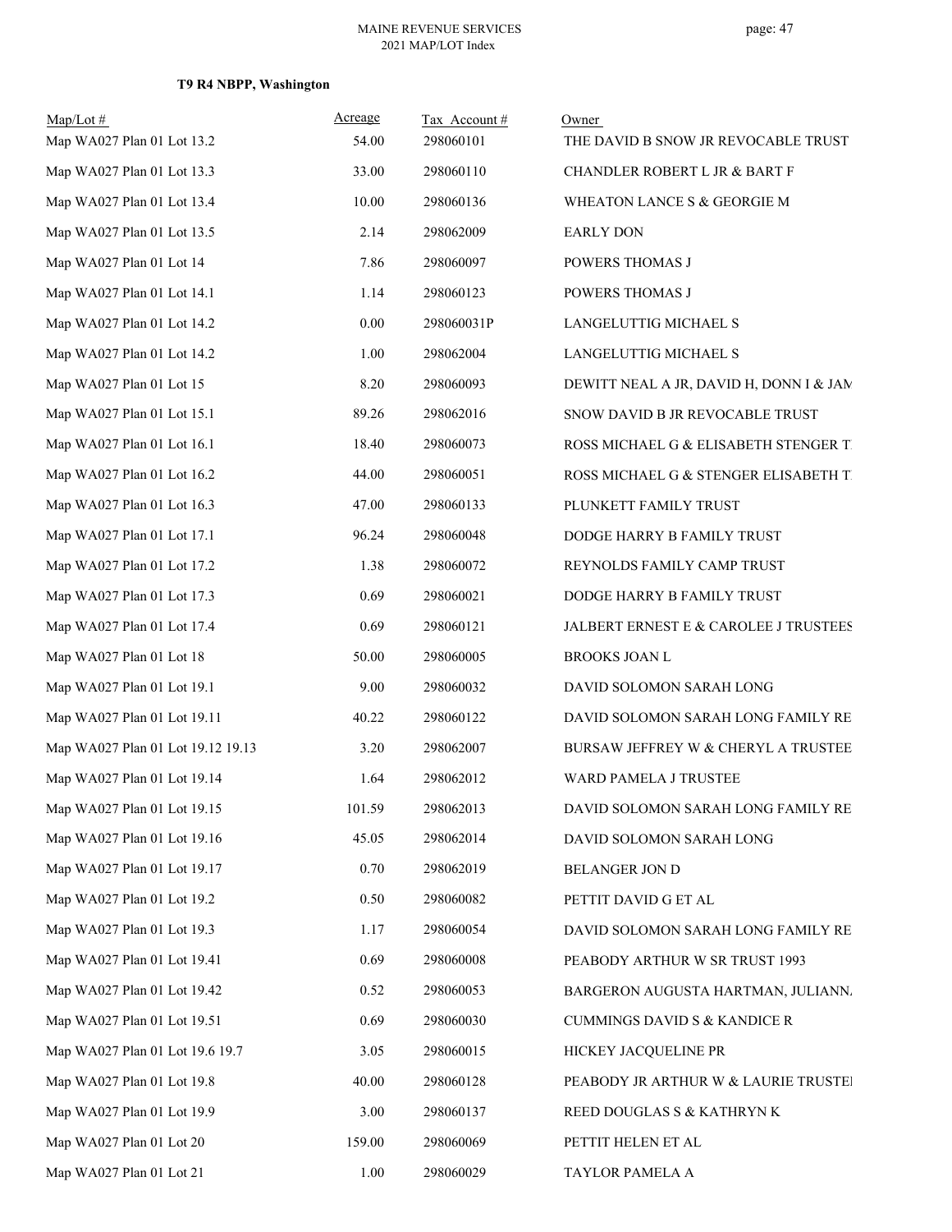**T9 R4 NBPP, Washington**

| Map/Lot # | Acreage | Tax Account # | Owner |
|---|---|---|---|
| Map WA027 Plan 01 Lot 13.2 | 54.00 | 298060101 | THE DAVID B SNOW JR REVOCABLE TRUST |
| Map WA027 Plan 01 Lot 13.3 | 33.00 | 298060110 | CHANDLER ROBERT L JR & BART F |
| Map WA027 Plan 01 Lot 13.4 | 10.00 | 298060136 | WHEATON LANCE S & GEORGIE M |
| Map WA027 Plan 01 Lot 13.5 | 2.14 | 298062009 | EARLY DON |
| Map WA027 Plan 01 Lot 14 | 7.86 | 298060097 | POWERS THOMAS J |
| Map WA027 Plan 01 Lot 14.1 | 1.14 | 298060123 | POWERS THOMAS J |
| Map WA027 Plan 01 Lot 14.2 | 0.00 | 298060031P | LANGELUTTIG MICHAEL S |
| Map WA027 Plan 01 Lot 14.2 | 1.00 | 298062004 | LANGELUTTIG MICHAEL S |
| Map WA027 Plan 01 Lot 15 | 8.20 | 298060093 | DEWITT NEAL A JR, DAVID H, DONN I & JAM |
| Map WA027 Plan 01 Lot 15.1 | 89.26 | 298062016 | SNOW DAVID B JR REVOCABLE TRUST |
| Map WA027 Plan 01 Lot 16.1 | 18.40 | 298060073 | ROSS MICHAEL G & ELISABETH STENGER T |
| Map WA027 Plan 01 Lot 16.2 | 44.00 | 298060051 | ROSS MICHAEL G & STENGER ELISABETH T |
| Map WA027 Plan 01 Lot 16.3 | 47.00 | 298060133 | PLUNKETT FAMILY TRUST |
| Map WA027 Plan 01 Lot 17.1 | 96.24 | 298060048 | DODGE HARRY B FAMILY TRUST |
| Map WA027 Plan 01 Lot 17.2 | 1.38 | 298060072 | REYNOLDS FAMILY CAMP TRUST |
| Map WA027 Plan 01 Lot 17.3 | 0.69 | 298060021 | DODGE HARRY B FAMILY TRUST |
| Map WA027 Plan 01 Lot 17.4 | 0.69 | 298060121 | JALBERT ERNEST E & CAROLEE J TRUSTEES |
| Map WA027 Plan 01 Lot 18 | 50.00 | 298060005 | BROOKS JOAN L |
| Map WA027 Plan 01 Lot 19.1 | 9.00 | 298060032 | DAVID SOLOMON SARAH LONG |
| Map WA027 Plan 01 Lot 19.11 | 40.22 | 298060122 | DAVID SOLOMON SARAH LONG FAMILY RE |
| Map WA027 Plan 01 Lot 19.12 19.13 | 3.20 | 298062007 | BURSAW JEFFREY W & CHERYL A TRUSTEE |
| Map WA027 Plan 01 Lot 19.14 | 1.64 | 298062012 | WARD PAMELA J TRUSTEE |
| Map WA027 Plan 01 Lot 19.15 | 101.59 | 298062013 | DAVID SOLOMON SARAH LONG FAMILY RE |
| Map WA027 Plan 01 Lot 19.16 | 45.05 | 298062014 | DAVID SOLOMON SARAH LONG |
| Map WA027 Plan 01 Lot 19.17 | 0.70 | 298062019 | BELANGER JON D |
| Map WA027 Plan 01 Lot 19.2 | 0.50 | 298060082 | PETTIT DAVID G ET AL |
| Map WA027 Plan 01 Lot 19.3 | 1.17 | 298060054 | DAVID SOLOMON SARAH LONG FAMILY RE |
| Map WA027 Plan 01 Lot 19.41 | 0.69 | 298060008 | PEABODY ARTHUR W SR TRUST 1993 |
| Map WA027 Plan 01 Lot 19.42 | 0.52 | 298060053 | BARGERON AUGUSTA HARTMAN, JULIANN. |
| Map WA027 Plan 01 Lot 19.51 | 0.69 | 298060030 | CUMMINGS DAVID S & KANDICE R |
| Map WA027 Plan 01 Lot 19.6 19.7 | 3.05 | 298060015 | HICKEY JACQUELINE PR |
| Map WA027 Plan 01 Lot 19.8 | 40.00 | 298060128 | PEABODY JR ARTHUR W & LAURIE TRUSTEI |
| Map WA027 Plan 01 Lot 19.9 | 3.00 | 298060137 | REED DOUGLAS S & KATHRYN K |
| Map WA027 Plan 01 Lot 20 | 159.00 | 298060069 | PETTIT HELEN ET AL |
| Map WA027 Plan 01 Lot 21 | 1.00 | 298060029 | TAYLOR PAMELA A |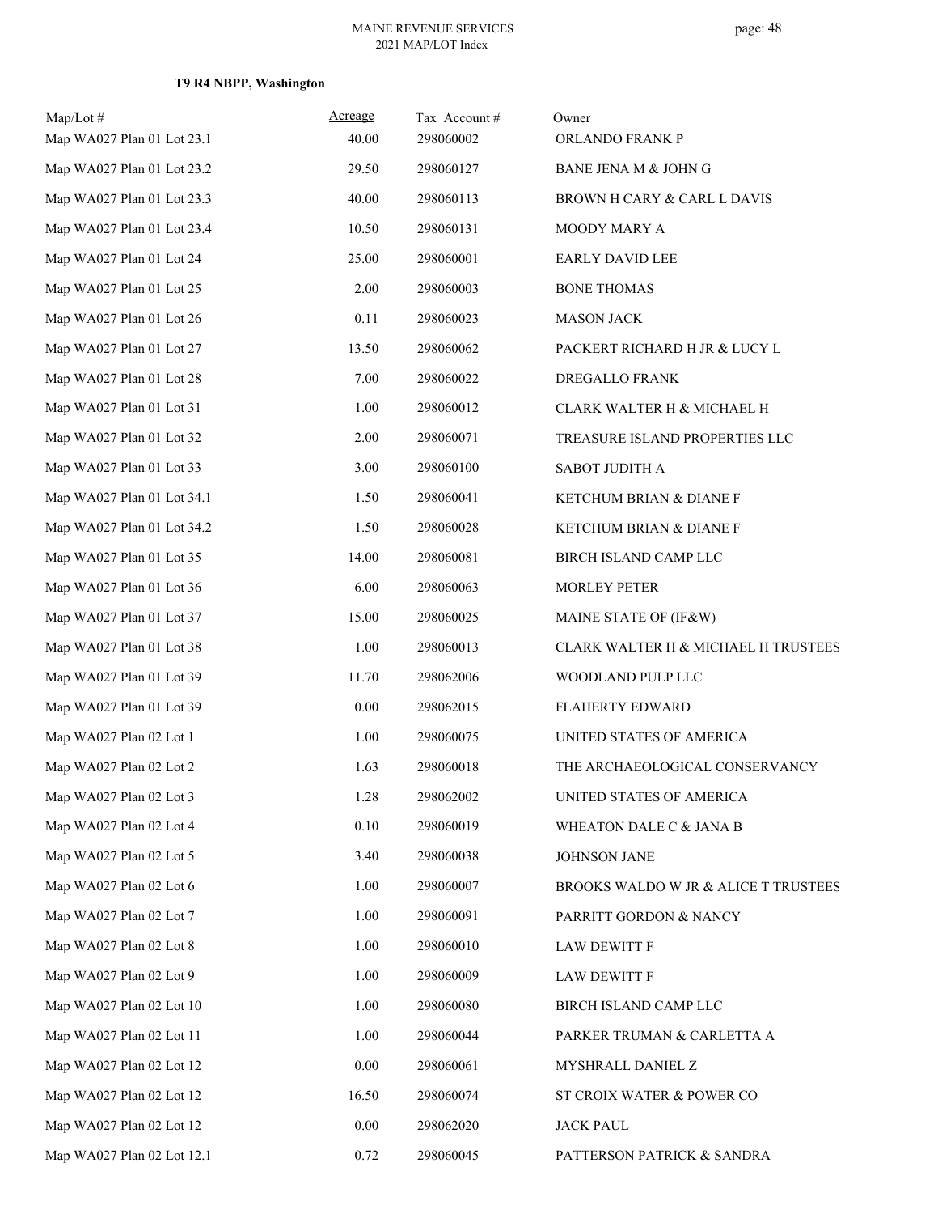**T9 R4 NBPP, Washington**

| Map/Lot # | Acreage | Tax Account # | Owner |
|---|---|---|---|
| Map WA027 Plan 01 Lot 23.1 | 40.00 | 298060002 | ORLANDO FRANK P |
| Map WA027 Plan 01 Lot 23.2 | 29.50 | 298060127 | BANE JENA M & JOHN G |
| Map WA027 Plan 01 Lot 23.3 | 40.00 | 298060113 | BROWN H CARY & CARL L DAVIS |
| Map WA027 Plan 01 Lot 23.4 | 10.50 | 298060131 | MOODY MARY A |
| Map WA027 Plan 01 Lot 24 | 25.00 | 298060001 | EARLY DAVID LEE |
| Map WA027 Plan 01 Lot 25 | 2.00 | 298060003 | BONE THOMAS |
| Map WA027 Plan 01 Lot 26 | 0.11 | 298060023 | MASON JACK |
| Map WA027 Plan 01 Lot 27 | 13.50 | 298060062 | PACKERT RICHARD H JR & LUCY L |
| Map WA027 Plan 01 Lot 28 | 7.00 | 298060022 | DREGALLO FRANK |
| Map WA027 Plan 01 Lot 31 | 1.00 | 298060012 | CLARK WALTER H & MICHAEL H |
| Map WA027 Plan 01 Lot 32 | 2.00 | 298060071 | TREASURE ISLAND PROPERTIES LLC |
| Map WA027 Plan 01 Lot 33 | 3.00 | 298060100 | SABOT JUDITH A |
| Map WA027 Plan 01 Lot 34.1 | 1.50 | 298060041 | KETCHUM BRIAN & DIANE F |
| Map WA027 Plan 01 Lot 34.2 | 1.50 | 298060028 | KETCHUM BRIAN & DIANE F |
| Map WA027 Plan 01 Lot 35 | 14.00 | 298060081 | BIRCH ISLAND CAMP LLC |
| Map WA027 Plan 01 Lot 36 | 6.00 | 298060063 | MORLEY PETER |
| Map WA027 Plan 01 Lot 37 | 15.00 | 298060025 | MAINE STATE OF (IF&W) |
| Map WA027 Plan 01 Lot 38 | 1.00 | 298060013 | CLARK WALTER H & MICHAEL H TRUSTEES |
| Map WA027 Plan 01 Lot 39 | 11.70 | 298062006 | WOODLAND PULP LLC |
| Map WA027 Plan 01 Lot 39 | 0.00 | 298062015 | FLAHERTY EDWARD |
| Map WA027 Plan 02 Lot 1 | 1.00 | 298060075 | UNITED STATES OF AMERICA |
| Map WA027 Plan 02 Lot 2 | 1.63 | 298060018 | THE ARCHAEOLOGICAL CONSERVANCY |
| Map WA027 Plan 02 Lot 3 | 1.28 | 298062002 | UNITED STATES OF AMERICA |
| Map WA027 Plan 02 Lot 4 | 0.10 | 298060019 | WHEATON DALE C & JANA B |
| Map WA027 Plan 02 Lot 5 | 3.40 | 298060038 | JOHNSON JANE |
| Map WA027 Plan 02 Lot 6 | 1.00 | 298060007 | BROOKS WALDO W JR & ALICE T TRUSTEES |
| Map WA027 Plan 02 Lot 7 | 1.00 | 298060091 | PARRITT GORDON & NANCY |
| Map WA027 Plan 02 Lot 8 | 1.00 | 298060010 | LAW DEWITT F |
| Map WA027 Plan 02 Lot 9 | 1.00 | 298060009 | LAW DEWITT F |
| Map WA027 Plan 02 Lot 10 | 1.00 | 298060080 | BIRCH ISLAND CAMP LLC |
| Map WA027 Plan 02 Lot 11 | 1.00 | 298060044 | PARKER TRUMAN & CARLETTA A |
| Map WA027 Plan 02 Lot 12 | 0.00 | 298060061 | MYSHRALL DANIEL Z |
| Map WA027 Plan 02 Lot 12 | 16.50 | 298060074 | ST CROIX WATER & POWER CO |
| Map WA027 Plan 02 Lot 12 | 0.00 | 298062020 | JACK PAUL |
| Map WA027 Plan 02 Lot 12.1 | 0.72 | 298060045 | PATTERSON PATRICK & SANDRA |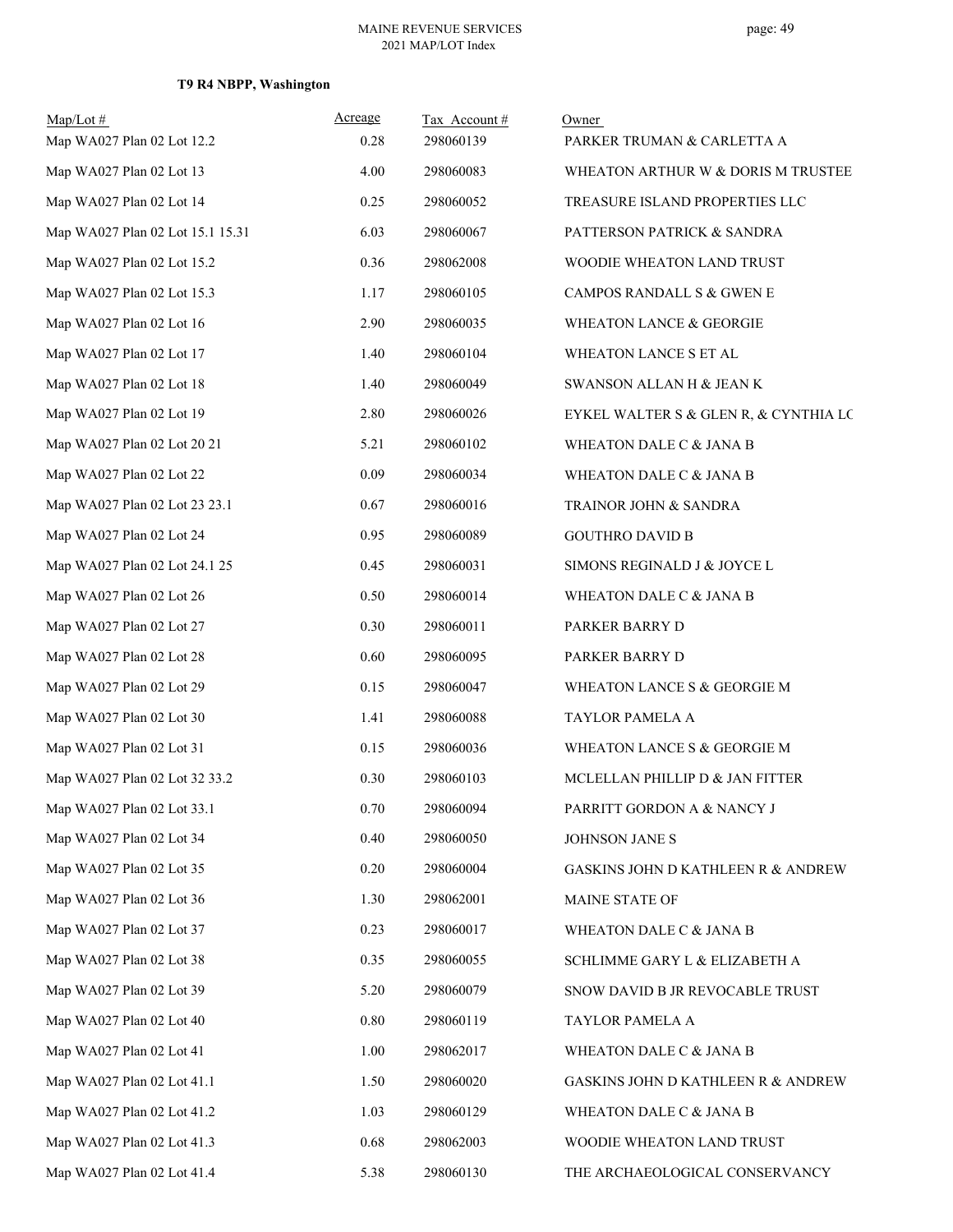**T9 R4 NBPP, Washington**

| Map/Lot # | Acreage | Tax Account # | Owner |
|---|---|---|---|
| Map WA027 Plan 02 Lot 12.2 | 0.28 | 298060139 | PARKER TRUMAN & CARLETTA A |
| Map WA027 Plan 02 Lot 13 | 4.00 | 298060083 | WHEATON ARTHUR W & DORIS M TRUSTEE |
| Map WA027 Plan 02 Lot 14 | 0.25 | 298060052 | TREASURE ISLAND PROPERTIES LLC |
| Map WA027 Plan 02 Lot 15.1 15.31 | 6.03 | 298060067 | PATTERSON PATRICK & SANDRA |
| Map WA027 Plan 02 Lot 15.2 | 0.36 | 298062008 | WOODIE WHEATON LAND TRUST |
| Map WA027 Plan 02 Lot 15.3 | 1.17 | 298060105 | CAMPOS RANDALL S & GWEN E |
| Map WA027 Plan 02 Lot 16 | 2.90 | 298060035 | WHEATON LANCE & GEORGIE |
| Map WA027 Plan 02 Lot 17 | 1.40 | 298060104 | WHEATON LANCE S ET AL |
| Map WA027 Plan 02 Lot 18 | 1.40 | 298060049 | SWANSON ALLAN H & JEAN K |
| Map WA027 Plan 02 Lot 19 | 2.80 | 298060026 | EYKEL WALTER S & GLEN R, & CYNTHIA LC |
| Map WA027 Plan 02 Lot 20 21 | 5.21 | 298060102 | WHEATON DALE C & JANA B |
| Map WA027 Plan 02 Lot 22 | 0.09 | 298060034 | WHEATON DALE C & JANA B |
| Map WA027 Plan 02 Lot 23 23.1 | 0.67 | 298060016 | TRAINOR JOHN & SANDRA |
| Map WA027 Plan 02 Lot 24 | 0.95 | 298060089 | GOUTHRO DAVID B |
| Map WA027 Plan 02 Lot 24.1 25 | 0.45 | 298060031 | SIMONS REGINALD J & JOYCE L |
| Map WA027 Plan 02 Lot 26 | 0.50 | 298060014 | WHEATON DALE C & JANA B |
| Map WA027 Plan 02 Lot 27 | 0.30 | 298060011 | PARKER BARRY D |
| Map WA027 Plan 02 Lot 28 | 0.60 | 298060095 | PARKER BARRY D |
| Map WA027 Plan 02 Lot 29 | 0.15 | 298060047 | WHEATON LANCE S & GEORGIE M |
| Map WA027 Plan 02 Lot 30 | 1.41 | 298060088 | TAYLOR PAMELA A |
| Map WA027 Plan 02 Lot 31 | 0.15 | 298060036 | WHEATON LANCE S & GEORGIE M |
| Map WA027 Plan 02 Lot 32 33.2 | 0.30 | 298060103 | MCLELLAN PHILLIP D & JAN FITTER |
| Map WA027 Plan 02 Lot 33.1 | 0.70 | 298060094 | PARRITT GORDON A & NANCY J |
| Map WA027 Plan 02 Lot 34 | 0.40 | 298060050 | JOHNSON JANE S |
| Map WA027 Plan 02 Lot 35 | 0.20 | 298060004 | GASKINS JOHN D KATHLEEN R & ANDREW |
| Map WA027 Plan 02 Lot 36 | 1.30 | 298062001 | MAINE STATE OF |
| Map WA027 Plan 02 Lot 37 | 0.23 | 298060017 | WHEATON DALE C & JANA B |
| Map WA027 Plan 02 Lot 38 | 0.35 | 298060055 | SCHLIMME GARY L & ELIZABETH A |
| Map WA027 Plan 02 Lot 39 | 5.20 | 298060079 | SNOW DAVID B JR REVOCABLE TRUST |
| Map WA027 Plan 02 Lot 40 | 0.80 | 298060119 | TAYLOR PAMELA A |
| Map WA027 Plan 02 Lot 41 | 1.00 | 298062017 | WHEATON DALE C & JANA B |
| Map WA027 Plan 02 Lot 41.1 | 1.50 | 298060020 | GASKINS JOHN D KATHLEEN R & ANDREW |
| Map WA027 Plan 02 Lot 41.2 | 1.03 | 298060129 | WHEATON DALE C & JANA B |
| Map WA027 Plan 02 Lot 41.3 | 0.68 | 298062003 | WOODIE WHEATON LAND TRUST |
| Map WA027 Plan 02 Lot 41.4 | 5.38 | 298060130 | THE ARCHAEOLOGICAL CONSERVANCY |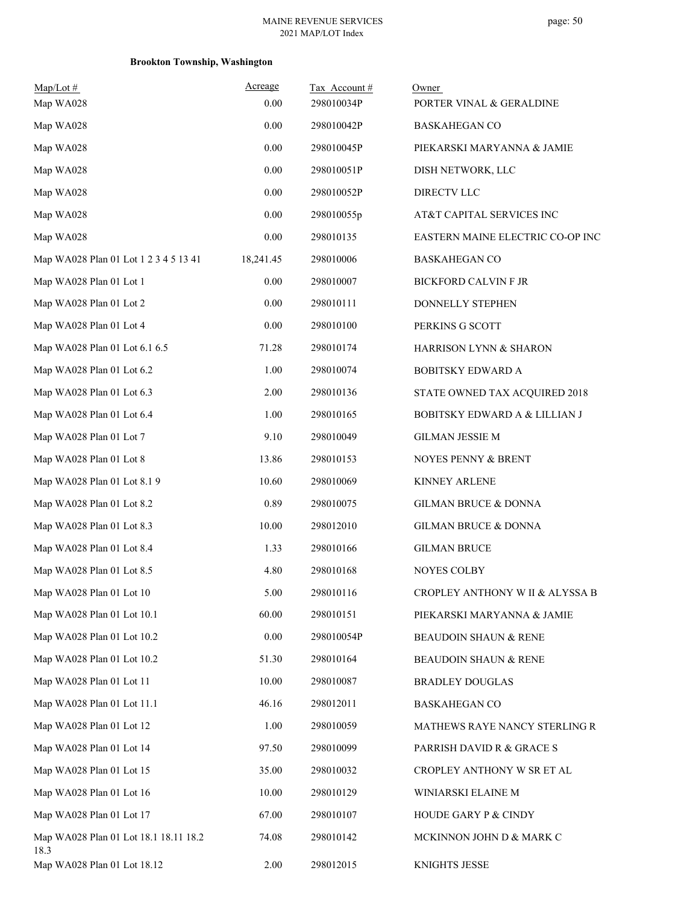**Brookton Township, Washington**

| Map/Lot # | Acreage | Tax Account # | Owner |
|---|---|---|---|
| Map WA028 | 0.00 | 298010034P | PORTER VINAL & GERALDINE |
| Map WA028 | 0.00 | 298010042P | BASKAHEGAN CO |
| Map WA028 | 0.00 | 298010045P | PIEKARSKI MARYANNA & JAMIE |
| Map WA028 | 0.00 | 298010051P | DISH NETWORK, LLC |
| Map WA028 | 0.00 | 298010052P | DIRECTV LLC |
| Map WA028 | 0.00 | 298010055p | AT&T CAPITAL SERVICES INC |
| Map WA028 | 0.00 | 298010135 | EASTERN MAINE ELECTRIC CO-OP INC |
| Map WA028 Plan 01 Lot 1 2 3 4 5 13 41 | 18,241.45 | 298010006 | BASKAHEGAN CO |
| Map WA028 Plan 01 Lot 1 | 0.00 | 298010007 | BICKFORD CALVIN F JR |
| Map WA028 Plan 01 Lot 2 | 0.00 | 298010111 | DONNELLY STEPHEN |
| Map WA028 Plan 01 Lot 4 | 0.00 | 298010100 | PERKINS G SCOTT |
| Map WA028 Plan 01 Lot 6.1 6.5 | 71.28 | 298010174 | HARRISON LYNN & SHARON |
| Map WA028 Plan 01 Lot 6.2 | 1.00 | 298010074 | BOBITSKY EDWARD A |
| Map WA028 Plan 01 Lot 6.3 | 2.00 | 298010136 | STATE OWNED TAX ACQUIRED 2018 |
| Map WA028 Plan 01 Lot 6.4 | 1.00 | 298010165 | BOBITSKY EDWARD A & LILLIAN J |
| Map WA028 Plan 01 Lot 7 | 9.10 | 298010049 | GILMAN JESSIE M |
| Map WA028 Plan 01 Lot 8 | 13.86 | 298010153 | NOYES PENNY & BRENT |
| Map WA028 Plan 01 Lot 8.1 9 | 10.60 | 298010069 | KINNEY ARLENE |
| Map WA028 Plan 01 Lot 8.2 | 0.89 | 298010075 | GILMAN BRUCE & DONNA |
| Map WA028 Plan 01 Lot 8.3 | 10.00 | 298012010 | GILMAN BRUCE & DONNA |
| Map WA028 Plan 01 Lot 8.4 | 1.33 | 298010166 | GILMAN BRUCE |
| Map WA028 Plan 01 Lot 8.5 | 4.80 | 298010168 | NOYES COLBY |
| Map WA028 Plan 01 Lot 10 | 5.00 | 298010116 | CROPLEY ANTHONY W II & ALYSSA B |
| Map WA028 Plan 01 Lot 10.1 | 60.00 | 298010151 | PIEKARSKI MARYANNA & JAMIE |
| Map WA028 Plan 01 Lot 10.2 | 0.00 | 298010054P | BEAUDOIN SHAUN & RENE |
| Map WA028 Plan 01 Lot 10.2 | 51.30 | 298010164 | BEAUDOIN SHAUN & RENE |
| Map WA028 Plan 01 Lot 11 | 10.00 | 298010087 | BRADLEY DOUGLAS |
| Map WA028 Plan 01 Lot 11.1 | 46.16 | 298012011 | BASKAHEGAN CO |
| Map WA028 Plan 01 Lot 12 | 1.00 | 298010059 | MATHEWS RAYE NANCY STERLING R |
| Map WA028 Plan 01 Lot 14 | 97.50 | 298010099 | PARRISH DAVID R & GRACE S |
| Map WA028 Plan 01 Lot 15 | 35.00 | 298010032 | CROPLEY ANTHONY W SR ET AL |
| Map WA028 Plan 01 Lot 16 | 10.00 | 298010129 | WINIARSKI ELAINE M |
| Map WA028 Plan 01 Lot 17 | 67.00 | 298010107 | HOUDE GARY P & CINDY |
| Map WA028 Plan 01 Lot 18.1 18.11 18.2 18.3 | 74.08 | 298010142 | MCKINNON JOHN D & MARK C |
| Map WA028 Plan 01 Lot 18.12 | 2.00 | 298012015 | KNIGHTS JESSE |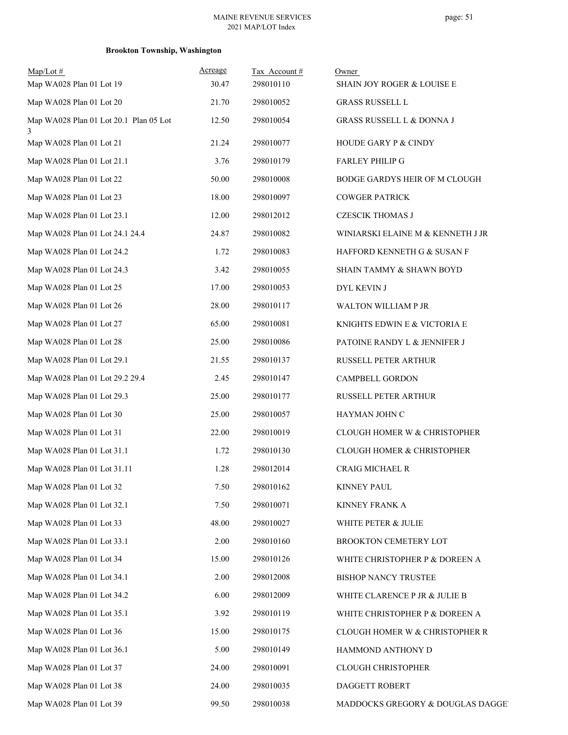**Brookton Township, Washington**

| Map/Lot # | Acreage | Tax Account # | Owner |
|---|---|---|---|
| Map WA028 Plan 01 Lot 19 | 30.47 | 298010110 | SHAIN JOY ROGER & LOUISE E |
| Map WA028 Plan 01 Lot 20 | 21.70 | 298010052 | GRASS RUSSELL L |
| Map WA028 Plan 01 Lot 20.1 Plan 05 Lot 3 | 12.50 | 298010054 | GRASS RUSSELL L & DONNA J |
| Map WA028 Plan 01 Lot 21 | 21.24 | 298010077 | HOUDE GARY P & CINDY |
| Map WA028 Plan 01 Lot 21.1 | 3.76 | 298010179 | FARLEY PHILIP G |
| Map WA028 Plan 01 Lot 22 | 50.00 | 298010008 | BODGE GARDYS HEIR OF M CLOUGH |
| Map WA028 Plan 01 Lot 23 | 18.00 | 298010097 | COWGER PATRICK |
| Map WA028 Plan 01 Lot 23.1 | 12.00 | 298012012 | CZESCIK THOMAS J |
| Map WA028 Plan 01 Lot 24.1 24.4 | 24.87 | 298010082 | WINIARSKI ELAINE M & KENNETH J JR |
| Map WA028 Plan 01 Lot 24.2 | 1.72 | 298010083 | HAFFORD KENNETH G & SUSAN F |
| Map WA028 Plan 01 Lot 24.3 | 3.42 | 298010055 | SHAIN TAMMY & SHAWN BOYD |
| Map WA028 Plan 01 Lot 25 | 17.00 | 298010053 | DYL KEVIN J |
| Map WA028 Plan 01 Lot 26 | 28.00 | 298010117 | WALTON WILLIAM P JR |
| Map WA028 Plan 01 Lot 27 | 65.00 | 298010081 | KNIGHTS EDWIN E & VICTORIA E |
| Map WA028 Plan 01 Lot 28 | 25.00 | 298010086 | PATOINE RANDY L & JENNIFER J |
| Map WA028 Plan 01 Lot 29.1 | 21.55 | 298010137 | RUSSELL PETER ARTHUR |
| Map WA028 Plan 01 Lot 29.2 29.4 | 2.45 | 298010147 | CAMPBELL GORDON |
| Map WA028 Plan 01 Lot 29.3 | 25.00 | 298010177 | RUSSELL PETER ARTHUR |
| Map WA028 Plan 01 Lot 30 | 25.00 | 298010057 | HAYMAN JOHN C |
| Map WA028 Plan 01 Lot 31 | 22.00 | 298010019 | CLOUGH HOMER W & CHRISTOPHER |
| Map WA028 Plan 01 Lot 31.1 | 1.72 | 298010130 | CLOUGH HOMER & CHRISTOPHER |
| Map WA028 Plan 01 Lot 31.11 | 1.28 | 298012014 | CRAIG MICHAEL R |
| Map WA028 Plan 01 Lot 32 | 7.50 | 298010162 | KINNEY PAUL |
| Map WA028 Plan 01 Lot 32.1 | 7.50 | 298010071 | KINNEY FRANK A |
| Map WA028 Plan 01 Lot 33 | 48.00 | 298010027 | WHITE PETER & JULIE |
| Map WA028 Plan 01 Lot 33.1 | 2.00 | 298010160 | BROOKTON CEMETERY LOT |
| Map WA028 Plan 01 Lot 34 | 15.00 | 298010126 | WHITE CHRISTOPHER P & DOREEN A |
| Map WA028 Plan 01 Lot 34.1 | 2.00 | 298012008 | BISHOP NANCY TRUSTEE |
| Map WA028 Plan 01 Lot 34.2 | 6.00 | 298012009 | WHITE CLARENCE P JR & JULIE B |
| Map WA028 Plan 01 Lot 35.1 | 3.92 | 298010119 | WHITE CHRISTOPHER P & DOREEN A |
| Map WA028 Plan 01 Lot 36 | 15.00 | 298010175 | CLOUGH HOMER W & CHRISTOPHER R |
| Map WA028 Plan 01 Lot 36.1 | 5.00 | 298010149 | HAMMOND ANTHONY D |
| Map WA028 Plan 01 Lot 37 | 24.00 | 298010091 | CLOUGH CHRISTOPHER |
| Map WA028 Plan 01 Lot 38 | 24.00 | 298010035 | DAGGETT ROBERT |
| Map WA028 Plan 01 Lot 39 | 99.50 | 298010038 | MADDOCKS GREGORY & DOUGLAS DAGGE |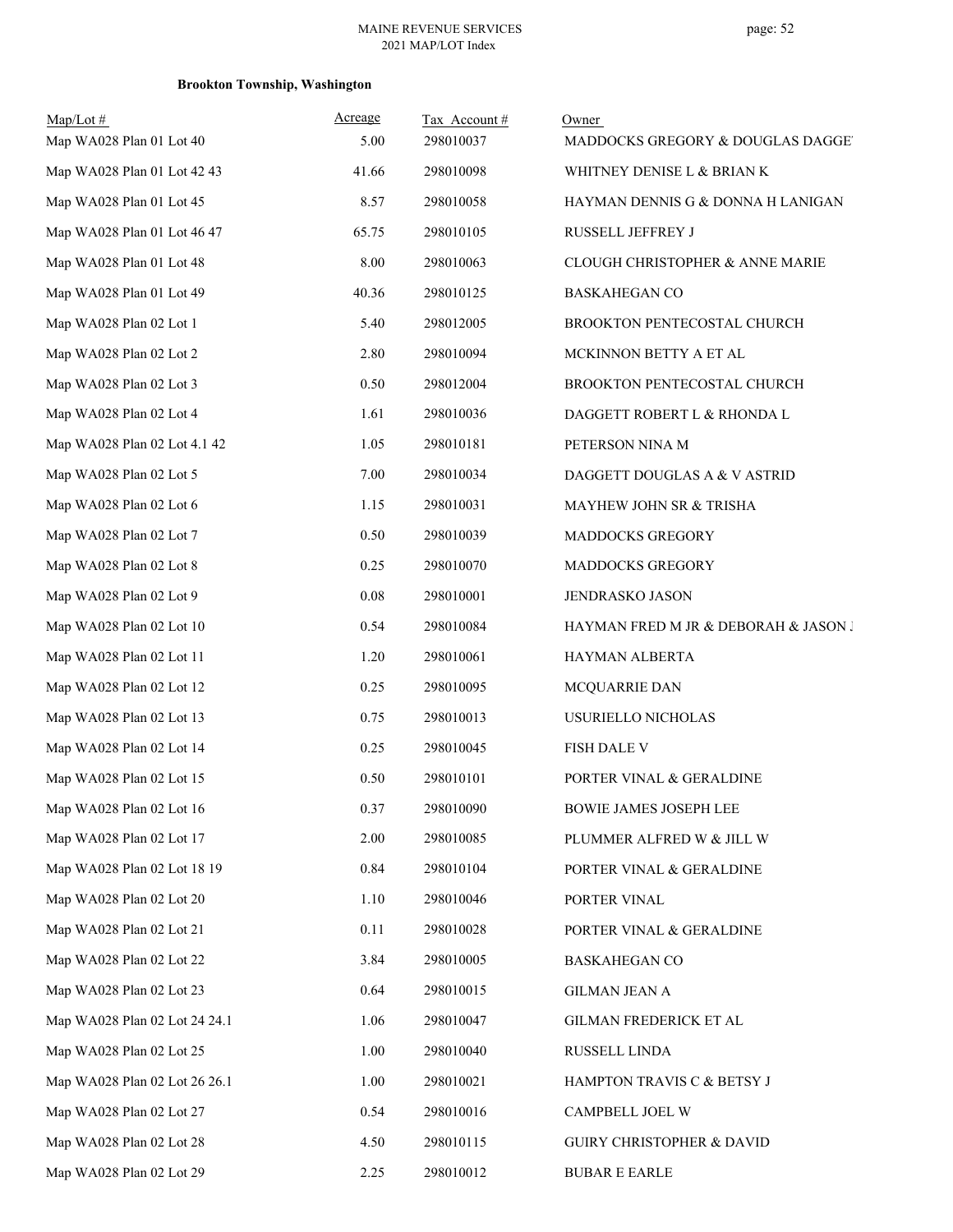**Brookton Township, Washington**

| Map/Lot # | Acreage | Tax Account # | Owner |
|---|---|---|---|
| Map WA028 Plan 01 Lot 40 | 5.00 | 298010037 | MADDOCKS GREGORY & DOUGLAS DAGGE |
| Map WA028 Plan 01 Lot 42 43 | 41.66 | 298010098 | WHITNEY DENISE L & BRIAN K |
| Map WA028 Plan 01 Lot 45 | 8.57 | 298010058 | HAYMAN DENNIS G & DONNA H LANIGAN |
| Map WA028 Plan 01 Lot 46 47 | 65.75 | 298010105 | RUSSELL JEFFREY J |
| Map WA028 Plan 01 Lot 48 | 8.00 | 298010063 | CLOUGH CHRISTOPHER & ANNE MARIE |
| Map WA028 Plan 01 Lot 49 | 40.36 | 298010125 | BASKAHEGAN CO |
| Map WA028 Plan 02 Lot 1 | 5.40 | 298012005 | BROOKTON PENTECOSTAL CHURCH |
| Map WA028 Plan 02 Lot 2 | 2.80 | 298010094 | MCKINNON BETTY A ET AL |
| Map WA028 Plan 02 Lot 3 | 0.50 | 298012004 | BROOKTON PENTECOSTAL CHURCH |
| Map WA028 Plan 02 Lot 4 | 1.61 | 298010036 | DAGGETT ROBERT L & RHONDA L |
| Map WA028 Plan 02 Lot 4.1 42 | 1.05 | 298010181 | PETERSON NINA M |
| Map WA028 Plan 02 Lot 5 | 7.00 | 298010034 | DAGGETT DOUGLAS A & V ASTRID |
| Map WA028 Plan 02 Lot 6 | 1.15 | 298010031 | MAYHEW JOHN SR & TRISHA |
| Map WA028 Plan 02 Lot 7 | 0.50 | 298010039 | MADDOCKS GREGORY |
| Map WA028 Plan 02 Lot 8 | 0.25 | 298010070 | MADDOCKS GREGORY |
| Map WA028 Plan 02 Lot 9 | 0.08 | 298010001 | JENDRASKO JASON |
| Map WA028 Plan 02 Lot 10 | 0.54 | 298010084 | HAYMAN FRED M JR & DEBORAH & JASON J |
| Map WA028 Plan 02 Lot 11 | 1.20 | 298010061 | HAYMAN ALBERTA |
| Map WA028 Plan 02 Lot 12 | 0.25 | 298010095 | MCQUARRIE DAN |
| Map WA028 Plan 02 Lot 13 | 0.75 | 298010013 | USURIELLO NICHOLAS |
| Map WA028 Plan 02 Lot 14 | 0.25 | 298010045 | FISH DALE V |
| Map WA028 Plan 02 Lot 15 | 0.50 | 298010101 | PORTER VINAL & GERALDINE |
| Map WA028 Plan 02 Lot 16 | 0.37 | 298010090 | BOWIE JAMES JOSEPH LEE |
| Map WA028 Plan 02 Lot 17 | 2.00 | 298010085 | PLUMMER ALFRED W & JILL W |
| Map WA028 Plan 02 Lot 18 19 | 0.84 | 298010104 | PORTER VINAL & GERALDINE |
| Map WA028 Plan 02 Lot 20 | 1.10 | 298010046 | PORTER VINAL |
| Map WA028 Plan 02 Lot 21 | 0.11 | 298010028 | PORTER VINAL & GERALDINE |
| Map WA028 Plan 02 Lot 22 | 3.84 | 298010005 | BASKAHEGAN CO |
| Map WA028 Plan 02 Lot 23 | 0.64 | 298010015 | GILMAN JEAN A |
| Map WA028 Plan 02 Lot 24 24.1 | 1.06 | 298010047 | GILMAN FREDERICK ET AL |
| Map WA028 Plan 02 Lot 25 | 1.00 | 298010040 | RUSSELL LINDA |
| Map WA028 Plan 02 Lot 26 26.1 | 1.00 | 298010021 | HAMPTON TRAVIS C & BETSY J |
| Map WA028 Plan 02 Lot 27 | 0.54 | 298010016 | CAMPBELL JOEL W |
| Map WA028 Plan 02 Lot 28 | 4.50 | 298010115 | GUIRY CHRISTOPHER & DAVID |
| Map WA028 Plan 02 Lot 29 | 2.25 | 298010012 | BUBAR E EARLE |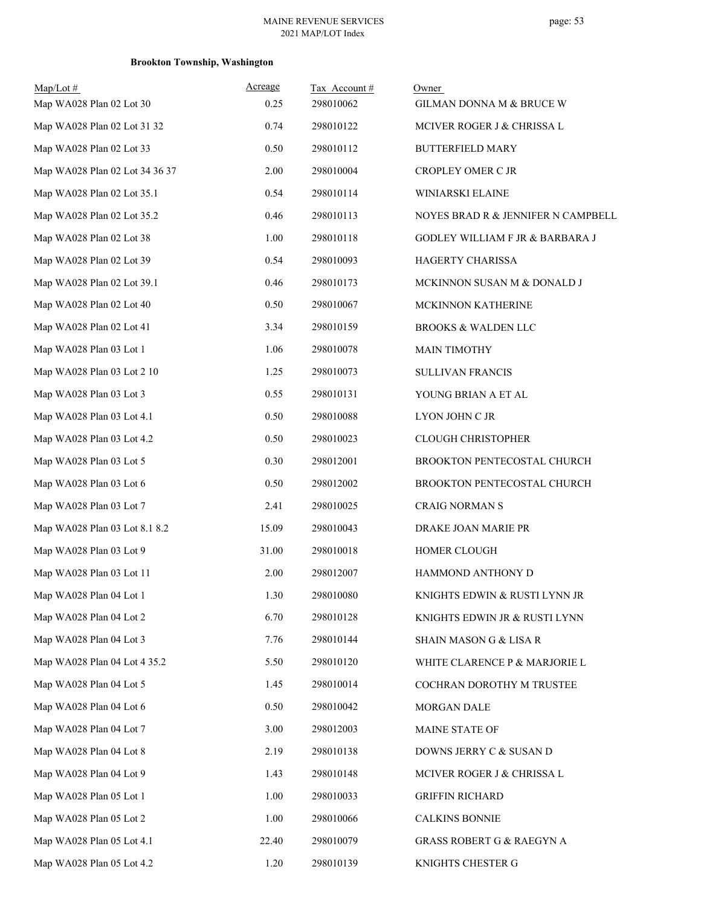**Brookton Township, Washington**

| Map/Lot # | Acreage | Tax Account # | Owner |
|---|---|---|---|
| Map WA028 Plan 02 Lot 30 | 0.25 | 298010062 | GILMAN DONNA M & BRUCE W |
| Map WA028 Plan 02 Lot 31 32 | 0.74 | 298010122 | MCIVER ROGER J & CHRISSA L |
| Map WA028 Plan 02 Lot 33 | 0.50 | 298010112 | BUTTERFIELD MARY |
| Map WA028 Plan 02 Lot 34 36 37 | 2.00 | 298010004 | CROPLEY OMER C JR |
| Map WA028 Plan 02 Lot 35.1 | 0.54 | 298010114 | WINIARSKI ELAINE |
| Map WA028 Plan 02 Lot 35.2 | 0.46 | 298010113 | NOYES BRAD R & JENNIFER N CAMPBELL |
| Map WA028 Plan 02 Lot 38 | 1.00 | 298010118 | GODLEY WILLIAM F JR & BARBARA J |
| Map WA028 Plan 02 Lot 39 | 0.54 | 298010093 | HAGERTY CHARISSA |
| Map WA028 Plan 02 Lot 39.1 | 0.46 | 298010173 | MCKINNON SUSAN M & DONALD J |
| Map WA028 Plan 02 Lot 40 | 0.50 | 298010067 | MCKINNON KATHERINE |
| Map WA028 Plan 02 Lot 41 | 3.34 | 298010159 | BROOKS & WALDEN LLC |
| Map WA028 Plan 03 Lot 1 | 1.06 | 298010078 | MAIN TIMOTHY |
| Map WA028 Plan 03 Lot 2 10 | 1.25 | 298010073 | SULLIVAN FRANCIS |
| Map WA028 Plan 03 Lot 3 | 0.55 | 298010131 | YOUNG BRIAN A ET AL |
| Map WA028 Plan 03 Lot 4.1 | 0.50 | 298010088 | LYON JOHN C JR |
| Map WA028 Plan 03 Lot 4.2 | 0.50 | 298010023 | CLOUGH CHRISTOPHER |
| Map WA028 Plan 03 Lot 5 | 0.30 | 298012001 | BROOKTON PENTECOSTAL CHURCH |
| Map WA028 Plan 03 Lot 6 | 0.50 | 298012002 | BROOKTON PENTECOSTAL CHURCH |
| Map WA028 Plan 03 Lot 7 | 2.41 | 298010025 | CRAIG NORMAN S |
| Map WA028 Plan 03 Lot 8.1 8.2 | 15.09 | 298010043 | DRAKE JOAN MARIE PR |
| Map WA028 Plan 03 Lot 9 | 31.00 | 298010018 | HOMER CLOUGH |
| Map WA028 Plan 03 Lot 11 | 2.00 | 298012007 | HAMMOND ANTHONY D |
| Map WA028 Plan 04 Lot 1 | 1.30 | 298010080 | KNIGHTS EDWIN & RUSTI LYNN JR |
| Map WA028 Plan 04 Lot 2 | 6.70 | 298010128 | KNIGHTS EDWIN JR & RUSTI LYNN |
| Map WA028 Plan 04 Lot 3 | 7.76 | 298010144 | SHAIN MASON G & LISA R |
| Map WA028 Plan 04 Lot 4 35.2 | 5.50 | 298010120 | WHITE CLARENCE P & MARJORIE L |
| Map WA028 Plan 04 Lot 5 | 1.45 | 298010014 | COCHRAN DOROTHY M TRUSTEE |
| Map WA028 Plan 04 Lot 6 | 0.50 | 298010042 | MORGAN DALE |
| Map WA028 Plan 04 Lot 7 | 3.00 | 298012003 | MAINE STATE OF |
| Map WA028 Plan 04 Lot 8 | 2.19 | 298010138 | DOWNS JERRY C & SUSAN D |
| Map WA028 Plan 04 Lot 9 | 1.43 | 298010148 | MCIVER ROGER J & CHRISSA L |
| Map WA028 Plan 05 Lot 1 | 1.00 | 298010033 | GRIFFIN RICHARD |
| Map WA028 Plan 05 Lot 2 | 1.00 | 298010066 | CALKINS BONNIE |
| Map WA028 Plan 05 Lot 4.1 | 22.40 | 298010079 | GRASS ROBERT G & RAEGYN A |
| Map WA028 Plan 05 Lot 4.2 | 1.20 | 298010139 | KNIGHTS CHESTER G |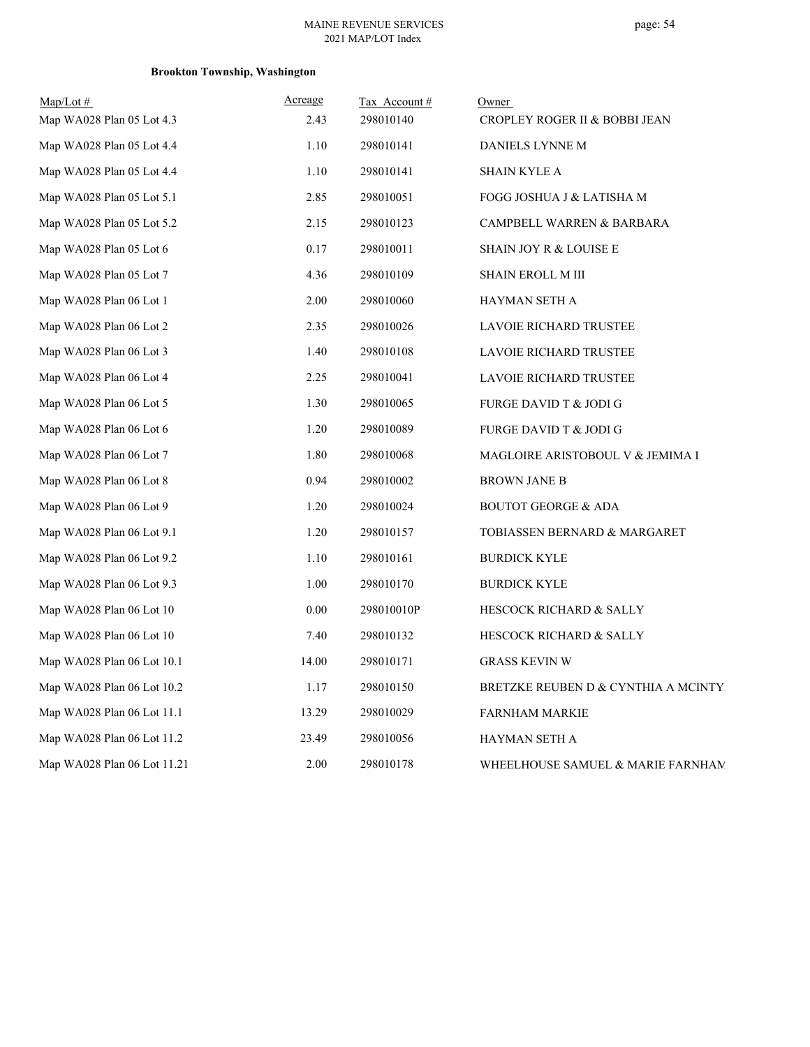**Brookton Township, Washington**

| Map/Lot # | Acreage | Tax Account # | Owner |
|---|---|---|---|
| Map WA028 Plan 05 Lot 4.3 | 2.43 | 298010140 | CROPLEY ROGER II & BOBBI JEAN |
| Map WA028 Plan 05 Lot 4.4 | 1.10 | 298010141 | DANIELS LYNNE M |
| Map WA028 Plan 05 Lot 4.4 | 1.10 | 298010141 | SHAIN KYLE A |
| Map WA028 Plan 05 Lot 5.1 | 2.85 | 298010051 | FOGG JOSHUA J & LATISHA M |
| Map WA028 Plan 05 Lot 5.2 | 2.15 | 298010123 | CAMPBELL WARREN & BARBARA |
| Map WA028 Plan 05 Lot 6 | 0.17 | 298010011 | SHAIN JOY R & LOUISE E |
| Map WA028 Plan 05 Lot 7 | 4.36 | 298010109 | SHAIN EROLL M III |
| Map WA028 Plan 06 Lot 1 | 2.00 | 298010060 | HAYMAN SETH A |
| Map WA028 Plan 06 Lot 2 | 2.35 | 298010026 | LAVOIE RICHARD TRUSTEE |
| Map WA028 Plan 06 Lot 3 | 1.40 | 298010108 | LAVOIE RICHARD TRUSTEE |
| Map WA028 Plan 06 Lot 4 | 2.25 | 298010041 | LAVOIE RICHARD TRUSTEE |
| Map WA028 Plan 06 Lot 5 | 1.30 | 298010065 | FURGE DAVID T & JODI G |
| Map WA028 Plan 06 Lot 6 | 1.20 | 298010089 | FURGE DAVID T & JODI G |
| Map WA028 Plan 06 Lot 7 | 1.80 | 298010068 | MAGLOIRE ARISTOBOUL V & JEMIMA I |
| Map WA028 Plan 06 Lot 8 | 0.94 | 298010002 | BROWN JANE B |
| Map WA028 Plan 06 Lot 9 | 1.20 | 298010024 | BOUTOT GEORGE & ADA |
| Map WA028 Plan 06 Lot 9.1 | 1.20 | 298010157 | TOBIASSEN BERNARD & MARGARET |
| Map WA028 Plan 06 Lot 9.2 | 1.10 | 298010161 | BURDICK KYLE |
| Map WA028 Plan 06 Lot 9.3 | 1.00 | 298010170 | BURDICK KYLE |
| Map WA028 Plan 06 Lot 10 | 0.00 | 298010010P | HESCOCK RICHARD & SALLY |
| Map WA028 Plan 06 Lot 10 | 7.40 | 298010132 | HESCOCK RICHARD & SALLY |
| Map WA028 Plan 06 Lot 10.1 | 14.00 | 298010171 | GRASS KEVIN W |
| Map WA028 Plan 06 Lot 10.2 | 1.17 | 298010150 | BRETZKE REUBEN D & CYNTHIA A MCINTY |
| Map WA028 Plan 06 Lot 11.1 | 13.29 | 298010029 | FARNHAM MARKIE |
| Map WA028 Plan 06 Lot 11.2 | 23.49 | 298010056 | HAYMAN SETH A |
| Map WA028 Plan 06 Lot 11.21 | 2.00 | 298010178 | WHEELHOUSE SAMUEL & MARIE FARNHAM |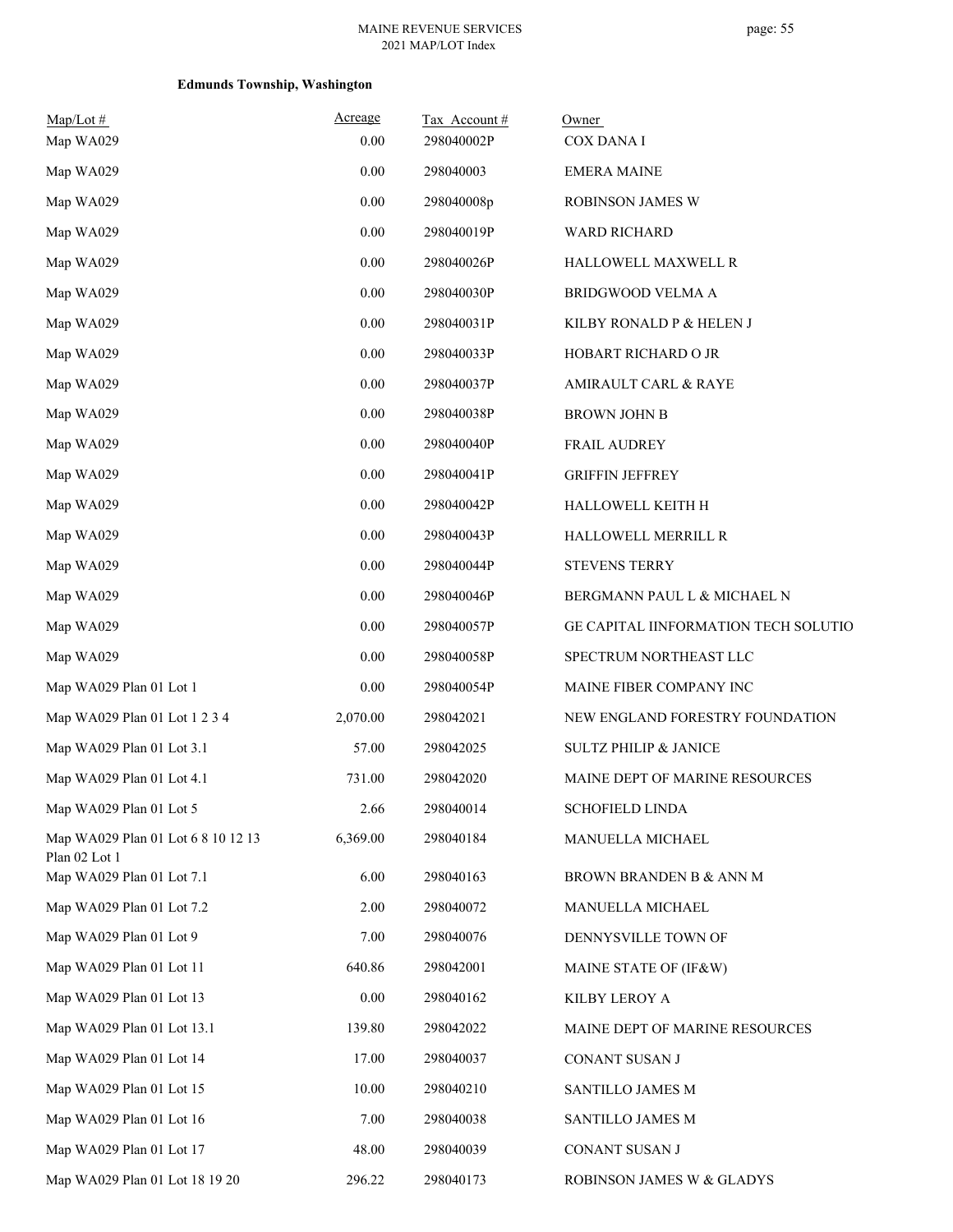**Edmunds Township, Washington**

| Map/Lot # | Acreage | Tax Account # | Owner |
|---|---|---|---|
| Map WA029 | 0.00 | 298040002P | COX DANA I |
| Map WA029 | 0.00 | 298040003 | EMERA MAINE |
| Map WA029 | 0.00 | 298040008p | ROBINSON JAMES W |
| Map WA029 | 0.00 | 298040019P | WARD RICHARD |
| Map WA029 | 0.00 | 298040026P | HALLOWELL MAXWELL R |
| Map WA029 | 0.00 | 298040030P | BRIDGWOOD VELMA A |
| Map WA029 | 0.00 | 298040031P | KILBY RONALD P & HELEN J |
| Map WA029 | 0.00 | 298040033P | HOBART RICHARD O JR |
| Map WA029 | 0.00 | 298040037P | AMIRAULT CARL & RAYE |
| Map WA029 | 0.00 | 298040038P | BROWN JOHN B |
| Map WA029 | 0.00 | 298040040P | FRAIL AUDREY |
| Map WA029 | 0.00 | 298040041P | GRIFFIN JEFFREY |
| Map WA029 | 0.00 | 298040042P | HALLOWELL KEITH H |
| Map WA029 | 0.00 | 298040043P | HALLOWELL MERRILL R |
| Map WA029 | 0.00 | 298040044P | STEVENS TERRY |
| Map WA029 | 0.00 | 298040046P | BERGMANN PAUL L & MICHAEL N |
| Map WA029 | 0.00 | 298040057P | GE CAPITAL IINFORMATION TECH SOLUTIO |
| Map WA029 | 0.00 | 298040058P | SPECTRUM NORTHEAST LLC |
| Map WA029 Plan 01 Lot 1 | 0.00 | 298040054P | MAINE FIBER COMPANY INC |
| Map WA029 Plan 01 Lot 1 2 3 4 | 2,070.00 | 298042021 | NEW ENGLAND FORESTRY FOUNDATION |
| Map WA029 Plan 01 Lot 3.1 | 57.00 | 298042025 | SULTZ PHILIP & JANICE |
| Map WA029 Plan 01 Lot 4.1 | 731.00 | 298042020 | MAINE DEPT OF MARINE RESOURCES |
| Map WA029 Plan 01 Lot 5 | 2.66 | 298040014 | SCHOFIELD LINDA |
| Map WA029 Plan 01 Lot 6 8 10 12 13 Plan 02 Lot 1 | 6,369.00 | 298040184 | MANUELLA MICHAEL |
| Map WA029 Plan 01 Lot 7.1 | 6.00 | 298040163 | BROWN BRANDEN B & ANN M |
| Map WA029 Plan 01 Lot 7.2 | 2.00 | 298040072 | MANUELLA MICHAEL |
| Map WA029 Plan 01 Lot 9 | 7.00 | 298040076 | DENNYSVILLE TOWN OF |
| Map WA029 Plan 01 Lot 11 | 640.86 | 298042001 | MAINE STATE OF (IF&W) |
| Map WA029 Plan 01 Lot 13 | 0.00 | 298040162 | KILBY LEROY A |
| Map WA029 Plan 01 Lot 13.1 | 139.80 | 298042022 | MAINE DEPT OF MARINE RESOURCES |
| Map WA029 Plan 01 Lot 14 | 17.00 | 298040037 | CONANT SUSAN J |
| Map WA029 Plan 01 Lot 15 | 10.00 | 298040210 | SANTILLO JAMES M |
| Map WA029 Plan 01 Lot 16 | 7.00 | 298040038 | SANTILLO JAMES M |
| Map WA029 Plan 01 Lot 17 | 48.00 | 298040039 | CONANT SUSAN J |
| Map WA029 Plan 01 Lot 18 19 20 | 296.22 | 298040173 | ROBINSON JAMES W & GLADYS |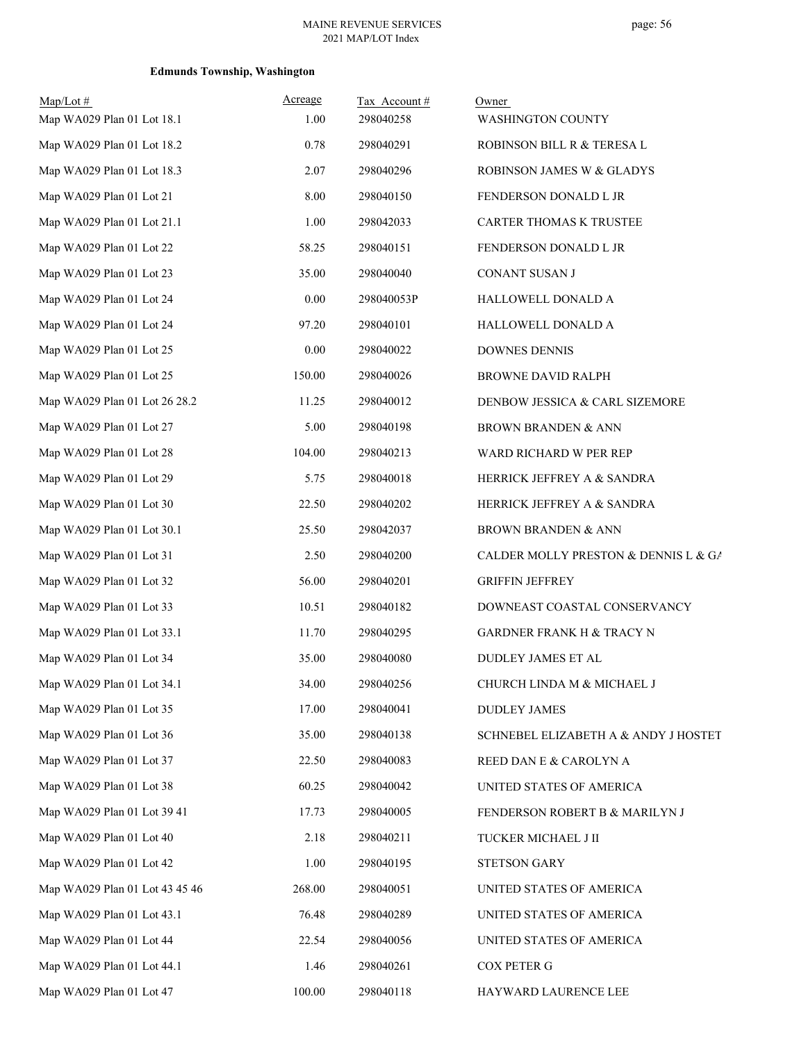**Edmunds Township, Washington**

| Map/Lot # | Acreage | Tax Account # | Owner |
|---|---|---|---|
| Map WA029 Plan 01 Lot 18.1 | 1.00 | 298040258 | WASHINGTON COUNTY |
| Map WA029 Plan 01 Lot 18.2 | 0.78 | 298040291 | ROBINSON BILL R & TERESA L |
| Map WA029 Plan 01 Lot 18.3 | 2.07 | 298040296 | ROBINSON JAMES W & GLADYS |
| Map WA029 Plan 01 Lot 21 | 8.00 | 298040150 | FENDERSON DONALD L JR |
| Map WA029 Plan 01 Lot 21.1 | 1.00 | 298042033 | CARTER THOMAS K TRUSTEE |
| Map WA029 Plan 01 Lot 22 | 58.25 | 298040151 | FENDERSON DONALD L JR |
| Map WA029 Plan 01 Lot 23 | 35.00 | 298040040 | CONANT SUSAN J |
| Map WA029 Plan 01 Lot 24 | 0.00 | 298040053P | HALLOWELL DONALD A |
| Map WA029 Plan 01 Lot 24 | 97.20 | 298040101 | HALLOWELL DONALD A |
| Map WA029 Plan 01 Lot 25 | 0.00 | 298040022 | DOWNES DENNIS |
| Map WA029 Plan 01 Lot 25 | 150.00 | 298040026 | BROWNE DAVID RALPH |
| Map WA029 Plan 01 Lot 26 28.2 | 11.25 | 298040012 | DENBOW JESSICA & CARL SIZEMORE |
| Map WA029 Plan 01 Lot 27 | 5.00 | 298040198 | BROWN BRANDEN & ANN |
| Map WA029 Plan 01 Lot 28 | 104.00 | 298040213 | WARD RICHARD W PER REP |
| Map WA029 Plan 01 Lot 29 | 5.75 | 298040018 | HERRICK JEFFREY A & SANDRA |
| Map WA029 Plan 01 Lot 30 | 22.50 | 298040202 | HERRICK JEFFREY A & SANDRA |
| Map WA029 Plan 01 Lot 30.1 | 25.50 | 298042037 | BROWN BRANDEN & ANN |
| Map WA029 Plan 01 Lot 31 | 2.50 | 298040200 | CALDER MOLLY PRESTON & DENNIS L & GA |
| Map WA029 Plan 01 Lot 32 | 56.00 | 298040201 | GRIFFIN JEFFREY |
| Map WA029 Plan 01 Lot 33 | 10.51 | 298040182 | DOWNEAST COASTAL CONSERVANCY |
| Map WA029 Plan 01 Lot 33.1 | 11.70 | 298040295 | GARDNER FRANK H & TRACY N |
| Map WA029 Plan 01 Lot 34 | 35.00 | 298040080 | DUDLEY JAMES ET AL |
| Map WA029 Plan 01 Lot 34.1 | 34.00 | 298040256 | CHURCH LINDA M & MICHAEL J |
| Map WA029 Plan 01 Lot 35 | 17.00 | 298040041 | DUDLEY JAMES |
| Map WA029 Plan 01 Lot 36 | 35.00 | 298040138 | SCHNEBEL ELIZABETH A & ANDY J HOSTET |
| Map WA029 Plan 01 Lot 37 | 22.50 | 298040083 | REED DAN E & CAROLYN A |
| Map WA029 Plan 01 Lot 38 | 60.25 | 298040042 | UNITED STATES OF AMERICA |
| Map WA029 Plan 01 Lot 39 41 | 17.73 | 298040005 | FENDERSON ROBERT B & MARILYN J |
| Map WA029 Plan 01 Lot 40 | 2.18 | 298040211 | TUCKER MICHAEL J II |
| Map WA029 Plan 01 Lot 42 | 1.00 | 298040195 | STETSON GARY |
| Map WA029 Plan 01 Lot 43 45 46 | 268.00 | 298040051 | UNITED STATES OF AMERICA |
| Map WA029 Plan 01 Lot 43.1 | 76.48 | 298040289 | UNITED STATES OF AMERICA |
| Map WA029 Plan 01 Lot 44 | 22.54 | 298040056 | UNITED STATES OF AMERICA |
| Map WA029 Plan 01 Lot 44.1 | 1.46 | 298040261 | COX PETER G |
| Map WA029 Plan 01 Lot 47 | 100.00 | 298040118 | HAYWARD LAURENCE LEE |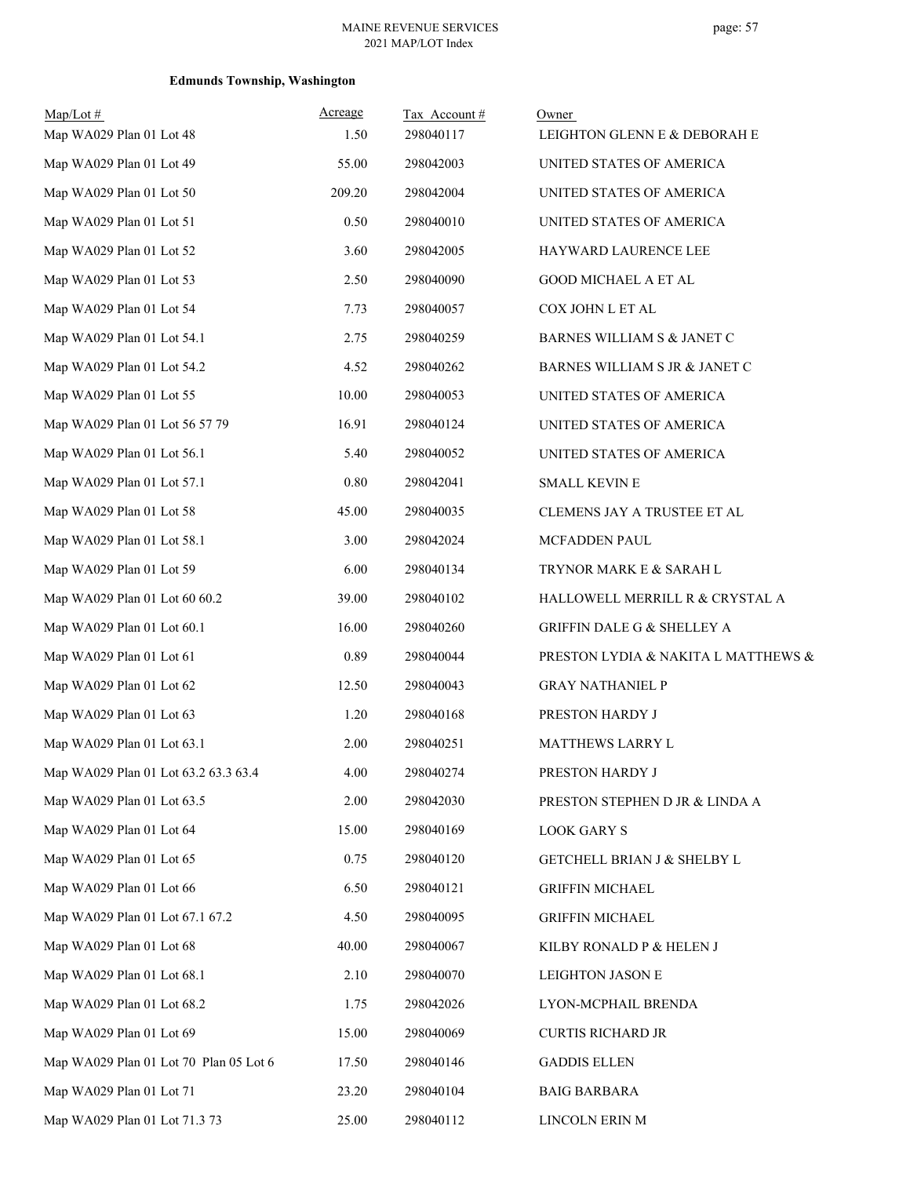**Edmunds Township, Washington**

| Map/Lot # | Acreage | Tax Account # | Owner |
|---|---|---|---|
| Map WA029 Plan 01 Lot 48 | 1.50 | 298040117 | LEIGHTON GLENN E & DEBORAH E |
| Map WA029 Plan 01 Lot 49 | 55.00 | 298042003 | UNITED STATES OF AMERICA |
| Map WA029 Plan 01 Lot 50 | 209.20 | 298042004 | UNITED STATES OF AMERICA |
| Map WA029 Plan 01 Lot 51 | 0.50 | 298040010 | UNITED STATES OF AMERICA |
| Map WA029 Plan 01 Lot 52 | 3.60 | 298042005 | HAYWARD LAURENCE LEE |
| Map WA029 Plan 01 Lot 53 | 2.50 | 298040090 | GOOD MICHAEL A ET AL |
| Map WA029 Plan 01 Lot 54 | 7.73 | 298040057 | COX JOHN L ET AL |
| Map WA029 Plan 01 Lot 54.1 | 2.75 | 298040259 | BARNES WILLIAM S & JANET C |
| Map WA029 Plan 01 Lot 54.2 | 4.52 | 298040262 | BARNES WILLIAM S JR & JANET C |
| Map WA029 Plan 01 Lot 55 | 10.00 | 298040053 | UNITED STATES OF AMERICA |
| Map WA029 Plan 01 Lot 56 57 79 | 16.91 | 298040124 | UNITED STATES OF AMERICA |
| Map WA029 Plan 01 Lot 56.1 | 5.40 | 298040052 | UNITED STATES OF AMERICA |
| Map WA029 Plan 01 Lot 57.1 | 0.80 | 298042041 | SMALL KEVIN E |
| Map WA029 Plan 01 Lot 58 | 45.00 | 298040035 | CLEMENS JAY A TRUSTEE ET AL |
| Map WA029 Plan 01 Lot 58.1 | 3.00 | 298042024 | MCFADDEN PAUL |
| Map WA029 Plan 01 Lot 59 | 6.00 | 298040134 | TRYNOR MARK E & SARAH L |
| Map WA029 Plan 01 Lot 60 60.2 | 39.00 | 298040102 | HALLOWELL MERRILL R & CRYSTAL A |
| Map WA029 Plan 01 Lot 60.1 | 16.00 | 298040260 | GRIFFIN DALE G & SHELLEY A |
| Map WA029 Plan 01 Lot 61 | 0.89 | 298040044 | PRESTON LYDIA & NAKITA L MATTHEWS & |
| Map WA029 Plan 01 Lot 62 | 12.50 | 298040043 | GRAY NATHANIEL P |
| Map WA029 Plan 01 Lot 63 | 1.20 | 298040168 | PRESTON HARDY J |
| Map WA029 Plan 01 Lot 63.1 | 2.00 | 298040251 | MATTHEWS LARRY L |
| Map WA029 Plan 01 Lot 63.2 63.3 63.4 | 4.00 | 298040274 | PRESTON HARDY J |
| Map WA029 Plan 01 Lot 63.5 | 2.00 | 298042030 | PRESTON STEPHEN D JR & LINDA A |
| Map WA029 Plan 01 Lot 64 | 15.00 | 298040169 | LOOK GARY S |
| Map WA029 Plan 01 Lot 65 | 0.75 | 298040120 | GETCHELL BRIAN J & SHELBY L |
| Map WA029 Plan 01 Lot 66 | 6.50 | 298040121 | GRIFFIN MICHAEL |
| Map WA029 Plan 01 Lot 67.1 67.2 | 4.50 | 298040095 | GRIFFIN MICHAEL |
| Map WA029 Plan 01 Lot 68 | 40.00 | 298040067 | KILBY RONALD P & HELEN J |
| Map WA029 Plan 01 Lot 68.1 | 2.10 | 298040070 | LEIGHTON JASON E |
| Map WA029 Plan 01 Lot 68.2 | 1.75 | 298042026 | LYON-MCPHAIL BRENDA |
| Map WA029 Plan 01 Lot 69 | 15.00 | 298040069 | CURTIS RICHARD JR |
| Map WA029 Plan 01 Lot 70 Plan 05 Lot 6 | 17.50 | 298040146 | GADDIS ELLEN |
| Map WA029 Plan 01 Lot 71 | 23.20 | 298040104 | BAIG BARBARA |
| Map WA029 Plan 01 Lot 71.3 73 | 25.00 | 298040112 | LINCOLN ERIN M |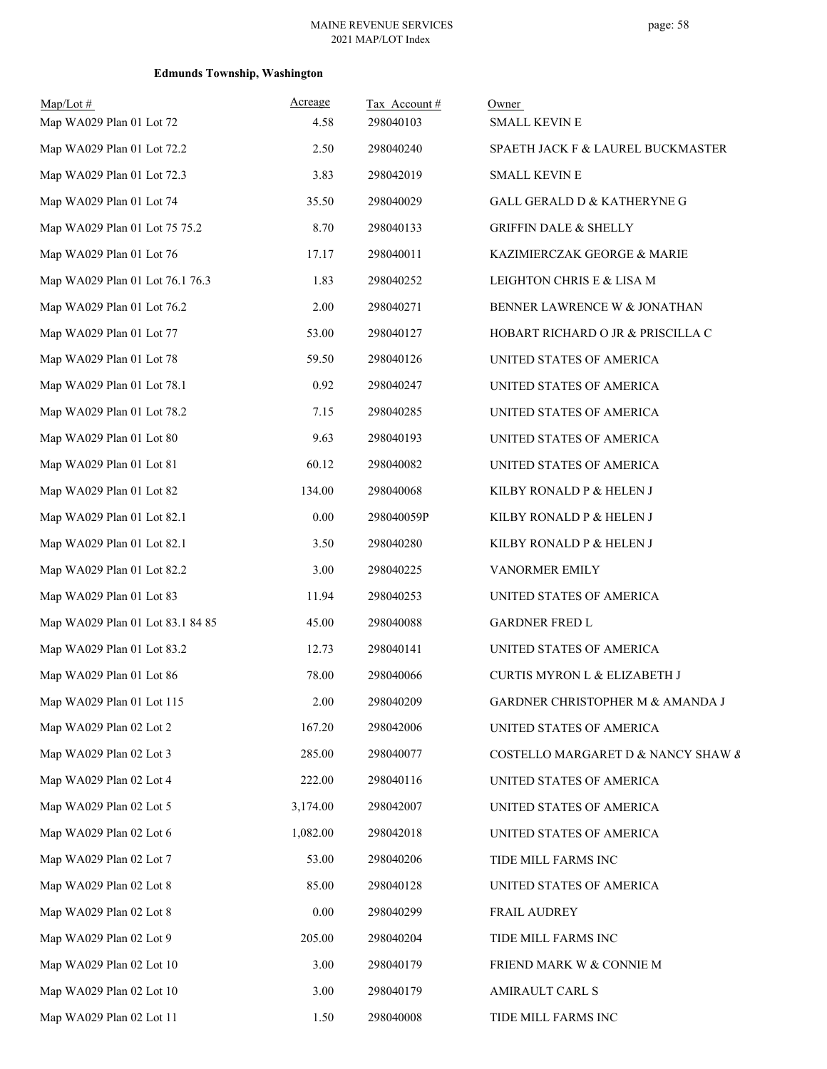**Edmunds Township, Washington**

| Map/Lot # | Acreage | Tax Account # | Owner |
|---|---|---|---|
| Map WA029 Plan 01 Lot 72 | 4.58 | 298040103 | SMALL KEVIN E |
| Map WA029 Plan 01 Lot 72.2 | 2.50 | 298040240 | SPAETH JACK F & LAUREL BUCKMASTER |
| Map WA029 Plan 01 Lot 72.3 | 3.83 | 298042019 | SMALL KEVIN E |
| Map WA029 Plan 01 Lot 74 | 35.50 | 298040029 | GALL GERALD D & KATHERYNE G |
| Map WA029 Plan 01 Lot 75 75.2 | 8.70 | 298040133 | GRIFFIN DALE & SHELLY |
| Map WA029 Plan 01 Lot 76 | 17.17 | 298040011 | KAZIMIERCZAK GEORGE & MARIE |
| Map WA029 Plan 01 Lot 76.1 76.3 | 1.83 | 298040252 | LEIGHTON CHRIS E & LISA M |
| Map WA029 Plan 01 Lot 76.2 | 2.00 | 298040271 | BENNER LAWRENCE W & JONATHAN |
| Map WA029 Plan 01 Lot 77 | 53.00 | 298040127 | HOBART RICHARD O JR & PRISCILLA C |
| Map WA029 Plan 01 Lot 78 | 59.50 | 298040126 | UNITED STATES OF AMERICA |
| Map WA029 Plan 01 Lot 78.1 | 0.92 | 298040247 | UNITED STATES OF AMERICA |
| Map WA029 Plan 01 Lot 78.2 | 7.15 | 298040285 | UNITED STATES OF AMERICA |
| Map WA029 Plan 01 Lot 80 | 9.63 | 298040193 | UNITED STATES OF AMERICA |
| Map WA029 Plan 01 Lot 81 | 60.12 | 298040082 | UNITED STATES OF AMERICA |
| Map WA029 Plan 01 Lot 82 | 134.00 | 298040068 | KILBY RONALD P & HELEN J |
| Map WA029 Plan 01 Lot 82.1 | 0.00 | 298040059P | KILBY RONALD P & HELEN J |
| Map WA029 Plan 01 Lot 82.1 | 3.50 | 298040280 | KILBY RONALD P & HELEN J |
| Map WA029 Plan 01 Lot 82.2 | 3.00 | 298040225 | VANORMER EMILY |
| Map WA029 Plan 01 Lot 83 | 11.94 | 298040253 | UNITED STATES OF AMERICA |
| Map WA029 Plan 01 Lot 83.1 84 85 | 45.00 | 298040088 | GARDNER FRED L |
| Map WA029 Plan 01 Lot 83.2 | 12.73 | 298040141 | UNITED STATES OF AMERICA |
| Map WA029 Plan 01 Lot 86 | 78.00 | 298040066 | CURTIS MYRON L & ELIZABETH J |
| Map WA029 Plan 01 Lot 115 | 2.00 | 298040209 | GARDNER CHRISTOPHER M & AMANDA J |
| Map WA029 Plan 02 Lot 2 | 167.20 | 298042006 | UNITED STATES OF AMERICA |
| Map WA029 Plan 02 Lot 3 | 285.00 | 298040077 | COSTELLO MARGARET D & NANCY SHAW & |
| Map WA029 Plan 02 Lot 4 | 222.00 | 298040116 | UNITED STATES OF AMERICA |
| Map WA029 Plan 02 Lot 5 | 3,174.00 | 298042007 | UNITED STATES OF AMERICA |
| Map WA029 Plan 02 Lot 6 | 1,082.00 | 298042018 | UNITED STATES OF AMERICA |
| Map WA029 Plan 02 Lot 7 | 53.00 | 298040206 | TIDE MILL FARMS INC |
| Map WA029 Plan 02 Lot 8 | 85.00 | 298040128 | UNITED STATES OF AMERICA |
| Map WA029 Plan 02 Lot 8 | 0.00 | 298040299 | FRAIL AUDREY |
| Map WA029 Plan 02 Lot 9 | 205.00 | 298040204 | TIDE MILL FARMS INC |
| Map WA029 Plan 02 Lot 10 | 3.00 | 298040179 | FRIEND MARK W & CONNIE M |
| Map WA029 Plan 02 Lot 10 | 3.00 | 298040179 | AMIRAULT CARL S |
| Map WA029 Plan 02 Lot 11 | 1.50 | 298040008 | TIDE MILL FARMS INC |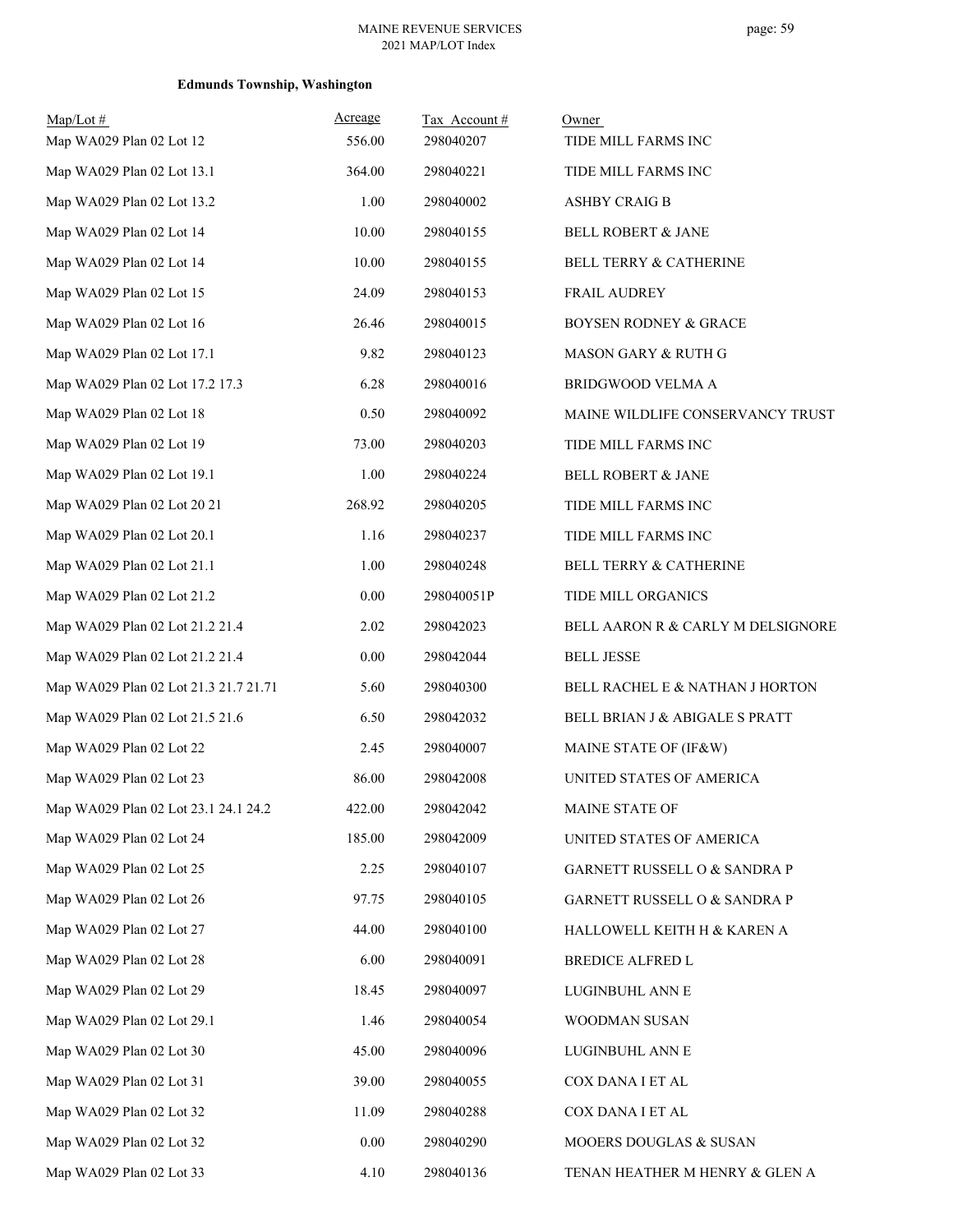**Edmunds Township, Washington**

| Map/Lot # | Acreage | Tax Account # | Owner |
|---|---|---|---|
| Map WA029 Plan 02 Lot 12 | 556.00 | 298040207 | TIDE MILL FARMS INC |
| Map WA029 Plan 02 Lot 13.1 | 364.00 | 298040221 | TIDE MILL FARMS INC |
| Map WA029 Plan 02 Lot 13.2 | 1.00 | 298040002 | ASHBY CRAIG B |
| Map WA029 Plan 02 Lot 14 | 10.00 | 298040155 | BELL ROBERT & JANE |
| Map WA029 Plan 02 Lot 14 | 10.00 | 298040155 | BELL TERRY & CATHERINE |
| Map WA029 Plan 02 Lot 15 | 24.09 | 298040153 | FRAIL AUDREY |
| Map WA029 Plan 02 Lot 16 | 26.46 | 298040015 | BOYSEN RODNEY & GRACE |
| Map WA029 Plan 02 Lot 17.1 | 9.82 | 298040123 | MASON GARY & RUTH G |
| Map WA029 Plan 02 Lot 17.2 17.3 | 6.28 | 298040016 | BRIDGWOOD VELMA A |
| Map WA029 Plan 02 Lot 18 | 0.50 | 298040092 | MAINE WILDLIFE CONSERVANCY TRUST |
| Map WA029 Plan 02 Lot 19 | 73.00 | 298040203 | TIDE MILL FARMS INC |
| Map WA029 Plan 02 Lot 19.1 | 1.00 | 298040224 | BELL ROBERT & JANE |
| Map WA029 Plan 02 Lot 20 21 | 268.92 | 298040205 | TIDE MILL FARMS INC |
| Map WA029 Plan 02 Lot 20.1 | 1.16 | 298040237 | TIDE MILL FARMS INC |
| Map WA029 Plan 02 Lot 21.1 | 1.00 | 298040248 | BELL TERRY & CATHERINE |
| Map WA029 Plan 02 Lot 21.2 | 0.00 | 298040051P | TIDE MILL ORGANICS |
| Map WA029 Plan 02 Lot 21.2 21.4 | 2.02 | 298042023 | BELL AARON R & CARLY M DELSIGNORE |
| Map WA029 Plan 02 Lot 21.2 21.4 | 0.00 | 298042044 | BELL JESSE |
| Map WA029 Plan 02 Lot 21.3 21.7 21.71 | 5.60 | 298040300 | BELL RACHEL E & NATHAN J HORTON |
| Map WA029 Plan 02 Lot 21.5 21.6 | 6.50 | 298042032 | BELL BRIAN J & ABIGALE S PRATT |
| Map WA029 Plan 02 Lot 22 | 2.45 | 298040007 | MAINE STATE OF (IF&W) |
| Map WA029 Plan 02 Lot 23 | 86.00 | 298042008 | UNITED STATES OF AMERICA |
| Map WA029 Plan 02 Lot 23.1 24.1 24.2 | 422.00 | 298042042 | MAINE STATE OF |
| Map WA029 Plan 02 Lot 24 | 185.00 | 298042009 | UNITED STATES OF AMERICA |
| Map WA029 Plan 02 Lot 25 | 2.25 | 298040107 | GARNETT RUSSELL O & SANDRA P |
| Map WA029 Plan 02 Lot 26 | 97.75 | 298040105 | GARNETT RUSSELL O & SANDRA P |
| Map WA029 Plan 02 Lot 27 | 44.00 | 298040100 | HALLOWELL KEITH H & KAREN A |
| Map WA029 Plan 02 Lot 28 | 6.00 | 298040091 | BREDICE ALFRED L |
| Map WA029 Plan 02 Lot 29 | 18.45 | 298040097 | LUGINBUHL ANN E |
| Map WA029 Plan 02 Lot 29.1 | 1.46 | 298040054 | WOODMAN SUSAN |
| Map WA029 Plan 02 Lot 30 | 45.00 | 298040096 | LUGINBUHL ANN E |
| Map WA029 Plan 02 Lot 31 | 39.00 | 298040055 | COX DANA I ET AL |
| Map WA029 Plan 02 Lot 32 | 11.09 | 298040288 | COX DANA I ET AL |
| Map WA029 Plan 02 Lot 32 | 0.00 | 298040290 | MOOERS DOUGLAS & SUSAN |
| Map WA029 Plan 02 Lot 33 | 4.10 | 298040136 | TENAN HEATHER M HENRY & GLEN A |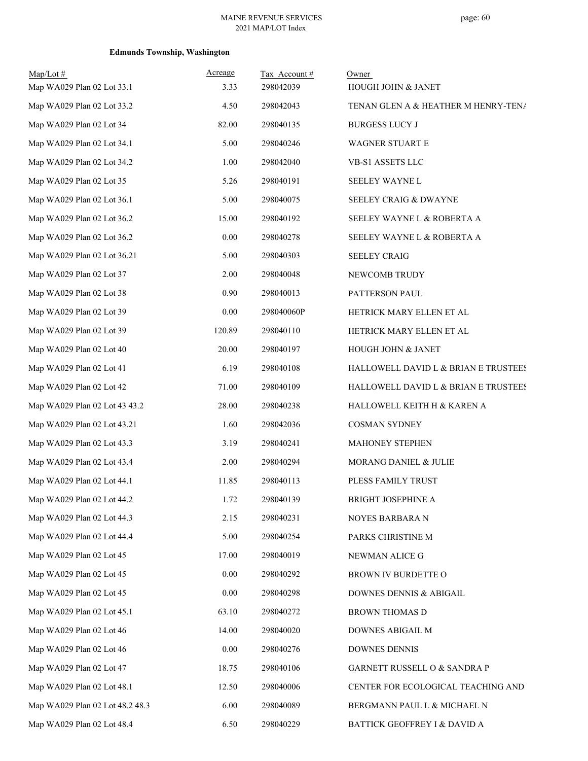**Edmunds Township, Washington**

| Map/Lot # | Acreage | Tax Account # | Owner |
|---|---|---|---|
| Map WA029 Plan 02 Lot 33.1 | 3.33 | 298042039 | HOUGH JOHN & JANET |
| Map WA029 Plan 02 Lot 33.2 | 4.50 | 298042043 | TENAN GLEN A & HEATHER M HENRY-TENA |
| Map WA029 Plan 02 Lot 34 | 82.00 | 298040135 | BURGESS LUCY J |
| Map WA029 Plan 02 Lot 34.1 | 5.00 | 298040246 | WAGNER STUART E |
| Map WA029 Plan 02 Lot 34.2 | 1.00 | 298042040 | VB-S1 ASSETS LLC |
| Map WA029 Plan 02 Lot 35 | 5.26 | 298040191 | SEELEY WAYNE L |
| Map WA029 Plan 02 Lot 36.1 | 5.00 | 298040075 | SEELEY CRAIG & DWAYNE |
| Map WA029 Plan 02 Lot 36.2 | 15.00 | 298040192 | SEELEY WAYNE L & ROBERTA A |
| Map WA029 Plan 02 Lot 36.2 | 0.00 | 298040278 | SEELEY WAYNE L & ROBERTA A |
| Map WA029 Plan 02 Lot 36.21 | 5.00 | 298040303 | SEELEY CRAIG |
| Map WA029 Plan 02 Lot 37 | 2.00 | 298040048 | NEWCOMB TRUDY |
| Map WA029 Plan 02 Lot 38 | 0.90 | 298040013 | PATTERSON PAUL |
| Map WA029 Plan 02 Lot 39 | 0.00 | 298040060P | HETRICK MARY ELLEN ET AL |
| Map WA029 Plan 02 Lot 39 | 120.89 | 298040110 | HETRICK MARY ELLEN ET AL |
| Map WA029 Plan 02 Lot 40 | 20.00 | 298040197 | HOUGH JOHN & JANET |
| Map WA029 Plan 02 Lot 41 | 6.19 | 298040108 | HALLOWELL DAVID L & BRIAN E TRUSTEES |
| Map WA029 Plan 02 Lot 42 | 71.00 | 298040109 | HALLOWELL DAVID L & BRIAN E TRUSTEES |
| Map WA029 Plan 02 Lot 43 43.2 | 28.00 | 298040238 | HALLOWELL KEITH H & KAREN A |
| Map WA029 Plan 02 Lot 43.21 | 1.60 | 298042036 | COSMAN SYDNEY |
| Map WA029 Plan 02 Lot 43.3 | 3.19 | 298040241 | MAHONEY STEPHEN |
| Map WA029 Plan 02 Lot 43.4 | 2.00 | 298040294 | MORANG DANIEL & JULIE |
| Map WA029 Plan 02 Lot 44.1 | 11.85 | 298040113 | PLESS FAMILY TRUST |
| Map WA029 Plan 02 Lot 44.2 | 1.72 | 298040139 | BRIGHT JOSEPHINE A |
| Map WA029 Plan 02 Lot 44.3 | 2.15 | 298040231 | NOYES BARBARA N |
| Map WA029 Plan 02 Lot 44.4 | 5.00 | 298040254 | PARKS CHRISTINE M |
| Map WA029 Plan 02 Lot 45 | 17.00 | 298040019 | NEWMAN ALICE G |
| Map WA029 Plan 02 Lot 45 | 0.00 | 298040292 | BROWN IV BURDETTE O |
| Map WA029 Plan 02 Lot 45 | 0.00 | 298040298 | DOWNES DENNIS & ABIGAIL |
| Map WA029 Plan 02 Lot 45.1 | 63.10 | 298040272 | BROWN THOMAS D |
| Map WA029 Plan 02 Lot 46 | 14.00 | 298040020 | DOWNES ABIGAIL M |
| Map WA029 Plan 02 Lot 46 | 0.00 | 298040276 | DOWNES DENNIS |
| Map WA029 Plan 02 Lot 47 | 18.75 | 298040106 | GARNETT RUSSELL O & SANDRA P |
| Map WA029 Plan 02 Lot 48.1 | 12.50 | 298040006 | CENTER FOR ECOLOGICAL TEACHING AND |
| Map WA029 Plan 02 Lot 48.2 48.3 | 6.00 | 298040089 | BERGMANN PAUL L & MICHAEL N |
| Map WA029 Plan 02 Lot 48.4 | 6.50 | 298040229 | BATTICK GEOFFREY I & DAVID A |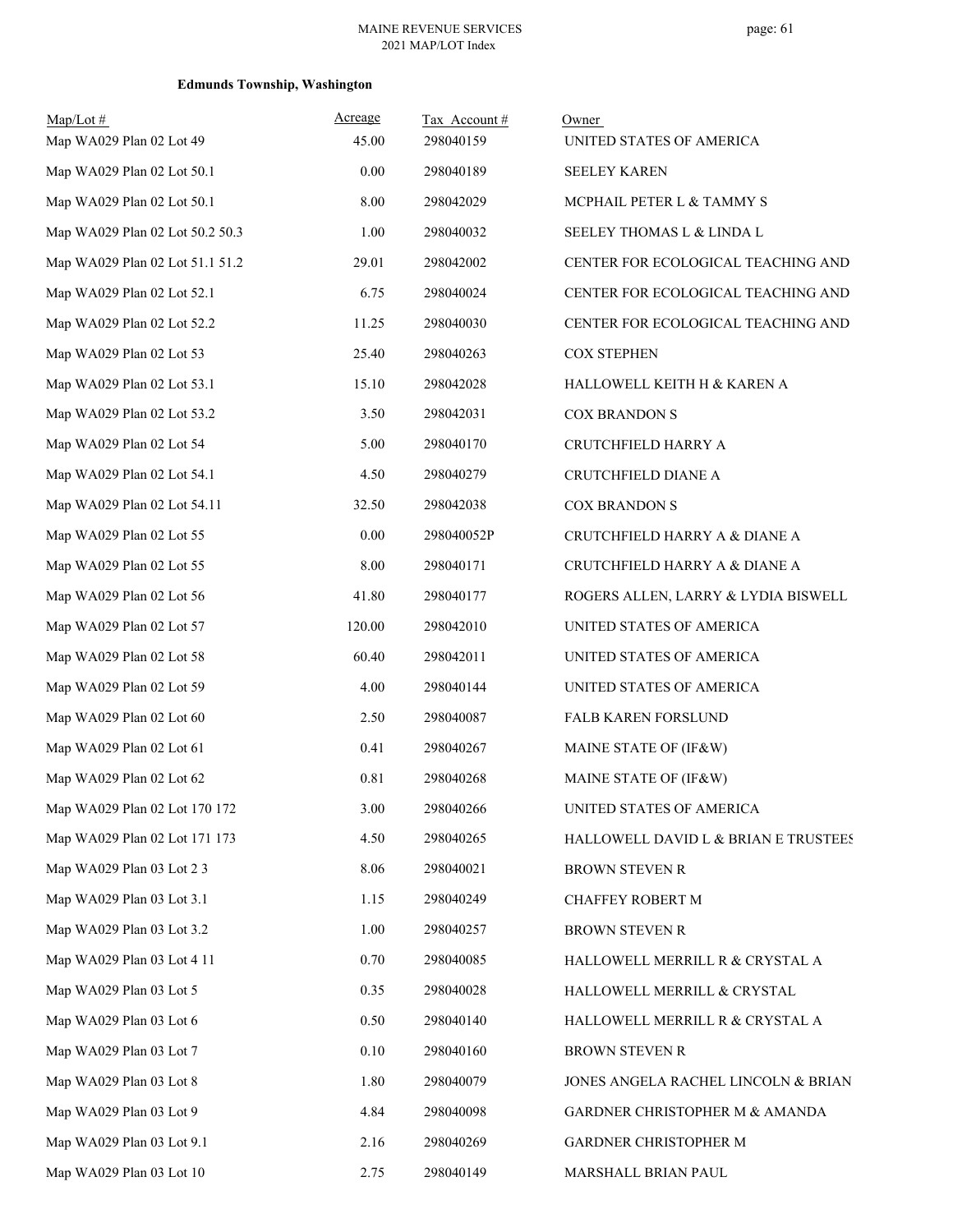**Edmunds Township, Washington**

| Map/Lot # | Acreage | Tax Account # | Owner |
|---|---|---|---|
| Map WA029 Plan 02 Lot 49 | 45.00 | 298040159 | UNITED STATES OF AMERICA |
| Map WA029 Plan 02 Lot 50.1 | 0.00 | 298040189 | SEELEY KAREN |
| Map WA029 Plan 02 Lot 50.1 | 8.00 | 298042029 | MCPHAIL PETER L & TAMMY S |
| Map WA029 Plan 02 Lot 50.2 50.3 | 1.00 | 298040032 | SEELEY THOMAS L & LINDA L |
| Map WA029 Plan 02 Lot 51.1 51.2 | 29.01 | 298042002 | CENTER FOR ECOLOGICAL TEACHING AND |
| Map WA029 Plan 02 Lot 52.1 | 6.75 | 298040024 | CENTER FOR ECOLOGICAL TEACHING AND |
| Map WA029 Plan 02 Lot 52.2 | 11.25 | 298040030 | CENTER FOR ECOLOGICAL TEACHING AND |
| Map WA029 Plan 02 Lot 53 | 25.40 | 298040263 | COX STEPHEN |
| Map WA029 Plan 02 Lot 53.1 | 15.10 | 298042028 | HALLOWELL KEITH H & KAREN A |
| Map WA029 Plan 02 Lot 53.2 | 3.50 | 298042031 | COX BRANDON S |
| Map WA029 Plan 02 Lot 54 | 5.00 | 298040170 | CRUTCHFIELD HARRY A |
| Map WA029 Plan 02 Lot 54.1 | 4.50 | 298040279 | CRUTCHFIELD DIANE A |
| Map WA029 Plan 02 Lot 54.11 | 32.50 | 298042038 | COX BRANDON S |
| Map WA029 Plan 02 Lot 55 | 0.00 | 298040052P | CRUTCHFIELD HARRY A & DIANE A |
| Map WA029 Plan 02 Lot 55 | 8.00 | 298040171 | CRUTCHFIELD HARRY A & DIANE A |
| Map WA029 Plan 02 Lot 56 | 41.80 | 298040177 | ROGERS ALLEN, LARRY & LYDIA BISWELL |
| Map WA029 Plan 02 Lot 57 | 120.00 | 298042010 | UNITED STATES OF AMERICA |
| Map WA029 Plan 02 Lot 58 | 60.40 | 298042011 | UNITED STATES OF AMERICA |
| Map WA029 Plan 02 Lot 59 | 4.00 | 298040144 | UNITED STATES OF AMERICA |
| Map WA029 Plan 02 Lot 60 | 2.50 | 298040087 | FALB KAREN FORSLUND |
| Map WA029 Plan 02 Lot 61 | 0.41 | 298040267 | MAINE STATE OF (IF&W) |
| Map WA029 Plan 02 Lot 62 | 0.81 | 298040268 | MAINE STATE OF (IF&W) |
| Map WA029 Plan 02 Lot 170 172 | 3.00 | 298040266 | UNITED STATES OF AMERICA |
| Map WA029 Plan 02 Lot 171 173 | 4.50 | 298040265 | HALLOWELL DAVID L & BRIAN E TRUSTEES |
| Map WA029 Plan 03 Lot 2 3 | 8.06 | 298040021 | BROWN STEVEN R |
| Map WA029 Plan 03 Lot 3.1 | 1.15 | 298040249 | CHAFFEY ROBERT M |
| Map WA029 Plan 03 Lot 3.2 | 1.00 | 298040257 | BROWN STEVEN R |
| Map WA029 Plan 03 Lot 4 11 | 0.70 | 298040085 | HALLOWELL MERRILL R & CRYSTAL A |
| Map WA029 Plan 03 Lot 5 | 0.35 | 298040028 | HALLOWELL MERRILL & CRYSTAL |
| Map WA029 Plan 03 Lot 6 | 0.50 | 298040140 | HALLOWELL MERRILL R & CRYSTAL A |
| Map WA029 Plan 03 Lot 7 | 0.10 | 298040160 | BROWN STEVEN R |
| Map WA029 Plan 03 Lot 8 | 1.80 | 298040079 | JONES ANGELA RACHEL LINCOLN & BRIAN |
| Map WA029 Plan 03 Lot 9 | 4.84 | 298040098 | GARDNER CHRISTOPHER M & AMANDA |
| Map WA029 Plan 03 Lot 9.1 | 2.16 | 298040269 | GARDNER CHRISTOPHER M |
| Map WA029 Plan 03 Lot 10 | 2.75 | 298040149 | MARSHALL BRIAN PAUL |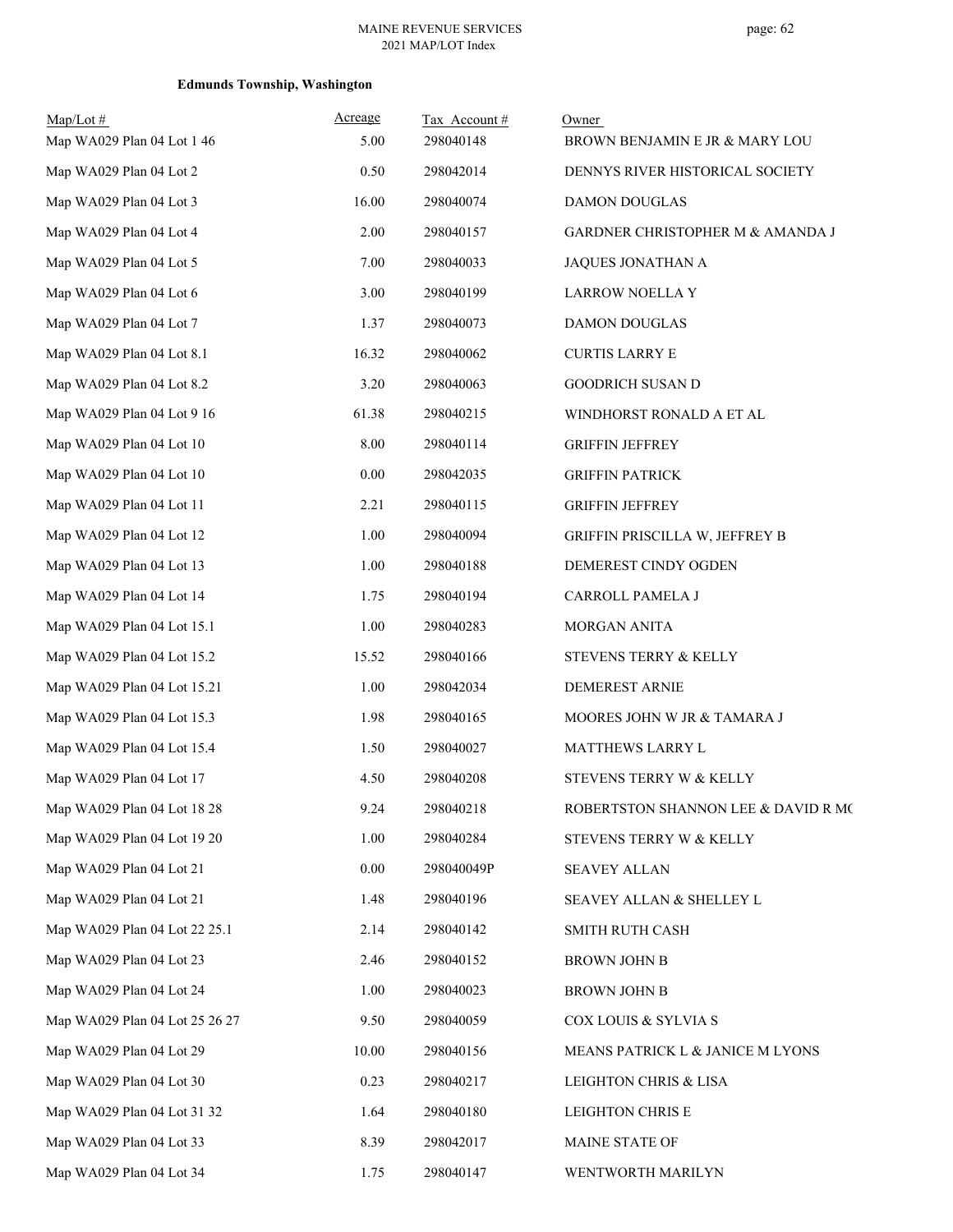**Edmunds Township, Washington**

| Map/Lot # | Acreage | Tax Account # | Owner |
|---|---|---|---|
| Map WA029 Plan 04 Lot 1 46 | 5.00 | 298040148 | BROWN BENJAMIN E JR & MARY LOU |
| Map WA029 Plan 04 Lot 2 | 0.50 | 298042014 | DENNYS RIVER HISTORICAL SOCIETY |
| Map WA029 Plan 04 Lot 3 | 16.00 | 298040074 | DAMON DOUGLAS |
| Map WA029 Plan 04 Lot 4 | 2.00 | 298040157 | GARDNER CHRISTOPHER M & AMANDA J |
| Map WA029 Plan 04 Lot 5 | 7.00 | 298040033 | JAQUES JONATHAN A |
| Map WA029 Plan 04 Lot 6 | 3.00 | 298040199 | LARROW NOELLA Y |
| Map WA029 Plan 04 Lot 7 | 1.37 | 298040073 | DAMON DOUGLAS |
| Map WA029 Plan 04 Lot 8.1 | 16.32 | 298040062 | CURTIS LARRY E |
| Map WA029 Plan 04 Lot 8.2 | 3.20 | 298040063 | GOODRICH SUSAN D |
| Map WA029 Plan 04 Lot 9 16 | 61.38 | 298040215 | WINDHORST RONALD A ET AL |
| Map WA029 Plan 04 Lot 10 | 8.00 | 298040114 | GRIFFIN JEFFREY |
| Map WA029 Plan 04 Lot 10 | 0.00 | 298042035 | GRIFFIN PATRICK |
| Map WA029 Plan 04 Lot 11 | 2.21 | 298040115 | GRIFFIN JEFFREY |
| Map WA029 Plan 04 Lot 12 | 1.00 | 298040094 | GRIFFIN PRISCILLA W, JEFFREY B |
| Map WA029 Plan 04 Lot 13 | 1.00 | 298040188 | DEMEREST CINDY OGDEN |
| Map WA029 Plan 04 Lot 14 | 1.75 | 298040194 | CARROLL PAMELA J |
| Map WA029 Plan 04 Lot 15.1 | 1.00 | 298040283 | MORGAN ANITA |
| Map WA029 Plan 04 Lot 15.2 | 15.52 | 298040166 | STEVENS TERRY & KELLY |
| Map WA029 Plan 04 Lot 15.21 | 1.00 | 298042034 | DEMEREST ARNIE |
| Map WA029 Plan 04 Lot 15.3 | 1.98 | 298040165 | MOORES JOHN W JR & TAMARA J |
| Map WA029 Plan 04 Lot 15.4 | 1.50 | 298040027 | MATTHEWS LARRY L |
| Map WA029 Plan 04 Lot 17 | 4.50 | 298040208 | STEVENS TERRY W & KELLY |
| Map WA029 Plan 04 Lot 18 28 | 9.24 | 298040218 | ROBERTSTON SHANNON LEE & DAVID R MC |
| Map WA029 Plan 04 Lot 19 20 | 1.00 | 298040284 | STEVENS TERRY W & KELLY |
| Map WA029 Plan 04 Lot 21 | 0.00 | 298040049P | SEAVEY ALLAN |
| Map WA029 Plan 04 Lot 21 | 1.48 | 298040196 | SEAVEY ALLAN & SHELLEY L |
| Map WA029 Plan 04 Lot 22 25.1 | 2.14 | 298040142 | SMITH RUTH CASH |
| Map WA029 Plan 04 Lot 23 | 2.46 | 298040152 | BROWN JOHN B |
| Map WA029 Plan 04 Lot 24 | 1.00 | 298040023 | BROWN JOHN B |
| Map WA029 Plan 04 Lot 25 26 27 | 9.50 | 298040059 | COX LOUIS & SYLVIA S |
| Map WA029 Plan 04 Lot 29 | 10.00 | 298040156 | MEANS PATRICK L & JANICE M LYONS |
| Map WA029 Plan 04 Lot 30 | 0.23 | 298040217 | LEIGHTON CHRIS & LISA |
| Map WA029 Plan 04 Lot 31 32 | 1.64 | 298040180 | LEIGHTON CHRIS E |
| Map WA029 Plan 04 Lot 33 | 8.39 | 298042017 | MAINE STATE OF |
| Map WA029 Plan 04 Lot 34 | 1.75 | 298040147 | WENTWORTH MARILYN |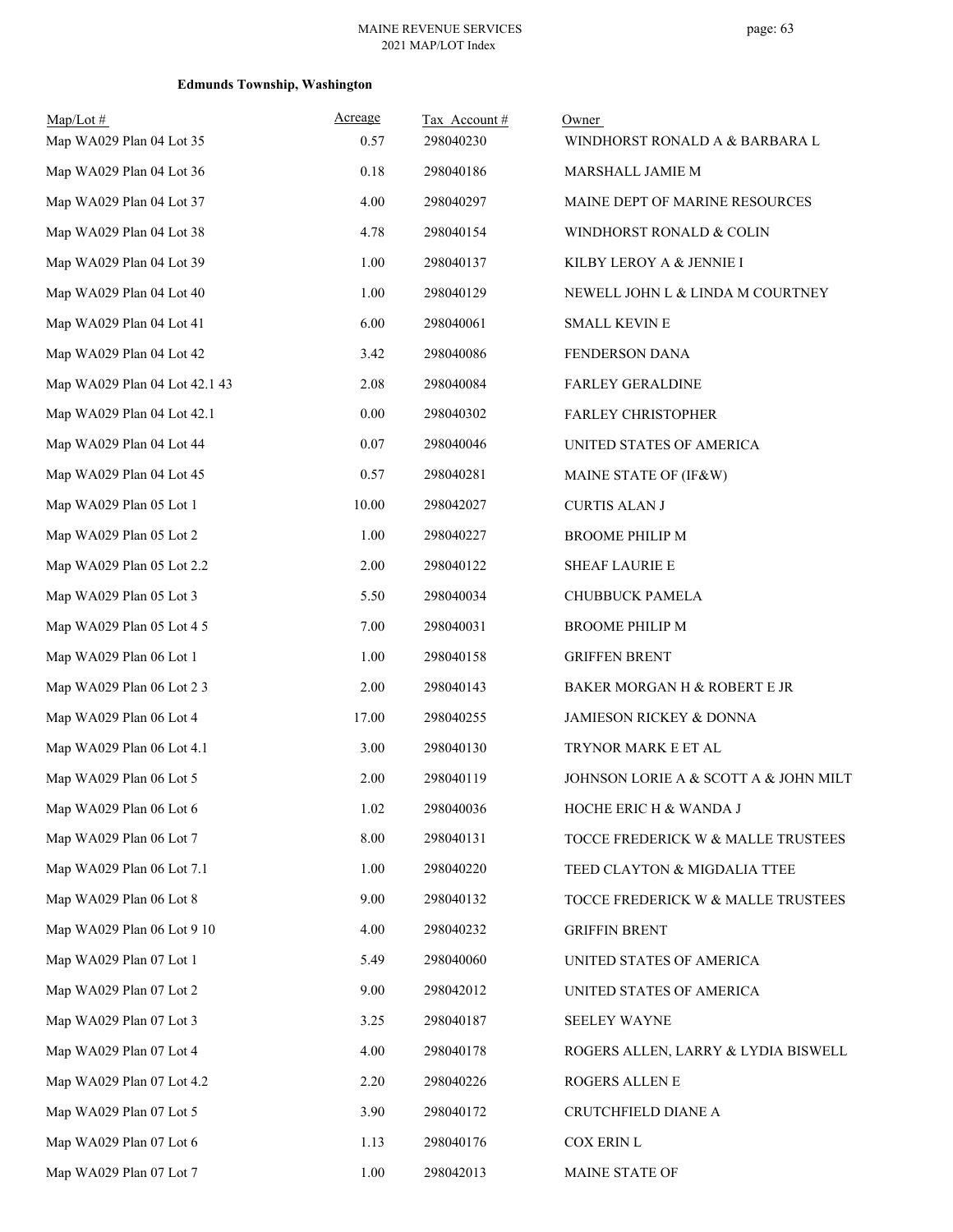**Edmunds Township, Washington**

| Map/Lot # | Acreage | Tax Account # | Owner |
|---|---|---|---|
| Map WA029 Plan 04 Lot 35 | 0.57 | 298040230 | WINDHORST RONALD A & BARBARA L |
| Map WA029 Plan 04 Lot 36 | 0.18 | 298040186 | MARSHALL JAMIE M |
| Map WA029 Plan 04 Lot 37 | 4.00 | 298040297 | MAINE DEPT OF MARINE RESOURCES |
| Map WA029 Plan 04 Lot 38 | 4.78 | 298040154 | WINDHORST RONALD & COLIN |
| Map WA029 Plan 04 Lot 39 | 1.00 | 298040137 | KILBY LEROY A & JENNIE I |
| Map WA029 Plan 04 Lot 40 | 1.00 | 298040129 | NEWELL JOHN L & LINDA M COURTNEY |
| Map WA029 Plan 04 Lot 41 | 6.00 | 298040061 | SMALL KEVIN E |
| Map WA029 Plan 04 Lot 42 | 3.42 | 298040086 | FENDERSON DANA |
| Map WA029 Plan 04 Lot 42.1 43 | 2.08 | 298040084 | FARLEY GERALDINE |
| Map WA029 Plan 04 Lot 42.1 | 0.00 | 298040302 | FARLEY CHRISTOPHER |
| Map WA029 Plan 04 Lot 44 | 0.07 | 298040046 | UNITED STATES OF AMERICA |
| Map WA029 Plan 04 Lot 45 | 0.57 | 298040281 | MAINE STATE OF (IF&W) |
| Map WA029 Plan 05 Lot 1 | 10.00 | 298042027 | CURTIS ALAN J |
| Map WA029 Plan 05 Lot 2 | 1.00 | 298040227 | BROOME PHILIP M |
| Map WA029 Plan 05 Lot 2.2 | 2.00 | 298040122 | SHEAF LAURIE E |
| Map WA029 Plan 05 Lot 3 | 5.50 | 298040034 | CHUBBUCK PAMELA |
| Map WA029 Plan 05 Lot 4 5 | 7.00 | 298040031 | BROOME PHILIP M |
| Map WA029 Plan 06 Lot 1 | 1.00 | 298040158 | GRIFFEN BRENT |
| Map WA029 Plan 06 Lot 2 3 | 2.00 | 298040143 | BAKER MORGAN H & ROBERT E JR |
| Map WA029 Plan 06 Lot 4 | 17.00 | 298040255 | JAMIESON RICKEY & DONNA |
| Map WA029 Plan 06 Lot 4.1 | 3.00 | 298040130 | TRYNOR MARK E ET AL |
| Map WA029 Plan 06 Lot 5 | 2.00 | 298040119 | JOHNSON LORIE A & SCOTT A & JOHN MILT |
| Map WA029 Plan 06 Lot 6 | 1.02 | 298040036 | HOCHE ERIC H & WANDA J |
| Map WA029 Plan 06 Lot 7 | 8.00 | 298040131 | TOCCE FREDERICK W & MALLE TRUSTEES |
| Map WA029 Plan 06 Lot 7.1 | 1.00 | 298040220 | TEED CLAYTON & MIGDALIA TTEE |
| Map WA029 Plan 06 Lot 8 | 9.00 | 298040132 | TOCCE FREDERICK W & MALLE TRUSTEES |
| Map WA029 Plan 06 Lot 9 10 | 4.00 | 298040232 | GRIFFIN BRENT |
| Map WA029 Plan 07 Lot 1 | 5.49 | 298040060 | UNITED STATES OF AMERICA |
| Map WA029 Plan 07 Lot 2 | 9.00 | 298042012 | UNITED STATES OF AMERICA |
| Map WA029 Plan 07 Lot 3 | 3.25 | 298040187 | SEELEY WAYNE |
| Map WA029 Plan 07 Lot 4 | 4.00 | 298040178 | ROGERS ALLEN, LARRY & LYDIA BISWELL |
| Map WA029 Plan 07 Lot 4.2 | 2.20 | 298040226 | ROGERS ALLEN E |
| Map WA029 Plan 07 Lot 5 | 3.90 | 298040172 | CRUTCHFIELD DIANE A |
| Map WA029 Plan 07 Lot 6 | 1.13 | 298040176 | COX ERIN L |
| Map WA029 Plan 07 Lot 7 | 1.00 | 298042013 | MAINE STATE OF |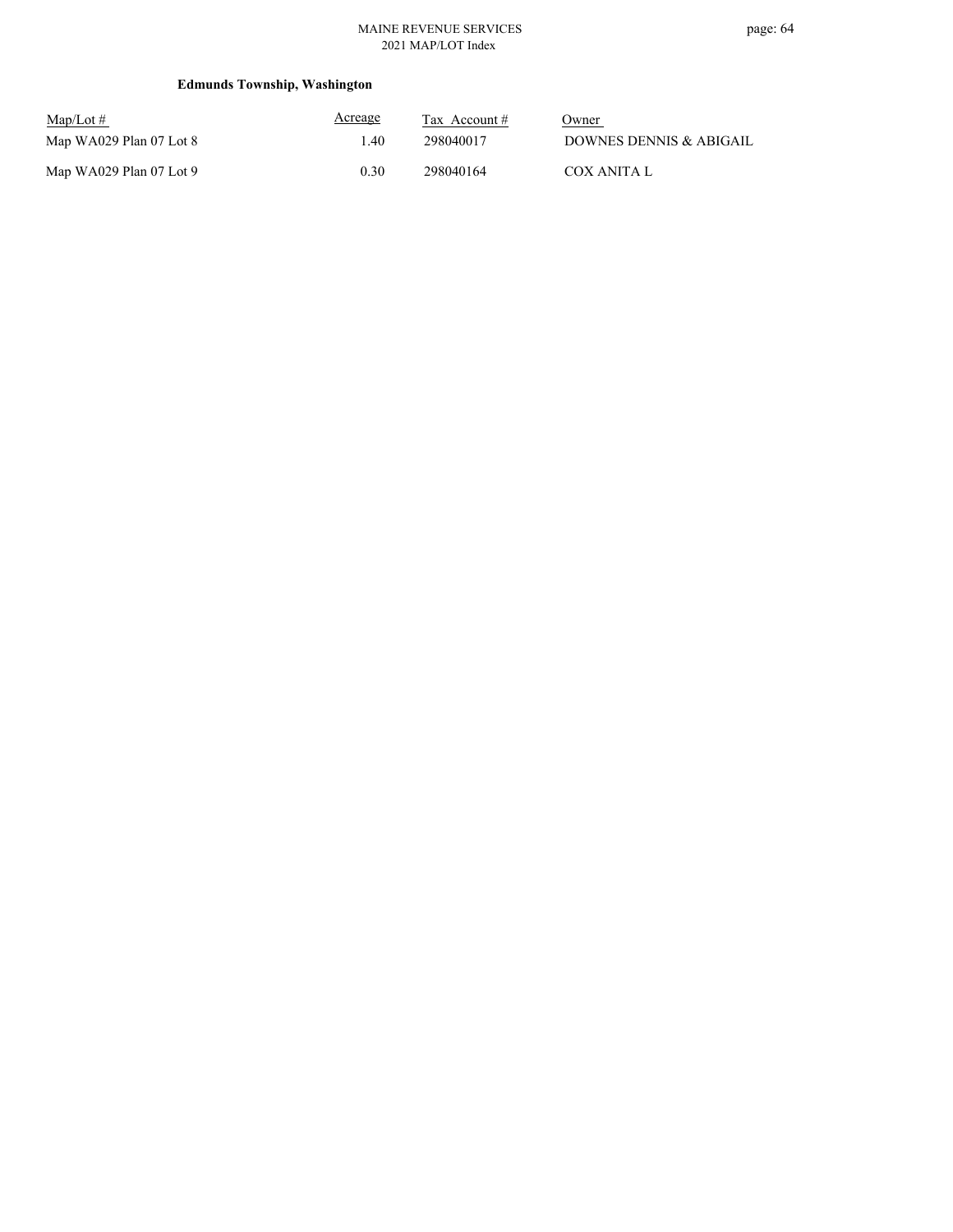**Edmunds Township, Washington**

| Map/Lot # | Acreage | Tax Account # | Owner |
|---|---|---|---|
| Map WA029 Plan 07 Lot 8 | 1.40 | 298040017 | DOWNES DENNIS & ABIGAIL |
| Map WA029 Plan 07 Lot 9 | 0.30 | 298040164 | COX ANITA L |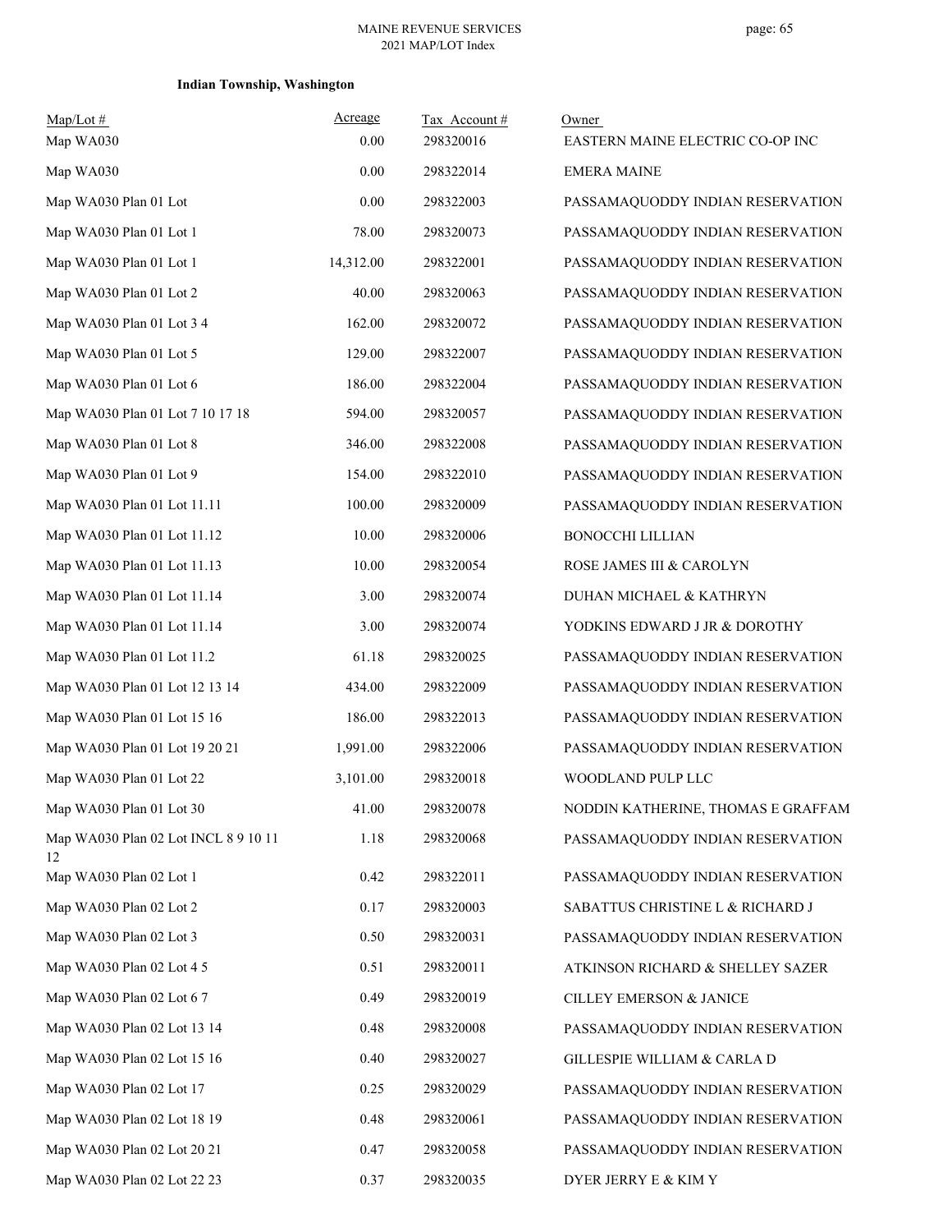**Indian Township, Washington**

| Map/Lot # | Acreage | Tax Account # | Owner |
|---|---|---|---|
| Map WA030 | 0.00 | 298320016 | EASTERN MAINE ELECTRIC CO-OP INC |
| Map WA030 | 0.00 | 298322014 | EMERA MAINE |
| Map WA030 Plan 01 Lot | 0.00 | 298322003 | PASSAMAQUODDY INDIAN RESERVATION |
| Map WA030 Plan 01 Lot 1 | 78.00 | 298320073 | PASSAMAQUODDY INDIAN RESERVATION |
| Map WA030 Plan 01 Lot 1 | 14,312.00 | 298322001 | PASSAMAQUODDY INDIAN RESERVATION |
| Map WA030 Plan 01 Lot 2 | 40.00 | 298320063 | PASSAMAQUODDY INDIAN RESERVATION |
| Map WA030 Plan 01 Lot 3 4 | 162.00 | 298320072 | PASSAMAQUODDY INDIAN RESERVATION |
| Map WA030 Plan 01 Lot 5 | 129.00 | 298322007 | PASSAMAQUODDY INDIAN RESERVATION |
| Map WA030 Plan 01 Lot 6 | 186.00 | 298322004 | PASSAMAQUODDY INDIAN RESERVATION |
| Map WA030 Plan 01 Lot 7 10 17 18 | 594.00 | 298320057 | PASSAMAQUODDY INDIAN RESERVATION |
| Map WA030 Plan 01 Lot 8 | 346.00 | 298322008 | PASSAMAQUODDY INDIAN RESERVATION |
| Map WA030 Plan 01 Lot 9 | 154.00 | 298322010 | PASSAMAQUODDY INDIAN RESERVATION |
| Map WA030 Plan 01 Lot 11.11 | 100.00 | 298320009 | PASSAMAQUODDY INDIAN RESERVATION |
| Map WA030 Plan 01 Lot 11.12 | 10.00 | 298320006 | BONOCCHI LILLIAN |
| Map WA030 Plan 01 Lot 11.13 | 10.00 | 298320054 | ROSE JAMES III & CAROLYN |
| Map WA030 Plan 01 Lot 11.14 | 3.00 | 298320074 | DUHAN MICHAEL & KATHRYN |
| Map WA030 Plan 01 Lot 11.14 | 3.00 | 298320074 | YODKINS EDWARD J JR & DOROTHY |
| Map WA030 Plan 01 Lot 11.2 | 61.18 | 298320025 | PASSAMAQUODDY INDIAN RESERVATION |
| Map WA030 Plan 01 Lot 12 13 14 | 434.00 | 298322009 | PASSAMAQUODDY INDIAN RESERVATION |
| Map WA030 Plan 01 Lot 15 16 | 186.00 | 298322013 | PASSAMAQUODDY INDIAN RESERVATION |
| Map WA030 Plan 01 Lot 19 20 21 | 1,991.00 | 298322006 | PASSAMAQUODDY INDIAN RESERVATION |
| Map WA030 Plan 01 Lot 22 | 3,101.00 | 298320018 | WOODLAND PULP LLC |
| Map WA030 Plan 01 Lot 30 | 41.00 | 298320078 | NODDIN KATHERINE, THOMAS E GRAFFAM |
| Map WA030 Plan 02 Lot INCL 8 9 10 11 12 | 1.18 | 298320068 | PASSAMAQUODDY INDIAN RESERVATION |
| Map WA030 Plan 02 Lot 1 | 0.42 | 298322011 | PASSAMAQUODDY INDIAN RESERVATION |
| Map WA030 Plan 02 Lot 2 | 0.17 | 298320003 | SABATTUS CHRISTINE L & RICHARD J |
| Map WA030 Plan 02 Lot 3 | 0.50 | 298320031 | PASSAMAQUODDY INDIAN RESERVATION |
| Map WA030 Plan 02 Lot 4 5 | 0.51 | 298320011 | ATKINSON RICHARD & SHELLEY SAZER |
| Map WA030 Plan 02 Lot 6 7 | 0.49 | 298320019 | CILLEY EMERSON & JANICE |
| Map WA030 Plan 02 Lot 13 14 | 0.48 | 298320008 | PASSAMAQUODDY INDIAN RESERVATION |
| Map WA030 Plan 02 Lot 15 16 | 0.40 | 298320027 | GILLESPIE WILLIAM & CARLA D |
| Map WA030 Plan 02 Lot 17 | 0.25 | 298320029 | PASSAMAQUODDY INDIAN RESERVATION |
| Map WA030 Plan 02 Lot 18 19 | 0.48 | 298320061 | PASSAMAQUODDY INDIAN RESERVATION |
| Map WA030 Plan 02 Lot 20 21 | 0.47 | 298320058 | PASSAMAQUODDY INDIAN RESERVATION |
| Map WA030 Plan 02 Lot 22 23 | 0.37 | 298320035 | DYER JERRY E & KIM Y |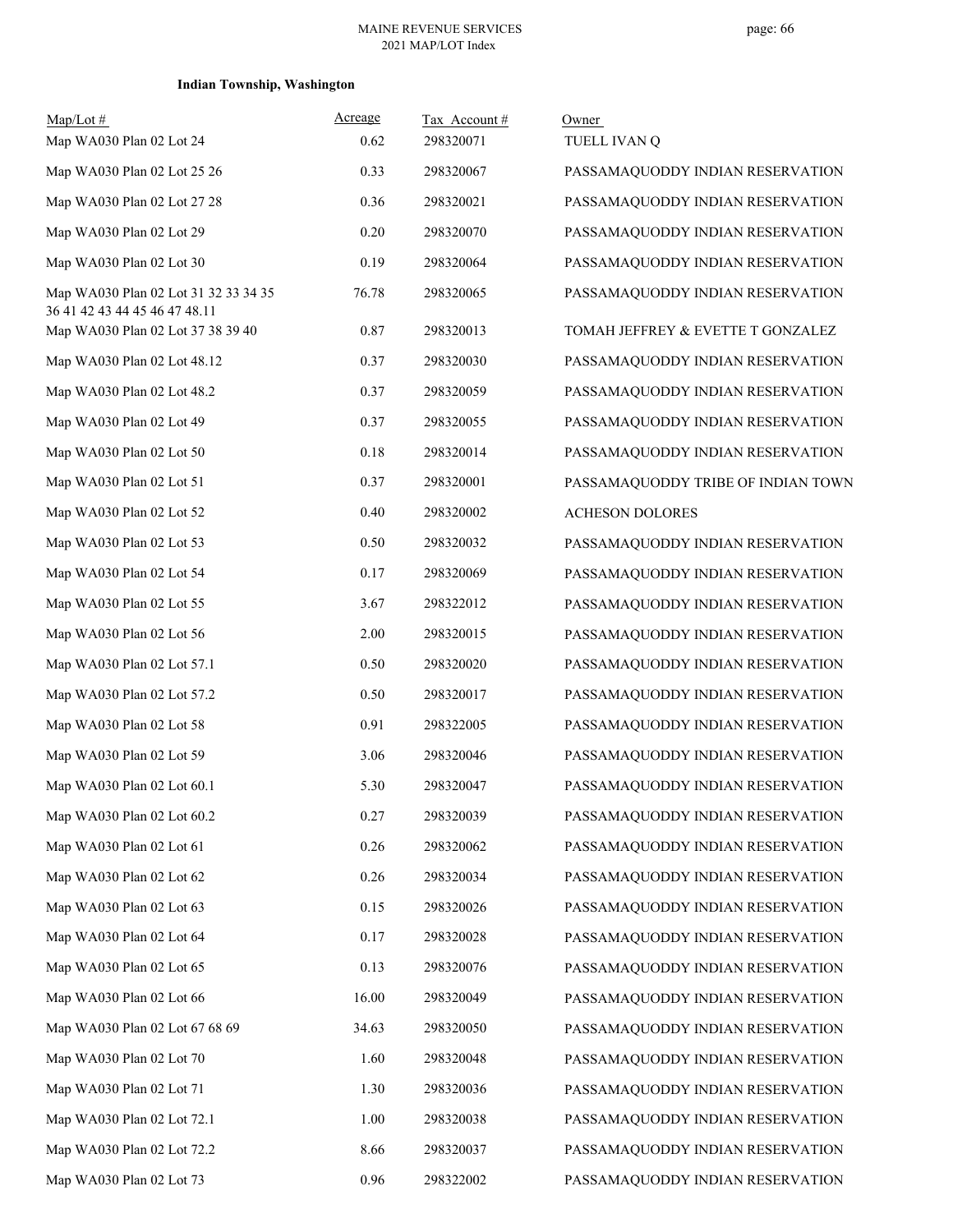**Indian Township, Washington**

| Map/Lot # | Acreage | Tax Account # | Owner |
|---|---|---|---|
| Map WA030 Plan 02 Lot 24 | 0.62 | 298320071 | TUELL IVAN Q |
| Map WA030 Plan 02 Lot 25 26 | 0.33 | 298320067 | PASSAMAQUODDY INDIAN RESERVATION |
| Map WA030 Plan 02 Lot 27 28 | 0.36 | 298320021 | PASSAMAQUODDY INDIAN RESERVATION |
| Map WA030 Plan 02 Lot 29 | 0.20 | 298320070 | PASSAMAQUODDY INDIAN RESERVATION |
| Map WA030 Plan 02 Lot 30 | 0.19 | 298320064 | PASSAMAQUODDY INDIAN RESERVATION |
| Map WA030 Plan 02 Lot 31 32 33 34 35 36 41 42 43 44 45 46 47 48.11 | 76.78 | 298320065 | PASSAMAQUODDY INDIAN RESERVATION |
| Map WA030 Plan 02 Lot 37 38 39 40 | 0.87 | 298320013 | TOMAH JEFFREY & EVETTE T GONZALEZ |
| Map WA030 Plan 02 Lot 48.12 | 0.37 | 298320030 | PASSAMAQUODDY INDIAN RESERVATION |
| Map WA030 Plan 02 Lot 48.2 | 0.37 | 298320059 | PASSAMAQUODDY INDIAN RESERVATION |
| Map WA030 Plan 02 Lot 49 | 0.37 | 298320055 | PASSAMAQUODDY INDIAN RESERVATION |
| Map WA030 Plan 02 Lot 50 | 0.18 | 298320014 | PASSAMAQUODDY INDIAN RESERVATION |
| Map WA030 Plan 02 Lot 51 | 0.37 | 298320001 | PASSAMAQUODDY TRIBE OF INDIAN TOWN |
| Map WA030 Plan 02 Lot 52 | 0.40 | 298320002 | ACHESON DOLORES |
| Map WA030 Plan 02 Lot 53 | 0.50 | 298320032 | PASSAMAQUODDY INDIAN RESERVATION |
| Map WA030 Plan 02 Lot 54 | 0.17 | 298320069 | PASSAMAQUODDY INDIAN RESERVATION |
| Map WA030 Plan 02 Lot 55 | 3.67 | 298322012 | PASSAMAQUODDY INDIAN RESERVATION |
| Map WA030 Plan 02 Lot 56 | 2.00 | 298320015 | PASSAMAQUODDY INDIAN RESERVATION |
| Map WA030 Plan 02 Lot 57.1 | 0.50 | 298320020 | PASSAMAQUODDY INDIAN RESERVATION |
| Map WA030 Plan 02 Lot 57.2 | 0.50 | 298320017 | PASSAMAQUODDY INDIAN RESERVATION |
| Map WA030 Plan 02 Lot 58 | 0.91 | 298322005 | PASSAMAQUODDY INDIAN RESERVATION |
| Map WA030 Plan 02 Lot 59 | 3.06 | 298320046 | PASSAMAQUODDY INDIAN RESERVATION |
| Map WA030 Plan 02 Lot 60.1 | 5.30 | 298320047 | PASSAMAQUODDY INDIAN RESERVATION |
| Map WA030 Plan 02 Lot 60.2 | 0.27 | 298320039 | PASSAMAQUODDY INDIAN RESERVATION |
| Map WA030 Plan 02 Lot 61 | 0.26 | 298320062 | PASSAMAQUODDY INDIAN RESERVATION |
| Map WA030 Plan 02 Lot 62 | 0.26 | 298320034 | PASSAMAQUODDY INDIAN RESERVATION |
| Map WA030 Plan 02 Lot 63 | 0.15 | 298320026 | PASSAMAQUODDY INDIAN RESERVATION |
| Map WA030 Plan 02 Lot 64 | 0.17 | 298320028 | PASSAMAQUODDY INDIAN RESERVATION |
| Map WA030 Plan 02 Lot 65 | 0.13 | 298320076 | PASSAMAQUODDY INDIAN RESERVATION |
| Map WA030 Plan 02 Lot 66 | 16.00 | 298320049 | PASSAMAQUODDY INDIAN RESERVATION |
| Map WA030 Plan 02 Lot 67 68 69 | 34.63 | 298320050 | PASSAMAQUODDY INDIAN RESERVATION |
| Map WA030 Plan 02 Lot 70 | 1.60 | 298320048 | PASSAMAQUODDY INDIAN RESERVATION |
| Map WA030 Plan 02 Lot 71 | 1.30 | 298320036 | PASSAMAQUODDY INDIAN RESERVATION |
| Map WA030 Plan 02 Lot 72.1 | 1.00 | 298320038 | PASSAMAQUODDY INDIAN RESERVATION |
| Map WA030 Plan 02 Lot 72.2 | 8.66 | 298320037 | PASSAMAQUODDY INDIAN RESERVATION |
| Map WA030 Plan 02 Lot 73 | 0.96 | 298322002 | PASSAMAQUODDY INDIAN RESERVATION |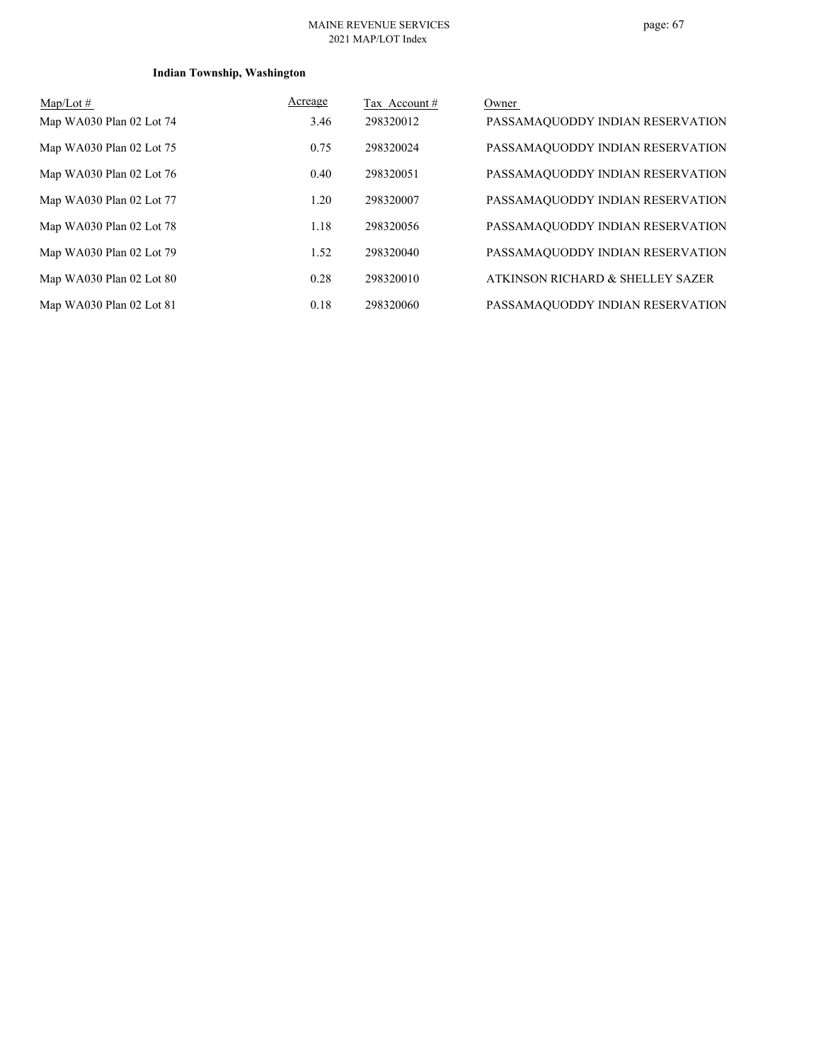**Indian Township, Washington**

| Map/Lot # | Acreage | Tax Account # | Owner |
|---|---|---|---|
| Map WA030 Plan 02 Lot 74 | 3.46 | 298320012 | PASSAMAQUODDY INDIAN RESERVATION |
| Map WA030 Plan 02 Lot 75 | 0.75 | 298320024 | PASSAMAQUODDY INDIAN RESERVATION |
| Map WA030 Plan 02 Lot 76 | 0.40 | 298320051 | PASSAMAQUODDY INDIAN RESERVATION |
| Map WA030 Plan 02 Lot 77 | 1.20 | 298320007 | PASSAMAQUODDY INDIAN RESERVATION |
| Map WA030 Plan 02 Lot 78 | 1.18 | 298320056 | PASSAMAQUODDY INDIAN RESERVATION |
| Map WA030 Plan 02 Lot 79 | 1.52 | 298320040 | PASSAMAQUODDY INDIAN RESERVATION |
| Map WA030 Plan 02 Lot 80 | 0.28 | 298320010 | ATKINSON RICHARD & SHELLEY SAZER |
| Map WA030 Plan 02 Lot 81 | 0.18 | 298320060 | PASSAMAQUODDY INDIAN RESERVATION |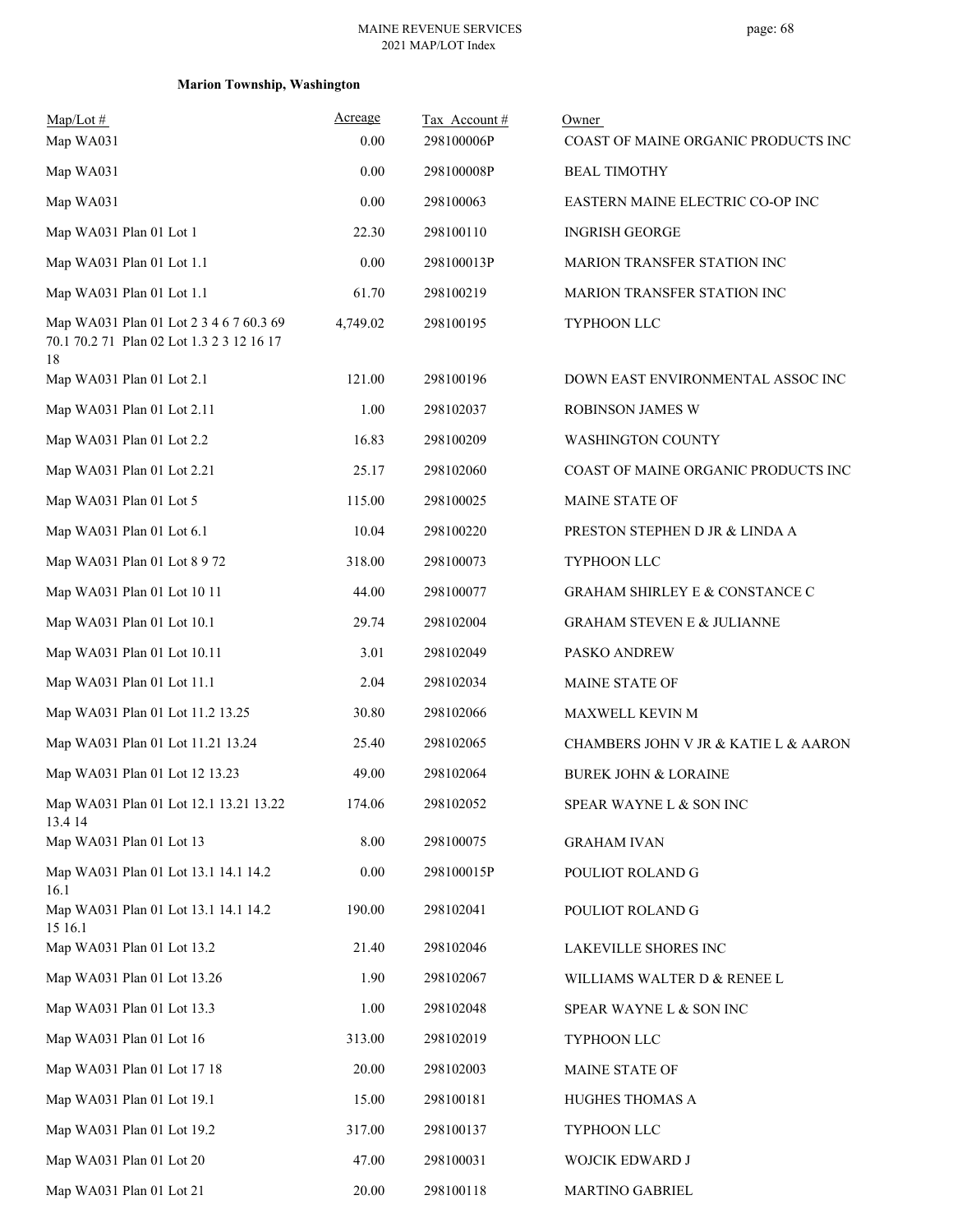**Marion Township, Washington**

| Map/Lot # | Acreage | Tax Account # | Owner |
|---|---|---|---|
| Map WA031 | 0.00 | 298100006P | COAST OF MAINE ORGANIC PRODUCTS INC |
| Map WA031 | 0.00 | 298100008P | BEAL TIMOTHY |
| Map WA031 | 0.00 | 298100063 | EASTERN MAINE ELECTRIC CO-OP INC |
| Map WA031 Plan 01 Lot 1 | 22.30 | 298100110 | INGRISH GEORGE |
| Map WA031 Plan 01 Lot 1.1 | 0.00 | 298100013P | MARION TRANSFER STATION INC |
| Map WA031 Plan 01 Lot 1.1 | 61.70 | 298100219 | MARION TRANSFER STATION INC |
| Map WA031 Plan 01 Lot 2 3 4 6 7 60.3 69 70.1 70.2 71 Plan 02 Lot 1.3 2 3 12 16 17 18 | 4,749.02 | 298100195 | TYPHOON LLC |
| Map WA031 Plan 01 Lot 2.1 | 121.00 | 298100196 | DOWN EAST ENVIRONMENTAL ASSOC INC |
| Map WA031 Plan 01 Lot 2.11 | 1.00 | 298102037 | ROBINSON JAMES W |
| Map WA031 Plan 01 Lot 2.2 | 16.83 | 298100209 | WASHINGTON COUNTY |
| Map WA031 Plan 01 Lot 2.21 | 25.17 | 298102060 | COAST OF MAINE ORGANIC PRODUCTS INC |
| Map WA031 Plan 01 Lot 5 | 115.00 | 298100025 | MAINE STATE OF |
| Map WA031 Plan 01 Lot 6.1 | 10.04 | 298100220 | PRESTON STEPHEN D JR & LINDA A |
| Map WA031 Plan 01 Lot 8 9 72 | 318.00 | 298100073 | TYPHOON LLC |
| Map WA031 Plan 01 Lot 10 11 | 44.00 | 298100077 | GRAHAM SHIRLEY E & CONSTANCE C |
| Map WA031 Plan 01 Lot 10.1 | 29.74 | 298102004 | GRAHAM STEVEN E & JULIANNE |
| Map WA031 Plan 01 Lot 10.11 | 3.01 | 298102049 | PASKO ANDREW |
| Map WA031 Plan 01 Lot 11.1 | 2.04 | 298102034 | MAINE STATE OF |
| Map WA031 Plan 01 Lot 11.2 13.25 | 30.80 | 298102066 | MAXWELL KEVIN M |
| Map WA031 Plan 01 Lot 11.21 13.24 | 25.40 | 298102065 | CHAMBERS JOHN V JR & KATIE L & AARON |
| Map WA031 Plan 01 Lot 12 13.23 | 49.00 | 298102064 | BUREK JOHN & LORAINE |
| Map WA031 Plan 01 Lot 12.1 13.21 13.22 13.4 14 | 174.06 | 298102052 | SPEAR WAYNE L & SON INC |
| Map WA031 Plan 01 Lot 13 | 8.00 | 298100075 | GRAHAM IVAN |
| Map WA031 Plan 01 Lot 13.1 14.1 14.2 16.1 | 0.00 | 298100015P | POULIOT ROLAND G |
| Map WA031 Plan 01 Lot 13.1 14.1 14.2 15 16.1 | 190.00 | 298102041 | POULIOT ROLAND G |
| Map WA031 Plan 01 Lot 13.2 | 21.40 | 298102046 | LAKEVILLE SHORES INC |
| Map WA031 Plan 01 Lot 13.26 | 1.90 | 298102067 | WILLIAMS WALTER D & RENEE L |
| Map WA031 Plan 01 Lot 13.3 | 1.00 | 298102048 | SPEAR WAYNE L & SON INC |
| Map WA031 Plan 01 Lot 16 | 313.00 | 298102019 | TYPHOON LLC |
| Map WA031 Plan 01 Lot 17 18 | 20.00 | 298102003 | MAINE STATE OF |
| Map WA031 Plan 01 Lot 19.1 | 15.00 | 298100181 | HUGHES THOMAS A |
| Map WA031 Plan 01 Lot 19.2 | 317.00 | 298100137 | TYPHOON LLC |
| Map WA031 Plan 01 Lot 20 | 47.00 | 298100031 | WOJCIK EDWARD J |
| Map WA031 Plan 01 Lot 21 | 20.00 | 298100118 | MARTINO GABRIEL |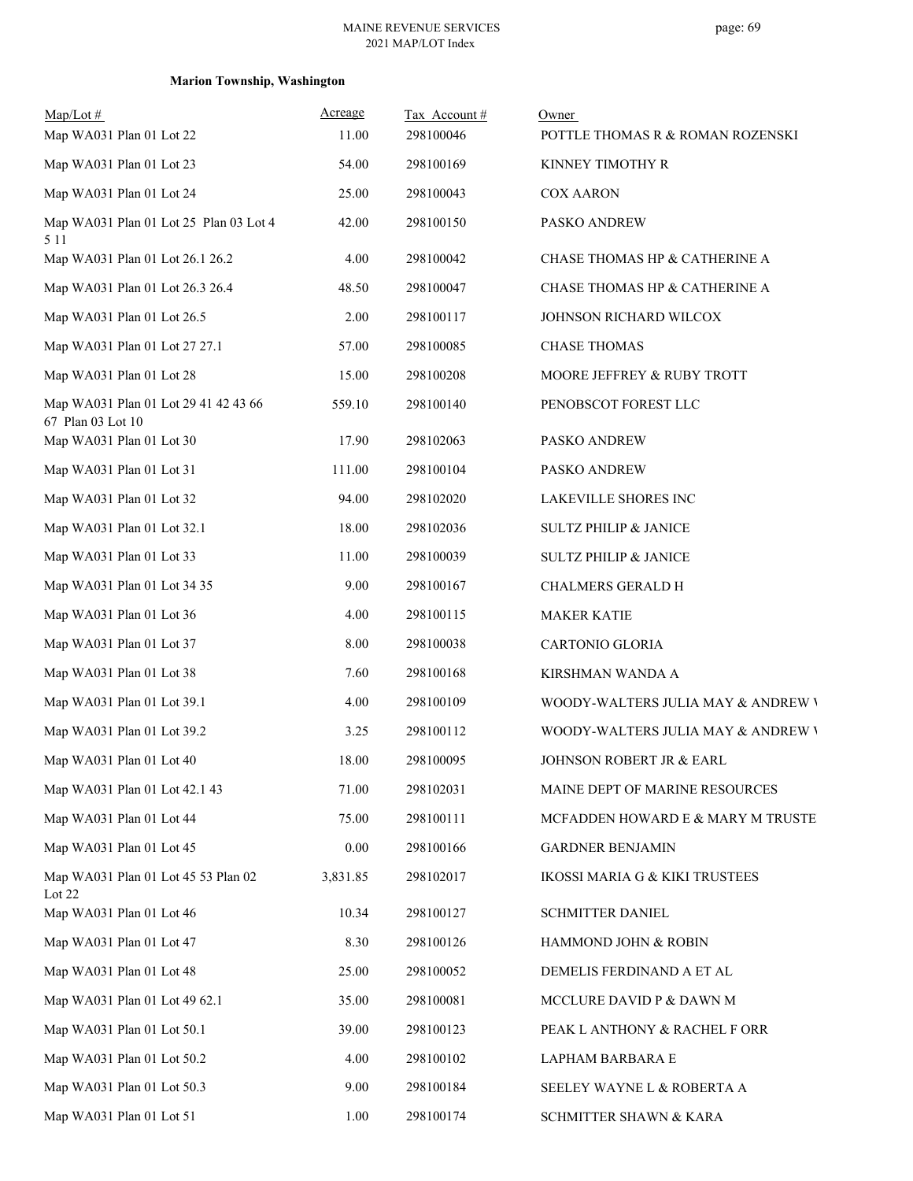**Marion Township, Washington**

| Map/Lot # | Acreage | Tax Account # | Owner |
|---|---|---|---|
| Map WA031 Plan 01 Lot 22 | 11.00 | 298100046 | POTTLE THOMAS R & ROMAN ROZENSKI |
| Map WA031 Plan 01 Lot 23 | 54.00 | 298100169 | KINNEY TIMOTHY R |
| Map WA031 Plan 01 Lot 24 | 25.00 | 298100043 | COX AARON |
| Map WA031 Plan 01 Lot 25 Plan 03 Lot 4 5 11 | 42.00 | 298100150 | PASKO ANDREW |
| Map WA031 Plan 01 Lot 26.1 26.2 | 4.00 | 298100042 | CHASE THOMAS HP & CATHERINE A |
| Map WA031 Plan 01 Lot 26.3 26.4 | 48.50 | 298100047 | CHASE THOMAS HP & CATHERINE A |
| Map WA031 Plan 01 Lot 26.5 | 2.00 | 298100117 | JOHNSON RICHARD WILCOX |
| Map WA031 Plan 01 Lot 27 27.1 | 57.00 | 298100085 | CHASE THOMAS |
| Map WA031 Plan 01 Lot 28 | 15.00 | 298100208 | MOORE JEFFREY & RUBY TROTT |
| Map WA031 Plan 01 Lot 29 41 42 43 66 67 Plan 03 Lot 10 | 559.10 | 298100140 | PENOBSCOT FOREST LLC |
| Map WA031 Plan 01 Lot 30 | 17.90 | 298102063 | PASKO ANDREW |
| Map WA031 Plan 01 Lot 31 | 111.00 | 298100104 | PASKO ANDREW |
| Map WA031 Plan 01 Lot 32 | 94.00 | 298102020 | LAKEVILLE SHORES INC |
| Map WA031 Plan 01 Lot 32.1 | 18.00 | 298102036 | SULTZ PHILIP & JANICE |
| Map WA031 Plan 01 Lot 33 | 11.00 | 298100039 | SULTZ PHILIP & JANICE |
| Map WA031 Plan 01 Lot 34 35 | 9.00 | 298100167 | CHALMERS GERALD H |
| Map WA031 Plan 01 Lot 36 | 4.00 | 298100115 | MAKER KATIE |
| Map WA031 Plan 01 Lot 37 | 8.00 | 298100038 | CARTONIO GLORIA |
| Map WA031 Plan 01 Lot 38 | 7.60 | 298100168 | KIRSHMAN WANDA A |
| Map WA031 Plan 01 Lot 39.1 | 4.00 | 298100109 | WOODY-WALTERS JULIA MAY & ANDREW W |
| Map WA031 Plan 01 Lot 39.2 | 3.25 | 298100112 | WOODY-WALTERS JULIA MAY & ANDREW W |
| Map WA031 Plan 01 Lot 40 | 18.00 | 298100095 | JOHNSON ROBERT JR & EARL |
| Map WA031 Plan 01 Lot 42.1 43 | 71.00 | 298102031 | MAINE DEPT OF MARINE RESOURCES |
| Map WA031 Plan 01 Lot 44 | 75.00 | 298100111 | MCFADDEN HOWARD E & MARY M TRUSTE |
| Map WA031 Plan 01 Lot 45 | 0.00 | 298100166 | GARDNER BENJAMIN |
| Map WA031 Plan 01 Lot 45 53 Plan 02 Lot 22 | 3,831.85 | 298102017 | IKOSSI MARIA G & KIKI TRUSTEES |
| Map WA031 Plan 01 Lot 46 | 10.34 | 298100127 | SCHMITTER DANIEL |
| Map WA031 Plan 01 Lot 47 | 8.30 | 298100126 | HAMMOND JOHN & ROBIN |
| Map WA031 Plan 01 Lot 48 | 25.00 | 298100052 | DEMELIS FERDINAND A ET AL |
| Map WA031 Plan 01 Lot 49 62.1 | 35.00 | 298100081 | MCCLURE DAVID P & DAWN M |
| Map WA031 Plan 01 Lot 50.1 | 39.00 | 298100123 | PEAK L ANTHONY & RACHEL F ORR |
| Map WA031 Plan 01 Lot 50.2 | 4.00 | 298100102 | LAPHAM BARBARA E |
| Map WA031 Plan 01 Lot 50.3 | 9.00 | 298100184 | SEELEY WAYNE L & ROBERTA A |
| Map WA031 Plan 01 Lot 51 | 1.00 | 298100174 | SCHMITTER SHAWN & KARA |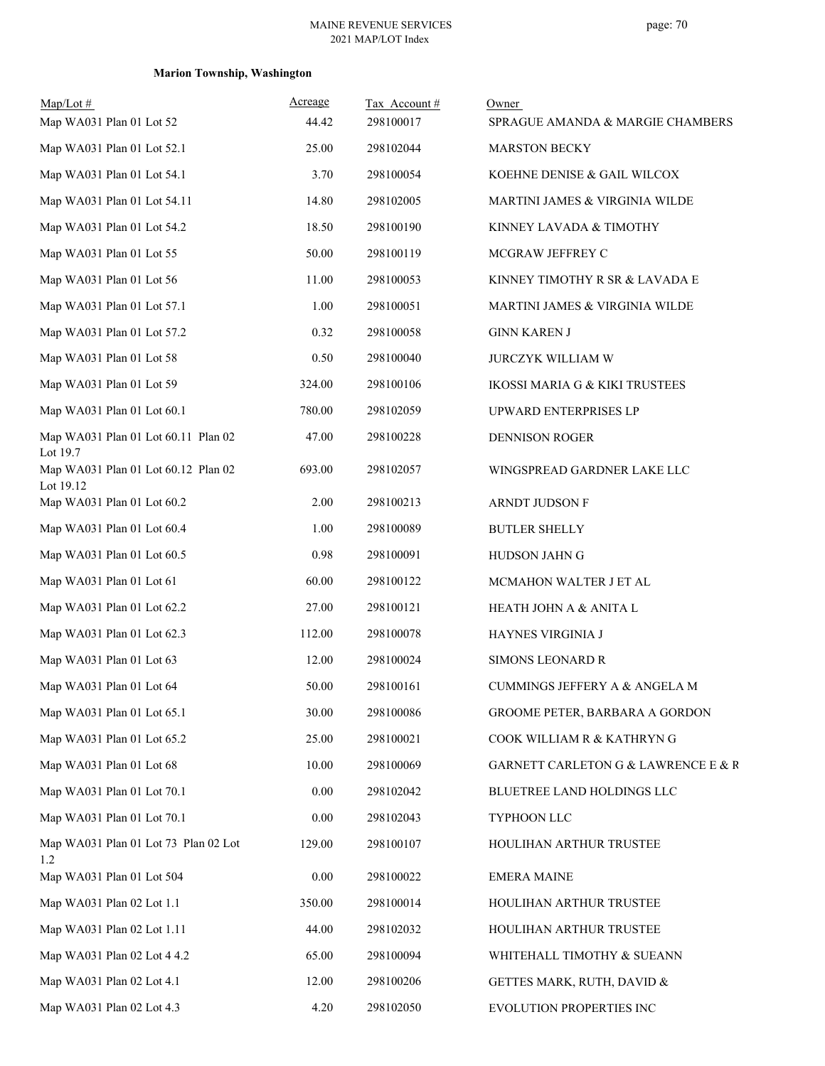**Marion Township, Washington**

| Map/Lot # | Acreage | Tax Account # | Owner |
|---|---|---|---|
| Map WA031 Plan 01 Lot 52 | 44.42 | 298100017 | SPRAGUE AMANDA & MARGIE CHAMBERS |
| Map WA031 Plan 01 Lot 52.1 | 25.00 | 298102044 | MARSTON BECKY |
| Map WA031 Plan 01 Lot 54.1 | 3.70 | 298100054 | KOEHNE DENISE & GAIL WILCOX |
| Map WA031 Plan 01 Lot 54.11 | 14.80 | 298102005 | MARTINI JAMES & VIRGINIA WILDE |
| Map WA031 Plan 01 Lot 54.2 | 18.50 | 298100190 | KINNEY LAVADA & TIMOTHY |
| Map WA031 Plan 01 Lot 55 | 50.00 | 298100119 | MCGRAW JEFFREY C |
| Map WA031 Plan 01 Lot 56 | 11.00 | 298100053 | KINNEY TIMOTHY R SR & LAVADA E |
| Map WA031 Plan 01 Lot 57.1 | 1.00 | 298100051 | MARTINI JAMES & VIRGINIA WILDE |
| Map WA031 Plan 01 Lot 57.2 | 0.32 | 298100058 | GINN KAREN J |
| Map WA031 Plan 01 Lot 58 | 0.50 | 298100040 | JURCZYK WILLIAM W |
| Map WA031 Plan 01 Lot 59 | 324.00 | 298100106 | IKOSSI MARIA G & KIKI TRUSTEES |
| Map WA031 Plan 01 Lot 60.1 | 780.00 | 298102059 | UPWARD ENTERPRISES LP |
| Map WA031 Plan 01 Lot 60.11 Plan 02 Lot 19.7 | 47.00 | 298100228 | DENNISON ROGER |
| Map WA031 Plan 01 Lot 60.12 Plan 02 Lot 19.12 | 693.00 | 298102057 | WINGSPREAD GARDNER LAKE LLC |
| Map WA031 Plan 01 Lot 60.2 | 2.00 | 298100213 | ARNDT JUDSON F |
| Map WA031 Plan 01 Lot 60.4 | 1.00 | 298100089 | BUTLER SHELLY |
| Map WA031 Plan 01 Lot 60.5 | 0.98 | 298100091 | HUDSON JAHN G |
| Map WA031 Plan 01 Lot 61 | 60.00 | 298100122 | MCMAHON WALTER J ET AL |
| Map WA031 Plan 01 Lot 62.2 | 27.00 | 298100121 | HEATH JOHN A & ANITA L |
| Map WA031 Plan 01 Lot 62.3 | 112.00 | 298100078 | HAYNES VIRGINIA J |
| Map WA031 Plan 01 Lot 63 | 12.00 | 298100024 | SIMONS LEONARD R |
| Map WA031 Plan 01 Lot 64 | 50.00 | 298100161 | CUMMINGS JEFFERY A & ANGELA M |
| Map WA031 Plan 01 Lot 65.1 | 30.00 | 298100086 | GROOME PETER, BARBARA A GORDON |
| Map WA031 Plan 01 Lot 65.2 | 25.00 | 298100021 | COOK WILLIAM R & KATHRYN G |
| Map WA031 Plan 01 Lot 68 | 10.00 | 298100069 | GARNETT CARLETON G & LAWRENCE E & R |
| Map WA031 Plan 01 Lot 70.1 | 0.00 | 298102042 | BLUETREE LAND HOLDINGS LLC |
| Map WA031 Plan 01 Lot 70.1 | 0.00 | 298102043 | TYPHOON LLC |
| Map WA031 Plan 01 Lot 73 Plan 02 Lot 1.2 | 129.00 | 298100107 | HOULIHAN ARTHUR TRUSTEE |
| Map WA031 Plan 01 Lot 504 | 0.00 | 298100022 | EMERA MAINE |
| Map WA031 Plan 02 Lot 1.1 | 350.00 | 298100014 | HOULIHAN ARTHUR TRUSTEE |
| Map WA031 Plan 02 Lot 1.11 | 44.00 | 298102032 | HOULIHAN ARTHUR TRUSTEE |
| Map WA031 Plan 02 Lot 4 4.2 | 65.00 | 298100094 | WHITEHALL TIMOTHY & SUEANN |
| Map WA031 Plan 02 Lot 4.1 | 12.00 | 298100206 | GETTES MARK, RUTH, DAVID & |
| Map WA031 Plan 02 Lot 4.3 | 4.20 | 298102050 | EVOLUTION PROPERTIES INC |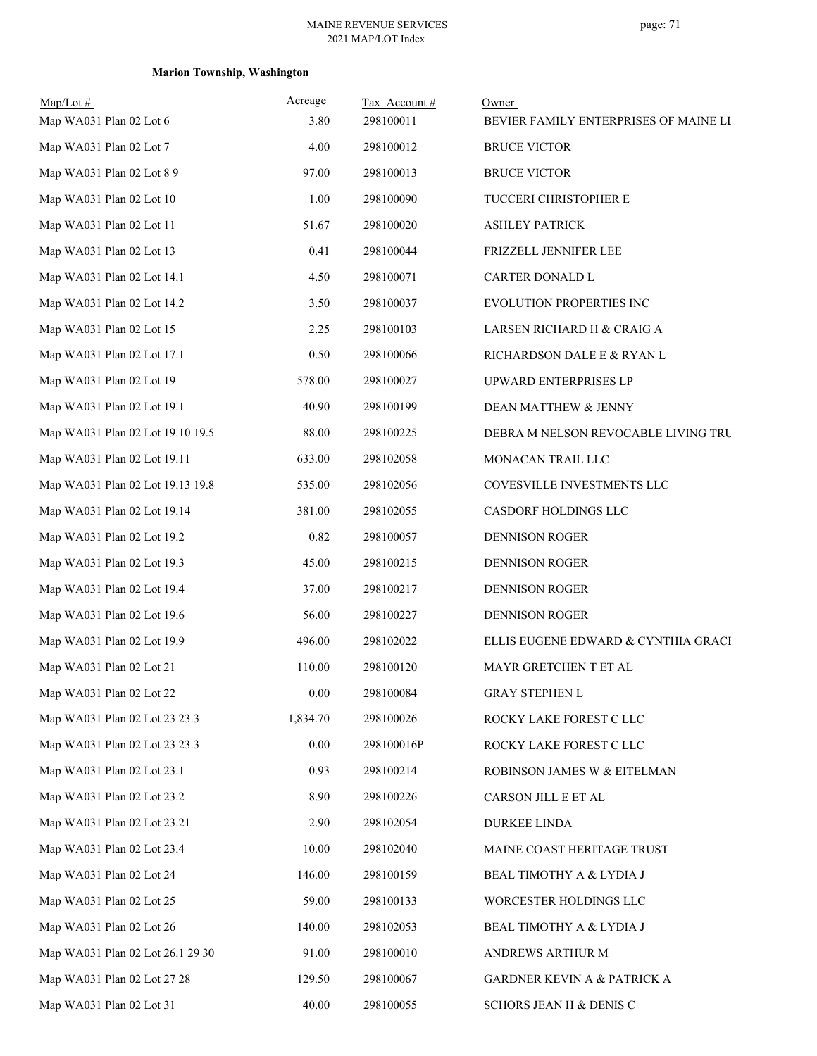**Marion Township, Washington**

| Map/Lot # | Acreage | Tax Account # | Owner |
|---|---|---|---|
| Map WA031 Plan 02 Lot 6 | 3.80 | 298100011 | BEVIER FAMILY ENTERPRISES OF MAINE LI |
| Map WA031 Plan 02 Lot 7 | 4.00 | 298100012 | BRUCE VICTOR |
| Map WA031 Plan 02 Lot 8 9 | 97.00 | 298100013 | BRUCE VICTOR |
| Map WA031 Plan 02 Lot 10 | 1.00 | 298100090 | TUCCERI CHRISTOPHER E |
| Map WA031 Plan 02 Lot 11 | 51.67 | 298100020 | ASHLEY PATRICK |
| Map WA031 Plan 02 Lot 13 | 0.41 | 298100044 | FRIZZELL JENNIFER LEE |
| Map WA031 Plan 02 Lot 14.1 | 4.50 | 298100071 | CARTER DONALD L |
| Map WA031 Plan 02 Lot 14.2 | 3.50 | 298100037 | EVOLUTION PROPERTIES INC |
| Map WA031 Plan 02 Lot 15 | 2.25 | 298100103 | LARSEN RICHARD H & CRAIG A |
| Map WA031 Plan 02 Lot 17.1 | 0.50 | 298100066 | RICHARDSON DALE E & RYAN L |
| Map WA031 Plan 02 Lot 19 | 578.00 | 298100027 | UPWARD ENTERPRISES LP |
| Map WA031 Plan 02 Lot 19.1 | 40.90 | 298100199 | DEAN MATTHEW & JENNY |
| Map WA031 Plan 02 Lot 19.10 19.5 | 88.00 | 298100225 | DEBRA M NELSON REVOCABLE LIVING TRU |
| Map WA031 Plan 02 Lot 19.11 | 633.00 | 298102058 | MONACAN TRAIL LLC |
| Map WA031 Plan 02 Lot 19.13 19.8 | 535.00 | 298102056 | COVESVILLE INVESTMENTS LLC |
| Map WA031 Plan 02 Lot 19.14 | 381.00 | 298102055 | CASDORF HOLDINGS LLC |
| Map WA031 Plan 02 Lot 19.2 | 0.82 | 298100057 | DENNISON ROGER |
| Map WA031 Plan 02 Lot 19.3 | 45.00 | 298100215 | DENNISON ROGER |
| Map WA031 Plan 02 Lot 19.4 | 37.00 | 298100217 | DENNISON ROGER |
| Map WA031 Plan 02 Lot 19.6 | 56.00 | 298100227 | DENNISON ROGER |
| Map WA031 Plan 02 Lot 19.9 | 496.00 | 298102022 | ELLIS EUGENE EDWARD & CYNTHIA GRACI |
| Map WA031 Plan 02 Lot 21 | 110.00 | 298100120 | MAYR GRETCHEN T ET AL |
| Map WA031 Plan 02 Lot 22 | 0.00 | 298100084 | GRAY STEPHEN L |
| Map WA031 Plan 02 Lot 23 23.3 | 1,834.70 | 298100026 | ROCKY LAKE FOREST C LLC |
| Map WA031 Plan 02 Lot 23 23.3 | 0.00 | 298100016P | ROCKY LAKE FOREST C LLC |
| Map WA031 Plan 02 Lot 23.1 | 0.93 | 298100214 | ROBINSON JAMES W & EITELMAN |
| Map WA031 Plan 02 Lot 23.2 | 8.90 | 298100226 | CARSON JILL E ET AL |
| Map WA031 Plan 02 Lot 23.21 | 2.90 | 298102054 | DURKEE LINDA |
| Map WA031 Plan 02 Lot 23.4 | 10.00 | 298102040 | MAINE COAST HERITAGE TRUST |
| Map WA031 Plan 02 Lot 24 | 146.00 | 298100159 | BEAL TIMOTHY A & LYDIA J |
| Map WA031 Plan 02 Lot 25 | 59.00 | 298100133 | WORCESTER HOLDINGS LLC |
| Map WA031 Plan 02 Lot 26 | 140.00 | 298102053 | BEAL TIMOTHY A & LYDIA J |
| Map WA031 Plan 02 Lot 26.1 29 30 | 91.00 | 298100010 | ANDREWS ARTHUR M |
| Map WA031 Plan 02 Lot 27 28 | 129.50 | 298100067 | GARDNER KEVIN A & PATRICK A |
| Map WA031 Plan 02 Lot 31 | 40.00 | 298100055 | SCHORS JEAN H & DENIS C |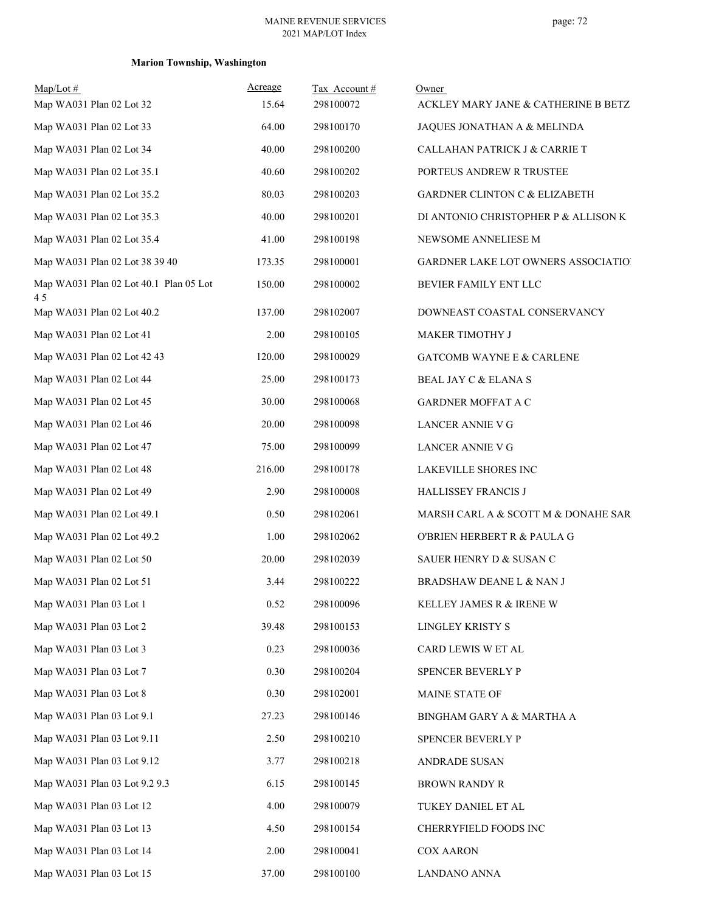**Marion Township, Washington**

| Map/Lot # | Acreage | Tax Account # | Owner |
|---|---|---|---|
| Map WA031 Plan 02 Lot 32 | 15.64 | 298100072 | ACKLEY MARY JANE & CATHERINE B BETZ |
| Map WA031 Plan 02 Lot 33 | 64.00 | 298100170 | JAQUES JONATHAN A & MELINDA |
| Map WA031 Plan 02 Lot 34 | 40.00 | 298100200 | CALLAHAN PATRICK J & CARRIE T |
| Map WA031 Plan 02 Lot 35.1 | 40.60 | 298100202 | PORTEUS ANDREW R TRUSTEE |
| Map WA031 Plan 02 Lot 35.2 | 80.03 | 298100203 | GARDNER CLINTON C & ELIZABETH |
| Map WA031 Plan 02 Lot 35.3 | 40.00 | 298100201 | DI ANTONIO CHRISTOPHER P & ALLISON K |
| Map WA031 Plan 02 Lot 35.4 | 41.00 | 298100198 | NEWSOME ANNELIESE M |
| Map WA031 Plan 02 Lot 38 39 40 | 173.35 | 298100001 | GARDNER LAKE LOT OWNERS ASSOCIATIO |
| Map WA031 Plan 02 Lot 40.1 Plan 05 Lot 4 5 | 150.00 | 298100002 | BEVIER FAMILY ENT LLC |
| Map WA031 Plan 02 Lot 40.2 | 137.00 | 298102007 | DOWNEAST COASTAL CONSERVANCY |
| Map WA031 Plan 02 Lot 41 | 2.00 | 298100105 | MAKER TIMOTHY J |
| Map WA031 Plan 02 Lot 42 43 | 120.00 | 298100029 | GATCOMB WAYNE E & CARLENE |
| Map WA031 Plan 02 Lot 44 | 25.00 | 298100173 | BEAL JAY C & ELANA S |
| Map WA031 Plan 02 Lot 45 | 30.00 | 298100068 | GARDNER MOFFAT A C |
| Map WA031 Plan 02 Lot 46 | 20.00 | 298100098 | LANCER ANNIE V G |
| Map WA031 Plan 02 Lot 47 | 75.00 | 298100099 | LANCER ANNIE V G |
| Map WA031 Plan 02 Lot 48 | 216.00 | 298100178 | LAKEVILLE SHORES INC |
| Map WA031 Plan 02 Lot 49 | 2.90 | 298100008 | HALLISSEY FRANCIS J |
| Map WA031 Plan 02 Lot 49.1 | 0.50 | 298102061 | MARSH CARL A & SCOTT M & DONAHE SAR |
| Map WA031 Plan 02 Lot 49.2 | 1.00 | 298102062 | O'BRIEN HERBERT R & PAULA G |
| Map WA031 Plan 02 Lot 50 | 20.00 | 298102039 | SAUER HENRY D & SUSAN C |
| Map WA031 Plan 02 Lot 51 | 3.44 | 298100222 | BRADSHAW DEANE L & NAN J |
| Map WA031 Plan 03 Lot 1 | 0.52 | 298100096 | KELLEY JAMES R & IRENE W |
| Map WA031 Plan 03 Lot 2 | 39.48 | 298100153 | LINGLEY KRISTY S |
| Map WA031 Plan 03 Lot 3 | 0.23 | 298100036 | CARD LEWIS W ET AL |
| Map WA031 Plan 03 Lot 7 | 0.30 | 298100204 | SPENCER BEVERLY P |
| Map WA031 Plan 03 Lot 8 | 0.30 | 298102001 | MAINE STATE OF |
| Map WA031 Plan 03 Lot 9.1 | 27.23 | 298100146 | BINGHAM GARY A & MARTHA A |
| Map WA031 Plan 03 Lot 9.11 | 2.50 | 298100210 | SPENCER BEVERLY P |
| Map WA031 Plan 03 Lot 9.12 | 3.77 | 298100218 | ANDRADE SUSAN |
| Map WA031 Plan 03 Lot 9.2 9.3 | 6.15 | 298100145 | BROWN RANDY R |
| Map WA031 Plan 03 Lot 12 | 4.00 | 298100079 | TUKEY DANIEL ET AL |
| Map WA031 Plan 03 Lot 13 | 4.50 | 298100154 | CHERRYFIELD FOODS INC |
| Map WA031 Plan 03 Lot 14 | 2.00 | 298100041 | COX AARON |
| Map WA031 Plan 03 Lot 15 | 37.00 | 298100100 | LANDANO ANNA |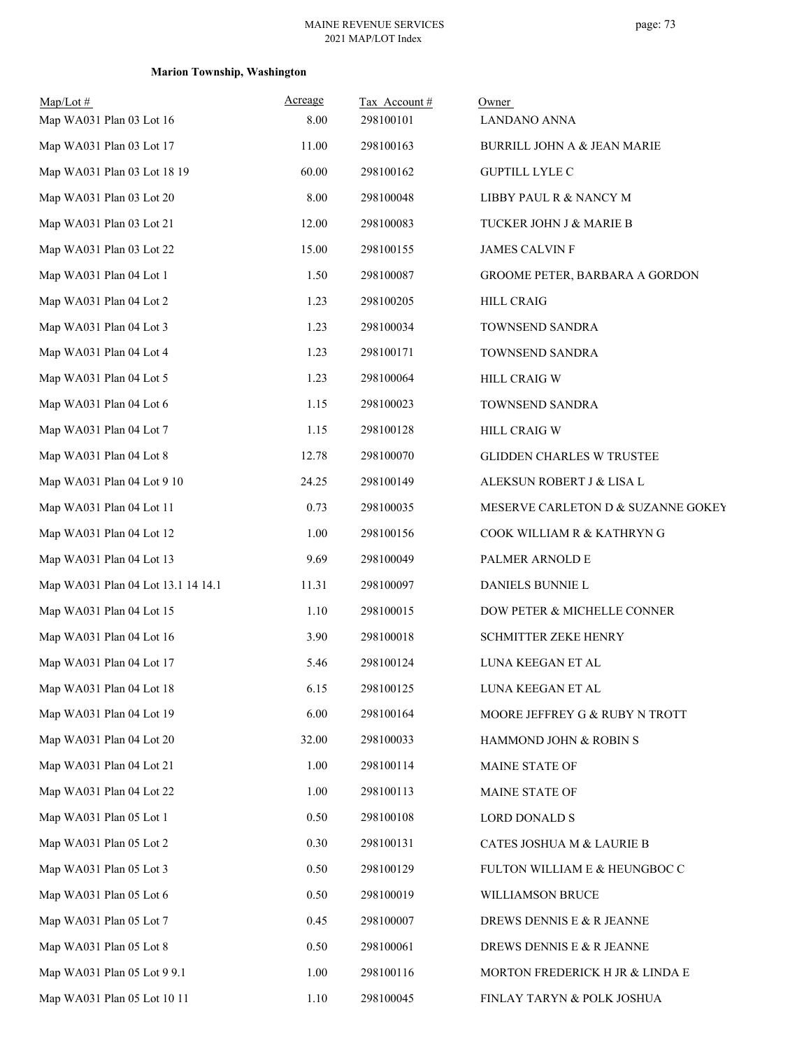**Marion Township, Washington**

| Map/Lot # | Acreage | Tax Account # | Owner |
|---|---|---|---|
| Map WA031 Plan 03 Lot 16 | 8.00 | 298100101 | LANDANO ANNA |
| Map WA031 Plan 03 Lot 17 | 11.00 | 298100163 | BURRILL JOHN A & JEAN MARIE |
| Map WA031 Plan 03 Lot 18 19 | 60.00 | 298100162 | GUPTILL LYLE C |
| Map WA031 Plan 03 Lot 20 | 8.00 | 298100048 | LIBBY PAUL R & NANCY M |
| Map WA031 Plan 03 Lot 21 | 12.00 | 298100083 | TUCKER JOHN J & MARIE B |
| Map WA031 Plan 03 Lot 22 | 15.00 | 298100155 | JAMES CALVIN F |
| Map WA031 Plan 04 Lot 1 | 1.50 | 298100087 | GROOME PETER, BARBARA A GORDON |
| Map WA031 Plan 04 Lot 2 | 1.23 | 298100205 | HILL CRAIG |
| Map WA031 Plan 04 Lot 3 | 1.23 | 298100034 | TOWNSEND SANDRA |
| Map WA031 Plan 04 Lot 4 | 1.23 | 298100171 | TOWNSEND SANDRA |
| Map WA031 Plan 04 Lot 5 | 1.23 | 298100064 | HILL CRAIG W |
| Map WA031 Plan 04 Lot 6 | 1.15 | 298100023 | TOWNSEND SANDRA |
| Map WA031 Plan 04 Lot 7 | 1.15 | 298100128 | HILL CRAIG W |
| Map WA031 Plan 04 Lot 8 | 12.78 | 298100070 | GLIDDEN CHARLES W TRUSTEE |
| Map WA031 Plan 04 Lot 9 10 | 24.25 | 298100149 | ALEKSUN ROBERT J & LISA L |
| Map WA031 Plan 04 Lot 11 | 0.73 | 298100035 | MESERVE CARLETON D & SUZANNE GOKEY |
| Map WA031 Plan 04 Lot 12 | 1.00 | 298100156 | COOK WILLIAM R & KATHRYN G |
| Map WA031 Plan 04 Lot 13 | 9.69 | 298100049 | PALMER ARNOLD E |
| Map WA031 Plan 04 Lot 13.1 14 14.1 | 11.31 | 298100097 | DANIELS BUNNIE L |
| Map WA031 Plan 04 Lot 15 | 1.10 | 298100015 | DOW PETER & MICHELLE CONNER |
| Map WA031 Plan 04 Lot 16 | 3.90 | 298100018 | SCHMITTER ZEKE HENRY |
| Map WA031 Plan 04 Lot 17 | 5.46 | 298100124 | LUNA KEEGAN ET AL |
| Map WA031 Plan 04 Lot 18 | 6.15 | 298100125 | LUNA KEEGAN ET AL |
| Map WA031 Plan 04 Lot 19 | 6.00 | 298100164 | MOORE JEFFREY G & RUBY N TROTT |
| Map WA031 Plan 04 Lot 20 | 32.00 | 298100033 | HAMMOND JOHN & ROBIN S |
| Map WA031 Plan 04 Lot 21 | 1.00 | 298100114 | MAINE STATE OF |
| Map WA031 Plan 04 Lot 22 | 1.00 | 298100113 | MAINE STATE OF |
| Map WA031 Plan 05 Lot 1 | 0.50 | 298100108 | LORD DONALD S |
| Map WA031 Plan 05 Lot 2 | 0.30 | 298100131 | CATES JOSHUA M & LAURIE B |
| Map WA031 Plan 05 Lot 3 | 0.50 | 298100129 | FULTON WILLIAM E & HEUNGBOC C |
| Map WA031 Plan 05 Lot 6 | 0.50 | 298100019 | WILLIAMSON BRUCE |
| Map WA031 Plan 05 Lot 7 | 0.45 | 298100007 | DREWS DENNIS E & R JEANNE |
| Map WA031 Plan 05 Lot 8 | 0.50 | 298100061 | DREWS DENNIS E & R JEANNE |
| Map WA031 Plan 05 Lot 9 9.1 | 1.00 | 298100116 | MORTON FREDERICK H JR & LINDA E |
| Map WA031 Plan 05 Lot 10 11 | 1.10 | 298100045 | FINLAY TARYN & POLK JOSHUA |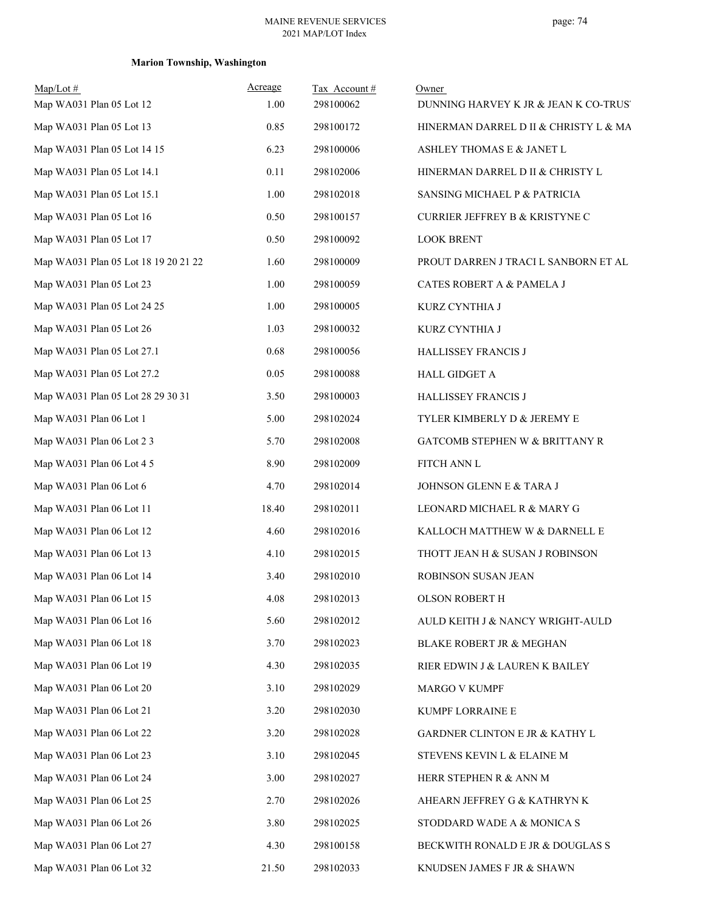**Marion Township, Washington**

| Map/Lot # | Acreage | Tax Account # | Owner |
|---|---|---|---|
| Map WA031 Plan 05 Lot 12 | 1.00 | 298100062 | DUNNING HARVEY K JR & JEAN K CO-TRUS' |
| Map WA031 Plan 05 Lot 13 | 0.85 | 298100172 | HINERMAN DARREL D II & CHRISTY L & MA |
| Map WA031 Plan 05 Lot 14 15 | 6.23 | 298100006 | ASHLEY THOMAS E & JANET L |
| Map WA031 Plan 05 Lot 14.1 | 0.11 | 298102006 | HINERMAN DARREL D II & CHRISTY L |
| Map WA031 Plan 05 Lot 15.1 | 1.00 | 298102018 | SANSING MICHAEL P & PATRICIA |
| Map WA031 Plan 05 Lot 16 | 0.50 | 298100157 | CURRIER JEFFREY B & KRISTYNE C |
| Map WA031 Plan 05 Lot 17 | 0.50 | 298100092 | LOOK BRENT |
| Map WA031 Plan 05 Lot 18 19 20 21 22 | 1.60 | 298100009 | PROUT DARREN J TRACI L SANBORN ET AL |
| Map WA031 Plan 05 Lot 23 | 1.00 | 298100059 | CATES ROBERT A & PAMELA J |
| Map WA031 Plan 05 Lot 24 25 | 1.00 | 298100005 | KURZ CYNTHIA J |
| Map WA031 Plan 05 Lot 26 | 1.03 | 298100032 | KURZ CYNTHIA J |
| Map WA031 Plan 05 Lot 27.1 | 0.68 | 298100056 | HALLISSEY FRANCIS J |
| Map WA031 Plan 05 Lot 27.2 | 0.05 | 298100088 | HALL GIDGET A |
| Map WA031 Plan 05 Lot 28 29 30 31 | 3.50 | 298100003 | HALLISSEY FRANCIS J |
| Map WA031 Plan 06 Lot 1 | 5.00 | 298102024 | TYLER KIMBERLY D & JEREMY E |
| Map WA031 Plan 06 Lot 2 3 | 5.70 | 298102008 | GATCOMB STEPHEN W & BRITTANY R |
| Map WA031 Plan 06 Lot 4 5 | 8.90 | 298102009 | FITCH ANN L |
| Map WA031 Plan 06 Lot 6 | 4.70 | 298102014 | JOHNSON GLENN E & TARA J |
| Map WA031 Plan 06 Lot 11 | 18.40 | 298102011 | LEONARD MICHAEL R & MARY G |
| Map WA031 Plan 06 Lot 12 | 4.60 | 298102016 | KALLOCH MATTHEW W & DARNELL E |
| Map WA031 Plan 06 Lot 13 | 4.10 | 298102015 | THOTT JEAN H & SUSAN J ROBINSON |
| Map WA031 Plan 06 Lot 14 | 3.40 | 298102010 | ROBINSON SUSAN JEAN |
| Map WA031 Plan 06 Lot 15 | 4.08 | 298102013 | OLSON ROBERT H |
| Map WA031 Plan 06 Lot 16 | 5.60 | 298102012 | AULD KEITH J & NANCY WRIGHT-AULD |
| Map WA031 Plan 06 Lot 18 | 3.70 | 298102023 | BLAKE ROBERT JR & MEGHAN |
| Map WA031 Plan 06 Lot 19 | 4.30 | 298102035 | RIER EDWIN J & LAUREN K BAILEY |
| Map WA031 Plan 06 Lot 20 | 3.10 | 298102029 | MARGO V KUMPF |
| Map WA031 Plan 06 Lot 21 | 3.20 | 298102030 | KUMPF LORRAINE E |
| Map WA031 Plan 06 Lot 22 | 3.20 | 298102028 | GARDNER CLINTON E JR & KATHY L |
| Map WA031 Plan 06 Lot 23 | 3.10 | 298102045 | STEVENS KEVIN L & ELAINE M |
| Map WA031 Plan 06 Lot 24 | 3.00 | 298102027 | HERR STEPHEN R & ANN M |
| Map WA031 Plan 06 Lot 25 | 2.70 | 298102026 | AHEARN JEFFREY G & KATHRYN K |
| Map WA031 Plan 06 Lot 26 | 3.80 | 298102025 | STODDARD WADE A & MONICA S |
| Map WA031 Plan 06 Lot 27 | 4.30 | 298100158 | BECKWITH RONALD E JR & DOUGLAS S |
| Map WA031 Plan 06 Lot 32 | 21.50 | 298102033 | KNUDSEN JAMES F JR & SHAWN |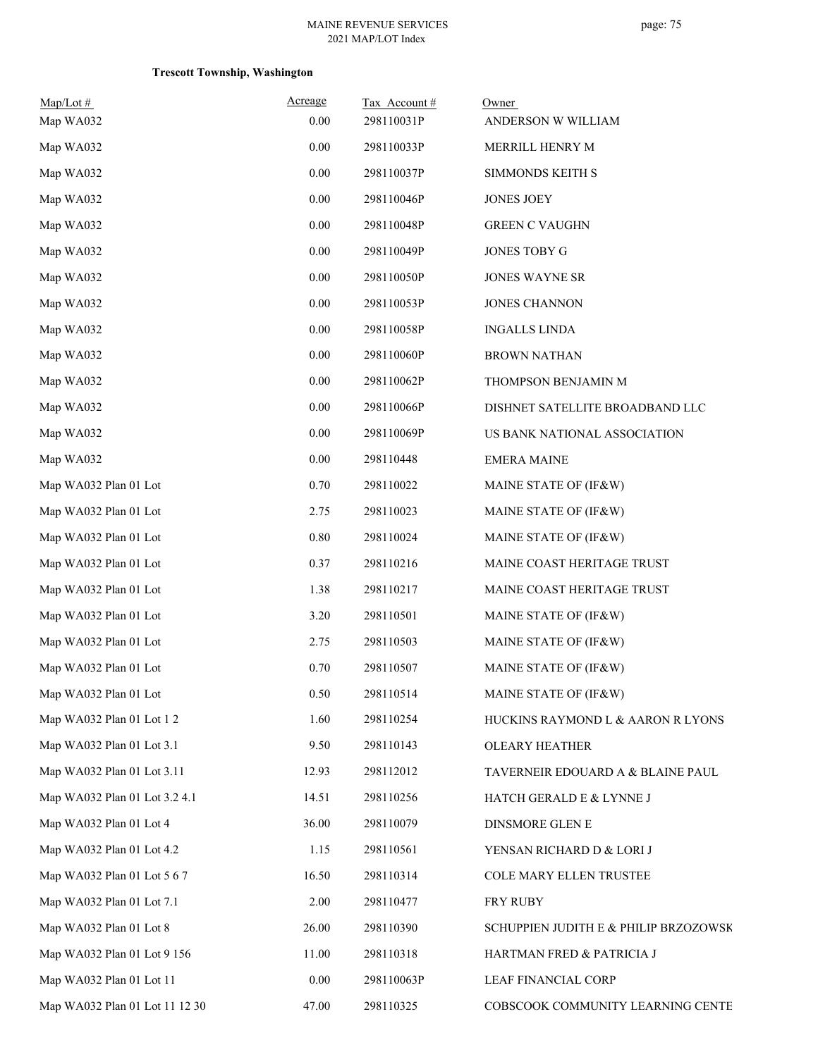**Trescott Township, Washington**

| Map/Lot # | Acreage | Tax Account # | Owner |
|---|---|---|---|
| Map WA032 | 0.00 | 298110031P | ANDERSON W WILLIAM |
| Map WA032 | 0.00 | 298110033P | MERRILL HENRY M |
| Map WA032 | 0.00 | 298110037P | SIMMONDS KEITH S |
| Map WA032 | 0.00 | 298110046P | JONES JOEY |
| Map WA032 | 0.00 | 298110048P | GREEN C VAUGHN |
| Map WA032 | 0.00 | 298110049P | JONES TOBY G |
| Map WA032 | 0.00 | 298110050P | JONES WAYNE SR |
| Map WA032 | 0.00 | 298110053P | JONES CHANNON |
| Map WA032 | 0.00 | 298110058P | INGALLS LINDA |
| Map WA032 | 0.00 | 298110060P | BROWN NATHAN |
| Map WA032 | 0.00 | 298110062P | THOMPSON BENJAMIN M |
| Map WA032 | 0.00 | 298110066P | DISHNET SATELLITE BROADBAND LLC |
| Map WA032 | 0.00 | 298110069P | US BANK NATIONAL ASSOCIATION |
| Map WA032 | 0.00 | 298110448 | EMERA MAINE |
| Map WA032 Plan 01 Lot | 0.70 | 298110022 | MAINE STATE OF (IF&W) |
| Map WA032 Plan 01 Lot | 2.75 | 298110023 | MAINE STATE OF (IF&W) |
| Map WA032 Plan 01 Lot | 0.80 | 298110024 | MAINE STATE OF (IF&W) |
| Map WA032 Plan 01 Lot | 0.37 | 298110216 | MAINE COAST HERITAGE TRUST |
| Map WA032 Plan 01 Lot | 1.38 | 298110217 | MAINE COAST HERITAGE TRUST |
| Map WA032 Plan 01 Lot | 3.20 | 298110501 | MAINE STATE OF (IF&W) |
| Map WA032 Plan 01 Lot | 2.75 | 298110503 | MAINE STATE OF (IF&W) |
| Map WA032 Plan 01 Lot | 0.70 | 298110507 | MAINE STATE OF (IF&W) |
| Map WA032 Plan 01 Lot | 0.50 | 298110514 | MAINE STATE OF (IF&W) |
| Map WA032 Plan 01 Lot 1 2 | 1.60 | 298110254 | HUCKINS RAYMOND L & AARON R LYONS |
| Map WA032 Plan 01 Lot 3.1 | 9.50 | 298110143 | OLEARY HEATHER |
| Map WA032 Plan 01 Lot 3.11 | 12.93 | 298112012 | TAVERNEIR EDOUARD A & BLAINE PAUL |
| Map WA032 Plan 01 Lot 3.2 4.1 | 14.51 | 298110256 | HATCH GERALD E & LYNNE J |
| Map WA032 Plan 01 Lot 4 | 36.00 | 298110079 | DINSMORE GLEN E |
| Map WA032 Plan 01 Lot 4.2 | 1.15 | 298110561 | YENSAN RICHARD D & LORI J |
| Map WA032 Plan 01 Lot 5 6 7 | 16.50 | 298110314 | COLE MARY ELLEN TRUSTEE |
| Map WA032 Plan 01 Lot 7.1 | 2.00 | 298110477 | FRY RUBY |
| Map WA032 Plan 01 Lot 8 | 26.00 | 298110390 | SCHUPPIEN JUDITH E & PHILIP BRZOZOWSK |
| Map WA032 Plan 01 Lot 9 156 | 11.00 | 298110318 | HARTMAN FRED & PATRICIA J |
| Map WA032 Plan 01 Lot 11 | 0.00 | 298110063P | LEAF FINANCIAL CORP |
| Map WA032 Plan 01 Lot 11 12 30 | 47.00 | 298110325 | COBSCOOK COMMUNITY LEARNING CENTE |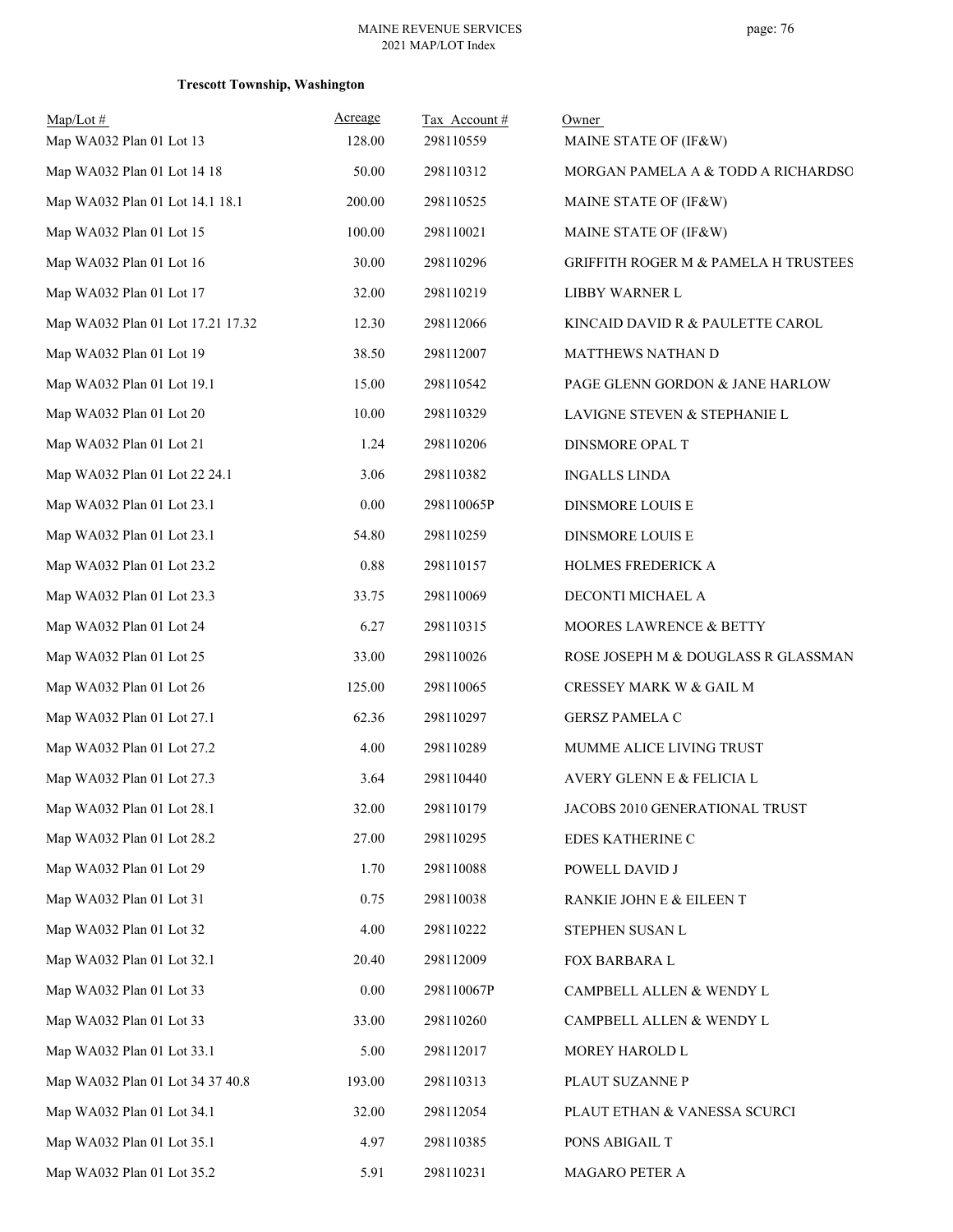**Trescott Township, Washington**

| Map/Lot # | Acreage | Tax Account # | Owner |
|---|---|---|---|
| Map WA032 Plan 01 Lot 13 | 128.00 | 298110559 | MAINE STATE OF (IF&W) |
| Map WA032 Plan 01 Lot 14 18 | 50.00 | 298110312 | MORGAN PAMELA A & TODD A RICHARDSO |
| Map WA032 Plan 01 Lot 14.1 18.1 | 200.00 | 298110525 | MAINE STATE OF (IF&W) |
| Map WA032 Plan 01 Lot 15 | 100.00 | 298110021 | MAINE STATE OF (IF&W) |
| Map WA032 Plan 01 Lot 16 | 30.00 | 298110296 | GRIFFITH ROGER M & PAMELA H TRUSTEES |
| Map WA032 Plan 01 Lot 17 | 32.00 | 298110219 | LIBBY WARNER L |
| Map WA032 Plan 01 Lot 17.21 17.32 | 12.30 | 298112066 | KINCAID DAVID R & PAULETTE CAROL |
| Map WA032 Plan 01 Lot 19 | 38.50 | 298112007 | MATTHEWS NATHAN D |
| Map WA032 Plan 01 Lot 19.1 | 15.00 | 298110542 | PAGE GLENN GORDON & JANE HARLOW |
| Map WA032 Plan 01 Lot 20 | 10.00 | 298110329 | LAVIGNE STEVEN & STEPHANIE L |
| Map WA032 Plan 01 Lot 21 | 1.24 | 298110206 | DINSMORE OPAL T |
| Map WA032 Plan 01 Lot 22 24.1 | 3.06 | 298110382 | INGALLS LINDA |
| Map WA032 Plan 01 Lot 23.1 | 0.00 | 298110065P | DINSMORE LOUIS E |
| Map WA032 Plan 01 Lot 23.1 | 54.80 | 298110259 | DINSMORE LOUIS E |
| Map WA032 Plan 01 Lot 23.2 | 0.88 | 298110157 | HOLMES FREDERICK A |
| Map WA032 Plan 01 Lot 23.3 | 33.75 | 298110069 | DECONTI MICHAEL A |
| Map WA032 Plan 01 Lot 24 | 6.27 | 298110315 | MOORES LAWRENCE & BETTY |
| Map WA032 Plan 01 Lot 25 | 33.00 | 298110026 | ROSE JOSEPH M & DOUGLASS R GLASSMAN |
| Map WA032 Plan 01 Lot 26 | 125.00 | 298110065 | CRESSEY MARK W & GAIL M |
| Map WA032 Plan 01 Lot 27.1 | 62.36 | 298110297 | GERSZ PAMELA C |
| Map WA032 Plan 01 Lot 27.2 | 4.00 | 298110289 | MUMME ALICE LIVING TRUST |
| Map WA032 Plan 01 Lot 27.3 | 3.64 | 298110440 | AVERY GLENN E & FELICIA L |
| Map WA032 Plan 01 Lot 28.1 | 32.00 | 298110179 | JACOBS 2010 GENERATIONAL TRUST |
| Map WA032 Plan 01 Lot 28.2 | 27.00 | 298110295 | EDES KATHERINE C |
| Map WA032 Plan 01 Lot 29 | 1.70 | 298110088 | POWELL DAVID J |
| Map WA032 Plan 01 Lot 31 | 0.75 | 298110038 | RANKIE JOHN E & EILEEN T |
| Map WA032 Plan 01 Lot 32 | 4.00 | 298110222 | STEPHEN SUSAN L |
| Map WA032 Plan 01 Lot 32.1 | 20.40 | 298112009 | FOX BARBARA L |
| Map WA032 Plan 01 Lot 33 | 0.00 | 298110067P | CAMPBELL ALLEN & WENDY L |
| Map WA032 Plan 01 Lot 33 | 33.00 | 298110260 | CAMPBELL ALLEN & WENDY L |
| Map WA032 Plan 01 Lot 33.1 | 5.00 | 298112017 | MOREY HAROLD L |
| Map WA032 Plan 01 Lot 34 37 40.8 | 193.00 | 298110313 | PLAUT SUZANNE P |
| Map WA032 Plan 01 Lot 34.1 | 32.00 | 298112054 | PLAUT ETHAN & VANESSA SCURCI |
| Map WA032 Plan 01 Lot 35.1 | 4.97 | 298110385 | PONS ABIGAIL T |
| Map WA032 Plan 01 Lot 35.2 | 5.91 | 298110231 | MAGARO PETER A |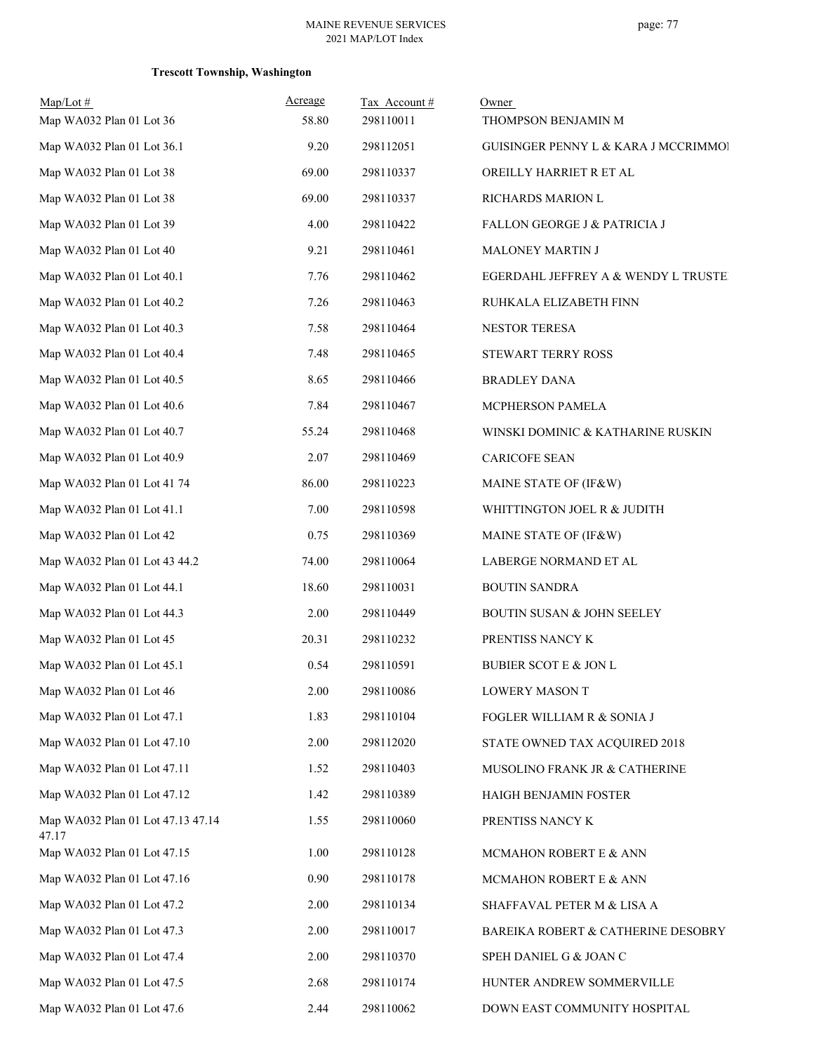**Trescott Township, Washington**

| Map/Lot # | Acreage | Tax Account # | Owner |
|---|---|---|---|
| Map WA032 Plan 01 Lot 36 | 58.80 | 298110011 | THOMPSON BENJAMIN M |
| Map WA032 Plan 01 Lot 36.1 | 9.20 | 298112051 | GUISINGER PENNY L & KARA J MCCRIMMOI |
| Map WA032 Plan 01 Lot 38 | 69.00 | 298110337 | OREILLY HARRIET R ET AL |
| Map WA032 Plan 01 Lot 38 | 69.00 | 298110337 | RICHARDS MARION L |
| Map WA032 Plan 01 Lot 39 | 4.00 | 298110422 | FALLON GEORGE J & PATRICIA J |
| Map WA032 Plan 01 Lot 40 | 9.21 | 298110461 | MALONEY MARTIN J |
| Map WA032 Plan 01 Lot 40.1 | 7.76 | 298110462 | EGERDAHL JEFFREY A & WENDY L TRUSTE |
| Map WA032 Plan 01 Lot 40.2 | 7.26 | 298110463 | RUHKALA ELIZABETH FINN |
| Map WA032 Plan 01 Lot 40.3 | 7.58 | 298110464 | NESTOR TERESA |
| Map WA032 Plan 01 Lot 40.4 | 7.48 | 298110465 | STEWART TERRY ROSS |
| Map WA032 Plan 01 Lot 40.5 | 8.65 | 298110466 | BRADLEY DANA |
| Map WA032 Plan 01 Lot 40.6 | 7.84 | 298110467 | MCPHERSON PAMELA |
| Map WA032 Plan 01 Lot 40.7 | 55.24 | 298110468 | WINSKI DOMINIC & KATHARINE RUSKIN |
| Map WA032 Plan 01 Lot 40.9 | 2.07 | 298110469 | CARICOFE SEAN |
| Map WA032 Plan 01 Lot 41 74 | 86.00 | 298110223 | MAINE STATE OF (IF&W) |
| Map WA032 Plan 01 Lot 41.1 | 7.00 | 298110598 | WHITTINGTON JOEL R & JUDITH |
| Map WA032 Plan 01 Lot 42 | 0.75 | 298110369 | MAINE STATE OF (IF&W) |
| Map WA032 Plan 01 Lot 43 44.2 | 74.00 | 298110064 | LABERGE NORMAND ET AL |
| Map WA032 Plan 01 Lot 44.1 | 18.60 | 298110031 | BOUTIN SANDRA |
| Map WA032 Plan 01 Lot 44.3 | 2.00 | 298110449 | BOUTIN SUSAN & JOHN SEELEY |
| Map WA032 Plan 01 Lot 45 | 20.31 | 298110232 | PRENTISS NANCY K |
| Map WA032 Plan 01 Lot 45.1 | 0.54 | 298110591 | BUBIER SCOT E & JON L |
| Map WA032 Plan 01 Lot 46 | 2.00 | 298110086 | LOWERY MASON T |
| Map WA032 Plan 01 Lot 47.1 | 1.83 | 298110104 | FOGLER WILLIAM R & SONIA J |
| Map WA032 Plan 01 Lot 47.10 | 2.00 | 298112020 | STATE OWNED TAX ACQUIRED 2018 |
| Map WA032 Plan 01 Lot 47.11 | 1.52 | 298110403 | MUSOLINO FRANK JR & CATHERINE |
| Map WA032 Plan 01 Lot 47.12 | 1.42 | 298110389 | HAIGH BENJAMIN FOSTER |
| Map WA032 Plan 01 Lot 47.13 47.14 47.17 | 1.55 | 298110060 | PRENTISS NANCY K |
| Map WA032 Plan 01 Lot 47.15 | 1.00 | 298110128 | MCMAHON ROBERT E & ANN |
| Map WA032 Plan 01 Lot 47.16 | 0.90 | 298110178 | MCMAHON ROBERT E & ANN |
| Map WA032 Plan 01 Lot 47.2 | 2.00 | 298110134 | SHAFFAVAL PETER M & LISA A |
| Map WA032 Plan 01 Lot 47.3 | 2.00 | 298110017 | BAREIKA ROBERT & CATHERINE DESOBRY |
| Map WA032 Plan 01 Lot 47.4 | 2.00 | 298110370 | SPEH DANIEL G & JOAN C |
| Map WA032 Plan 01 Lot 47.5 | 2.68 | 298110174 | HUNTER ANDREW SOMMERVILLE |
| Map WA032 Plan 01 Lot 47.6 | 2.44 | 298110062 | DOWN EAST COMMUNITY HOSPITAL |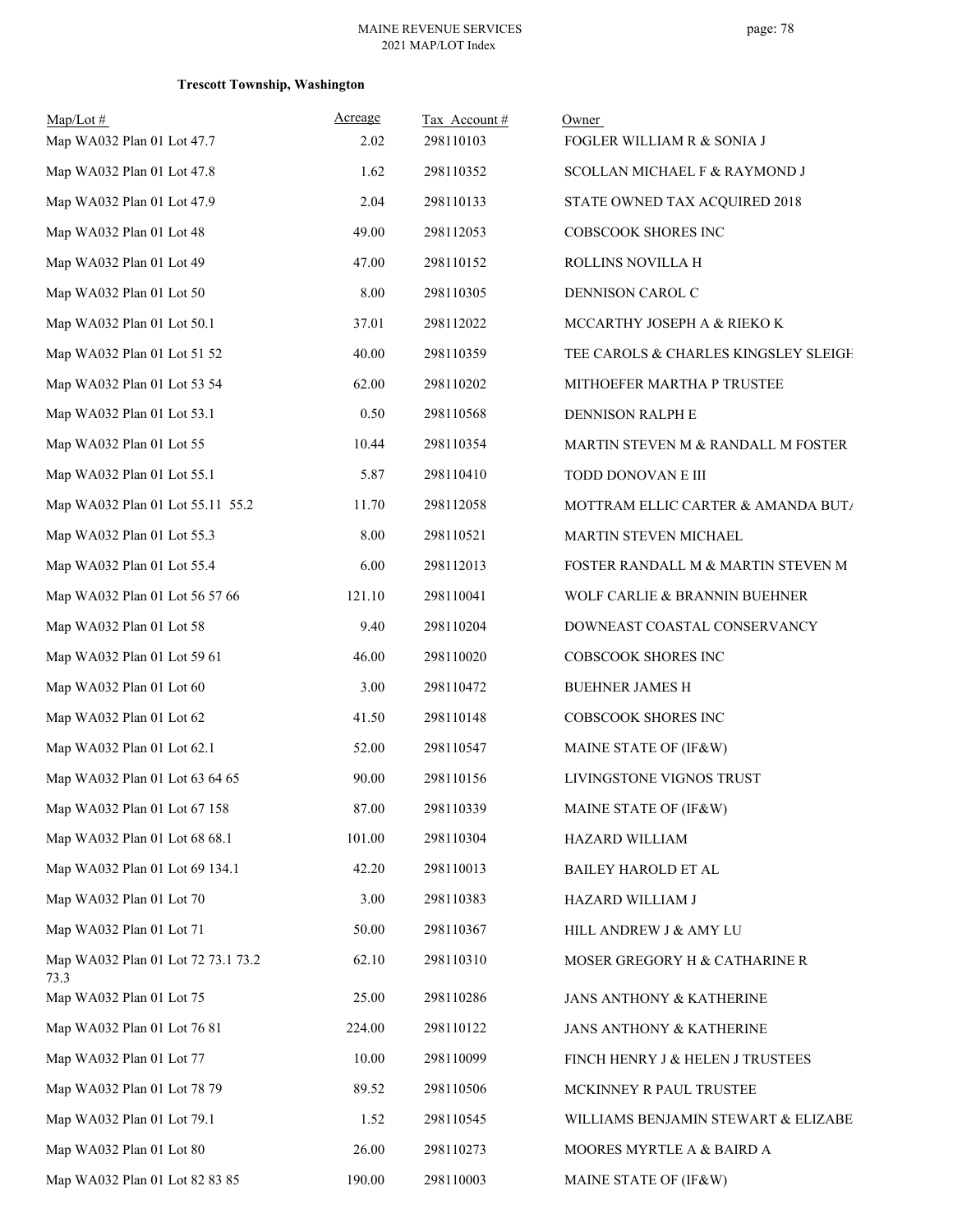**Trescott Township, Washington**

| Map/Lot # | Acreage | Tax Account # | Owner |
|---|---|---|---|
| Map WA032 Plan 01 Lot 47.7 | 2.02 | 298110103 | FOGLER WILLIAM R & SONIA J |
| Map WA032 Plan 01 Lot 47.8 | 1.62 | 298110352 | SCOLLAN MICHAEL F & RAYMOND J |
| Map WA032 Plan 01 Lot 47.9 | 2.04 | 298110133 | STATE OWNED TAX ACQUIRED 2018 |
| Map WA032 Plan 01 Lot 48 | 49.00 | 298112053 | COBSCOOK SHORES INC |
| Map WA032 Plan 01 Lot 49 | 47.00 | 298110152 | ROLLINS NOVILLA H |
| Map WA032 Plan 01 Lot 50 | 8.00 | 298110305 | DENNISON CAROL C |
| Map WA032 Plan 01 Lot 50.1 | 37.01 | 298112022 | MCCARTHY JOSEPH A & RIEKO K |
| Map WA032 Plan 01 Lot 51 52 | 40.00 | 298110359 | TEE CAROLS & CHARLES KINGSLEY SLEIGH |
| Map WA032 Plan 01 Lot 53 54 | 62.00 | 298110202 | MITHOEFER MARTHA P TRUSTEE |
| Map WA032 Plan 01 Lot 53.1 | 0.50 | 298110568 | DENNISON RALPH E |
| Map WA032 Plan 01 Lot 55 | 10.44 | 298110354 | MARTIN STEVEN M & RANDALL M FOSTER |
| Map WA032 Plan 01 Lot 55.1 | 5.87 | 298110410 | TODD DONOVAN E III |
| Map WA032 Plan 01 Lot 55.11 55.2 | 11.70 | 298112058 | MOTTRAM ELLIC CARTER & AMANDA BUTA |
| Map WA032 Plan 01 Lot 55.3 | 8.00 | 298110521 | MARTIN STEVEN MICHAEL |
| Map WA032 Plan 01 Lot 55.4 | 6.00 | 298112013 | FOSTER RANDALL M & MARTIN STEVEN M |
| Map WA032 Plan 01 Lot 56 57 66 | 121.10 | 298110041 | WOLF CARLIE & BRANNIN BUEHNER |
| Map WA032 Plan 01 Lot 58 | 9.40 | 298110204 | DOWNEAST COASTAL CONSERVANCY |
| Map WA032 Plan 01 Lot 59 61 | 46.00 | 298110020 | COBSCOOK SHORES INC |
| Map WA032 Plan 01 Lot 60 | 3.00 | 298110472 | BUEHNER JAMES H |
| Map WA032 Plan 01 Lot 62 | 41.50 | 298110148 | COBSCOOK SHORES INC |
| Map WA032 Plan 01 Lot 62.1 | 52.00 | 298110547 | MAINE STATE OF (IF&W) |
| Map WA032 Plan 01 Lot 63 64 65 | 90.00 | 298110156 | LIVINGSTONE VIGNOS TRUST |
| Map WA032 Plan 01 Lot 67 158 | 87.00 | 298110339 | MAINE STATE OF (IF&W) |
| Map WA032 Plan 01 Lot 68 68.1 | 101.00 | 298110304 | HAZARD WILLIAM |
| Map WA032 Plan 01 Lot 69 134.1 | 42.20 | 298110013 | BAILEY HAROLD ET AL |
| Map WA032 Plan 01 Lot 70 | 3.00 | 298110383 | HAZARD WILLIAM J |
| Map WA032 Plan 01 Lot 71 | 50.00 | 298110367 | HILL ANDREW J & AMY LU |
| Map WA032 Plan 01 Lot 72 73.1 73.2 73.3 | 62.10 | 298110310 | MOSER GREGORY H & CATHARINE R |
| Map WA032 Plan 01 Lot 75 | 25.00 | 298110286 | JANS ANTHONY & KATHERINE |
| Map WA032 Plan 01 Lot 76 81 | 224.00 | 298110122 | JANS ANTHONY & KATHERINE |
| Map WA032 Plan 01 Lot 77 | 10.00 | 298110099 | FINCH HENRY J & HELEN J TRUSTEES |
| Map WA032 Plan 01 Lot 78 79 | 89.52 | 298110506 | MCKINNEY R PAUL TRUSTEE |
| Map WA032 Plan 01 Lot 79.1 | 1.52 | 298110545 | WILLIAMS BENJAMIN STEWART & ELIZABE |
| Map WA032 Plan 01 Lot 80 | 26.00 | 298110273 | MOORES MYRTLE A & BAIRD A |
| Map WA032 Plan 01 Lot 82 83 85 | 190.00 | 298110003 | MAINE STATE OF (IF&W) |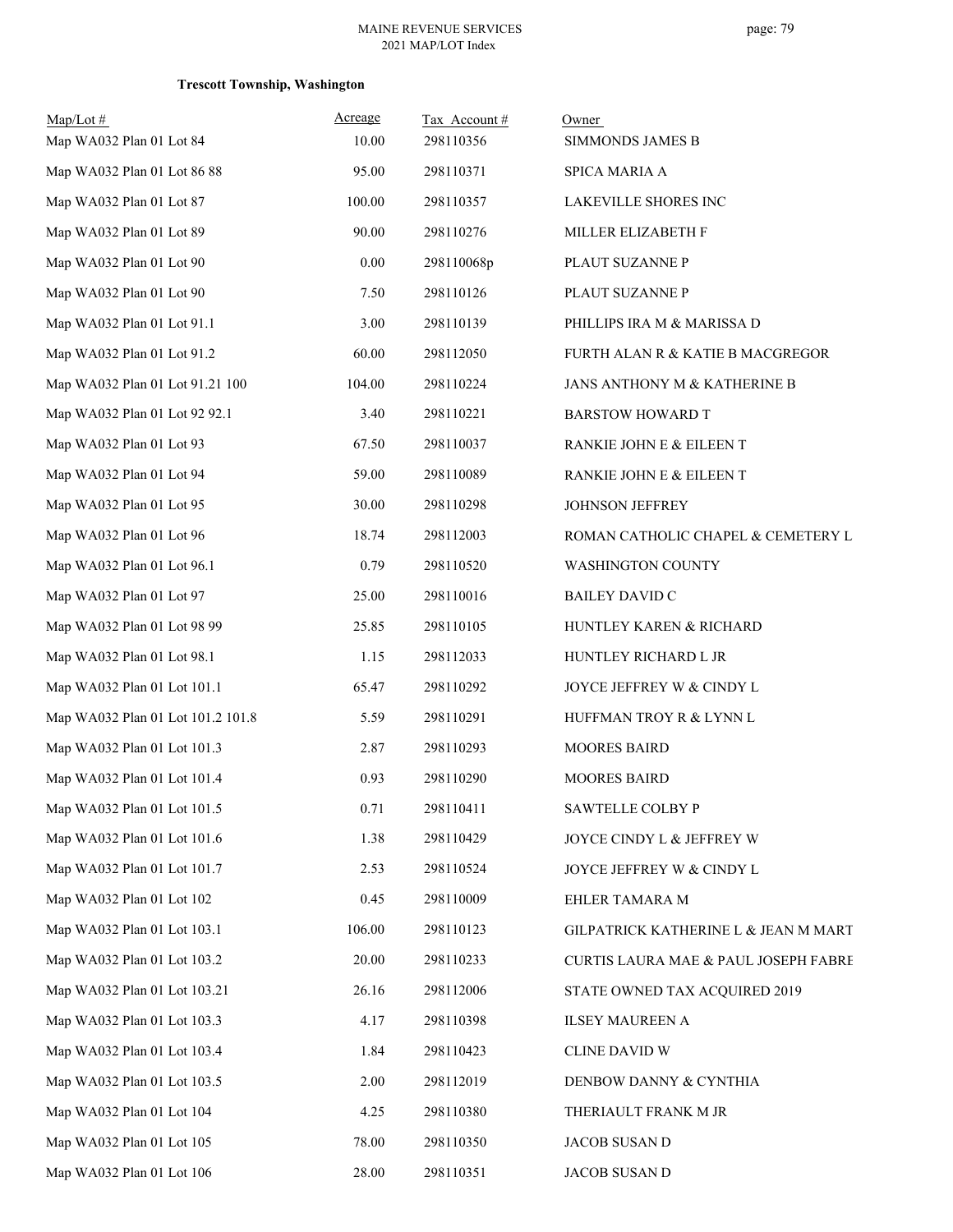**Trescott Township, Washington**

| Map/Lot # | Acreage | Tax Account # | Owner |
|---|---|---|---|
| Map WA032 Plan 01 Lot 84 | 10.00 | 298110356 | SIMMONDS JAMES B |
| Map WA032 Plan 01 Lot 86 88 | 95.00 | 298110371 | SPICA MARIA A |
| Map WA032 Plan 01 Lot 87 | 100.00 | 298110357 | LAKEVILLE SHORES INC |
| Map WA032 Plan 01 Lot 89 | 90.00 | 298110276 | MILLER ELIZABETH F |
| Map WA032 Plan 01 Lot 90 | 0.00 | 298110068p | PLAUT SUZANNE P |
| Map WA032 Plan 01 Lot 90 | 7.50 | 298110126 | PLAUT SUZANNE P |
| Map WA032 Plan 01 Lot 91.1 | 3.00 | 298110139 | PHILLIPS IRA M & MARISSA D |
| Map WA032 Plan 01 Lot 91.2 | 60.00 | 298112050 | FURTH ALAN R & KATIE B MACGREGOR |
| Map WA032 Plan 01 Lot 91.21 100 | 104.00 | 298110224 | JANS ANTHONY M & KATHERINE B |
| Map WA032 Plan 01 Lot 92 92.1 | 3.40 | 298110221 | BARSTOW HOWARD T |
| Map WA032 Plan 01 Lot 93 | 67.50 | 298110037 | RANKIE JOHN E & EILEEN T |
| Map WA032 Plan 01 Lot 94 | 59.00 | 298110089 | RANKIE JOHN E & EILEEN T |
| Map WA032 Plan 01 Lot 95 | 30.00 | 298110298 | JOHNSON JEFFREY |
| Map WA032 Plan 01 Lot 96 | 18.74 | 298112003 | ROMAN CATHOLIC CHAPEL & CEMETERY L |
| Map WA032 Plan 01 Lot 96.1 | 0.79 | 298110520 | WASHINGTON COUNTY |
| Map WA032 Plan 01 Lot 97 | 25.00 | 298110016 | BAILEY DAVID C |
| Map WA032 Plan 01 Lot 98 99 | 25.85 | 298110105 | HUNTLEY KAREN & RICHARD |
| Map WA032 Plan 01 Lot 98.1 | 1.15 | 298112033 | HUNTLEY RICHARD L JR |
| Map WA032 Plan 01 Lot 101.1 | 65.47 | 298110292 | JOYCE JEFFREY W & CINDY L |
| Map WA032 Plan 01 Lot 101.2 101.8 | 5.59 | 298110291 | HUFFMAN TROY R & LYNN L |
| Map WA032 Plan 01 Lot 101.3 | 2.87 | 298110293 | MOORES BAIRD |
| Map WA032 Plan 01 Lot 101.4 | 0.93 | 298110290 | MOORES BAIRD |
| Map WA032 Plan 01 Lot 101.5 | 0.71 | 298110411 | SAWTELLE COLBY P |
| Map WA032 Plan 01 Lot 101.6 | 1.38 | 298110429 | JOYCE CINDY L & JEFFREY W |
| Map WA032 Plan 01 Lot 101.7 | 2.53 | 298110524 | JOYCE JEFFREY W & CINDY L |
| Map WA032 Plan 01 Lot 102 | 0.45 | 298110009 | EHLER TAMARA M |
| Map WA032 Plan 01 Lot 103.1 | 106.00 | 298110123 | GILPATRICK KATHERINE L & JEAN M MART |
| Map WA032 Plan 01 Lot 103.2 | 20.00 | 298110233 | CURTIS LAURA MAE & PAUL JOSEPH FABRE |
| Map WA032 Plan 01 Lot 103.21 | 26.16 | 298112006 | STATE OWNED TAX ACQUIRED 2019 |
| Map WA032 Plan 01 Lot 103.3 | 4.17 | 298110398 | ILSEY MAUREEN A |
| Map WA032 Plan 01 Lot 103.4 | 1.84 | 298110423 | CLINE DAVID W |
| Map WA032 Plan 01 Lot 103.5 | 2.00 | 298112019 | DENBOW DANNY & CYNTHIA |
| Map WA032 Plan 01 Lot 104 | 4.25 | 298110380 | THERIAULT FRANK M JR |
| Map WA032 Plan 01 Lot 105 | 78.00 | 298110350 | JACOB SUSAN D |
| Map WA032 Plan 01 Lot 106 | 28.00 | 298110351 | JACOB SUSAN D |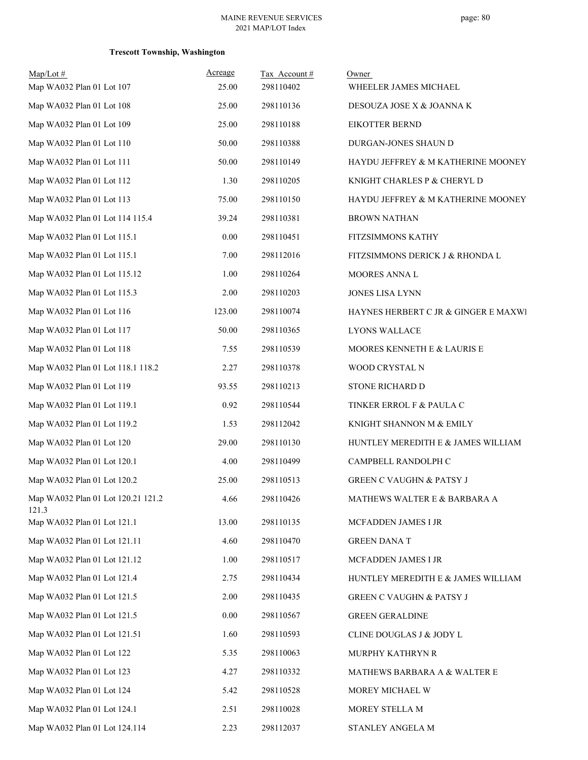**Trescott Township, Washington**

| Map/Lot # | Acreage | Tax Account # | Owner |
|---|---|---|---|
| Map WA032 Plan 01 Lot 107 | 25.00 | 298110402 | WHEELER JAMES MICHAEL |
| Map WA032 Plan 01 Lot 108 | 25.00 | 298110136 | DESOUZA JOSE X & JOANNA K |
| Map WA032 Plan 01 Lot 109 | 25.00 | 298110188 | EIKOTTER BERND |
| Map WA032 Plan 01 Lot 110 | 50.00 | 298110388 | DURGAN-JONES SHAUN D |
| Map WA032 Plan 01 Lot 111 | 50.00 | 298110149 | HAYDU JEFFREY & M KATHERINE MOONEY |
| Map WA032 Plan 01 Lot 112 | 1.30 | 298110205 | KNIGHT CHARLES P & CHERYL D |
| Map WA032 Plan 01 Lot 113 | 75.00 | 298110150 | HAYDU JEFFREY & M KATHERINE MOONEY |
| Map WA032 Plan 01 Lot 114 115.4 | 39.24 | 298110381 | BROWN NATHAN |
| Map WA032 Plan 01 Lot 115.1 | 0.00 | 298110451 | FITZSIMMONS KATHY |
| Map WA032 Plan 01 Lot 115.1 | 7.00 | 298112016 | FITZSIMMONS DERICK J & RHONDA L |
| Map WA032 Plan 01 Lot 115.12 | 1.00 | 298110264 | MOORES ANNA L |
| Map WA032 Plan 01 Lot 115.3 | 2.00 | 298110203 | JONES LISA LYNN |
| Map WA032 Plan 01 Lot 116 | 123.00 | 298110074 | HAYNES HERBERT C JR & GINGER E MAXWI |
| Map WA032 Plan 01 Lot 117 | 50.00 | 298110365 | LYONS WALLACE |
| Map WA032 Plan 01 Lot 118 | 7.55 | 298110539 | MOORES KENNETH E & LAURIS E |
| Map WA032 Plan 01 Lot 118.1 118.2 | 2.27 | 298110378 | WOOD CRYSTAL N |
| Map WA032 Plan 01 Lot 119 | 93.55 | 298110213 | STONE RICHARD D |
| Map WA032 Plan 01 Lot 119.1 | 0.92 | 298110544 | TINKER ERROL F & PAULA C |
| Map WA032 Plan 01 Lot 119.2 | 1.53 | 298112042 | KNIGHT SHANNON M & EMILY |
| Map WA032 Plan 01 Lot 120 | 29.00 | 298110130 | HUNTLEY MEREDITH E & JAMES WILLIAM |
| Map WA032 Plan 01 Lot 120.1 | 4.00 | 298110499 | CAMPBELL RANDOLPH C |
| Map WA032 Plan 01 Lot 120.2 | 25.00 | 298110513 | GREEN C VAUGHN & PATSY J |
| Map WA032 Plan 01 Lot 120.21 121.2 121.3 | 4.66 | 298110426 | MATHEWS WALTER E & BARBARA A |
| Map WA032 Plan 01 Lot 121.1 | 13.00 | 298110135 | MCFADDEN JAMES I JR |
| Map WA032 Plan 01 Lot 121.11 | 4.60 | 298110470 | GREEN DANA T |
| Map WA032 Plan 01 Lot 121.12 | 1.00 | 298110517 | MCFADDEN JAMES I JR |
| Map WA032 Plan 01 Lot 121.4 | 2.75 | 298110434 | HUNTLEY MEREDITH E & JAMES WILLIAM |
| Map WA032 Plan 01 Lot 121.5 | 2.00 | 298110435 | GREEN C VAUGHN & PATSY J |
| Map WA032 Plan 01 Lot 121.5 | 0.00 | 298110567 | GREEN GERALDINE |
| Map WA032 Plan 01 Lot 121.51 | 1.60 | 298110593 | CLINE DOUGLAS J & JODY L |
| Map WA032 Plan 01 Lot 122 | 5.35 | 298110063 | MURPHY KATHRYN R |
| Map WA032 Plan 01 Lot 123 | 4.27 | 298110332 | MATHEWS BARBARA A & WALTER E |
| Map WA032 Plan 01 Lot 124 | 5.42 | 298110528 | MOREY MICHAEL W |
| Map WA032 Plan 01 Lot 124.1 | 2.51 | 298110028 | MOREY STELLA M |
| Map WA032 Plan 01 Lot 124.114 | 2.23 | 298112037 | STANLEY ANGELA M |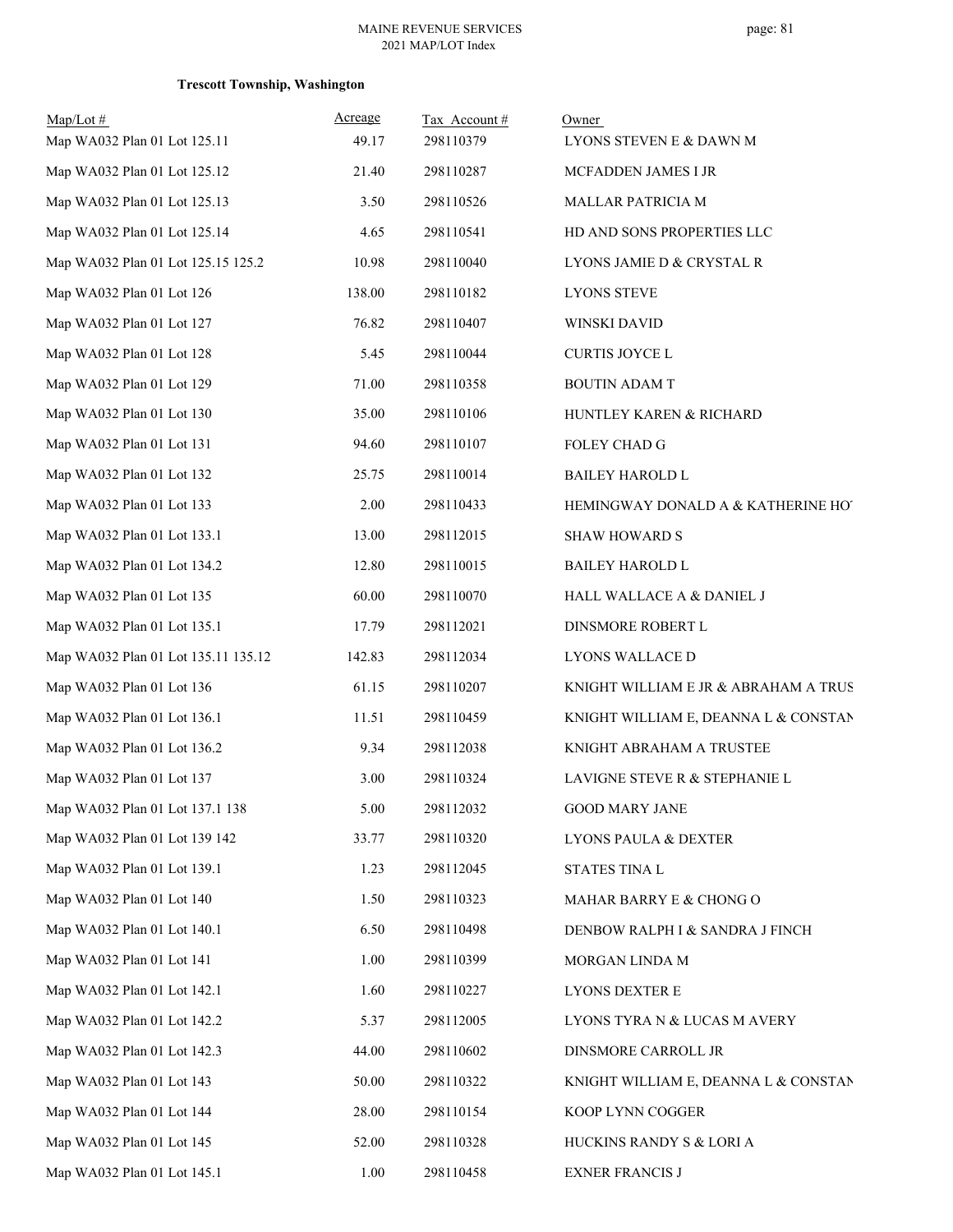**Trescott Township, Washington**

| Map/Lot # | Acreage | Tax Account # | Owner |
|---|---|---|---|
| Map WA032 Plan 01 Lot 125.11 | 49.17 | 298110379 | LYONS STEVEN E & DAWN M |
| Map WA032 Plan 01 Lot 125.12 | 21.40 | 298110287 | MCFADDEN JAMES I JR |
| Map WA032 Plan 01 Lot 125.13 | 3.50 | 298110526 | MALLAR PATRICIA M |
| Map WA032 Plan 01 Lot 125.14 | 4.65 | 298110541 | HD AND SONS PROPERTIES LLC |
| Map WA032 Plan 01 Lot 125.15 125.2 | 10.98 | 298110040 | LYONS JAMIE D & CRYSTAL R |
| Map WA032 Plan 01 Lot 126 | 138.00 | 298110182 | LYONS STEVE |
| Map WA032 Plan 01 Lot 127 | 76.82 | 298110407 | WINSKI DAVID |
| Map WA032 Plan 01 Lot 128 | 5.45 | 298110044 | CURTIS JOYCE L |
| Map WA032 Plan 01 Lot 129 | 71.00 | 298110358 | BOUTIN ADAM T |
| Map WA032 Plan 01 Lot 130 | 35.00 | 298110106 | HUNTLEY KAREN & RICHARD |
| Map WA032 Plan 01 Lot 131 | 94.60 | 298110107 | FOLEY CHAD G |
| Map WA032 Plan 01 Lot 132 | 25.75 | 298110014 | BAILEY HAROLD L |
| Map WA032 Plan 01 Lot 133 | 2.00 | 298110433 | HEMINGWAY DONALD A & KATHERINE HO |
| Map WA032 Plan 01 Lot 133.1 | 13.00 | 298112015 | SHAW HOWARD S |
| Map WA032 Plan 01 Lot 134.2 | 12.80 | 298110015 | BAILEY HAROLD L |
| Map WA032 Plan 01 Lot 135 | 60.00 | 298110070 | HALL WALLACE A & DANIEL J |
| Map WA032 Plan 01 Lot 135.1 | 17.79 | 298112021 | DINSMORE ROBERT L |
| Map WA032 Plan 01 Lot 135.11 135.12 | 142.83 | 298112034 | LYONS WALLACE D |
| Map WA032 Plan 01 Lot 136 | 61.15 | 298110207 | KNIGHT WILLIAM E JR & ABRAHAM A TRUS |
| Map WA032 Plan 01 Lot 136.1 | 11.51 | 298110459 | KNIGHT WILLIAM E, DEANNA L & CONSTAN |
| Map WA032 Plan 01 Lot 136.2 | 9.34 | 298112038 | KNIGHT ABRAHAM A TRUSTEE |
| Map WA032 Plan 01 Lot 137 | 3.00 | 298110324 | LAVIGNE STEVE R & STEPHANIE L |
| Map WA032 Plan 01 Lot 137.1 138 | 5.00 | 298112032 | GOOD MARY JANE |
| Map WA032 Plan 01 Lot 139 142 | 33.77 | 298110320 | LYONS PAULA & DEXTER |
| Map WA032 Plan 01 Lot 139.1 | 1.23 | 298112045 | STATES TINA L |
| Map WA032 Plan 01 Lot 140 | 1.50 | 298110323 | MAHAR BARRY E & CHONG O |
| Map WA032 Plan 01 Lot 140.1 | 6.50 | 298110498 | DENBOW RALPH I & SANDRA J FINCH |
| Map WA032 Plan 01 Lot 141 | 1.00 | 298110399 | MORGAN LINDA M |
| Map WA032 Plan 01 Lot 142.1 | 1.60 | 298110227 | LYONS DEXTER E |
| Map WA032 Plan 01 Lot 142.2 | 5.37 | 298112005 | LYONS TYRA N & LUCAS M AVERY |
| Map WA032 Plan 01 Lot 142.3 | 44.00 | 298110602 | DINSMORE CARROLL JR |
| Map WA032 Plan 01 Lot 143 | 50.00 | 298110322 | KNIGHT WILLIAM E, DEANNA L & CONSTAN |
| Map WA032 Plan 01 Lot 144 | 28.00 | 298110154 | KOOP LYNN COGGER |
| Map WA032 Plan 01 Lot 145 | 52.00 | 298110328 | HUCKINS RANDY S & LORI A |
| Map WA032 Plan 01 Lot 145.1 | 1.00 | 298110458 | EXNER FRANCIS J |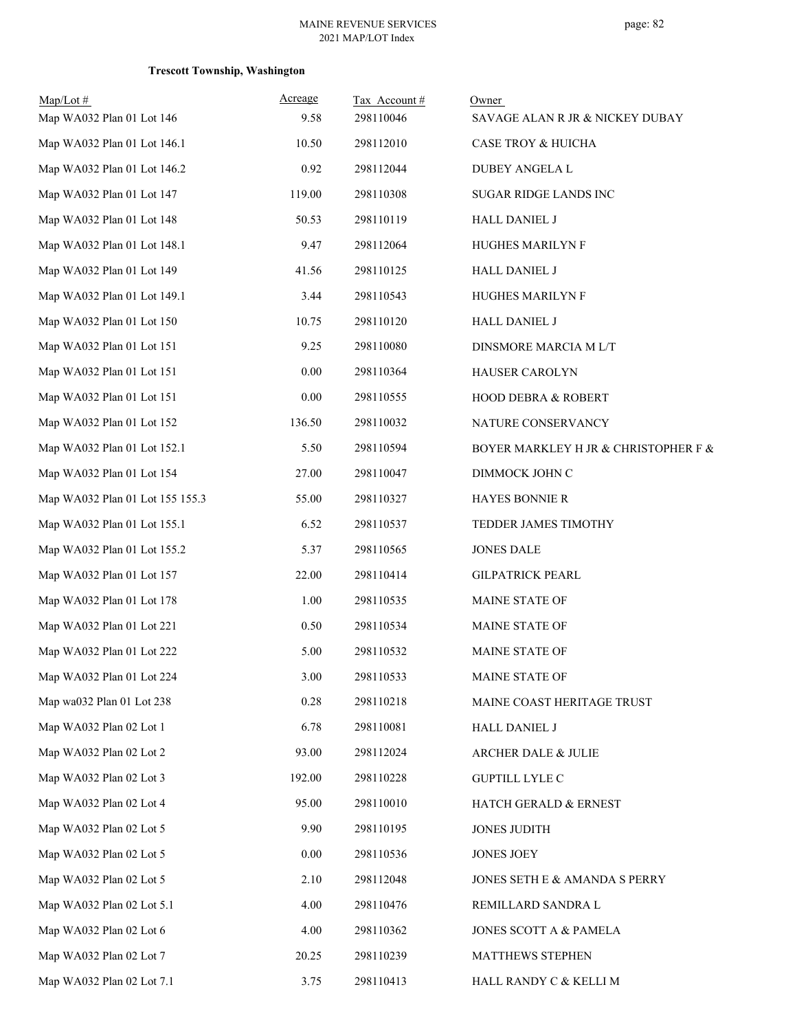**Trescott Township, Washington**

| Map/Lot # | Acreage | Tax Account # | Owner |
|---|---|---|---|
| Map WA032 Plan 01 Lot 146 | 9.58 | 298110046 | SAVAGE ALAN R JR & NICKEY DUBAY |
| Map WA032 Plan 01 Lot 146.1 | 10.50 | 298112010 | CASE TROY & HUICHA |
| Map WA032 Plan 01 Lot 146.2 | 0.92 | 298112044 | DUBEY ANGELA L |
| Map WA032 Plan 01 Lot 147 | 119.00 | 298110308 | SUGAR RIDGE LANDS INC |
| Map WA032 Plan 01 Lot 148 | 50.53 | 298110119 | HALL DANIEL J |
| Map WA032 Plan 01 Lot 148.1 | 9.47 | 298112064 | HUGHES MARILYN F |
| Map WA032 Plan 01 Lot 149 | 41.56 | 298110125 | HALL DANIEL J |
| Map WA032 Plan 01 Lot 149.1 | 3.44 | 298110543 | HUGHES MARILYN F |
| Map WA032 Plan 01 Lot 150 | 10.75 | 298110120 | HALL DANIEL J |
| Map WA032 Plan 01 Lot 151 | 9.25 | 298110080 | DINSMORE MARCIA M L/T |
| Map WA032 Plan 01 Lot 151 | 0.00 | 298110364 | HAUSER CAROLYN |
| Map WA032 Plan 01 Lot 151 | 0.00 | 298110555 | HOOD DEBRA & ROBERT |
| Map WA032 Plan 01 Lot 152 | 136.50 | 298110032 | NATURE CONSERVANCY |
| Map WA032 Plan 01 Lot 152.1 | 5.50 | 298110594 | BOYER MARKLEY H JR & CHRISTOPHER F & |
| Map WA032 Plan 01 Lot 154 | 27.00 | 298110047 | DIMMOCK JOHN C |
| Map WA032 Plan 01 Lot 155 155.3 | 55.00 | 298110327 | HAYES BONNIE R |
| Map WA032 Plan 01 Lot 155.1 | 6.52 | 298110537 | TEDDER JAMES TIMOTHY |
| Map WA032 Plan 01 Lot 155.2 | 5.37 | 298110565 | JONES DALE |
| Map WA032 Plan 01 Lot 157 | 22.00 | 298110414 | GILPATRICK PEARL |
| Map WA032 Plan 01 Lot 178 | 1.00 | 298110535 | MAINE STATE OF |
| Map WA032 Plan 01 Lot 221 | 0.50 | 298110534 | MAINE STATE OF |
| Map WA032 Plan 01 Lot 222 | 5.00 | 298110532 | MAINE STATE OF |
| Map WA032 Plan 01 Lot 224 | 3.00 | 298110533 | MAINE STATE OF |
| Map wa032 Plan 01 Lot 238 | 0.28 | 298110218 | MAINE COAST HERITAGE TRUST |
| Map WA032 Plan 02 Lot 1 | 6.78 | 298110081 | HALL DANIEL J |
| Map WA032 Plan 02 Lot 2 | 93.00 | 298112024 | ARCHER DALE & JULIE |
| Map WA032 Plan 02 Lot 3 | 192.00 | 298110228 | GUPTILL LYLE C |
| Map WA032 Plan 02 Lot 4 | 95.00 | 298110010 | HATCH GERALD & ERNEST |
| Map WA032 Plan 02 Lot 5 | 9.90 | 298110195 | JONES JUDITH |
| Map WA032 Plan 02 Lot 5 | 0.00 | 298110536 | JONES JOEY |
| Map WA032 Plan 02 Lot 5 | 2.10 | 298112048 | JONES SETH E & AMANDA S PERRY |
| Map WA032 Plan 02 Lot 5.1 | 4.00 | 298110476 | REMILLARD SANDRA L |
| Map WA032 Plan 02 Lot 6 | 4.00 | 298110362 | JONES SCOTT A & PAMELA |
| Map WA032 Plan 02 Lot 7 | 20.25 | 298110239 | MATTHEWS STEPHEN |
| Map WA032 Plan 02 Lot 7.1 | 3.75 | 298110413 | HALL RANDY C & KELLI M |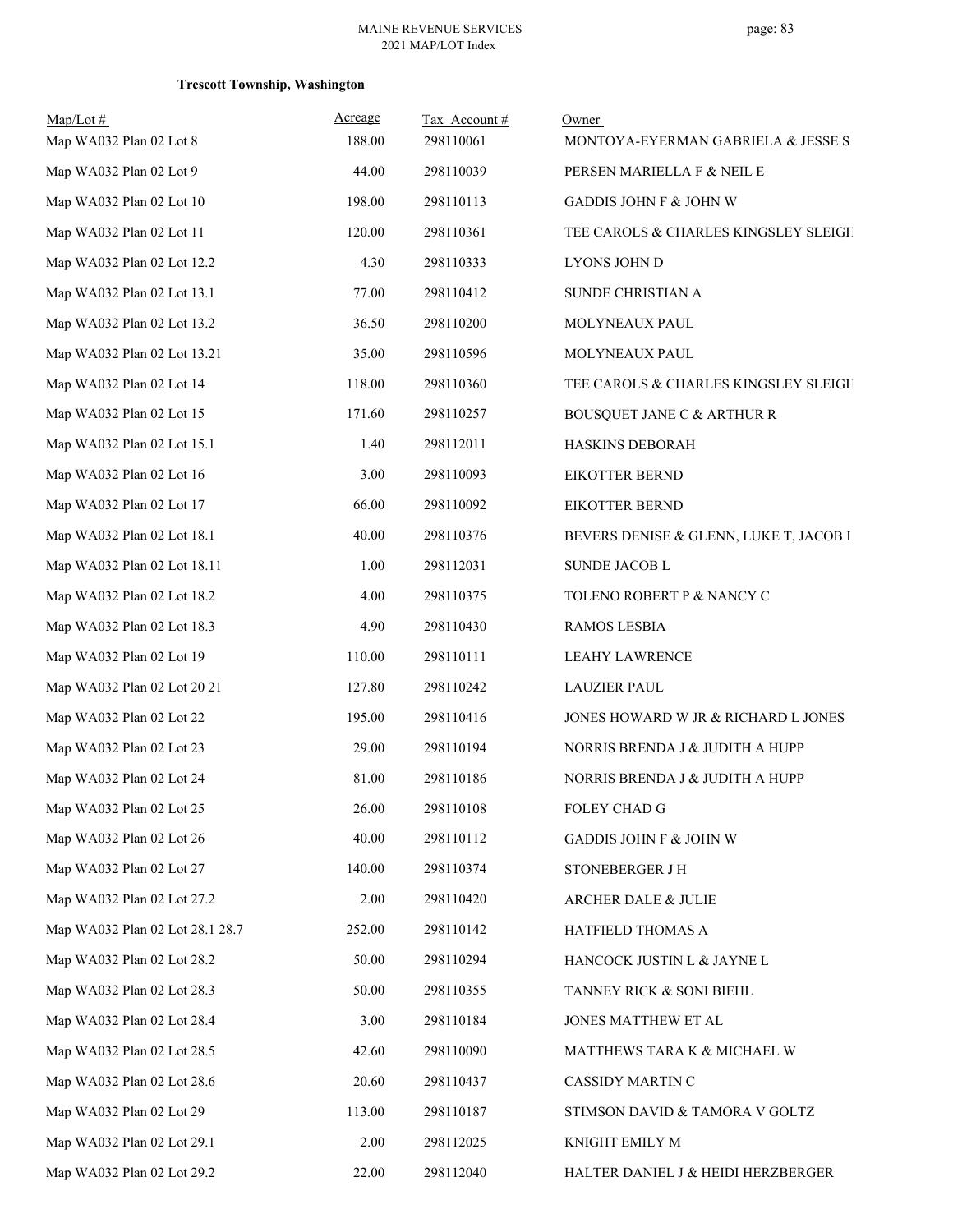**Trescott Township, Washington**

| Map/Lot # | Acreage | Tax Account # | Owner |
|---|---|---|---|
| Map WA032 Plan 02 Lot 8 | 188.00 | 298110061 | MONTOYA-EYERMAN GABRIELA & JESSE S |
| Map WA032 Plan 02 Lot 9 | 44.00 | 298110039 | PERSEN MARIELLA F & NEIL E |
| Map WA032 Plan 02 Lot 10 | 198.00 | 298110113 | GADDIS JOHN F & JOHN W |
| Map WA032 Plan 02 Lot 11 | 120.00 | 298110361 | TEE CAROLS & CHARLES KINGSLEY SLEIGH |
| Map WA032 Plan 02 Lot 12.2 | 4.30 | 298110333 | LYONS JOHN D |
| Map WA032 Plan 02 Lot 13.1 | 77.00 | 298110412 | SUNDE CHRISTIAN A |
| Map WA032 Plan 02 Lot 13.2 | 36.50 | 298110200 | MOLYNEAUX PAUL |
| Map WA032 Plan 02 Lot 13.21 | 35.00 | 298110596 | MOLYNEAUX PAUL |
| Map WA032 Plan 02 Lot 14 | 118.00 | 298110360 | TEE CAROLS & CHARLES KINGSLEY SLEIGH |
| Map WA032 Plan 02 Lot 15 | 171.60 | 298110257 | BOUSQUET JANE C & ARTHUR R |
| Map WA032 Plan 02 Lot 15.1 | 1.40 | 298112011 | HASKINS DEBORAH |
| Map WA032 Plan 02 Lot 16 | 3.00 | 298110093 | EIKOTTER BERND |
| Map WA032 Plan 02 Lot 17 | 66.00 | 298110092 | EIKOTTER BERND |
| Map WA032 Plan 02 Lot 18.1 | 40.00 | 298110376 | BEVERS DENISE & GLENN, LUKE T, JACOB L |
| Map WA032 Plan 02 Lot 18.11 | 1.00 | 298112031 | SUNDE JACOB L |
| Map WA032 Plan 02 Lot 18.2 | 4.00 | 298110375 | TOLENO ROBERT P & NANCY C |
| Map WA032 Plan 02 Lot 18.3 | 4.90 | 298110430 | RAMOS LESBIA |
| Map WA032 Plan 02 Lot 19 | 110.00 | 298110111 | LEAHY LAWRENCE |
| Map WA032 Plan 02 Lot 20 21 | 127.80 | 298110242 | LAUZIER PAUL |
| Map WA032 Plan 02 Lot 22 | 195.00 | 298110416 | JONES HOWARD W JR & RICHARD L JONES |
| Map WA032 Plan 02 Lot 23 | 29.00 | 298110194 | NORRIS BRENDA J & JUDITH A HUPP |
| Map WA032 Plan 02 Lot 24 | 81.00 | 298110186 | NORRIS BRENDA J & JUDITH A HUPP |
| Map WA032 Plan 02 Lot 25 | 26.00 | 298110108 | FOLEY CHAD G |
| Map WA032 Plan 02 Lot 26 | 40.00 | 298110112 | GADDIS JOHN F & JOHN W |
| Map WA032 Plan 02 Lot 27 | 140.00 | 298110374 | STONEBERGER J H |
| Map WA032 Plan 02 Lot 27.2 | 2.00 | 298110420 | ARCHER DALE & JULIE |
| Map WA032 Plan 02 Lot 28.1 28.7 | 252.00 | 298110142 | HATFIELD THOMAS A |
| Map WA032 Plan 02 Lot 28.2 | 50.00 | 298110294 | HANCOCK JUSTIN L & JAYNE L |
| Map WA032 Plan 02 Lot 28.3 | 50.00 | 298110355 | TANNEY RICK & SONI BIEHL |
| Map WA032 Plan 02 Lot 28.4 | 3.00 | 298110184 | JONES MATTHEW ET AL |
| Map WA032 Plan 02 Lot 28.5 | 42.60 | 298110090 | MATTHEWS TARA K & MICHAEL W |
| Map WA032 Plan 02 Lot 28.6 | 20.60 | 298110437 | CASSIDY MARTIN C |
| Map WA032 Plan 02 Lot 29 | 113.00 | 298110187 | STIMSON DAVID & TAMORA V GOLTZ |
| Map WA032 Plan 02 Lot 29.1 | 2.00 | 298112025 | KNIGHT EMILY M |
| Map WA032 Plan 02 Lot 29.2 | 22.00 | 298112040 | HALTER DANIEL J & HEIDI HERZBERGER |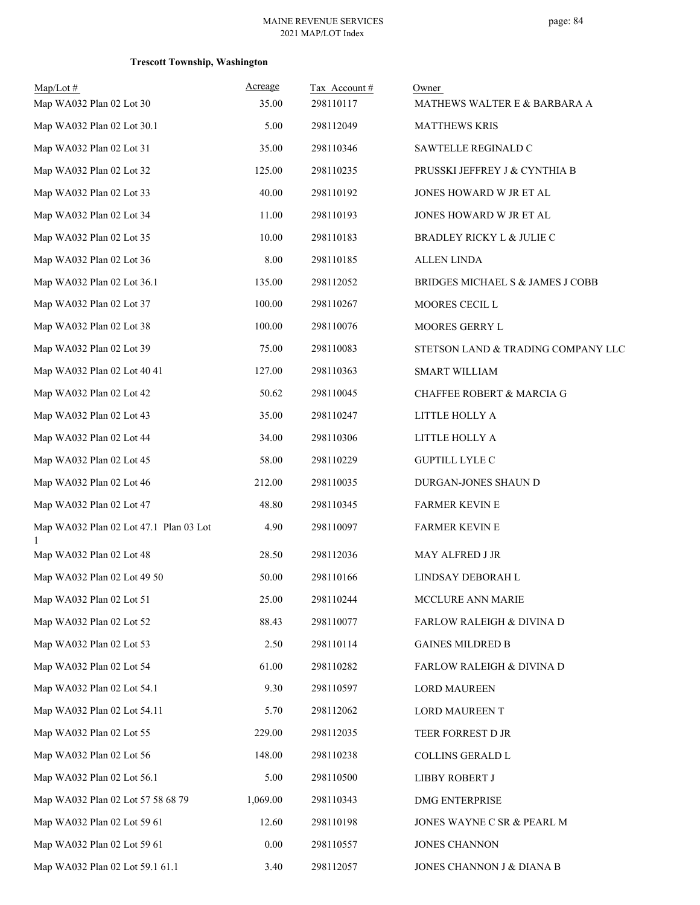**Trescott Township, Washington**

| Map/Lot # | Acreage | Tax Account # | Owner |
|---|---|---|---|
| Map WA032 Plan 02 Lot 30 | 35.00 | 298110117 | MATHEWS WALTER E & BARBARA A |
| Map WA032 Plan 02 Lot 30.1 | 5.00 | 298112049 | MATTHEWS KRIS |
| Map WA032 Plan 02 Lot 31 | 35.00 | 298110346 | SAWTELLE REGINALD C |
| Map WA032 Plan 02 Lot 32 | 125.00 | 298110235 | PRUSSKI JEFFREY J & CYNTHIA B |
| Map WA032 Plan 02 Lot 33 | 40.00 | 298110192 | JONES HOWARD W JR ET AL |
| Map WA032 Plan 02 Lot 34 | 11.00 | 298110193 | JONES HOWARD W JR ET AL |
| Map WA032 Plan 02 Lot 35 | 10.00 | 298110183 | BRADLEY RICKY L & JULIE C |
| Map WA032 Plan 02 Lot 36 | 8.00 | 298110185 | ALLEN LINDA |
| Map WA032 Plan 02 Lot 36.1 | 135.00 | 298112052 | BRIDGES MICHAEL S & JAMES J COBB |
| Map WA032 Plan 02 Lot 37 | 100.00 | 298110267 | MOORES CECIL L |
| Map WA032 Plan 02 Lot 38 | 100.00 | 298110076 | MOORES GERRY L |
| Map WA032 Plan 02 Lot 39 | 75.00 | 298110083 | STETSON LAND & TRADING COMPANY LLC |
| Map WA032 Plan 02 Lot 40 41 | 127.00 | 298110363 | SMART WILLIAM |
| Map WA032 Plan 02 Lot 42 | 50.62 | 298110045 | CHAFFEE ROBERT & MARCIA G |
| Map WA032 Plan 02 Lot 43 | 35.00 | 298110247 | LITTLE HOLLY A |
| Map WA032 Plan 02 Lot 44 | 34.00 | 298110306 | LITTLE HOLLY A |
| Map WA032 Plan 02 Lot 45 | 58.00 | 298110229 | GUPTILL LYLE C |
| Map WA032 Plan 02 Lot 46 | 212.00 | 298110035 | DURGAN-JONES SHAUN D |
| Map WA032 Plan 02 Lot 47 | 48.80 | 298110345 | FARMER KEVIN E |
| Map WA032 Plan 02 Lot 47.1 Plan 03 Lot 1 | 4.90 | 298110097 | FARMER KEVIN E |
| Map WA032 Plan 02 Lot 48 | 28.50 | 298112036 | MAY ALFRED J JR |
| Map WA032 Plan 02 Lot 49 50 | 50.00 | 298110166 | LINDSAY DEBORAH L |
| Map WA032 Plan 02 Lot 51 | 25.00 | 298110244 | MCCLURE ANN MARIE |
| Map WA032 Plan 02 Lot 52 | 88.43 | 298110077 | FARLOW RALEIGH & DIVINA D |
| Map WA032 Plan 02 Lot 53 | 2.50 | 298110114 | GAINES MILDRED B |
| Map WA032 Plan 02 Lot 54 | 61.00 | 298110282 | FARLOW RALEIGH & DIVINA D |
| Map WA032 Plan 02 Lot 54.1 | 9.30 | 298110597 | LORD MAUREEN |
| Map WA032 Plan 02 Lot 54.11 | 5.70 | 298112062 | LORD MAUREEN T |
| Map WA032 Plan 02 Lot 55 | 229.00 | 298112035 | TEER FORREST D JR |
| Map WA032 Plan 02 Lot 56 | 148.00 | 298110238 | COLLINS GERALD L |
| Map WA032 Plan 02 Lot 56.1 | 5.00 | 298110500 | LIBBY ROBERT J |
| Map WA032 Plan 02 Lot 57 58 68 79 | 1,069.00 | 298110343 | DMG ENTERPRISE |
| Map WA032 Plan 02 Lot 59 61 | 12.60 | 298110198 | JONES WAYNE C SR & PEARL M |
| Map WA032 Plan 02 Lot 59 61 | 0.00 | 298110557 | JONES CHANNON |
| Map WA032 Plan 02 Lot 59.1 61.1 | 3.40 | 298112057 | JONES CHANNON J & DIANA B |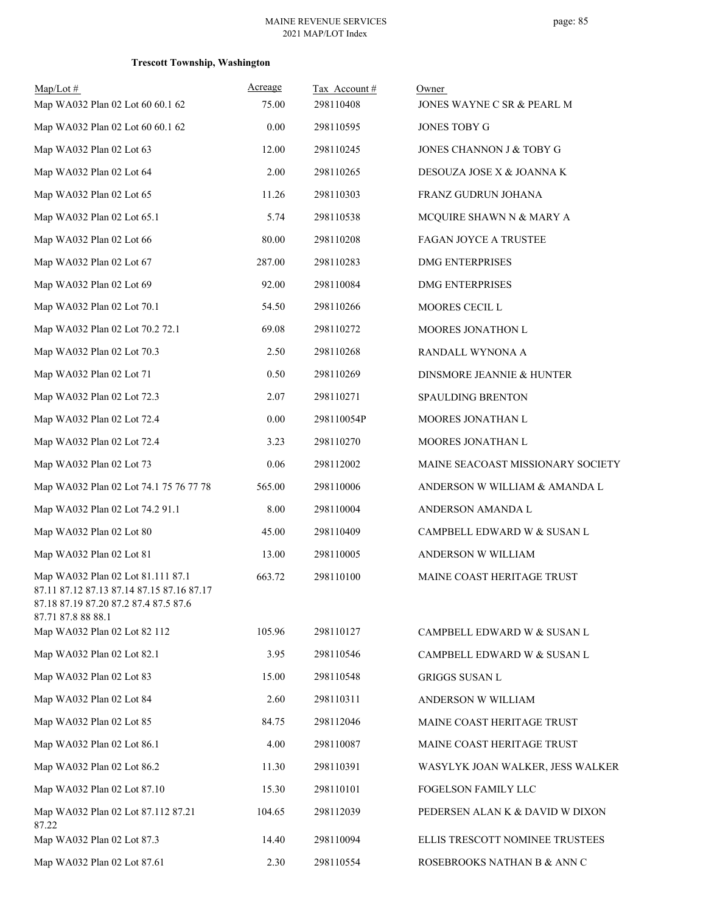MAINE REVENUE SERVICES
2021 MAP/LOT Index

**Trescott Township, Washington**

| Map/Lot # | Acreage | Tax Account # | Owner |
|---|---|---|---|
| Map WA032 Plan 02 Lot 60 60.1 62 | 75.00 | 298110408 | JONES WAYNE C SR & PEARL M |
| Map WA032 Plan 02 Lot 60 60.1 62 | 0.00 | 298110595 | JONES TOBY G |
| Map WA032 Plan 02 Lot 63 | 12.00 | 298110245 | JONES CHANNON J & TOBY G |
| Map WA032 Plan 02 Lot 64 | 2.00 | 298110265 | DESOUZA JOSE X & JOANNA K |
| Map WA032 Plan 02 Lot 65 | 11.26 | 298110303 | FRANZ GUDRUN JOHANA |
| Map WA032 Plan 02 Lot 65.1 | 5.74 | 298110538 | MCQUIRE SHAWN N & MARY A |
| Map WA032 Plan 02 Lot 66 | 80.00 | 298110208 | FAGAN JOYCE A TRUSTEE |
| Map WA032 Plan 02 Lot 67 | 287.00 | 298110283 | DMG ENTERPRISES |
| Map WA032 Plan 02 Lot 69 | 92.00 | 298110084 | DMG ENTERPRISES |
| Map WA032 Plan 02 Lot 70.1 | 54.50 | 298110266 | MOORES CECIL L |
| Map WA032 Plan 02 Lot 70.2 72.1 | 69.08 | 298110272 | MOORES JONATHON L |
| Map WA032 Plan 02 Lot 70.3 | 2.50 | 298110268 | RANDALL WYNONA A |
| Map WA032 Plan 02 Lot 71 | 0.50 | 298110269 | DINSMORE JEANNIE & HUNTER |
| Map WA032 Plan 02 Lot 72.3 | 2.07 | 298110271 | SPAULDING BRENTON |
| Map WA032 Plan 02 Lot 72.4 | 0.00 | 298110054P | MOORES JONATHAN L |
| Map WA032 Plan 02 Lot 72.4 | 3.23 | 298110270 | MOORES JONATHAN L |
| Map WA032 Plan 02 Lot 73 | 0.06 | 298112002 | MAINE SEACOAST MISSIONARY SOCIETY |
| Map WA032 Plan 02 Lot 74.1 75 76 77 78 | 565.00 | 298110006 | ANDERSON W WILLIAM & AMANDA L |
| Map WA032 Plan 02 Lot 74.2 91.1 | 8.00 | 298110004 | ANDERSON AMANDA L |
| Map WA032 Plan 02 Lot 80 | 45.00 | 298110409 | CAMPBELL EDWARD W & SUSAN L |
| Map WA032 Plan 02 Lot 81 | 13.00 | 298110005 | ANDERSON W WILLIAM |
| Map WA032 Plan 02 Lot 81.111 87.1 87.11 87.12 87.13 87.14 87.15 87.16 87.17 87.18 87.19 87.20 87.2 87.4 87.5 87.6 87.71 87.8 88 88.1 | 663.72 | 298110100 | MAINE COAST HERITAGE TRUST |
| Map WA032 Plan 02 Lot 82 112 | 105.96 | 298110127 | CAMPBELL EDWARD W & SUSAN L |
| Map WA032 Plan 02 Lot 82.1 | 3.95 | 298110546 | CAMPBELL EDWARD W & SUSAN L |
| Map WA032 Plan 02 Lot 83 | 15.00 | 298110548 | GRIGGS SUSAN L |
| Map WA032 Plan 02 Lot 84 | 2.60 | 298110311 | ANDERSON W WILLIAM |
| Map WA032 Plan 02 Lot 85 | 84.75 | 298112046 | MAINE COAST HERITAGE TRUST |
| Map WA032 Plan 02 Lot 86.1 | 4.00 | 298110087 | MAINE COAST HERITAGE TRUST |
| Map WA032 Plan 02 Lot 86.2 | 11.30 | 298110391 | WASYLYK JOAN WALKER, JESS WALKER |
| Map WA032 Plan 02 Lot 87.10 | 15.30 | 298110101 | FOGELSON FAMILY LLC |
| Map WA032 Plan 02 Lot 87.112 87.21 87.22 | 104.65 | 298112039 | PEDERSEN ALAN K & DAVID W DIXON |
| Map WA032 Plan 02 Lot 87.3 | 14.40 | 298110094 | ELLIS TRESCOTT NOMINEE TRUSTEES |
| Map WA032 Plan 02 Lot 87.61 | 2.30 | 298110554 | ROSEBROOKS NATHAN B & ANN C |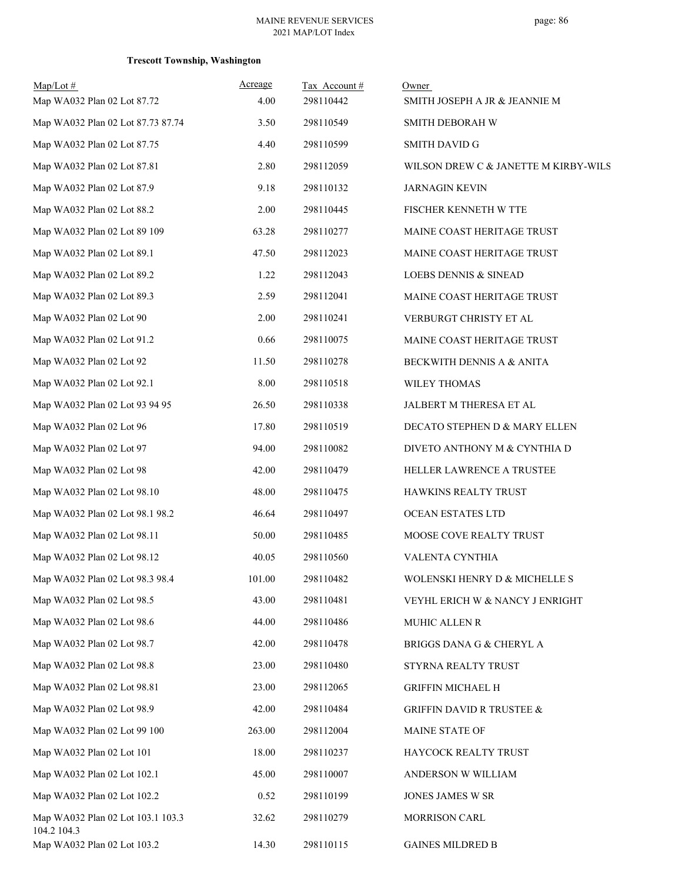**Trescott Township, Washington**

| Map/Lot # | Acreage | Tax Account # | Owner |
|---|---|---|---|
| Map WA032 Plan 02 Lot 87.72 | 4.00 | 298110442 | SMITH JOSEPH A JR & JEANNIE M |
| Map WA032 Plan 02 Lot 87.73 87.74 | 3.50 | 298110549 | SMITH DEBORAH W |
| Map WA032 Plan 02 Lot 87.75 | 4.40 | 298110599 | SMITH DAVID G |
| Map WA032 Plan 02 Lot 87.81 | 2.80 | 298112059 | WILSON DREW C & JANETTE M KIRBY-WILS |
| Map WA032 Plan 02 Lot 87.9 | 9.18 | 298110132 | JARNAGIN KEVIN |
| Map WA032 Plan 02 Lot 88.2 | 2.00 | 298110445 | FISCHER KENNETH W TTE |
| Map WA032 Plan 02 Lot 89 109 | 63.28 | 298110277 | MAINE COAST HERITAGE TRUST |
| Map WA032 Plan 02 Lot 89.1 | 47.50 | 298112023 | MAINE COAST HERITAGE TRUST |
| Map WA032 Plan 02 Lot 89.2 | 1.22 | 298112043 | LOEBS DENNIS & SINEAD |
| Map WA032 Plan 02 Lot 89.3 | 2.59 | 298112041 | MAINE COAST HERITAGE TRUST |
| Map WA032 Plan 02 Lot 90 | 2.00 | 298110241 | VERBURGT CHRISTY ET AL |
| Map WA032 Plan 02 Lot 91.2 | 0.66 | 298110075 | MAINE COAST HERITAGE TRUST |
| Map WA032 Plan 02 Lot 92 | 11.50 | 298110278 | BECKWITH DENNIS A & ANITA |
| Map WA032 Plan 02 Lot 92.1 | 8.00 | 298110518 | WILEY THOMAS |
| Map WA032 Plan 02 Lot 93 94 95 | 26.50 | 298110338 | JALBERT M THERESA ET AL |
| Map WA032 Plan 02 Lot 96 | 17.80 | 298110519 | DECATO STEPHEN D & MARY ELLEN |
| Map WA032 Plan 02 Lot 97 | 94.00 | 298110082 | DIVETO ANTHONY M & CYNTHIA D |
| Map WA032 Plan 02 Lot 98 | 42.00 | 298110479 | HELLER LAWRENCE A TRUSTEE |
| Map WA032 Plan 02 Lot 98.10 | 48.00 | 298110475 | HAWKINS REALTY TRUST |
| Map WA032 Plan 02 Lot 98.1 98.2 | 46.64 | 298110497 | OCEAN ESTATES LTD |
| Map WA032 Plan 02 Lot 98.11 | 50.00 | 298110485 | MOOSE COVE REALTY TRUST |
| Map WA032 Plan 02 Lot 98.12 | 40.05 | 298110560 | VALENTA CYNTHIA |
| Map WA032 Plan 02 Lot 98.3 98.4 | 101.00 | 298110482 | WOLENSKI HENRY D & MICHELLE S |
| Map WA032 Plan 02 Lot 98.5 | 43.00 | 298110481 | VEYHL ERICH W & NANCY J ENRIGHT |
| Map WA032 Plan 02 Lot 98.6 | 44.00 | 298110486 | MUHIC ALLEN R |
| Map WA032 Plan 02 Lot 98.7 | 42.00 | 298110478 | BRIGGS DANA G & CHERYL A |
| Map WA032 Plan 02 Lot 98.8 | 23.00 | 298110480 | STYRNA REALTY TRUST |
| Map WA032 Plan 02 Lot 98.81 | 23.00 | 298112065 | GRIFFIN MICHAEL H |
| Map WA032 Plan 02 Lot 98.9 | 42.00 | 298110484 | GRIFFIN DAVID R TRUSTEE & |
| Map WA032 Plan 02 Lot 99 100 | 263.00 | 298112004 | MAINE STATE OF |
| Map WA032 Plan 02 Lot 101 | 18.00 | 298110237 | HAYCOCK REALTY TRUST |
| Map WA032 Plan 02 Lot 102.1 | 45.00 | 298110007 | ANDERSON W WILLIAM |
| Map WA032 Plan 02 Lot 102.2 | 0.52 | 298110199 | JONES JAMES W SR |
| Map WA032 Plan 02 Lot 103.1 103.3 104.2 104.3 | 32.62 | 298110279 | MORRISON CARL |
| Map WA032 Plan 02 Lot 103.2 | 14.30 | 298110115 | GAINES MILDRED B |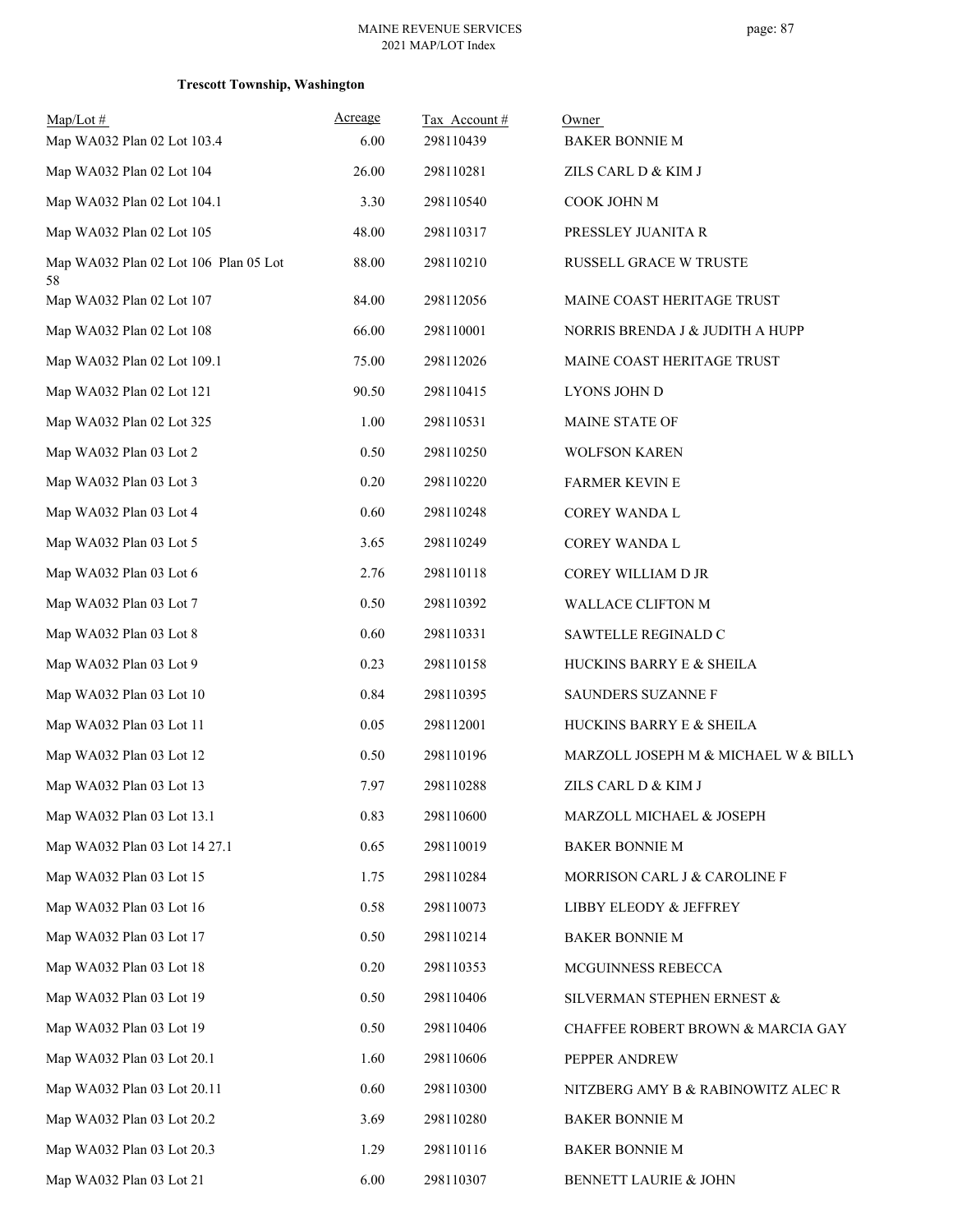**Trescott Township, Washington**

| Map/Lot # | Acreage | Tax Account # | Owner |
|---|---|---|---|
| Map WA032 Plan 02 Lot 103.4 | 6.00 | 298110439 | BAKER BONNIE M |
| Map WA032 Plan 02 Lot 104 | 26.00 | 298110281 | ZILS CARL D & KIM J |
| Map WA032 Plan 02 Lot 104.1 | 3.30 | 298110540 | COOK JOHN M |
| Map WA032 Plan 02 Lot 105 | 48.00 | 298110317 | PRESSLEY JUANITA R |
| Map WA032 Plan 02 Lot 106 Plan 05 Lot 58 | 88.00 | 298110210 | RUSSELL GRACE W TRUSTE |
| Map WA032 Plan 02 Lot 107 | 84.00 | 298112056 | MAINE COAST HERITAGE TRUST |
| Map WA032 Plan 02 Lot 108 | 66.00 | 298110001 | NORRIS BRENDA J & JUDITH A HUPP |
| Map WA032 Plan 02 Lot 109.1 | 75.00 | 298112026 | MAINE COAST HERITAGE TRUST |
| Map WA032 Plan 02 Lot 121 | 90.50 | 298110415 | LYONS JOHN D |
| Map WA032 Plan 02 Lot 325 | 1.00 | 298110531 | MAINE STATE OF |
| Map WA032 Plan 03 Lot 2 | 0.50 | 298110250 | WOLFSON KAREN |
| Map WA032 Plan 03 Lot 3 | 0.20 | 298110220 | FARMER KEVIN E |
| Map WA032 Plan 03 Lot 4 | 0.60 | 298110248 | COREY WANDA L |
| Map WA032 Plan 03 Lot 5 | 3.65 | 298110249 | COREY WANDA L |
| Map WA032 Plan 03 Lot 6 | 2.76 | 298110118 | COREY WILLIAM D JR |
| Map WA032 Plan 03 Lot 7 | 0.50 | 298110392 | WALLACE CLIFTON M |
| Map WA032 Plan 03 Lot 8 | 0.60 | 298110331 | SAWTELLE REGINALD C |
| Map WA032 Plan 03 Lot 9 | 0.23 | 298110158 | HUCKINS BARRY E & SHEILA |
| Map WA032 Plan 03 Lot 10 | 0.84 | 298110395 | SAUNDERS SUZANNE F |
| Map WA032 Plan 03 Lot 11 | 0.05 | 298112001 | HUCKINS BARRY E & SHEILA |
| Map WA032 Plan 03 Lot 12 | 0.50 | 298110196 | MARZOLL JOSEPH M & MICHAEL W & BILLY |
| Map WA032 Plan 03 Lot 13 | 7.97 | 298110288 | ZILS CARL D & KIM J |
| Map WA032 Plan 03 Lot 13.1 | 0.83 | 298110600 | MARZOLL MICHAEL & JOSEPH |
| Map WA032 Plan 03 Lot 14 27.1 | 0.65 | 298110019 | BAKER BONNIE M |
| Map WA032 Plan 03 Lot 15 | 1.75 | 298110284 | MORRISON CARL J & CAROLINE F |
| Map WA032 Plan 03 Lot 16 | 0.58 | 298110073 | LIBBY ELEODY & JEFFREY |
| Map WA032 Plan 03 Lot 17 | 0.50 | 298110214 | BAKER BONNIE M |
| Map WA032 Plan 03 Lot 18 | 0.20 | 298110353 | MCGUINNESS REBECCA |
| Map WA032 Plan 03 Lot 19 | 0.50 | 298110406 | SILVERMAN STEPHEN ERNEST & |
| Map WA032 Plan 03 Lot 19 | 0.50 | 298110406 | CHAFFEE ROBERT BROWN & MARCIA GAY |
| Map WA032 Plan 03 Lot 20.1 | 1.60 | 298110606 | PEPPER ANDREW |
| Map WA032 Plan 03 Lot 20.11 | 0.60 | 298110300 | NITZBERG AMY B & RABINOWITZ ALEC R |
| Map WA032 Plan 03 Lot 20.2 | 3.69 | 298110280 | BAKER BONNIE M |
| Map WA032 Plan 03 Lot 20.3 | 1.29 | 298110116 | BAKER BONNIE M |
| Map WA032 Plan 03 Lot 21 | 6.00 | 298110307 | BENNETT LAURIE & JOHN |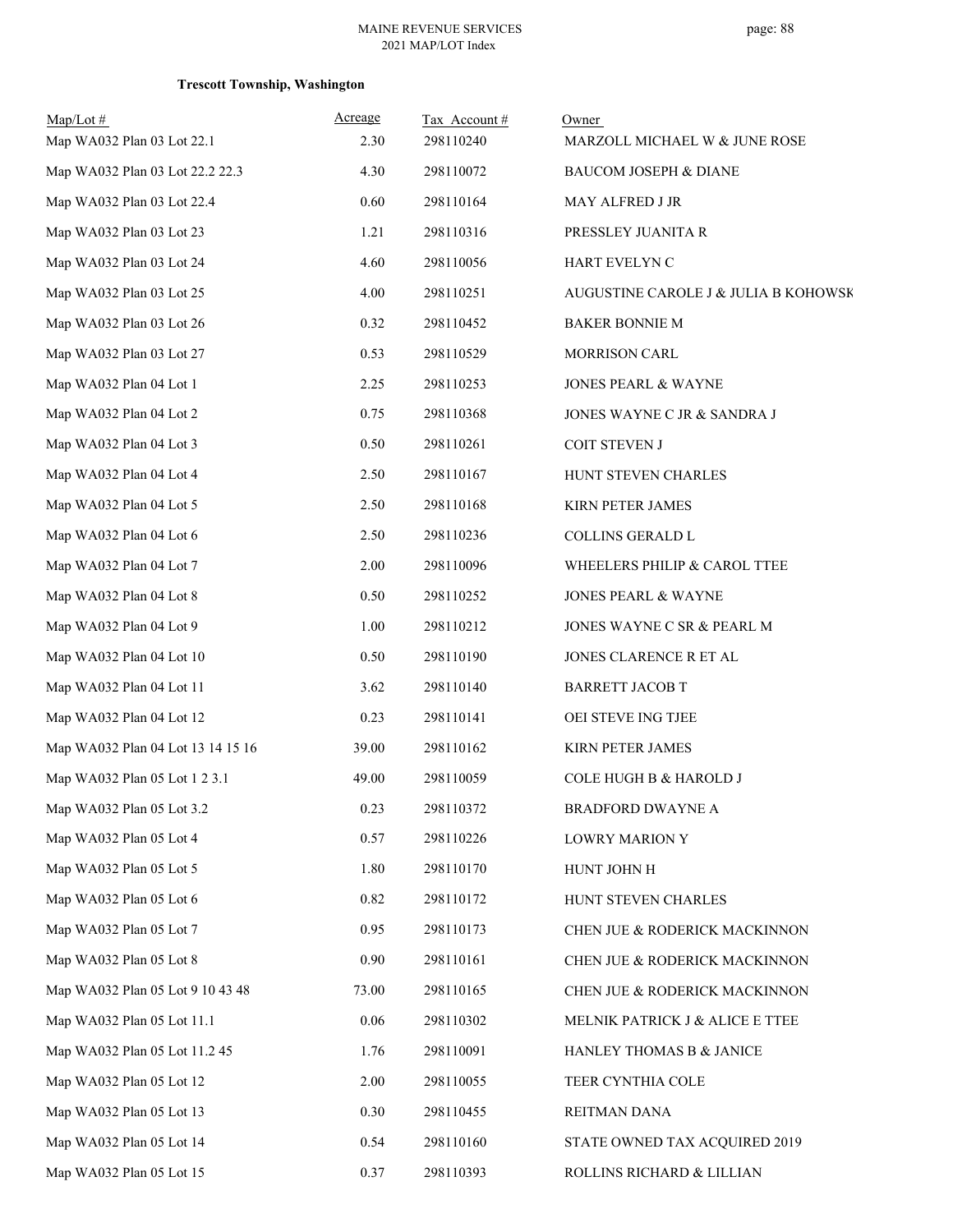**Trescott Township, Washington**

| Map/Lot # | Acreage | Tax Account # | Owner |
|---|---|---|---|
| Map WA032 Plan 03 Lot 22.1 | 2.30 | 298110240 | MARZOLL MICHAEL W & JUNE ROSE |
| Map WA032 Plan 03 Lot 22.2 22.3 | 4.30 | 298110072 | BAUCOM JOSEPH & DIANE |
| Map WA032 Plan 03 Lot 22.4 | 0.60 | 298110164 | MAY ALFRED J JR |
| Map WA032 Plan 03 Lot 23 | 1.21 | 298110316 | PRESSLEY JUANITA R |
| Map WA032 Plan 03 Lot 24 | 4.60 | 298110056 | HART EVELYN C |
| Map WA032 Plan 03 Lot 25 | 4.00 | 298110251 | AUGUSTINE CAROLE J & JULIA B KOHOWSK |
| Map WA032 Plan 03 Lot 26 | 0.32 | 298110452 | BAKER BONNIE M |
| Map WA032 Plan 03 Lot 27 | 0.53 | 298110529 | MORRISON CARL |
| Map WA032 Plan 04 Lot 1 | 2.25 | 298110253 | JONES PEARL & WAYNE |
| Map WA032 Plan 04 Lot 2 | 0.75 | 298110368 | JONES WAYNE C JR & SANDRA J |
| Map WA032 Plan 04 Lot 3 | 0.50 | 298110261 | COIT STEVEN J |
| Map WA032 Plan 04 Lot 4 | 2.50 | 298110167 | HUNT STEVEN CHARLES |
| Map WA032 Plan 04 Lot 5 | 2.50 | 298110168 | KIRN PETER JAMES |
| Map WA032 Plan 04 Lot 6 | 2.50 | 298110236 | COLLINS GERALD L |
| Map WA032 Plan 04 Lot 7 | 2.00 | 298110096 | WHEELERS PHILIP & CAROL TTEE |
| Map WA032 Plan 04 Lot 8 | 0.50 | 298110252 | JONES PEARL & WAYNE |
| Map WA032 Plan 04 Lot 9 | 1.00 | 298110212 | JONES WAYNE C SR & PEARL M |
| Map WA032 Plan 04 Lot 10 | 0.50 | 298110190 | JONES CLARENCE R ET AL |
| Map WA032 Plan 04 Lot 11 | 3.62 | 298110140 | BARRETT JACOB T |
| Map WA032 Plan 04 Lot 12 | 0.23 | 298110141 | OEI STEVE ING TJEE |
| Map WA032 Plan 04 Lot 13 14 15 16 | 39.00 | 298110162 | KIRN PETER JAMES |
| Map WA032 Plan 05 Lot 1 2 3.1 | 49.00 | 298110059 | COLE HUGH B & HAROLD J |
| Map WA032 Plan 05 Lot 3.2 | 0.23 | 298110372 | BRADFORD DWAYNE A |
| Map WA032 Plan 05 Lot 4 | 0.57 | 298110226 | LOWRY MARION Y |
| Map WA032 Plan 05 Lot 5 | 1.80 | 298110170 | HUNT JOHN H |
| Map WA032 Plan 05 Lot 6 | 0.82 | 298110172 | HUNT STEVEN CHARLES |
| Map WA032 Plan 05 Lot 7 | 0.95 | 298110173 | CHEN JUE & RODERICK MACKINNON |
| Map WA032 Plan 05 Lot 8 | 0.90 | 298110161 | CHEN JUE & RODERICK MACKINNON |
| Map WA032 Plan 05 Lot 9 10 43 48 | 73.00 | 298110165 | CHEN JUE & RODERICK MACKINNON |
| Map WA032 Plan 05 Lot 11.1 | 0.06 | 298110302 | MELNIK PATRICK J & ALICE E TTEE |
| Map WA032 Plan 05 Lot 11.2 45 | 1.76 | 298110091 | HANLEY THOMAS B & JANICE |
| Map WA032 Plan 05 Lot 12 | 2.00 | 298110055 | TEER CYNTHIA COLE |
| Map WA032 Plan 05 Lot 13 | 0.30 | 298110455 | REITMAN DANA |
| Map WA032 Plan 05 Lot 14 | 0.54 | 298110160 | STATE OWNED TAX ACQUIRED 2019 |
| Map WA032 Plan 05 Lot 15 | 0.37 | 298110393 | ROLLINS RICHARD & LILLIAN |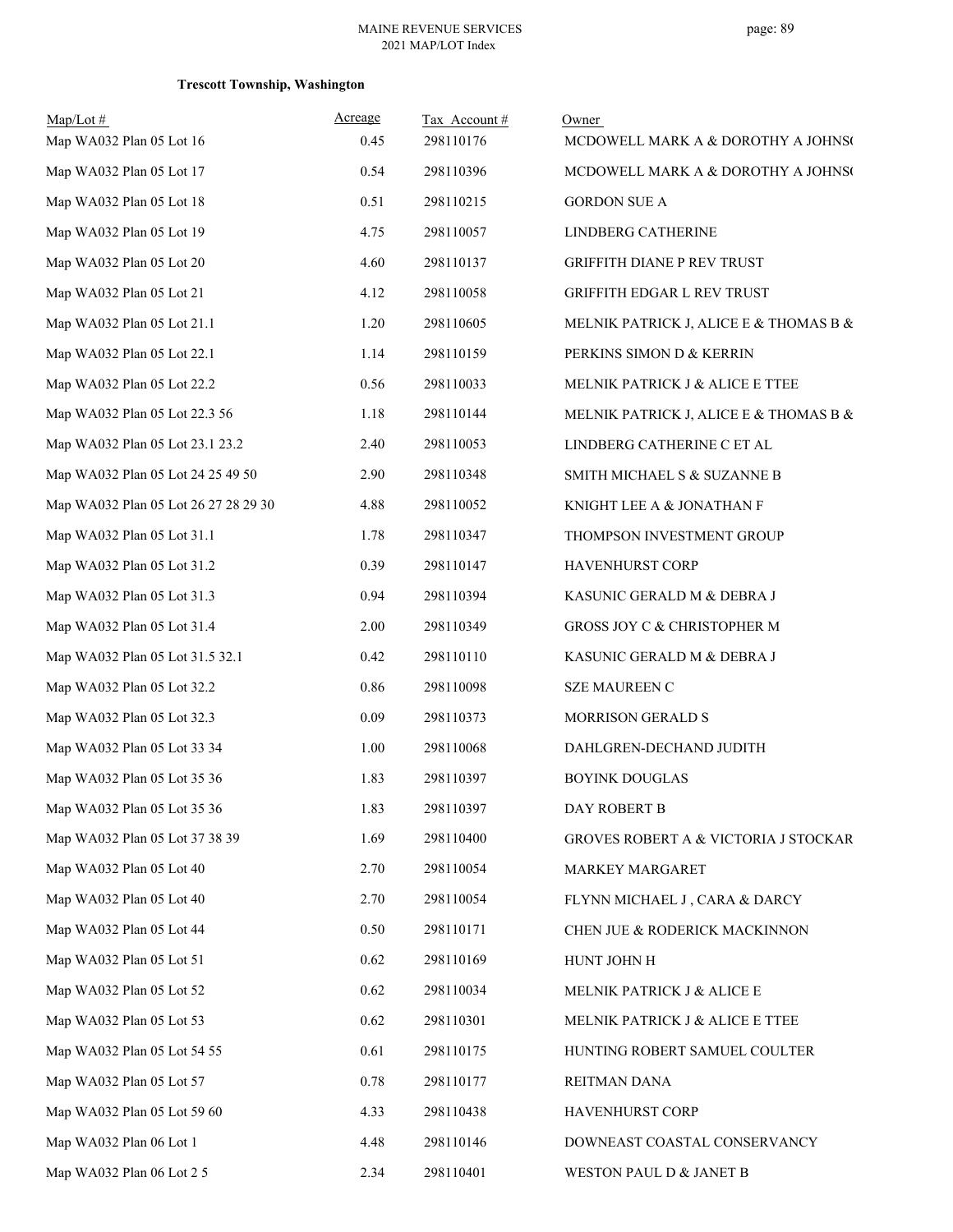**Trescott Township, Washington**

| Map/Lot # | Acreage | Tax Account # | Owner |
|---|---|---|---|
| Map WA032 Plan 05 Lot 16 | 0.45 | 298110176 | MCDOWELL MARK A & DOROTHY A JOHNS( |
| Map WA032 Plan 05 Lot 17 | 0.54 | 298110396 | MCDOWELL MARK A & DOROTHY A JOHNS( |
| Map WA032 Plan 05 Lot 18 | 0.51 | 298110215 | GORDON SUE A |
| Map WA032 Plan 05 Lot 19 | 4.75 | 298110057 | LINDBERG CATHERINE |
| Map WA032 Plan 05 Lot 20 | 4.60 | 298110137 | GRIFFITH DIANE P REV TRUST |
| Map WA032 Plan 05 Lot 21 | 4.12 | 298110058 | GRIFFITH EDGAR L REV TRUST |
| Map WA032 Plan 05 Lot 21.1 | 1.20 | 298110605 | MELNIK PATRICK J, ALICE E & THOMAS B & |
| Map WA032 Plan 05 Lot 22.1 | 1.14 | 298110159 | PERKINS SIMON D & KERRIN |
| Map WA032 Plan 05 Lot 22.2 | 0.56 | 298110033 | MELNIK PATRICK J & ALICE E TTEE |
| Map WA032 Plan 05 Lot 22.3 56 | 1.18 | 298110144 | MELNIK PATRICK J, ALICE E & THOMAS B & |
| Map WA032 Plan 05 Lot 23.1 23.2 | 2.40 | 298110053 | LINDBERG CATHERINE C ET AL |
| Map WA032 Plan 05 Lot 24 25 49 50 | 2.90 | 298110348 | SMITH MICHAEL S & SUZANNE B |
| Map WA032 Plan 05 Lot 26 27 28 29 30 | 4.88 | 298110052 | KNIGHT LEE A & JONATHAN F |
| Map WA032 Plan 05 Lot 31.1 | 1.78 | 298110347 | THOMPSON INVESTMENT GROUP |
| Map WA032 Plan 05 Lot 31.2 | 0.39 | 298110147 | HAVENHURST CORP |
| Map WA032 Plan 05 Lot 31.3 | 0.94 | 298110394 | KASUNIC GERALD M & DEBRA J |
| Map WA032 Plan 05 Lot 31.4 | 2.00 | 298110349 | GROSS JOY C & CHRISTOPHER M |
| Map WA032 Plan 05 Lot 31.5 32.1 | 0.42 | 298110110 | KASUNIC GERALD M & DEBRA J |
| Map WA032 Plan 05 Lot 32.2 | 0.86 | 298110098 | SZE MAUREEN C |
| Map WA032 Plan 05 Lot 32.3 | 0.09 | 298110373 | MORRISON GERALD S |
| Map WA032 Plan 05 Lot 33 34 | 1.00 | 298110068 | DAHLGREN-DECHAND JUDITH |
| Map WA032 Plan 05 Lot 35 36 | 1.83 | 298110397 | BOYINK DOUGLAS |
| Map WA032 Plan 05 Lot 35 36 | 1.83 | 298110397 | DAY ROBERT B |
| Map WA032 Plan 05 Lot 37 38 39 | 1.69 | 298110400 | GROVES ROBERT A & VICTORIA J STOCKAR |
| Map WA032 Plan 05 Lot 40 | 2.70 | 298110054 | MARKEY MARGARET |
| Map WA032 Plan 05 Lot 40 | 2.70 | 298110054 | FLYNN MICHAEL J , CARA & DARCY |
| Map WA032 Plan 05 Lot 44 | 0.50 | 298110171 | CHEN JUE & RODERICK MACKINNON |
| Map WA032 Plan 05 Lot 51 | 0.62 | 298110169 | HUNT JOHN H |
| Map WA032 Plan 05 Lot 52 | 0.62 | 298110034 | MELNIK PATRICK J & ALICE E |
| Map WA032 Plan 05 Lot 53 | 0.62 | 298110301 | MELNIK PATRICK J & ALICE E TTEE |
| Map WA032 Plan 05 Lot 54 55 | 0.61 | 298110175 | HUNTING ROBERT SAMUEL COULTER |
| Map WA032 Plan 05 Lot 57 | 0.78 | 298110177 | REITMAN DANA |
| Map WA032 Plan 05 Lot 59 60 | 4.33 | 298110438 | HAVENHURST CORP |
| Map WA032 Plan 06 Lot 1 | 4.48 | 298110146 | DOWNEAST COASTAL CONSERVANCY |
| Map WA032 Plan 06 Lot 2 5 | 2.34 | 298110401 | WESTON PAUL D & JANET B |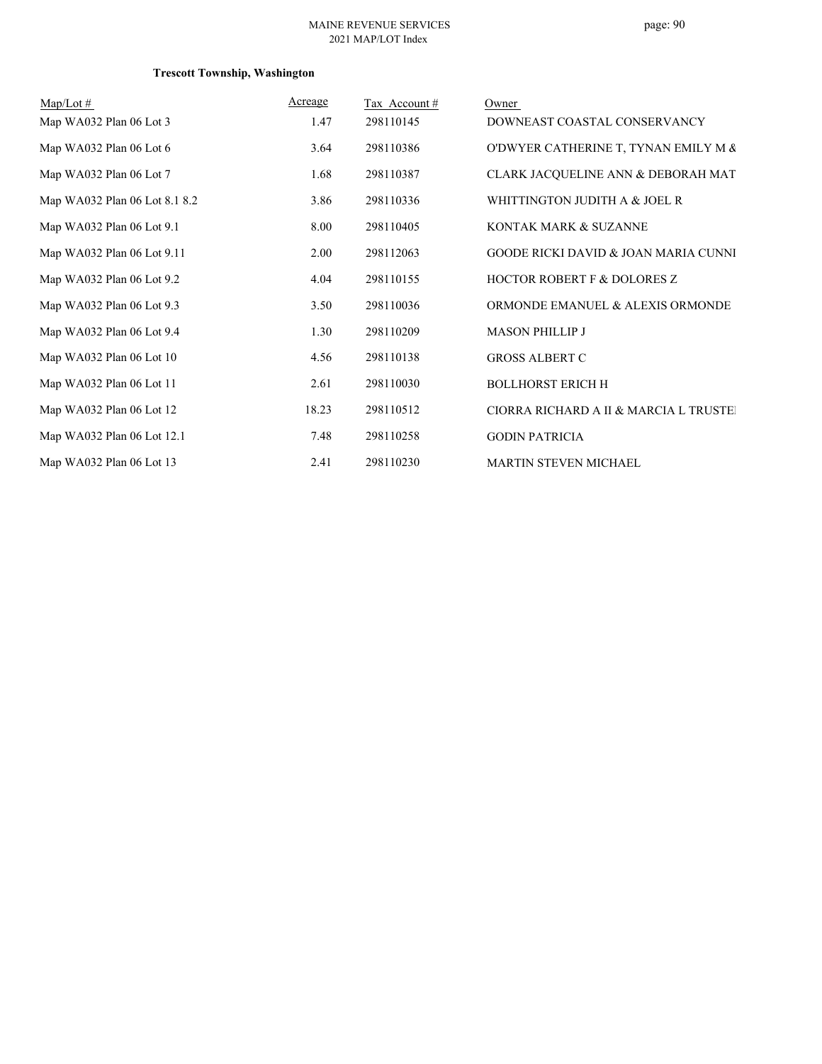**Trescott Township, Washington**

| Map/Lot # | Acreage | Tax Account # | Owner |
|---|---|---|---|
| Map WA032 Plan 06 Lot 3 | 1.47 | 298110145 | DOWNEAST COASTAL CONSERVANCY |
| Map WA032 Plan 06 Lot 6 | 3.64 | 298110386 | O'DWYER CATHERINE T, TYNAN EMILY M & |
| Map WA032 Plan 06 Lot 7 | 1.68 | 298110387 | CLARK JACQUELINE ANN & DEBORAH MAT |
| Map WA032 Plan 06 Lot 8.1 8.2 | 3.86 | 298110336 | WHITTINGTON JUDITH A & JOEL R |
| Map WA032 Plan 06 Lot 9.1 | 8.00 | 298110405 | KONTAK MARK & SUZANNE |
| Map WA032 Plan 06 Lot 9.11 | 2.00 | 298112063 | GOODE RICKI DAVID & JOAN MARIA CUNNI |
| Map WA032 Plan 06 Lot 9.2 | 4.04 | 298110155 | HOCTOR ROBERT F & DOLORES Z |
| Map WA032 Plan 06 Lot 9.3 | 3.50 | 298110036 | ORMONDE EMANUEL & ALEXIS ORMONDE |
| Map WA032 Plan 06 Lot 9.4 | 1.30 | 298110209 | MASON PHILLIP J |
| Map WA032 Plan 06 Lot 10 | 4.56 | 298110138 | GROSS ALBERT C |
| Map WA032 Plan 06 Lot 11 | 2.61 | 298110030 | BOLLHORST ERICH H |
| Map WA032 Plan 06 Lot 12 | 18.23 | 298110512 | CIORRA RICHARD A II & MARCIA L TRUSTEI |
| Map WA032 Plan 06 Lot 12.1 | 7.48 | 298110258 | GODIN PATRICIA |
| Map WA032 Plan 06 Lot 13 | 2.41 | 298110230 | MARTIN STEVEN MICHAEL |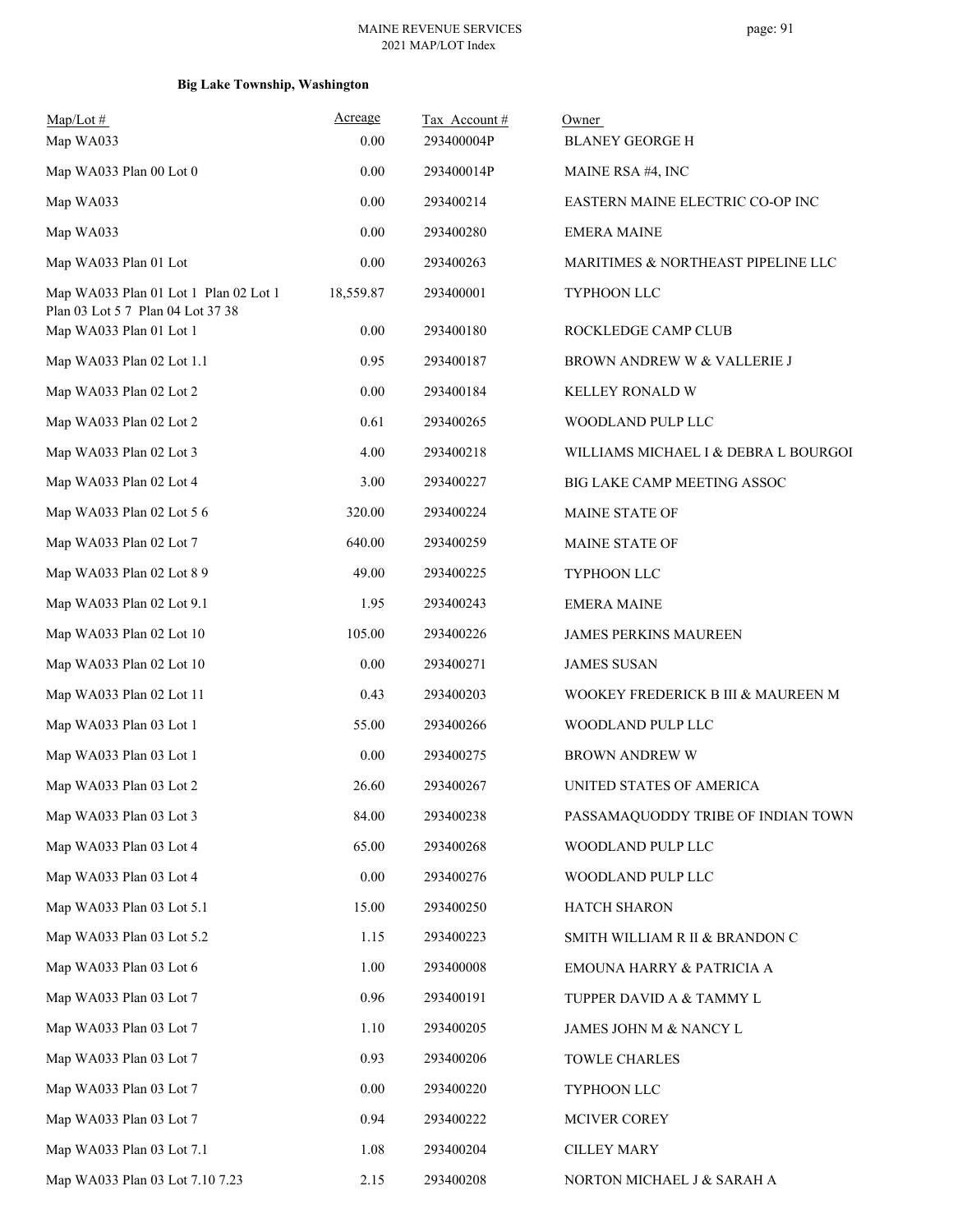**Big Lake Township, Washington**

| Map/Lot # | Acreage | Tax Account # | Owner |
| --- | --- | --- | --- |
| Map WA033 | 0.00 | 293400004P | BLANEY GEORGE H |
| Map WA033 Plan 00 Lot 0 | 0.00 | 293400014P | MAINE RSA #4, INC |
| Map WA033 | 0.00 | 293400214 | EASTERN MAINE ELECTRIC CO-OP INC |
| Map WA033 | 0.00 | 293400280 | EMERA MAINE |
| Map WA033 Plan 01 Lot | 0.00 | 293400263 | MARITIMES & NORTHEAST PIPELINE LLC |
| Map WA033 Plan 01 Lot 1 Plan 02 Lot 1 Plan 03 Lot 5 7 Plan 04 Lot 37 38 | 18,559.87 | 293400001 | TYPHOON LLC |
| Map WA033 Plan 01 Lot 1 | 0.00 | 293400180 | ROCKLEDGE CAMP CLUB |
| Map WA033 Plan 02 Lot 1.1 | 0.95 | 293400187 | BROWN ANDREW W & VALLERIE J |
| Map WA033 Plan 02 Lot 2 | 0.00 | 293400184 | KELLEY RONALD W |
| Map WA033 Plan 02 Lot 2 | 0.61 | 293400265 | WOODLAND PULP LLC |
| Map WA033 Plan 02 Lot 3 | 4.00 | 293400218 | WILLIAMS MICHAEL I & DEBRA L BOURGOI |
| Map WA033 Plan 02 Lot 4 | 3.00 | 293400227 | BIG LAKE CAMP MEETING ASSOC |
| Map WA033 Plan 02 Lot 5 6 | 320.00 | 293400224 | MAINE STATE OF |
| Map WA033 Plan 02 Lot 7 | 640.00 | 293400259 | MAINE STATE OF |
| Map WA033 Plan 02 Lot 8 9 | 49.00 | 293400225 | TYPHOON LLC |
| Map WA033 Plan 02 Lot 9.1 | 1.95 | 293400243 | EMERA MAINE |
| Map WA033 Plan 02 Lot 10 | 105.00 | 293400226 | JAMES PERKINS MAUREEN |
| Map WA033 Plan 02 Lot 10 | 0.00 | 293400271 | JAMES SUSAN |
| Map WA033 Plan 02 Lot 11 | 0.43 | 293400203 | WOOKEY FREDERICK B III & MAUREEN M |
| Map WA033 Plan 03 Lot 1 | 55.00 | 293400266 | WOODLAND PULP LLC |
| Map WA033 Plan 03 Lot 1 | 0.00 | 293400275 | BROWN ANDREW W |
| Map WA033 Plan 03 Lot 2 | 26.60 | 293400267 | UNITED STATES OF AMERICA |
| Map WA033 Plan 03 Lot 3 | 84.00 | 293400238 | PASSAMAQUODDY TRIBE OF INDIAN TOWN |
| Map WA033 Plan 03 Lot 4 | 65.00 | 293400268 | WOODLAND PULP LLC |
| Map WA033 Plan 03 Lot 4 | 0.00 | 293400276 | WOODLAND PULP LLC |
| Map WA033 Plan 03 Lot 5.1 | 15.00 | 293400250 | HATCH SHARON |
| Map WA033 Plan 03 Lot 5.2 | 1.15 | 293400223 | SMITH WILLIAM R II & BRANDON C |
| Map WA033 Plan 03 Lot 6 | 1.00 | 293400008 | EMOUNA HARRY & PATRICIA A |
| Map WA033 Plan 03 Lot 7 | 0.96 | 293400191 | TUPPER DAVID A & TAMMY L |
| Map WA033 Plan 03 Lot 7 | 1.10 | 293400205 | JAMES JOHN M & NANCY L |
| Map WA033 Plan 03 Lot 7 | 0.93 | 293400206 | TOWLE CHARLES |
| Map WA033 Plan 03 Lot 7 | 0.00 | 293400220 | TYPHOON LLC |
| Map WA033 Plan 03 Lot 7 | 0.94 | 293400222 | MCIVER COREY |
| Map WA033 Plan 03 Lot 7.1 | 1.08 | 293400204 | CILLEY MARY |
| Map WA033 Plan 03 Lot 7.10 7.23 | 2.15 | 293400208 | NORTON MICHAEL J & SARAH A |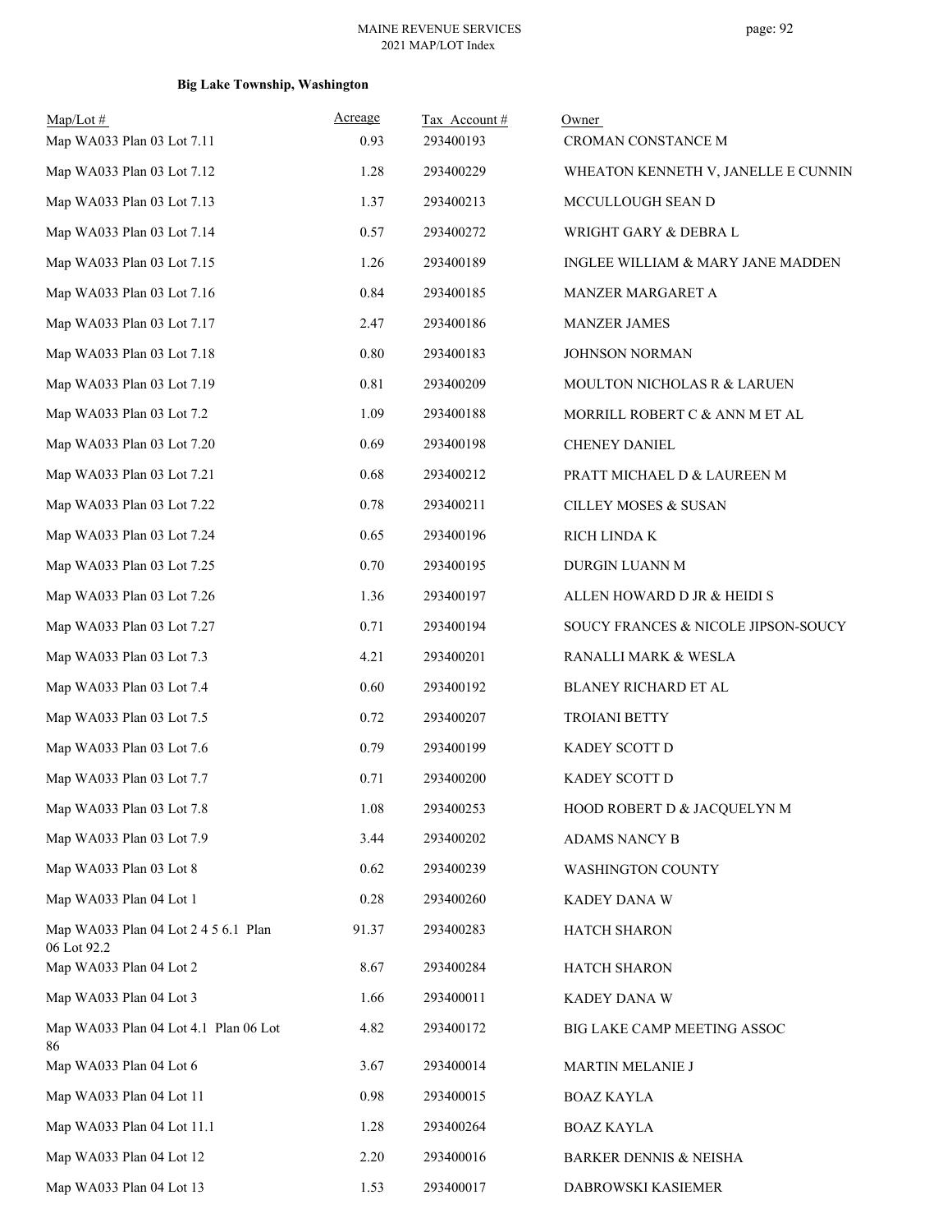**Big Lake Township, Washington**

| Map/Lot # | Acreage | Tax Account # | Owner |
|---|---|---|---|
| Map WA033 Plan 03 Lot 7.11 | 0.93 | 293400193 | CROMAN CONSTANCE M |
| Map WA033 Plan 03 Lot 7.12 | 1.28 | 293400229 | WHEATON KENNETH V, JANELLE E CUNNIN |
| Map WA033 Plan 03 Lot 7.13 | 1.37 | 293400213 | MCCULLOUGH SEAN D |
| Map WA033 Plan 03 Lot 7.14 | 0.57 | 293400272 | WRIGHT GARY & DEBRA L |
| Map WA033 Plan 03 Lot 7.15 | 1.26 | 293400189 | INGLEE WILLIAM & MARY JANE MADDEN |
| Map WA033 Plan 03 Lot 7.16 | 0.84 | 293400185 | MANZER MARGARET A |
| Map WA033 Plan 03 Lot 7.17 | 2.47 | 293400186 | MANZER JAMES |
| Map WA033 Plan 03 Lot 7.18 | 0.80 | 293400183 | JOHNSON NORMAN |
| Map WA033 Plan 03 Lot 7.19 | 0.81 | 293400209 | MOULTON NICHOLAS R & LARUEN |
| Map WA033 Plan 03 Lot 7.2 | 1.09 | 293400188 | MORRILL ROBERT C & ANN M ET AL |
| Map WA033 Plan 03 Lot 7.20 | 0.69 | 293400198 | CHENEY DANIEL |
| Map WA033 Plan 03 Lot 7.21 | 0.68 | 293400212 | PRATT MICHAEL D & LAUREEN M |
| Map WA033 Plan 03 Lot 7.22 | 0.78 | 293400211 | CILLEY MOSES & SUSAN |
| Map WA033 Plan 03 Lot 7.24 | 0.65 | 293400196 | RICH LINDA K |
| Map WA033 Plan 03 Lot 7.25 | 0.70 | 293400195 | DURGIN LUANN M |
| Map WA033 Plan 03 Lot 7.26 | 1.36 | 293400197 | ALLEN HOWARD D JR & HEIDI S |
| Map WA033 Plan 03 Lot 7.27 | 0.71 | 293400194 | SOUCY FRANCES & NICOLE JIPSON-SOUCY |
| Map WA033 Plan 03 Lot 7.3 | 4.21 | 293400201 | RANALLI MARK & WESLA |
| Map WA033 Plan 03 Lot 7.4 | 0.60 | 293400192 | BLANEY RICHARD ET AL |
| Map WA033 Plan 03 Lot 7.5 | 0.72 | 293400207 | TROIANI BETTY |
| Map WA033 Plan 03 Lot 7.6 | 0.79 | 293400199 | KADEY SCOTT D |
| Map WA033 Plan 03 Lot 7.7 | 0.71 | 293400200 | KADEY SCOTT D |
| Map WA033 Plan 03 Lot 7.8 | 1.08 | 293400253 | HOOD ROBERT D & JACQUELYN M |
| Map WA033 Plan 03 Lot 7.9 | 3.44 | 293400202 | ADAMS NANCY B |
| Map WA033 Plan 03 Lot 8 | 0.62 | 293400239 | WASHINGTON COUNTY |
| Map WA033 Plan 04 Lot 1 | 0.28 | 293400260 | KADEY DANA W |
| Map WA033 Plan 04 Lot 2 4 5 6.1 Plan 06 Lot 92.2 | 91.37 | 293400283 | HATCH SHARON |
| Map WA033 Plan 04 Lot 2 | 8.67 | 293400284 | HATCH SHARON |
| Map WA033 Plan 04 Lot 3 | 1.66 | 293400011 | KADEY DANA W |
| Map WA033 Plan 04 Lot 4.1 Plan 06 Lot 86 | 4.82 | 293400172 | BIG LAKE CAMP MEETING ASSOC |
| Map WA033 Plan 04 Lot 6 | 3.67 | 293400014 | MARTIN MELANIE J |
| Map WA033 Plan 04 Lot 11 | 0.98 | 293400015 | BOAZ KAYLA |
| Map WA033 Plan 04 Lot 11.1 | 1.28 | 293400264 | BOAZ KAYLA |
| Map WA033 Plan 04 Lot 12 | 2.20 | 293400016 | BARKER DENNIS & NEISHA |
| Map WA033 Plan 04 Lot 13 | 1.53 | 293400017 | DABROWSKI KASIEMER |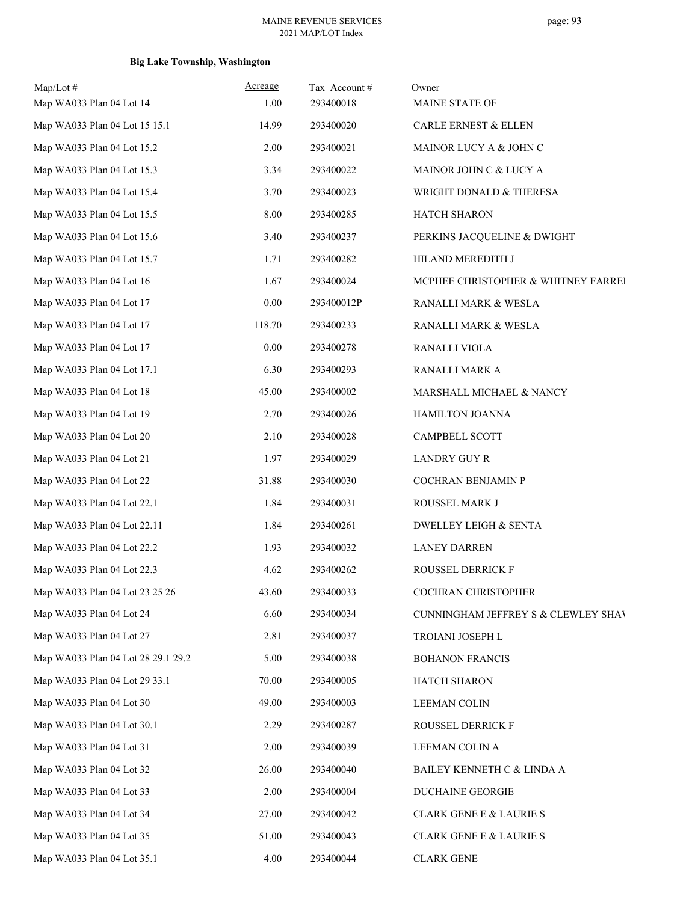**Big Lake Township, Washington**

| Map/Lot # | Acreage | Tax Account # | Owner |
|---|---|---|---|
| Map WA033 Plan 04 Lot 14 | 1.00 | 293400018 | MAINE STATE OF |
| Map WA033 Plan 04 Lot 15 15.1 | 14.99 | 293400020 | CARLE ERNEST & ELLEN |
| Map WA033 Plan 04 Lot 15.2 | 2.00 | 293400021 | MAINOR LUCY A & JOHN C |
| Map WA033 Plan 04 Lot 15.3 | 3.34 | 293400022 | MAINOR JOHN C & LUCY A |
| Map WA033 Plan 04 Lot 15.4 | 3.70 | 293400023 | WRIGHT DONALD & THERESA |
| Map WA033 Plan 04 Lot 15.5 | 8.00 | 293400285 | HATCH SHARON |
| Map WA033 Plan 04 Lot 15.6 | 3.40 | 293400237 | PERKINS JACQUELINE & DWIGHT |
| Map WA033 Plan 04 Lot 15.7 | 1.71 | 293400282 | HILAND MEREDITH J |
| Map WA033 Plan 04 Lot 16 | 1.67 | 293400024 | MCPHEE CHRISTOPHER & WHITNEY FARREI |
| Map WA033 Plan 04 Lot 17 | 0.00 | 293400012P | RANALLI MARK & WESLA |
| Map WA033 Plan 04 Lot 17 | 118.70 | 293400233 | RANALLI MARK & WESLA |
| Map WA033 Plan 04 Lot 17 | 0.00 | 293400278 | RANALLI VIOLA |
| Map WA033 Plan 04 Lot 17.1 | 6.30 | 293400293 | RANALLI MARK A |
| Map WA033 Plan 04 Lot 18 | 45.00 | 293400002 | MARSHALL MICHAEL & NANCY |
| Map WA033 Plan 04 Lot 19 | 2.70 | 293400026 | HAMILTON JOANNA |
| Map WA033 Plan 04 Lot 20 | 2.10 | 293400028 | CAMPBELL SCOTT |
| Map WA033 Plan 04 Lot 21 | 1.97 | 293400029 | LANDRY GUY R |
| Map WA033 Plan 04 Lot 22 | 31.88 | 293400030 | COCHRAN BENJAMIN P |
| Map WA033 Plan 04 Lot 22.1 | 1.84 | 293400031 | ROUSSEL MARK J |
| Map WA033 Plan 04 Lot 22.11 | 1.84 | 293400261 | DWELLEY LEIGH & SENTA |
| Map WA033 Plan 04 Lot 22.2 | 1.93 | 293400032 | LANEY DARREN |
| Map WA033 Plan 04 Lot 22.3 | 4.62 | 293400262 | ROUSSEL DERRICK F |
| Map WA033 Plan 04 Lot 23 25 26 | 43.60 | 293400033 | COCHRAN CHRISTOPHER |
| Map WA033 Plan 04 Lot 24 | 6.60 | 293400034 | CUNNINGHAM JEFFREY S & CLEWLEY SHAV |
| Map WA033 Plan 04 Lot 27 | 2.81 | 293400037 | TROIANI JOSEPH L |
| Map WA033 Plan 04 Lot 28 29.1 29.2 | 5.00 | 293400038 | BOHANON FRANCIS |
| Map WA033 Plan 04 Lot 29 33.1 | 70.00 | 293400005 | HATCH SHARON |
| Map WA033 Plan 04 Lot 30 | 49.00 | 293400003 | LEEMAN COLIN |
| Map WA033 Plan 04 Lot 30.1 | 2.29 | 293400287 | ROUSSEL DERRICK F |
| Map WA033 Plan 04 Lot 31 | 2.00 | 293400039 | LEEMAN COLIN A |
| Map WA033 Plan 04 Lot 32 | 26.00 | 293400040 | BAILEY KENNETH C & LINDA A |
| Map WA033 Plan 04 Lot 33 | 2.00 | 293400004 | DUCHAINE GEORGIE |
| Map WA033 Plan 04 Lot 34 | 27.00 | 293400042 | CLARK GENE E & LAURIE S |
| Map WA033 Plan 04 Lot 35 | 51.00 | 293400043 | CLARK GENE E & LAURIE S |
| Map WA033 Plan 04 Lot 35.1 | 4.00 | 293400044 | CLARK GENE |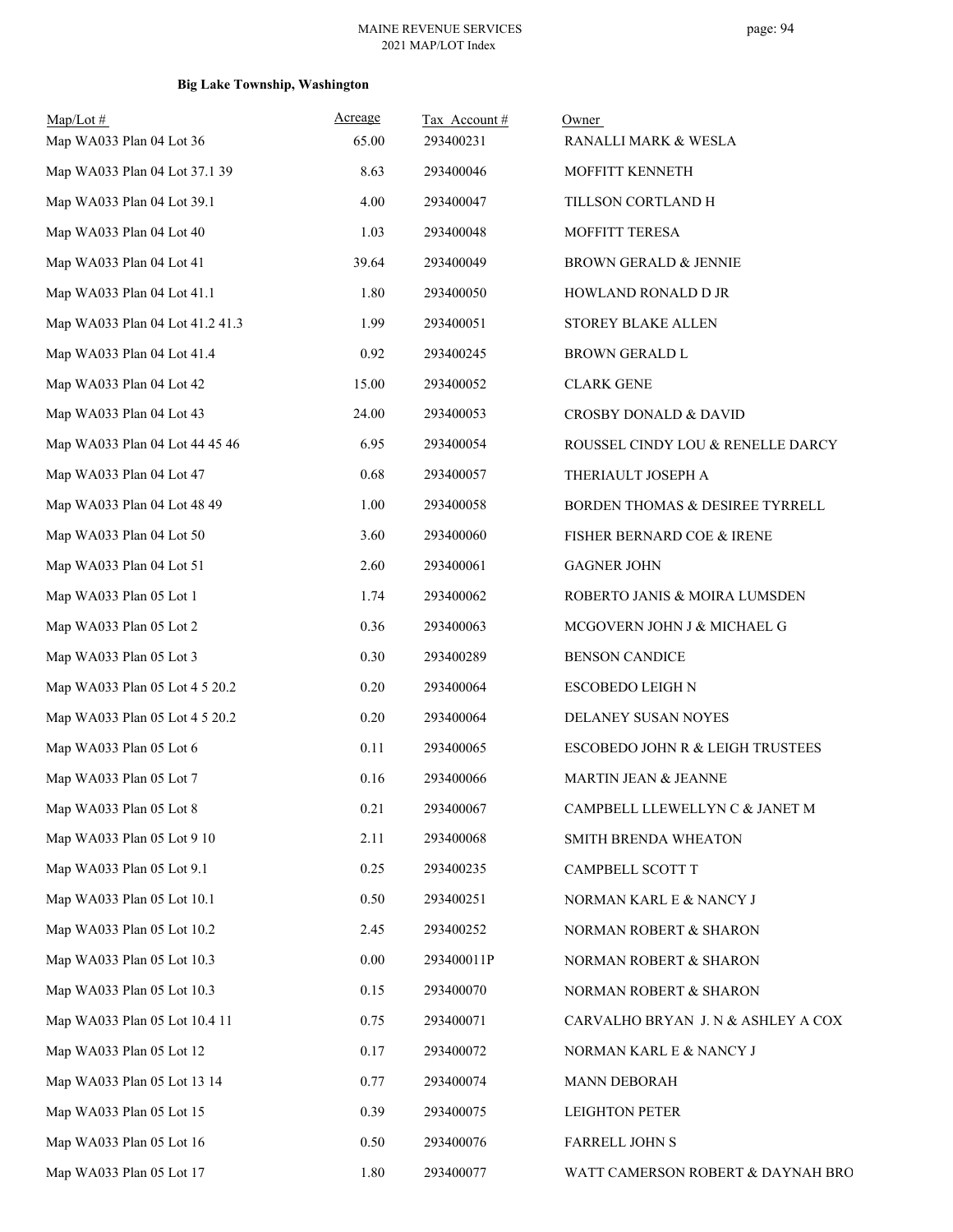**Big Lake Township, Washington**

| Map/Lot # | Acreage | Tax Account # | Owner |
| --- | --- | --- | --- |
| Map WA033 Plan 04 Lot 36 | 65.00 | 293400231 | RANALLI MARK & WESLA |
| Map WA033 Plan 04 Lot 37.1 39 | 8.63 | 293400046 | MOFFITT KENNETH |
| Map WA033 Plan 04 Lot 39.1 | 4.00 | 293400047 | TILLSON CORTLAND H |
| Map WA033 Plan 04 Lot 40 | 1.03 | 293400048 | MOFFITT TERESA |
| Map WA033 Plan 04 Lot 41 | 39.64 | 293400049 | BROWN GERALD & JENNIE |
| Map WA033 Plan 04 Lot 41.1 | 1.80 | 293400050 | HOWLAND RONALD D JR |
| Map WA033 Plan 04 Lot 41.2 41.3 | 1.99 | 293400051 | STOREY BLAKE ALLEN |
| Map WA033 Plan 04 Lot 41.4 | 0.92 | 293400245 | BROWN GERALD L |
| Map WA033 Plan 04 Lot 42 | 15.00 | 293400052 | CLARK GENE |
| Map WA033 Plan 04 Lot 43 | 24.00 | 293400053 | CROSBY DONALD & DAVID |
| Map WA033 Plan 04 Lot 44 45 46 | 6.95 | 293400054 | ROUSSEL CINDY LOU & RENELLE DARCY |
| Map WA033 Plan 04 Lot 47 | 0.68 | 293400057 | THERIAULT JOSEPH A |
| Map WA033 Plan 04 Lot 48 49 | 1.00 | 293400058 | BORDEN THOMAS & DESIREE TYRRELL |
| Map WA033 Plan 04 Lot 50 | 3.60 | 293400060 | FISHER BERNARD COE & IRENE |
| Map WA033 Plan 04 Lot 51 | 2.60 | 293400061 | GAGNER JOHN |
| Map WA033 Plan 05 Lot 1 | 1.74 | 293400062 | ROBERTO JANIS & MOIRA LUMSDEN |
| Map WA033 Plan 05 Lot 2 | 0.36 | 293400063 | MCGOVERN JOHN J & MICHAEL G |
| Map WA033 Plan 05 Lot 3 | 0.30 | 293400289 | BENSON CANDICE |
| Map WA033 Plan 05 Lot 4 5 20.2 | 0.20 | 293400064 | ESCOBEDO LEIGH N |
| Map WA033 Plan 05 Lot 4 5 20.2 | 0.20 | 293400064 | DELANEY SUSAN NOYES |
| Map WA033 Plan 05 Lot 6 | 0.11 | 293400065 | ESCOBEDO JOHN R & LEIGH TRUSTEES |
| Map WA033 Plan 05 Lot 7 | 0.16 | 293400066 | MARTIN JEAN & JEANNE |
| Map WA033 Plan 05 Lot 8 | 0.21 | 293400067 | CAMPBELL LLEWELLYN C & JANET M |
| Map WA033 Plan 05 Lot 9 10 | 2.11 | 293400068 | SMITH BRENDA WHEATON |
| Map WA033 Plan 05 Lot 9.1 | 0.25 | 293400235 | CAMPBELL SCOTT T |
| Map WA033 Plan 05 Lot 10.1 | 0.50 | 293400251 | NORMAN KARL E & NANCY J |
| Map WA033 Plan 05 Lot 10.2 | 2.45 | 293400252 | NORMAN ROBERT & SHARON |
| Map WA033 Plan 05 Lot 10.3 | 0.00 | 293400011P | NORMAN ROBERT & SHARON |
| Map WA033 Plan 05 Lot 10.3 | 0.15 | 293400070 | NORMAN ROBERT & SHARON |
| Map WA033 Plan 05 Lot 10.4 11 | 0.75 | 293400071 | CARVALHO BRYAN J. N & ASHLEY A COX |
| Map WA033 Plan 05 Lot 12 | 0.17 | 293400072 | NORMAN KARL E & NANCY J |
| Map WA033 Plan 05 Lot 13 14 | 0.77 | 293400074 | MANN DEBORAH |
| Map WA033 Plan 05 Lot 15 | 0.39 | 293400075 | LEIGHTON PETER |
| Map WA033 Plan 05 Lot 16 | 0.50 | 293400076 | FARRELL JOHN S |
| Map WA033 Plan 05 Lot 17 | 1.80 | 293400077 | WATT CAMERSON ROBERT & DAYNAH BRO |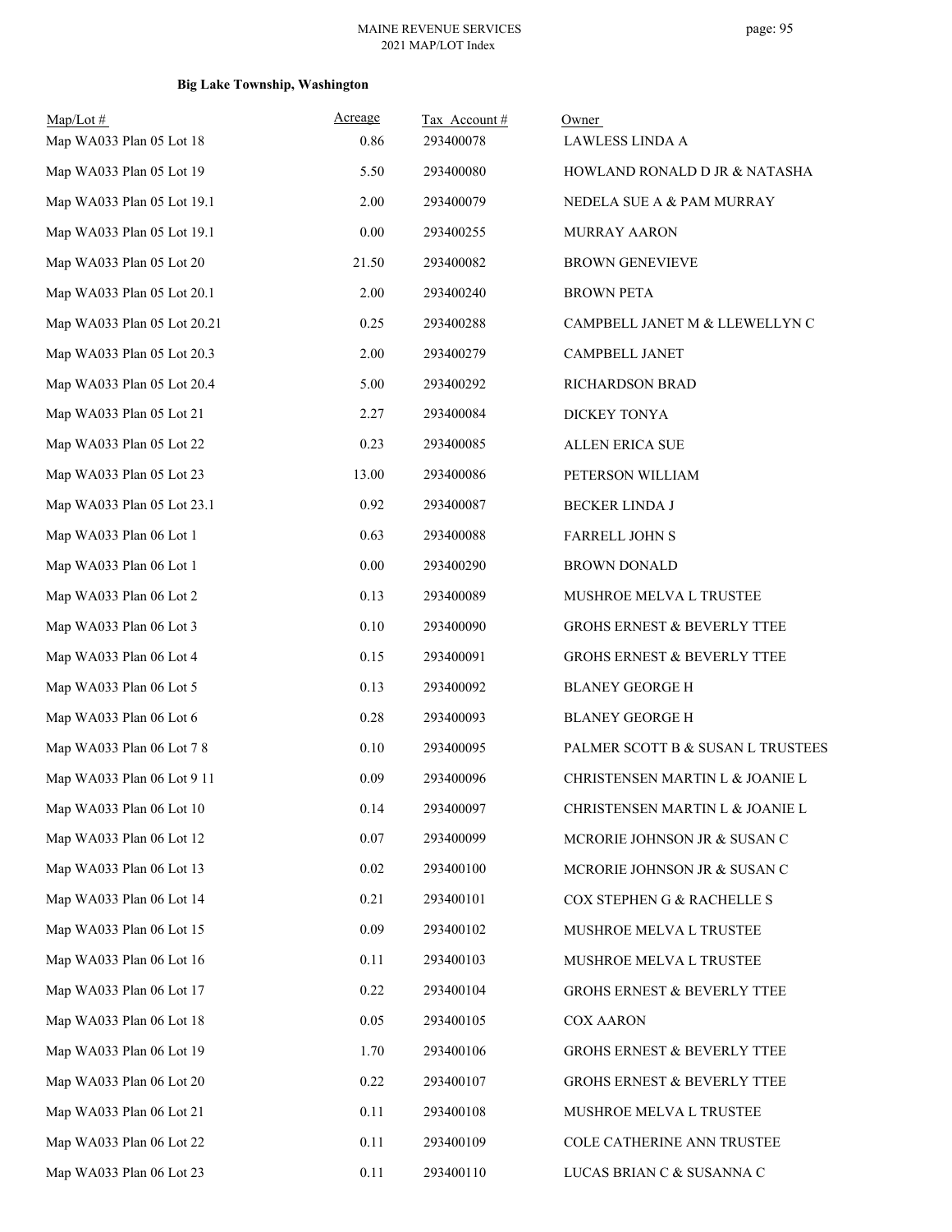**Big Lake Township, Washington**

| Map/Lot # | Acreage | Tax Account # | Owner |
|---|---|---|---|
| Map WA033 Plan 05 Lot 18 | 0.86 | 293400078 | LAWLESS LINDA A |
| Map WA033 Plan 05 Lot 19 | 5.50 | 293400080 | HOWLAND RONALD D JR & NATASHA |
| Map WA033 Plan 05 Lot 19.1 | 2.00 | 293400079 | NEDELA SUE A & PAM MURRAY |
| Map WA033 Plan 05 Lot 19.1 | 0.00 | 293400255 | MURRAY AARON |
| Map WA033 Plan 05 Lot 20 | 21.50 | 293400082 | BROWN GENEVIEVE |
| Map WA033 Plan 05 Lot 20.1 | 2.00 | 293400240 | BROWN PETA |
| Map WA033 Plan 05 Lot 20.21 | 0.25 | 293400288 | CAMPBELL JANET M & LLEWELLYN C |
| Map WA033 Plan 05 Lot 20.3 | 2.00 | 293400279 | CAMPBELL JANET |
| Map WA033 Plan 05 Lot 20.4 | 5.00 | 293400292 | RICHARDSON BRAD |
| Map WA033 Plan 05 Lot 21 | 2.27 | 293400084 | DICKEY TONYA |
| Map WA033 Plan 05 Lot 22 | 0.23 | 293400085 | ALLEN ERICA SUE |
| Map WA033 Plan 05 Lot 23 | 13.00 | 293400086 | PETERSON WILLIAM |
| Map WA033 Plan 05 Lot 23.1 | 0.92 | 293400087 | BECKER LINDA J |
| Map WA033 Plan 06 Lot 1 | 0.63 | 293400088 | FARRELL JOHN S |
| Map WA033 Plan 06 Lot 1 | 0.00 | 293400290 | BROWN DONALD |
| Map WA033 Plan 06 Lot 2 | 0.13 | 293400089 | MUSHROE MELVA L TRUSTEE |
| Map WA033 Plan 06 Lot 3 | 0.10 | 293400090 | GROHS ERNEST & BEVERLY TTEE |
| Map WA033 Plan 06 Lot 4 | 0.15 | 293400091 | GROHS ERNEST & BEVERLY TTEE |
| Map WA033 Plan 06 Lot 5 | 0.13 | 293400092 | BLANEY GEORGE H |
| Map WA033 Plan 06 Lot 6 | 0.28 | 293400093 | BLANEY GEORGE H |
| Map WA033 Plan 06 Lot 7 8 | 0.10 | 293400095 | PALMER SCOTT B & SUSAN L TRUSTEES |
| Map WA033 Plan 06 Lot 9 11 | 0.09 | 293400096 | CHRISTENSEN MARTIN L & JOANIE L |
| Map WA033 Plan 06 Lot 10 | 0.14 | 293400097 | CHRISTENSEN MARTIN L & JOANIE L |
| Map WA033 Plan 06 Lot 12 | 0.07 | 293400099 | MCRORIE JOHNSON JR & SUSAN C |
| Map WA033 Plan 06 Lot 13 | 0.02 | 293400100 | MCRORIE JOHNSON JR & SUSAN C |
| Map WA033 Plan 06 Lot 14 | 0.21 | 293400101 | COX STEPHEN G & RACHELLE S |
| Map WA033 Plan 06 Lot 15 | 0.09 | 293400102 | MUSHROE MELVA L TRUSTEE |
| Map WA033 Plan 06 Lot 16 | 0.11 | 293400103 | MUSHROE MELVA L TRUSTEE |
| Map WA033 Plan 06 Lot 17 | 0.22 | 293400104 | GROHS ERNEST & BEVERLY TTEE |
| Map WA033 Plan 06 Lot 18 | 0.05 | 293400105 | COX AARON |
| Map WA033 Plan 06 Lot 19 | 1.70 | 293400106 | GROHS ERNEST & BEVERLY TTEE |
| Map WA033 Plan 06 Lot 20 | 0.22 | 293400107 | GROHS ERNEST & BEVERLY TTEE |
| Map WA033 Plan 06 Lot 21 | 0.11 | 293400108 | MUSHROE MELVA L TRUSTEE |
| Map WA033 Plan 06 Lot 22 | 0.11 | 293400109 | COLE CATHERINE ANN TRUSTEE |
| Map WA033 Plan 06 Lot 23 | 0.11 | 293400110 | LUCAS BRIAN C & SUSANNA C |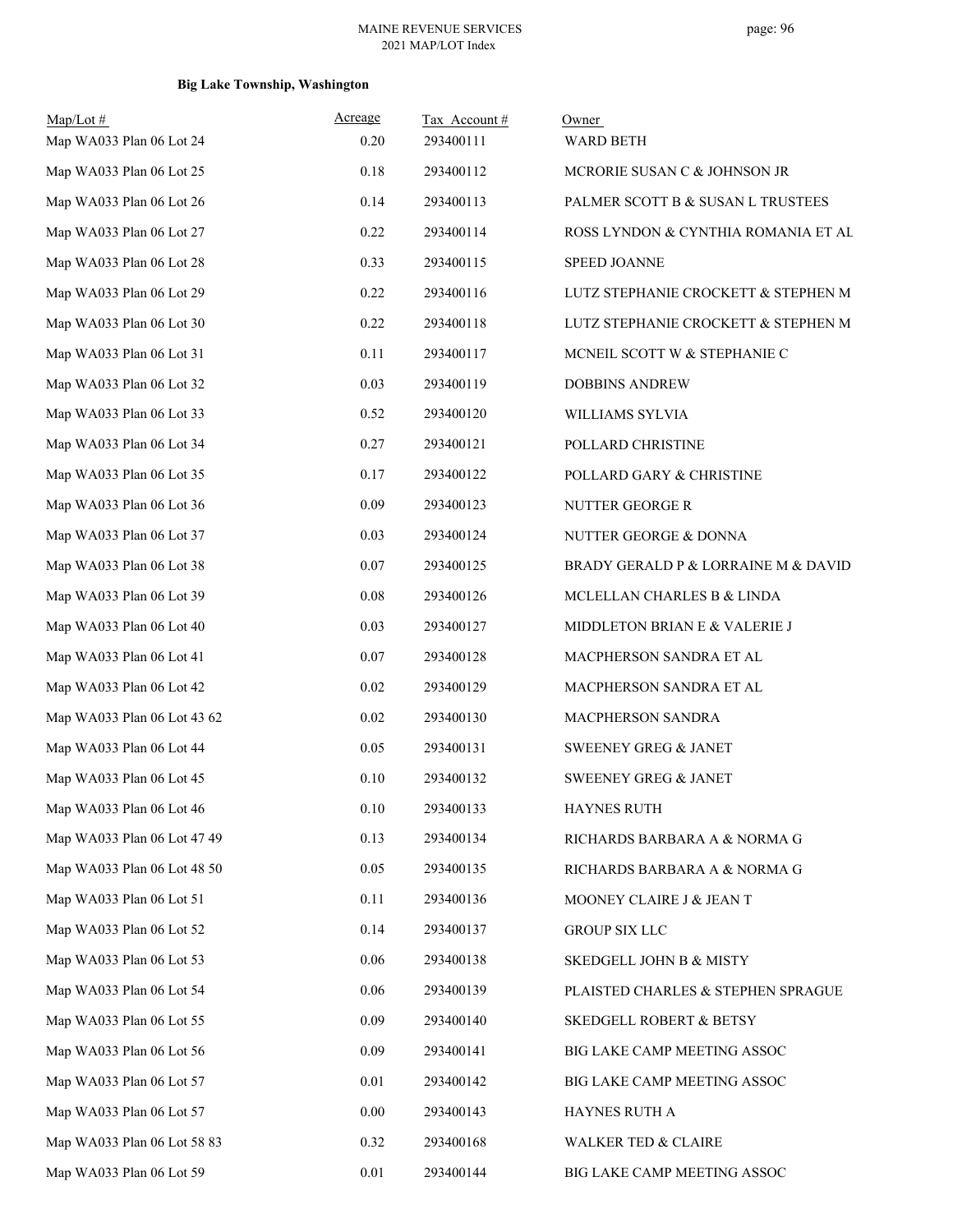**Big Lake Township, Washington**

| Map/Lot # | Acreage | Tax Account # | Owner |
|---|---|---|---|
| Map WA033 Plan 06 Lot 24 | 0.20 | 293400111 | WARD BETH |
| Map WA033 Plan 06 Lot 25 | 0.18 | 293400112 | MCRORIE SUSAN C & JOHNSON JR |
| Map WA033 Plan 06 Lot 26 | 0.14 | 293400113 | PALMER SCOTT B & SUSAN L TRUSTEES |
| Map WA033 Plan 06 Lot 27 | 0.22 | 293400114 | ROSS LYNDON & CYNTHIA ROMANIA ET AL |
| Map WA033 Plan 06 Lot 28 | 0.33 | 293400115 | SPEED JOANNE |
| Map WA033 Plan 06 Lot 29 | 0.22 | 293400116 | LUTZ STEPHANIE CROCKETT & STEPHEN M |
| Map WA033 Plan 06 Lot 30 | 0.22 | 293400118 | LUTZ STEPHANIE CROCKETT & STEPHEN M |
| Map WA033 Plan 06 Lot 31 | 0.11 | 293400117 | MCNEIL SCOTT W & STEPHANIE C |
| Map WA033 Plan 06 Lot 32 | 0.03 | 293400119 | DOBBINS ANDREW |
| Map WA033 Plan 06 Lot 33 | 0.52 | 293400120 | WILLIAMS SYLVIA |
| Map WA033 Plan 06 Lot 34 | 0.27 | 293400121 | POLLARD CHRISTINE |
| Map WA033 Plan 06 Lot 35 | 0.17 | 293400122 | POLLARD GARY & CHRISTINE |
| Map WA033 Plan 06 Lot 36 | 0.09 | 293400123 | NUTTER GEORGE R |
| Map WA033 Plan 06 Lot 37 | 0.03 | 293400124 | NUTTER GEORGE & DONNA |
| Map WA033 Plan 06 Lot 38 | 0.07 | 293400125 | BRADY GERALD P & LORRAINE M & DAVID |
| Map WA033 Plan 06 Lot 39 | 0.08 | 293400126 | MCLELLAN CHARLES B & LINDA |
| Map WA033 Plan 06 Lot 40 | 0.03 | 293400127 | MIDDLETON BRIAN E & VALERIE J |
| Map WA033 Plan 06 Lot 41 | 0.07 | 293400128 | MACPHERSON SANDRA ET AL |
| Map WA033 Plan 06 Lot 42 | 0.02 | 293400129 | MACPHERSON SANDRA ET AL |
| Map WA033 Plan 06 Lot 43 62 | 0.02 | 293400130 | MACPHERSON SANDRA |
| Map WA033 Plan 06 Lot 44 | 0.05 | 293400131 | SWEENEY GREG & JANET |
| Map WA033 Plan 06 Lot 45 | 0.10 | 293400132 | SWEENEY GREG & JANET |
| Map WA033 Plan 06 Lot 46 | 0.10 | 293400133 | HAYNES RUTH |
| Map WA033 Plan 06 Lot 47 49 | 0.13 | 293400134 | RICHARDS BARBARA A & NORMA G |
| Map WA033 Plan 06 Lot 48 50 | 0.05 | 293400135 | RICHARDS BARBARA A & NORMA G |
| Map WA033 Plan 06 Lot 51 | 0.11 | 293400136 | MOONEY CLAIRE J & JEAN T |
| Map WA033 Plan 06 Lot 52 | 0.14 | 293400137 | GROUP SIX LLC |
| Map WA033 Plan 06 Lot 53 | 0.06 | 293400138 | SKEDGELL JOHN B & MISTY |
| Map WA033 Plan 06 Lot 54 | 0.06 | 293400139 | PLAISTED CHARLES & STEPHEN SPRAGUE |
| Map WA033 Plan 06 Lot 55 | 0.09 | 293400140 | SKEDGELL ROBERT & BETSY |
| Map WA033 Plan 06 Lot 56 | 0.09 | 293400141 | BIG LAKE CAMP MEETING ASSOC |
| Map WA033 Plan 06 Lot 57 | 0.01 | 293400142 | BIG LAKE CAMP MEETING ASSOC |
| Map WA033 Plan 06 Lot 57 | 0.00 | 293400143 | HAYNES RUTH A |
| Map WA033 Plan 06 Lot 58 83 | 0.32 | 293400168 | WALKER TED & CLAIRE |
| Map WA033 Plan 06 Lot 59 | 0.01 | 293400144 | BIG LAKE CAMP MEETING ASSOC |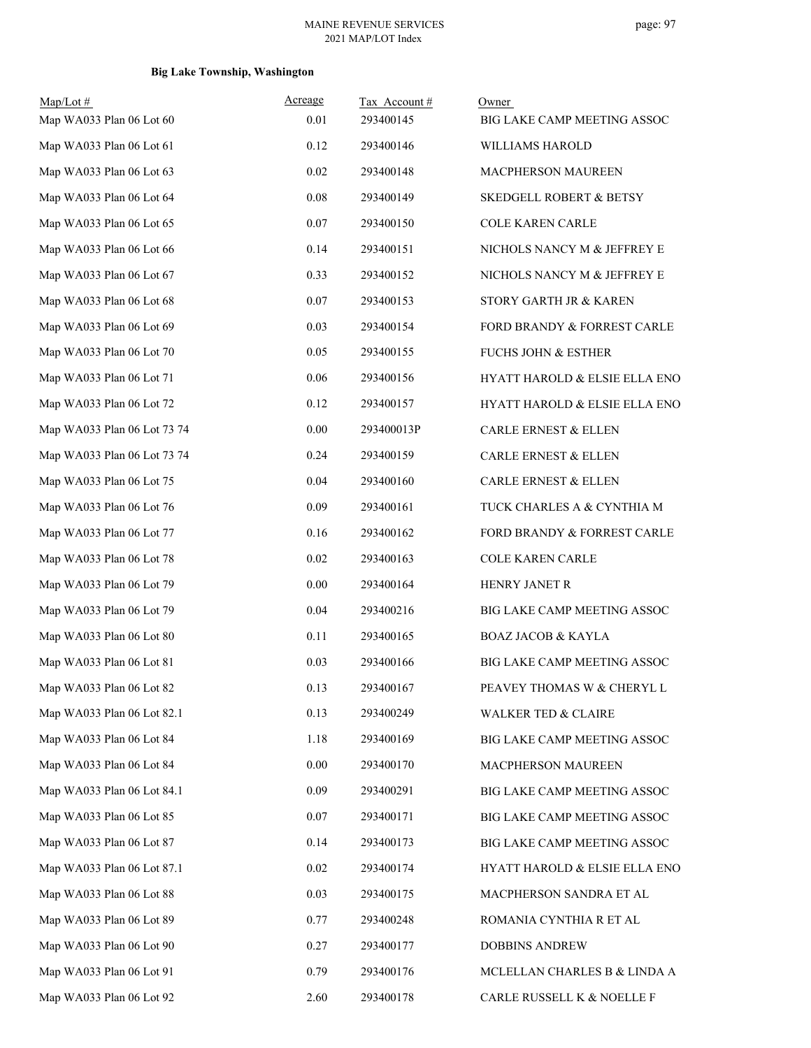**Big Lake Township, Washington**

| Map/Lot # | Acreage | Tax Account # | Owner |
|---|---|---|---|
| Map WA033 Plan 06 Lot 60 | 0.01 | 293400145 | BIG LAKE CAMP MEETING ASSOC |
| Map WA033 Plan 06 Lot 61 | 0.12 | 293400146 | WILLIAMS HAROLD |
| Map WA033 Plan 06 Lot 63 | 0.02 | 293400148 | MACPHERSON MAUREEN |
| Map WA033 Plan 06 Lot 64 | 0.08 | 293400149 | SKEDGELL ROBERT & BETSY |
| Map WA033 Plan 06 Lot 65 | 0.07 | 293400150 | COLE KAREN CARLE |
| Map WA033 Plan 06 Lot 66 | 0.14 | 293400151 | NICHOLS NANCY M & JEFFREY E |
| Map WA033 Plan 06 Lot 67 | 0.33 | 293400152 | NICHOLS NANCY M & JEFFREY E |
| Map WA033 Plan 06 Lot 68 | 0.07 | 293400153 | STORY GARTH JR & KAREN |
| Map WA033 Plan 06 Lot 69 | 0.03 | 293400154 | FORD BRANDY & FORREST CARLE |
| Map WA033 Plan 06 Lot 70 | 0.05 | 293400155 | FUCHS JOHN & ESTHER |
| Map WA033 Plan 06 Lot 71 | 0.06 | 293400156 | HYATT HAROLD & ELSIE ELLA ENO |
| Map WA033 Plan 06 Lot 72 | 0.12 | 293400157 | HYATT HAROLD & ELSIE ELLA ENO |
| Map WA033 Plan 06 Lot 73 74 | 0.00 | 293400013P | CARLE ERNEST & ELLEN |
| Map WA033 Plan 06 Lot 73 74 | 0.24 | 293400159 | CARLE ERNEST & ELLEN |
| Map WA033 Plan 06 Lot 75 | 0.04 | 293400160 | CARLE ERNEST & ELLEN |
| Map WA033 Plan 06 Lot 76 | 0.09 | 293400161 | TUCK CHARLES A & CYNTHIA M |
| Map WA033 Plan 06 Lot 77 | 0.16 | 293400162 | FORD BRANDY & FORREST CARLE |
| Map WA033 Plan 06 Lot 78 | 0.02 | 293400163 | COLE KAREN CARLE |
| Map WA033 Plan 06 Lot 79 | 0.00 | 293400164 | HENRY JANET R |
| Map WA033 Plan 06 Lot 79 | 0.04 | 293400216 | BIG LAKE CAMP MEETING ASSOC |
| Map WA033 Plan 06 Lot 80 | 0.11 | 293400165 | BOAZ JACOB & KAYLA |
| Map WA033 Plan 06 Lot 81 | 0.03 | 293400166 | BIG LAKE CAMP MEETING ASSOC |
| Map WA033 Plan 06 Lot 82 | 0.13 | 293400167 | PEAVEY THOMAS W & CHERYL L |
| Map WA033 Plan 06 Lot 82.1 | 0.13 | 293400249 | WALKER TED & CLAIRE |
| Map WA033 Plan 06 Lot 84 | 1.18 | 293400169 | BIG LAKE CAMP MEETING ASSOC |
| Map WA033 Plan 06 Lot 84 | 0.00 | 293400170 | MACPHERSON MAUREEN |
| Map WA033 Plan 06 Lot 84.1 | 0.09 | 293400291 | BIG LAKE CAMP MEETING ASSOC |
| Map WA033 Plan 06 Lot 85 | 0.07 | 293400171 | BIG LAKE CAMP MEETING ASSOC |
| Map WA033 Plan 06 Lot 87 | 0.14 | 293400173 | BIG LAKE CAMP MEETING ASSOC |
| Map WA033 Plan 06 Lot 87.1 | 0.02 | 293400174 | HYATT HAROLD & ELSIE ELLA ENO |
| Map WA033 Plan 06 Lot 88 | 0.03 | 293400175 | MACPHERSON SANDRA ET AL |
| Map WA033 Plan 06 Lot 89 | 0.77 | 293400248 | ROMANIA CYNTHIA R ET AL |
| Map WA033 Plan 06 Lot 90 | 0.27 | 293400177 | DOBBINS ANDREW |
| Map WA033 Plan 06 Lot 91 | 0.79 | 293400176 | MCLELLAN CHARLES B & LINDA A |
| Map WA033 Plan 06 Lot 92 | 2.60 | 293400178 | CARLE RUSSELL K & NOELLE F |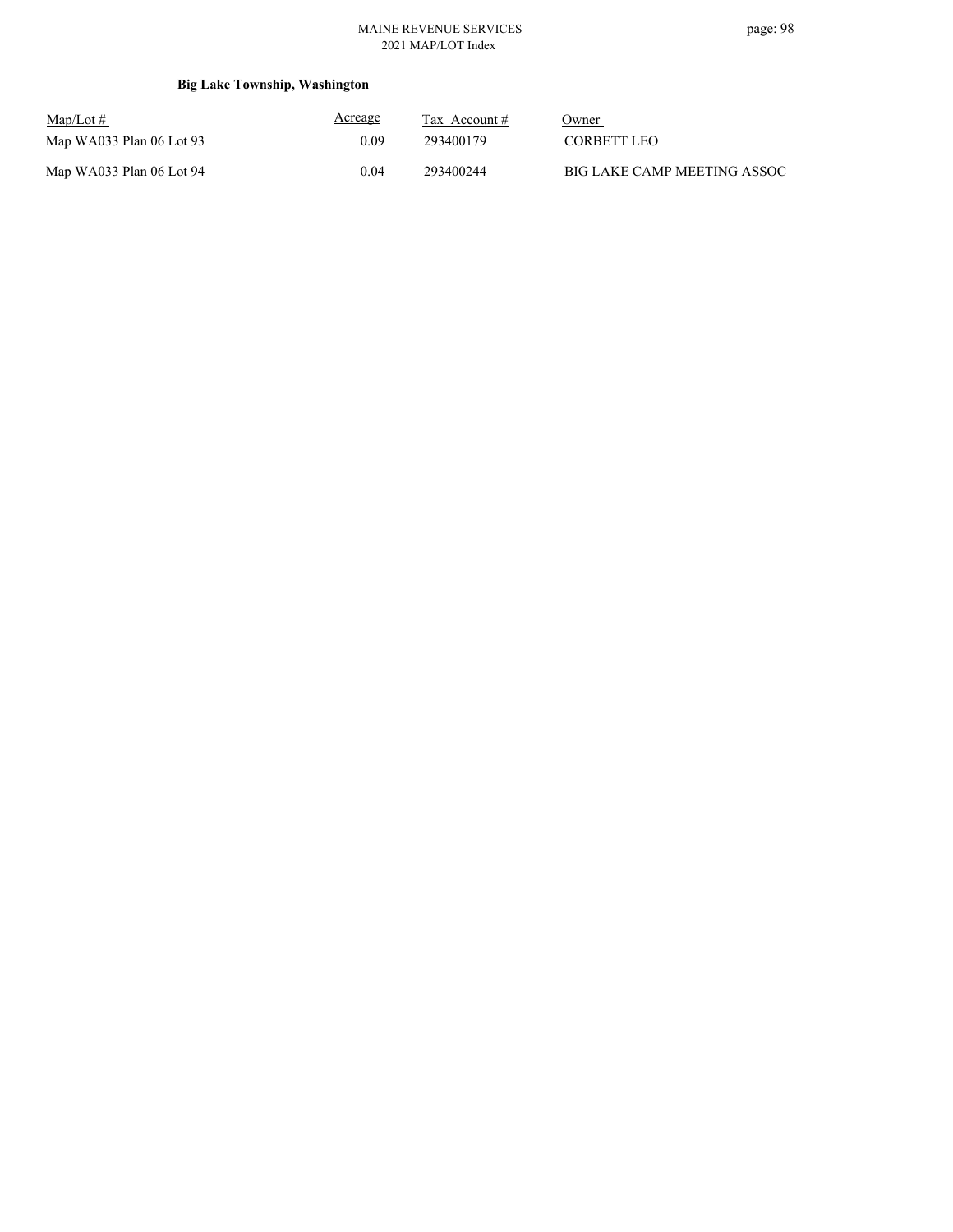**Big Lake Township, Washington**

| Map/Lot # | Acreage | Tax Account # | Owner |
| --- | --- | --- | --- |
| Map WA033 Plan 06 Lot 93 | 0.09 | 293400179 | CORBETT LEO |
| Map WA033 Plan 06 Lot 94 | 0.04 | 293400244 | BIG LAKE CAMP MEETING ASSOC |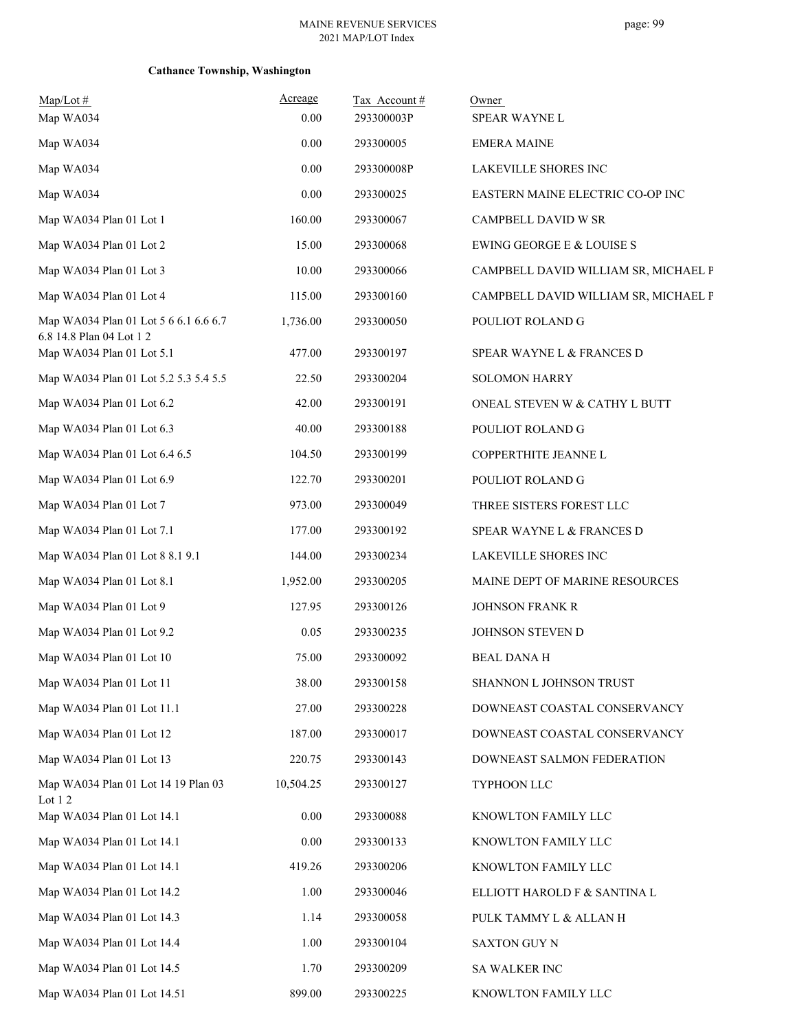**Cathance Township, Washington**

| Map/Lot # | Acreage | Tax Account # | Owner |
|---|---|---|---|
| Map WA034 | 0.00 | 293300003P | SPEAR WAYNE L |
| Map WA034 | 0.00 | 293300005 | EMERA MAINE |
| Map WA034 | 0.00 | 293300008P | LAKEVILLE SHORES INC |
| Map WA034 | 0.00 | 293300025 | EASTERN MAINE ELECTRIC CO-OP INC |
| Map WA034 Plan 01 Lot 1 | 160.00 | 293300067 | CAMPBELL DAVID W SR |
| Map WA034 Plan 01 Lot 2 | 15.00 | 293300068 | EWING GEORGE E & LOUISE S |
| Map WA034 Plan 01 Lot 3 | 10.00 | 293300066 | CAMPBELL DAVID WILLIAM SR, MICHAEL P |
| Map WA034 Plan 01 Lot 4 | 115.00 | 293300160 | CAMPBELL DAVID WILLIAM SR, MICHAEL P |
| Map WA034 Plan 01 Lot 5 6 6.1 6.6 6.7 6.8 14.8 Plan 04 Lot 1 2 | 1,736.00 | 293300050 | POULIOT ROLAND G |
| Map WA034 Plan 01 Lot 5.1 | 477.00 | 293300197 | SPEAR WAYNE L & FRANCES D |
| Map WA034 Plan 01 Lot 5.2 5.3 5.4 5.5 | 22.50 | 293300204 | SOLOMON HARRY |
| Map WA034 Plan 01 Lot 6.2 | 42.00 | 293300191 | ONEAL STEVEN W & CATHY L BUTT |
| Map WA034 Plan 01 Lot 6.3 | 40.00 | 293300188 | POULIOT ROLAND G |
| Map WA034 Plan 01 Lot 6.4 6.5 | 104.50 | 293300199 | COPPERTHITE JEANNE L |
| Map WA034 Plan 01 Lot 6.9 | 122.70 | 293300201 | POULIOT ROLAND G |
| Map WA034 Plan 01 Lot 7 | 973.00 | 293300049 | THREE SISTERS FOREST LLC |
| Map WA034 Plan 01 Lot 7.1 | 177.00 | 293300192 | SPEAR WAYNE L & FRANCES D |
| Map WA034 Plan 01 Lot 8 8.1 9.1 | 144.00 | 293300234 | LAKEVILLE SHORES INC |
| Map WA034 Plan 01 Lot 8.1 | 1,952.00 | 293300205 | MAINE DEPT OF MARINE RESOURCES |
| Map WA034 Plan 01 Lot 9 | 127.95 | 293300126 | JOHNSON FRANK R |
| Map WA034 Plan 01 Lot 9.2 | 0.05 | 293300235 | JOHNSON STEVEN D |
| Map WA034 Plan 01 Lot 10 | 75.00 | 293300092 | BEAL DANA H |
| Map WA034 Plan 01 Lot 11 | 38.00 | 293300158 | SHANNON L JOHNSON TRUST |
| Map WA034 Plan 01 Lot 11.1 | 27.00 | 293300228 | DOWNEAST COASTAL CONSERVANCY |
| Map WA034 Plan 01 Lot 12 | 187.00 | 293300017 | DOWNEAST COASTAL CONSERVANCY |
| Map WA034 Plan 01 Lot 13 | 220.75 | 293300143 | DOWNEAST SALMON FEDERATION |
| Map WA034 Plan 01 Lot 14 19 Plan 03 Lot 1 2 | 10,504.25 | 293300127 | TYPHOON LLC |
| Map WA034 Plan 01 Lot 14.1 | 0.00 | 293300088 | KNOWLTON FAMILY LLC |
| Map WA034 Plan 01 Lot 14.1 | 0.00 | 293300133 | KNOWLTON FAMILY LLC |
| Map WA034 Plan 01 Lot 14.1 | 419.26 | 293300206 | KNOWLTON FAMILY LLC |
| Map WA034 Plan 01 Lot 14.2 | 1.00 | 293300046 | ELLIOTT HAROLD F & SANTINA L |
| Map WA034 Plan 01 Lot 14.3 | 1.14 | 293300058 | PULK TAMMY L & ALLAN H |
| Map WA034 Plan 01 Lot 14.4 | 1.00 | 293300104 | SAXTON GUY N |
| Map WA034 Plan 01 Lot 14.5 | 1.70 | 293300209 | SA WALKER INC |
| Map WA034 Plan 01 Lot 14.51 | 899.00 | 293300225 | KNOWLTON FAMILY LLC |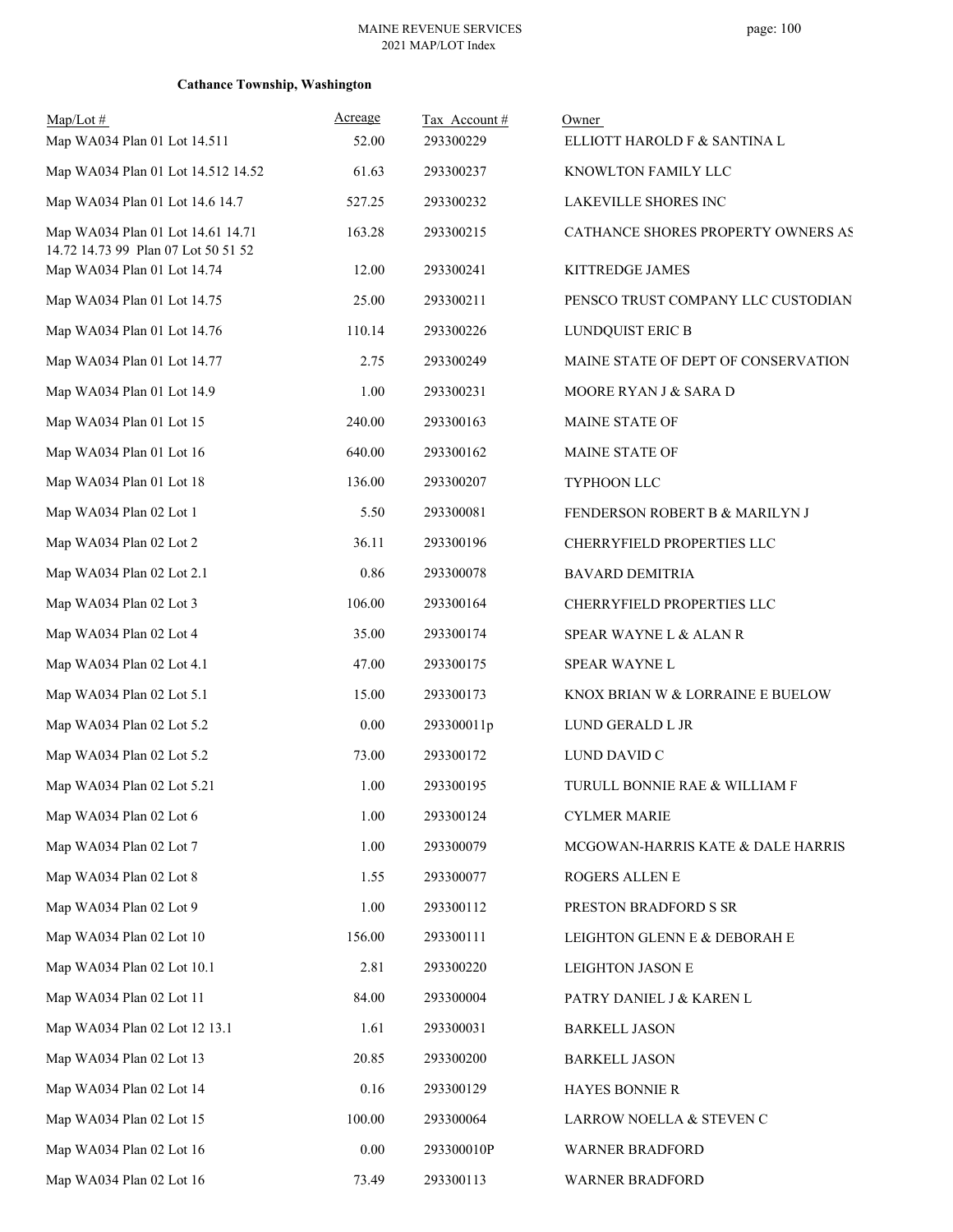**Cathance Township, Washington**

| Map/Lot # | Acreage | Tax Account # | Owner |
|---|---|---|---|
| Map WA034 Plan 01 Lot 14.511 | 52.00 | 293300229 | ELLIOTT HAROLD F & SANTINA L |
| Map WA034 Plan 01 Lot 14.512 14.52 | 61.63 | 293300237 | KNOWLTON FAMILY LLC |
| Map WA034 Plan 01 Lot 14.6 14.7 | 527.25 | 293300232 | LAKEVILLE SHORES INC |
| Map WA034 Plan 01 Lot 14.61 14.71 14.72 14.73 99 Plan 07 Lot 50 51 52 | 163.28 | 293300215 | CATHANCE SHORES PROPERTY OWNERS AS |
| Map WA034 Plan 01 Lot 14.74 | 12.00 | 293300241 | KITTREDGE JAMES |
| Map WA034 Plan 01 Lot 14.75 | 25.00 | 293300211 | PENSCO TRUST COMPANY LLC CUSTODIAN |
| Map WA034 Plan 01 Lot 14.76 | 110.14 | 293300226 | LUNDQUIST ERIC B |
| Map WA034 Plan 01 Lot 14.77 | 2.75 | 293300249 | MAINE STATE OF DEPT OF CONSERVATION |
| Map WA034 Plan 01 Lot 14.9 | 1.00 | 293300231 | MOORE RYAN J & SARA D |
| Map WA034 Plan 01 Lot 15 | 240.00 | 293300163 | MAINE STATE OF |
| Map WA034 Plan 01 Lot 16 | 640.00 | 293300162 | MAINE STATE OF |
| Map WA034 Plan 01 Lot 18 | 136.00 | 293300207 | TYPHOON LLC |
| Map WA034 Plan 02 Lot 1 | 5.50 | 293300081 | FENDERSON ROBERT B & MARILYN J |
| Map WA034 Plan 02 Lot 2 | 36.11 | 293300196 | CHERRYFIELD PROPERTIES LLC |
| Map WA034 Plan 02 Lot 2.1 | 0.86 | 293300078 | BAVARD DEMITRIA |
| Map WA034 Plan 02 Lot 3 | 106.00 | 293300164 | CHERRYFIELD PROPERTIES LLC |
| Map WA034 Plan 02 Lot 4 | 35.00 | 293300174 | SPEAR WAYNE L & ALAN R |
| Map WA034 Plan 02 Lot 4.1 | 47.00 | 293300175 | SPEAR WAYNE L |
| Map WA034 Plan 02 Lot 5.1 | 15.00 | 293300173 | KNOX BRIAN W & LORRAINE E BUELOW |
| Map WA034 Plan 02 Lot 5.2 | 0.00 | 293300011p | LUND GERALD L JR |
| Map WA034 Plan 02 Lot 5.2 | 73.00 | 293300172 | LUND DAVID C |
| Map WA034 Plan 02 Lot 5.21 | 1.00 | 293300195 | TURULL BONNIE RAE & WILLIAM F |
| Map WA034 Plan 02 Lot 6 | 1.00 | 293300124 | CYLMER MARIE |
| Map WA034 Plan 02 Lot 7 | 1.00 | 293300079 | MCGOWAN-HARRIS KATE & DALE HARRIS |
| Map WA034 Plan 02 Lot 8 | 1.55 | 293300077 | ROGERS ALLEN E |
| Map WA034 Plan 02 Lot 9 | 1.00 | 293300112 | PRESTON BRADFORD S SR |
| Map WA034 Plan 02 Lot 10 | 156.00 | 293300111 | LEIGHTON GLENN E & DEBORAH E |
| Map WA034 Plan 02 Lot 10.1 | 2.81 | 293300220 | LEIGHTON JASON E |
| Map WA034 Plan 02 Lot 11 | 84.00 | 293300004 | PATRY DANIEL J & KAREN L |
| Map WA034 Plan 02 Lot 12 13.1 | 1.61 | 293300031 | BARKELL JASON |
| Map WA034 Plan 02 Lot 13 | 20.85 | 293300200 | BARKELL JASON |
| Map WA034 Plan 02 Lot 14 | 0.16 | 293300129 | HAYES BONNIE R |
| Map WA034 Plan 02 Lot 15 | 100.00 | 293300064 | LARROW NOELLA & STEVEN C |
| Map WA034 Plan 02 Lot 16 | 0.00 | 293300010P | WARNER BRADFORD |
| Map WA034 Plan 02 Lot 16 | 73.49 | 293300113 | WARNER BRADFORD |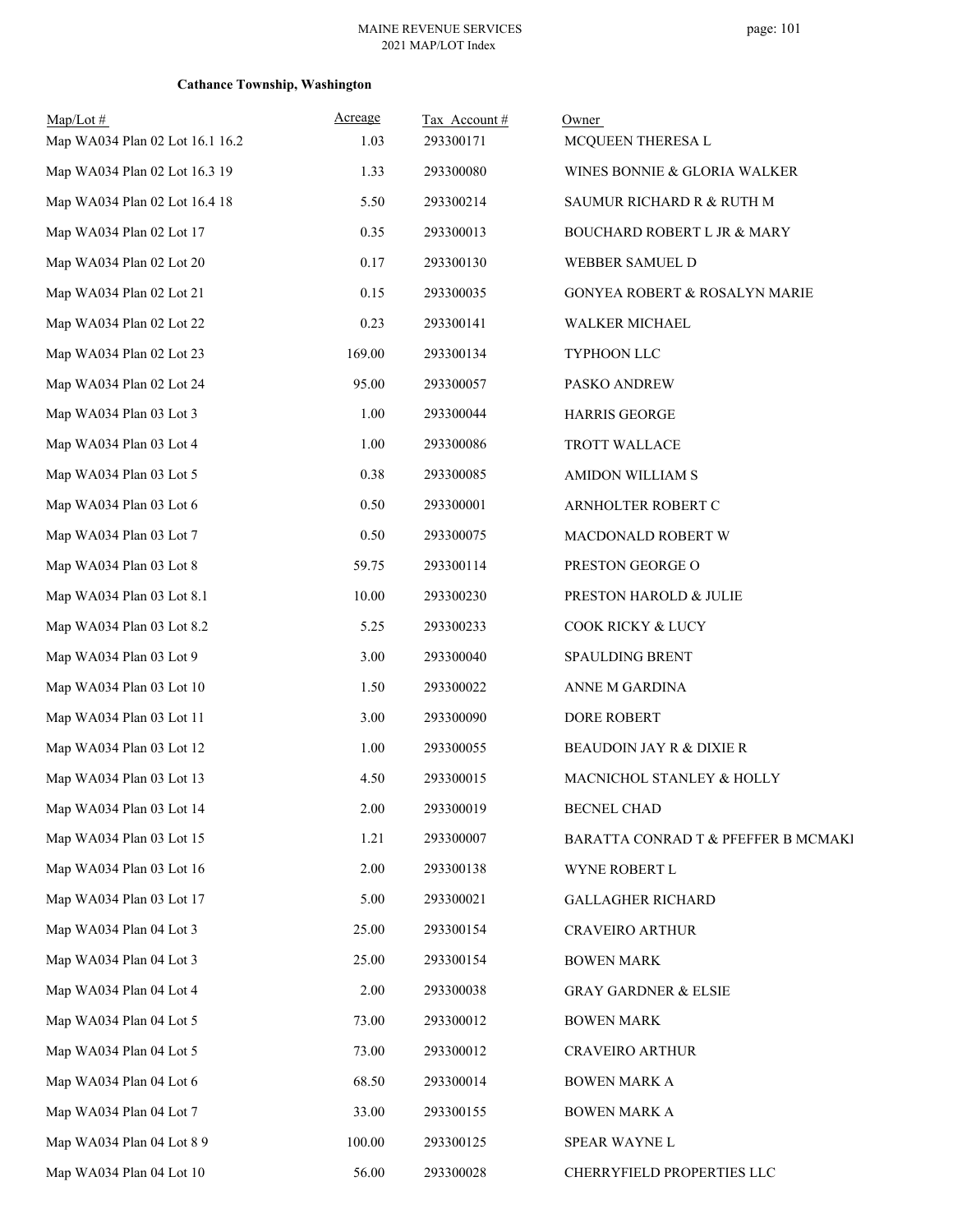### Cathance Township, Washington

| Map/Lot # | Acreage | Tax Account # | Owner |
|---|---|---|---|
| Map WA034 Plan 02 Lot 16.1 16.2 | 1.03 | 293300171 | MCQUEEN THERESA L |
| Map WA034 Plan 02 Lot 16.3 19 | 1.33 | 293300080 | WINES BONNIE & GLORIA WALKER |
| Map WA034 Plan 02 Lot 16.4 18 | 5.50 | 293300214 | SAUMUR RICHARD R & RUTH M |
| Map WA034 Plan 02 Lot 17 | 0.35 | 293300013 | BOUCHARD ROBERT L JR & MARY |
| Map WA034 Plan 02 Lot 20 | 0.17 | 293300130 | WEBBER SAMUEL D |
| Map WA034 Plan 02 Lot 21 | 0.15 | 293300035 | GONYEA ROBERT & ROSALYN MARIE |
| Map WA034 Plan 02 Lot 22 | 0.23 | 293300141 | WALKER MICHAEL |
| Map WA034 Plan 02 Lot 23 | 169.00 | 293300134 | TYPHOON LLC |
| Map WA034 Plan 02 Lot 24 | 95.00 | 293300057 | PASKO ANDREW |
| Map WA034 Plan 03 Lot 3 | 1.00 | 293300044 | HARRIS GEORGE |
| Map WA034 Plan 03 Lot 4 | 1.00 | 293300086 | TROTT WALLACE |
| Map WA034 Plan 03 Lot 5 | 0.38 | 293300085 | AMIDON WILLIAM S |
| Map WA034 Plan 03 Lot 6 | 0.50 | 293300001 | ARNHOLTER ROBERT C |
| Map WA034 Plan 03 Lot 7 | 0.50 | 293300075 | MACDONALD ROBERT W |
| Map WA034 Plan 03 Lot 8 | 59.75 | 293300114 | PRESTON GEORGE O |
| Map WA034 Plan 03 Lot 8.1 | 10.00 | 293300230 | PRESTON HAROLD & JULIE |
| Map WA034 Plan 03 Lot 8.2 | 5.25 | 293300233 | COOK RICKY & LUCY |
| Map WA034 Plan 03 Lot 9 | 3.00 | 293300040 | SPAULDING BRENT |
| Map WA034 Plan 03 Lot 10 | 1.50 | 293300022 | ANNE M GARDINA |
| Map WA034 Plan 03 Lot 11 | 3.00 | 293300090 | DORE ROBERT |
| Map WA034 Plan 03 Lot 12 | 1.00 | 293300055 | BEAUDOIN JAY R & DIXIE R |
| Map WA034 Plan 03 Lot 13 | 4.50 | 293300015 | MACNICHOL STANLEY & HOLLY |
| Map WA034 Plan 03 Lot 14 | 2.00 | 293300019 | BECNEL CHAD |
| Map WA034 Plan 03 Lot 15 | 1.21 | 293300007 | BARATTA CONRAD T & PFEFFER B MCMAKI |
| Map WA034 Plan 03 Lot 16 | 2.00 | 293300138 | WYNE ROBERT L |
| Map WA034 Plan 03 Lot 17 | 5.00 | 293300021 | GALLAGHER RICHARD |
| Map WA034 Plan 04 Lot 3 | 25.00 | 293300154 | CRAVEIRO ARTHUR |
| Map WA034 Plan 04 Lot 3 | 25.00 | 293300154 | BOWEN MARK |
| Map WA034 Plan 04 Lot 4 | 2.00 | 293300038 | GRAY GARDNER & ELSIE |
| Map WA034 Plan 04 Lot 5 | 73.00 | 293300012 | BOWEN MARK |
| Map WA034 Plan 04 Lot 5 | 73.00 | 293300012 | CRAVEIRO ARTHUR |
| Map WA034 Plan 04 Lot 6 | 68.50 | 293300014 | BOWEN MARK A |
| Map WA034 Plan 04 Lot 7 | 33.00 | 293300155 | BOWEN MARK A |
| Map WA034 Plan 04 Lot 8 9 | 100.00 | 293300125 | SPEAR WAYNE L |
| Map WA034 Plan 04 Lot 10 | 56.00 | 293300028 | CHERRYFIELD PROPERTIES LLC |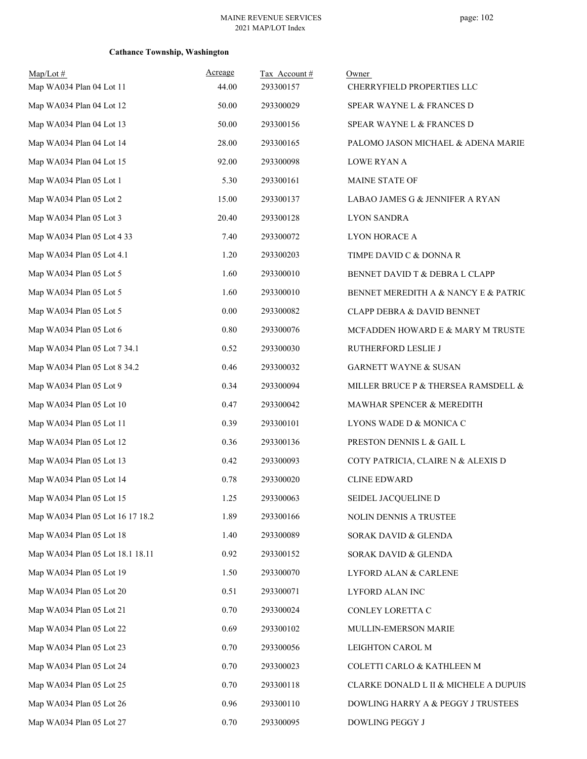**Cathance Township, Washington**

| Map/Lot # | Acreage | Tax Account # | Owner |
|---|---|---|---|
| Map WA034 Plan 04 Lot 11 | 44.00 | 293300157 | CHERRYFIELD PROPERTIES LLC |
| Map WA034 Plan 04 Lot 12 | 50.00 | 293300029 | SPEAR WAYNE L & FRANCES D |
| Map WA034 Plan 04 Lot 13 | 50.00 | 293300156 | SPEAR WAYNE L & FRANCES D |
| Map WA034 Plan 04 Lot 14 | 28.00 | 293300165 | PALOMO JASON MICHAEL & ADENA MARIE |
| Map WA034 Plan 04 Lot 15 | 92.00 | 293300098 | LOWE RYAN A |
| Map WA034 Plan 05 Lot 1 | 5.30 | 293300161 | MAINE STATE OF |
| Map WA034 Plan 05 Lot 2 | 15.00 | 293300137 | LABAO JAMES G & JENNIFER A RYAN |
| Map WA034 Plan 05 Lot 3 | 20.40 | 293300128 | LYON SANDRA |
| Map WA034 Plan 05 Lot 4 33 | 7.40 | 293300072 | LYON HORACE A |
| Map WA034 Plan 05 Lot 4.1 | 1.20 | 293300203 | TIMPE DAVID C & DONNA R |
| Map WA034 Plan 05 Lot 5 | 1.60 | 293300010 | BENNET DAVID T & DEBRA L CLAPP |
| Map WA034 Plan 05 Lot 5 | 1.60 | 293300010 | BENNET MEREDITH A & NANCY E & PATRIC |
| Map WA034 Plan 05 Lot 5 | 0.00 | 293300082 | CLAPP DEBRA & DAVID BENNET |
| Map WA034 Plan 05 Lot 6 | 0.80 | 293300076 | MCFADDEN HOWARD E & MARY M TRUSTE |
| Map WA034 Plan 05 Lot 7 34.1 | 0.52 | 293300030 | RUTHERFORD LESLIE J |
| Map WA034 Plan 05 Lot 8 34.2 | 0.46 | 293300032 | GARNETT WAYNE & SUSAN |
| Map WA034 Plan 05 Lot 9 | 0.34 | 293300094 | MILLER BRUCE P & THERSEA RAMSDELL & |
| Map WA034 Plan 05 Lot 10 | 0.47 | 293300042 | MAWHAR SPENCER & MEREDITH |
| Map WA034 Plan 05 Lot 11 | 0.39 | 293300101 | LYONS WADE D & MONICA C |
| Map WA034 Plan 05 Lot 12 | 0.36 | 293300136 | PRESTON DENNIS L & GAIL L |
| Map WA034 Plan 05 Lot 13 | 0.42 | 293300093 | COTY PATRICIA, CLAIRE N & ALEXIS D |
| Map WA034 Plan 05 Lot 14 | 0.78 | 293300020 | CLINE EDWARD |
| Map WA034 Plan 05 Lot 15 | 1.25 | 293300063 | SEIDEL JACQUELINE D |
| Map WA034 Plan 05 Lot 16 17 18.2 | 1.89 | 293300166 | NOLIN DENNIS A TRUSTEE |
| Map WA034 Plan 05 Lot 18 | 1.40 | 293300089 | SORAK DAVID & GLENDA |
| Map WA034 Plan 05 Lot 18.1 18.11 | 0.92 | 293300152 | SORAK DAVID & GLENDA |
| Map WA034 Plan 05 Lot 19 | 1.50 | 293300070 | LYFORD ALAN & CARLENE |
| Map WA034 Plan 05 Lot 20 | 0.51 | 293300071 | LYFORD ALAN INC |
| Map WA034 Plan 05 Lot 21 | 0.70 | 293300024 | CONLEY LORETTA C |
| Map WA034 Plan 05 Lot 22 | 0.69 | 293300102 | MULLIN-EMERSON MARIE |
| Map WA034 Plan 05 Lot 23 | 0.70 | 293300056 | LEIGHTON CAROL M |
| Map WA034 Plan 05 Lot 24 | 0.70 | 293300023 | COLETTI CARLO & KATHLEEN M |
| Map WA034 Plan 05 Lot 25 | 0.70 | 293300118 | CLARKE DONALD L II & MICHELE A DUPUIS |
| Map WA034 Plan 05 Lot 26 | 0.96 | 293300110 | DOWLING HARRY A & PEGGY J TRUSTEES |
| Map WA034 Plan 05 Lot 27 | 0.70 | 293300095 | DOWLING PEGGY J |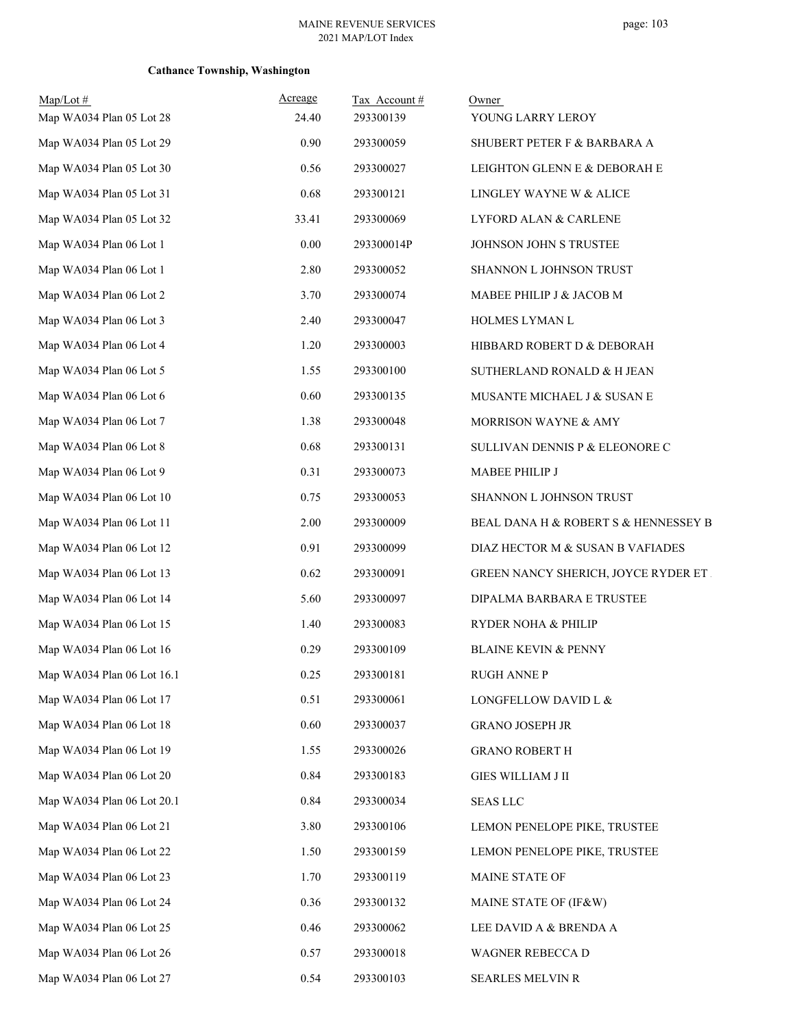**Cathance Township, Washington**

| Map/Lot # | Acreage | Tax Account # | Owner |
|---|---|---|---|
| Map WA034 Plan 05 Lot 28 | 24.40 | 293300139 | YOUNG LARRY LEROY |
| Map WA034 Plan 05 Lot 29 | 0.90 | 293300059 | SHUBERT PETER F & BARBARA A |
| Map WA034 Plan 05 Lot 30 | 0.56 | 293300027 | LEIGHTON GLENN E & DEBORAH E |
| Map WA034 Plan 05 Lot 31 | 0.68 | 293300121 | LINGLEY WAYNE W & ALICE |
| Map WA034 Plan 05 Lot 32 | 33.41 | 293300069 | LYFORD ALAN & CARLENE |
| Map WA034 Plan 06 Lot 1 | 0.00 | 293300014P | JOHNSON JOHN S TRUSTEE |
| Map WA034 Plan 06 Lot 1 | 2.80 | 293300052 | SHANNON L JOHNSON TRUST |
| Map WA034 Plan 06 Lot 2 | 3.70 | 293300074 | MABEE PHILIP J & JACOB M |
| Map WA034 Plan 06 Lot 3 | 2.40 | 293300047 | HOLMES LYMAN L |
| Map WA034 Plan 06 Lot 4 | 1.20 | 293300003 | HIBBARD ROBERT D & DEBORAH |
| Map WA034 Plan 06 Lot 5 | 1.55 | 293300100 | SUTHERLAND RONALD & H JEAN |
| Map WA034 Plan 06 Lot 6 | 0.60 | 293300135 | MUSANTE MICHAEL J & SUSAN E |
| Map WA034 Plan 06 Lot 7 | 1.38 | 293300048 | MORRISON WAYNE & AMY |
| Map WA034 Plan 06 Lot 8 | 0.68 | 293300131 | SULLIVAN DENNIS P & ELEONORE C |
| Map WA034 Plan 06 Lot 9 | 0.31 | 293300073 | MABEE PHILIP J |
| Map WA034 Plan 06 Lot 10 | 0.75 | 293300053 | SHANNON L JOHNSON TRUST |
| Map WA034 Plan 06 Lot 11 | 2.00 | 293300009 | BEAL DANA H & ROBERT S & HENNESSEY B |
| Map WA034 Plan 06 Lot 12 | 0.91 | 293300099 | DIAZ HECTOR M & SUSAN B VAFIADES |
| Map WA034 Plan 06 Lot 13 | 0.62 | 293300091 | GREEN NANCY SHERICH, JOYCE RYDER ET |
| Map WA034 Plan 06 Lot 14 | 5.60 | 293300097 | DIPALMA BARBARA E TRUSTEE |
| Map WA034 Plan 06 Lot 15 | 1.40 | 293300083 | RYDER NOHA & PHILIP |
| Map WA034 Plan 06 Lot 16 | 0.29 | 293300109 | BLAINE KEVIN & PENNY |
| Map WA034 Plan 06 Lot 16.1 | 0.25 | 293300181 | RUGH ANNE P |
| Map WA034 Plan 06 Lot 17 | 0.51 | 293300061 | LONGFELLOW DAVID L & |
| Map WA034 Plan 06 Lot 18 | 0.60 | 293300037 | GRANO JOSEPH JR |
| Map WA034 Plan 06 Lot 19 | 1.55 | 293300026 | GRANO ROBERT H |
| Map WA034 Plan 06 Lot 20 | 0.84 | 293300183 | GIES WILLIAM J II |
| Map WA034 Plan 06 Lot 20.1 | 0.84 | 293300034 | SEAS LLC |
| Map WA034 Plan 06 Lot 21 | 3.80 | 293300106 | LEMON PENELOPE PIKE, TRUSTEE |
| Map WA034 Plan 06 Lot 22 | 1.50 | 293300159 | LEMON PENELOPE PIKE, TRUSTEE |
| Map WA034 Plan 06 Lot 23 | 1.70 | 293300119 | MAINE STATE OF |
| Map WA034 Plan 06 Lot 24 | 0.36 | 293300132 | MAINE STATE OF (IF&W) |
| Map WA034 Plan 06 Lot 25 | 0.46 | 293300062 | LEE DAVID A & BRENDA A |
| Map WA034 Plan 06 Lot 26 | 0.57 | 293300018 | WAGNER REBECCA D |
| Map WA034 Plan 06 Lot 27 | 0.54 | 293300103 | SEARLES MELVIN R |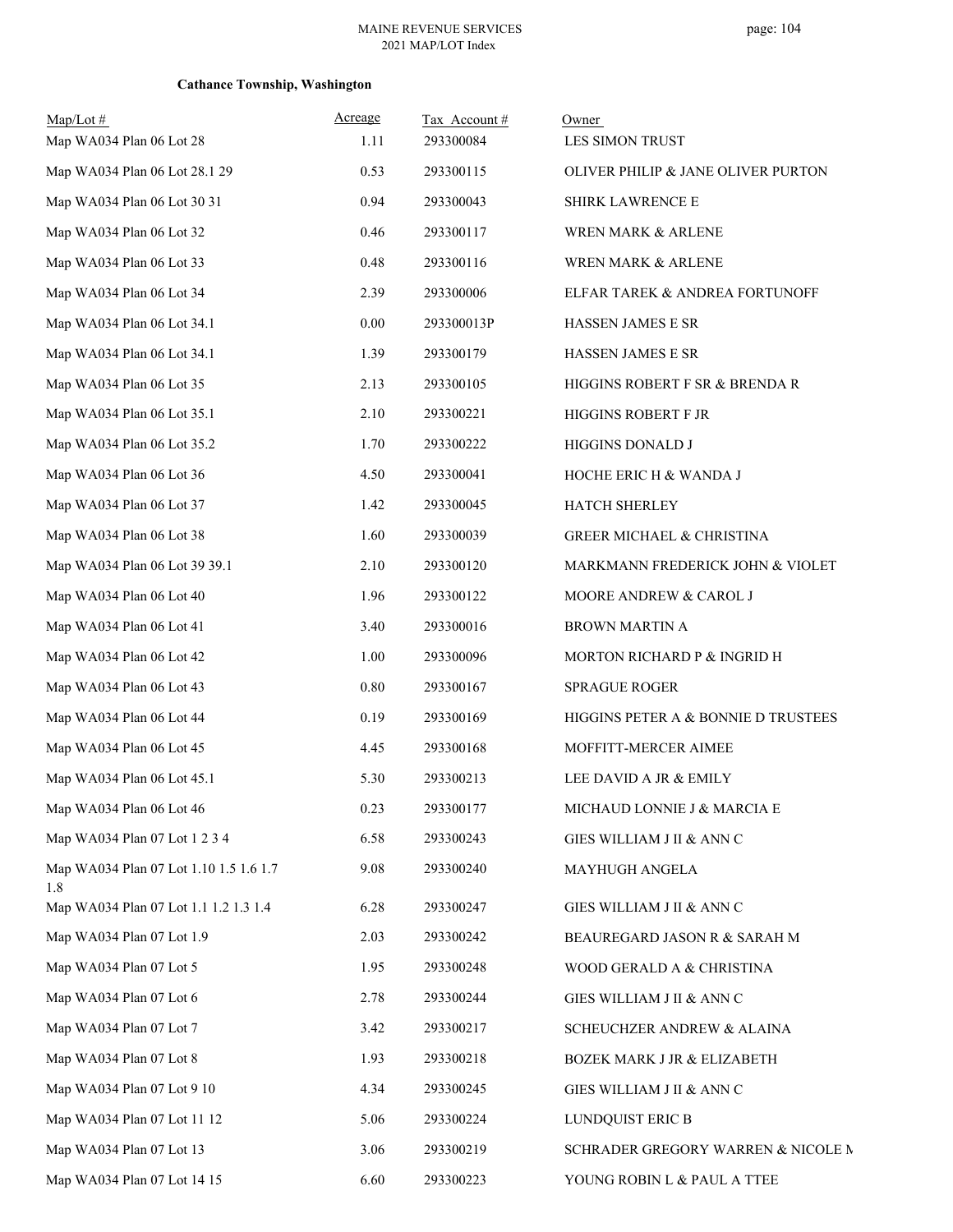**Cathance Township, Washington**

| Map/Lot # | Acreage | Tax Account # | Owner |
|---|---|---|---|
| Map WA034 Plan 06 Lot 28 | 1.11 | 293300084 | LES SIMON TRUST |
| Map WA034 Plan 06 Lot 28.1 29 | 0.53 | 293300115 | OLIVER PHILIP & JANE OLIVER PURTON |
| Map WA034 Plan 06 Lot 30 31 | 0.94 | 293300043 | SHIRK LAWRENCE E |
| Map WA034 Plan 06 Lot 32 | 0.46 | 293300117 | WREN MARK & ARLENE |
| Map WA034 Plan 06 Lot 33 | 0.48 | 293300116 | WREN MARK & ARLENE |
| Map WA034 Plan 06 Lot 34 | 2.39 | 293300006 | ELFAR TAREK & ANDREA FORTUNOFF |
| Map WA034 Plan 06 Lot 34.1 | 0.00 | 293300013P | HASSEN JAMES E SR |
| Map WA034 Plan 06 Lot 34.1 | 1.39 | 293300179 | HASSEN JAMES E SR |
| Map WA034 Plan 06 Lot 35 | 2.13 | 293300105 | HIGGINS ROBERT F SR & BRENDA R |
| Map WA034 Plan 06 Lot 35.1 | 2.10 | 293300221 | HIGGINS ROBERT F JR |
| Map WA034 Plan 06 Lot 35.2 | 1.70 | 293300222 | HIGGINS DONALD J |
| Map WA034 Plan 06 Lot 36 | 4.50 | 293300041 | HOCHE ERIC H & WANDA J |
| Map WA034 Plan 06 Lot 37 | 1.42 | 293300045 | HATCH SHERLEY |
| Map WA034 Plan 06 Lot 38 | 1.60 | 293300039 | GREER MICHAEL & CHRISTINA |
| Map WA034 Plan 06 Lot 39 39.1 | 2.10 | 293300120 | MARKMANN FREDERICK JOHN & VIOLET |
| Map WA034 Plan 06 Lot 40 | 1.96 | 293300122 | MOORE ANDREW & CAROL J |
| Map WA034 Plan 06 Lot 41 | 3.40 | 293300016 | BROWN MARTIN A |
| Map WA034 Plan 06 Lot 42 | 1.00 | 293300096 | MORTON RICHARD P & INGRID H |
| Map WA034 Plan 06 Lot 43 | 0.80 | 293300167 | SPRAGUE ROGER |
| Map WA034 Plan 06 Lot 44 | 0.19 | 293300169 | HIGGINS PETER A & BONNIE D TRUSTEES |
| Map WA034 Plan 06 Lot 45 | 4.45 | 293300168 | MOFFITT-MERCER AIMEE |
| Map WA034 Plan 06 Lot 45.1 | 5.30 | 293300213 | LEE DAVID A JR & EMILY |
| Map WA034 Plan 06 Lot 46 | 0.23 | 293300177 | MICHAUD LONNIE J & MARCIA E |
| Map WA034 Plan 07 Lot 1 2 3 4 | 6.58 | 293300243 | GIES WILLIAM J II & ANN C |
| Map WA034 Plan 07 Lot 1.10 1.5 1.6 1.7 1.8 | 9.08 | 293300240 | MAYHUGH ANGELA |
| Map WA034 Plan 07 Lot 1.1 1.2 1.3 1.4 | 6.28 | 293300247 | GIES WILLIAM J II & ANN C |
| Map WA034 Plan 07 Lot 1.9 | 2.03 | 293300242 | BEAUREGARD JASON R & SARAH M |
| Map WA034 Plan 07 Lot 5 | 1.95 | 293300248 | WOOD GERALD A & CHRISTINA |
| Map WA034 Plan 07 Lot 6 | 2.78 | 293300244 | GIES WILLIAM J II & ANN C |
| Map WA034 Plan 07 Lot 7 | 3.42 | 293300217 | SCHEUCHZER ANDREW & ALAINA |
| Map WA034 Plan 07 Lot 8 | 1.93 | 293300218 | BOZEK MARK J JR & ELIZABETH |
| Map WA034 Plan 07 Lot 9 10 | 4.34 | 293300245 | GIES WILLIAM J II & ANN C |
| Map WA034 Plan 07 Lot 11 12 | 5.06 | 293300224 | LUNDQUIST ERIC B |
| Map WA034 Plan 07 Lot 13 | 3.06 | 293300219 | SCHRADER GREGORY WARREN & NICOLE M |
| Map WA034 Plan 07 Lot 14 15 | 6.60 | 293300223 | YOUNG ROBIN L & PAUL A TTEE |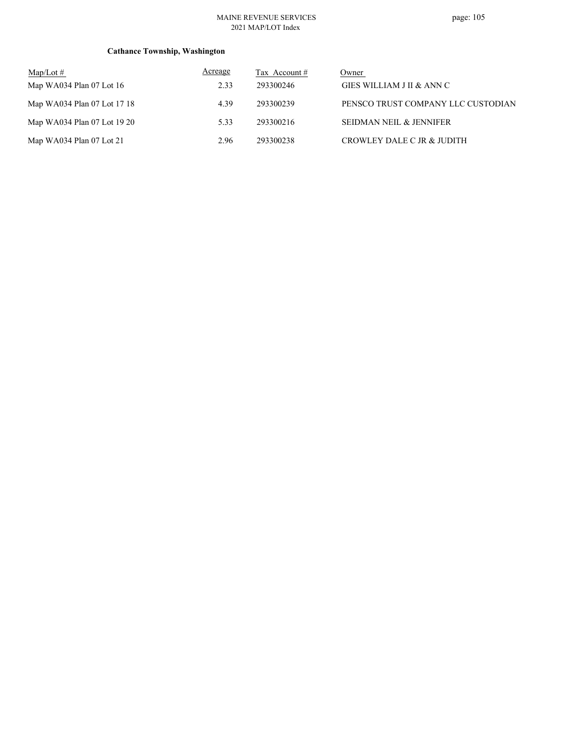**Cathance Township, Washington**

| Map/Lot # | Acreage | Tax Account # | Owner |
|---|---|---|---|
| Map WA034 Plan 07 Lot 16 | 2.33 | 293300246 | GIES WILLIAM J II & ANN C |
| Map WA034 Plan 07 Lot 17 18 | 4.39 | 293300239 | PENSCO TRUST COMPANY LLC CUSTODIAN |
| Map WA034 Plan 07 Lot 19 20 | 5.33 | 293300216 | SEIDMAN NEIL & JENNIFER |
| Map WA034 Plan 07 Lot 21 | 2.96 | 293300238 | CROWLEY DALE C JR & JUDITH |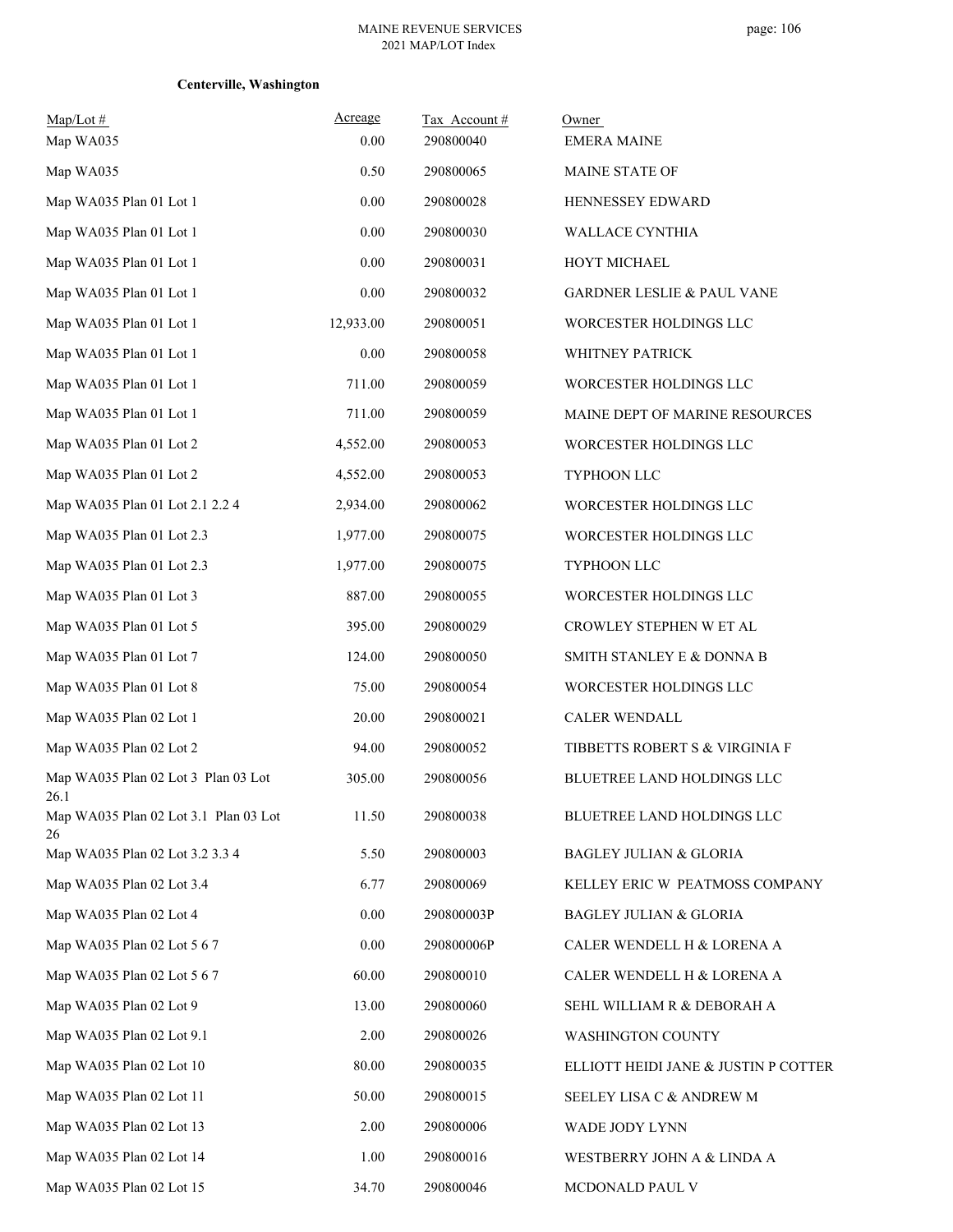**Centerville, Washington**

| Map/Lot # | Acreage | Tax Account # | Owner |
|---|---|---|---|
| Map WA035 | 0.00 | 290800040 | EMERA MAINE |
| Map WA035 | 0.50 | 290800065 | MAINE STATE OF |
| Map WA035 Plan 01 Lot 1 | 0.00 | 290800028 | HENNESSEY EDWARD |
| Map WA035 Plan 01 Lot 1 | 0.00 | 290800030 | WALLACE CYNTHIA |
| Map WA035 Plan 01 Lot 1 | 0.00 | 290800031 | HOYT MICHAEL |
| Map WA035 Plan 01 Lot 1 | 0.00 | 290800032 | GARDNER LESLIE & PAUL VANE |
| Map WA035 Plan 01 Lot 1 | 12,933.00 | 290800051 | WORCESTER HOLDINGS LLC |
| Map WA035 Plan 01 Lot 1 | 0.00 | 290800058 | WHITNEY PATRICK |
| Map WA035 Plan 01 Lot 1 | 711.00 | 290800059 | WORCESTER HOLDINGS LLC |
| Map WA035 Plan 01 Lot 1 | 711.00 | 290800059 | MAINE DEPT OF MARINE RESOURCES |
| Map WA035 Plan 01 Lot 2 | 4,552.00 | 290800053 | WORCESTER HOLDINGS LLC |
| Map WA035 Plan 01 Lot 2 | 4,552.00 | 290800053 | TYPHOON LLC |
| Map WA035 Plan 01 Lot 2.1 2.2 4 | 2,934.00 | 290800062 | WORCESTER HOLDINGS LLC |
| Map WA035 Plan 01 Lot 2.3 | 1,977.00 | 290800075 | WORCESTER HOLDINGS LLC |
| Map WA035 Plan 01 Lot 2.3 | 1,977.00 | 290800075 | TYPHOON LLC |
| Map WA035 Plan 01 Lot 3 | 887.00 | 290800055 | WORCESTER HOLDINGS LLC |
| Map WA035 Plan 01 Lot 5 | 395.00 | 290800029 | CROWLEY STEPHEN W ET AL |
| Map WA035 Plan 01 Lot 7 | 124.00 | 290800050 | SMITH STANLEY E & DONNA B |
| Map WA035 Plan 01 Lot 8 | 75.00 | 290800054 | WORCESTER HOLDINGS LLC |
| Map WA035 Plan 02 Lot 1 | 20.00 | 290800021 | CALER WENDALL |
| Map WA035 Plan 02 Lot 2 | 94.00 | 290800052 | TIBBETTS ROBERT S & VIRGINIA F |
| Map WA035 Plan 02 Lot 3 Plan 03 Lot 26.1 | 305.00 | 290800056 | BLUETREE LAND HOLDINGS LLC |
| Map WA035 Plan 02 Lot 3.1 Plan 03 Lot 26 | 11.50 | 290800038 | BLUETREE LAND HOLDINGS LLC |
| Map WA035 Plan 02 Lot 3.2 3.3 4 | 5.50 | 290800003 | BAGLEY JULIAN & GLORIA |
| Map WA035 Plan 02 Lot 3.4 | 6.77 | 290800069 | KELLEY ERIC W PEATMOSS COMPANY |
| Map WA035 Plan 02 Lot 4 | 0.00 | 290800003P | BAGLEY JULIAN & GLORIA |
| Map WA035 Plan 02 Lot 5 6 7 | 0.00 | 290800006P | CALER WENDELL H & LORENA A |
| Map WA035 Plan 02 Lot 5 6 7 | 60.00 | 290800010 | CALER WENDELL H & LORENA A |
| Map WA035 Plan 02 Lot 9 | 13.00 | 290800060 | SEHL WILLIAM R & DEBORAH A |
| Map WA035 Plan 02 Lot 9.1 | 2.00 | 290800026 | WASHINGTON COUNTY |
| Map WA035 Plan 02 Lot 10 | 80.00 | 290800035 | ELLIOTT HEIDI JANE & JUSTIN P COTTER |
| Map WA035 Plan 02 Lot 11 | 50.00 | 290800015 | SEELEY LISA C & ANDREW M |
| Map WA035 Plan 02 Lot 13 | 2.00 | 290800006 | WADE JODY LYNN |
| Map WA035 Plan 02 Lot 14 | 1.00 | 290800016 | WESTBERRY JOHN A & LINDA A |
| Map WA035 Plan 02 Lot 15 | 34.70 | 290800046 | MCDONALD PAUL V |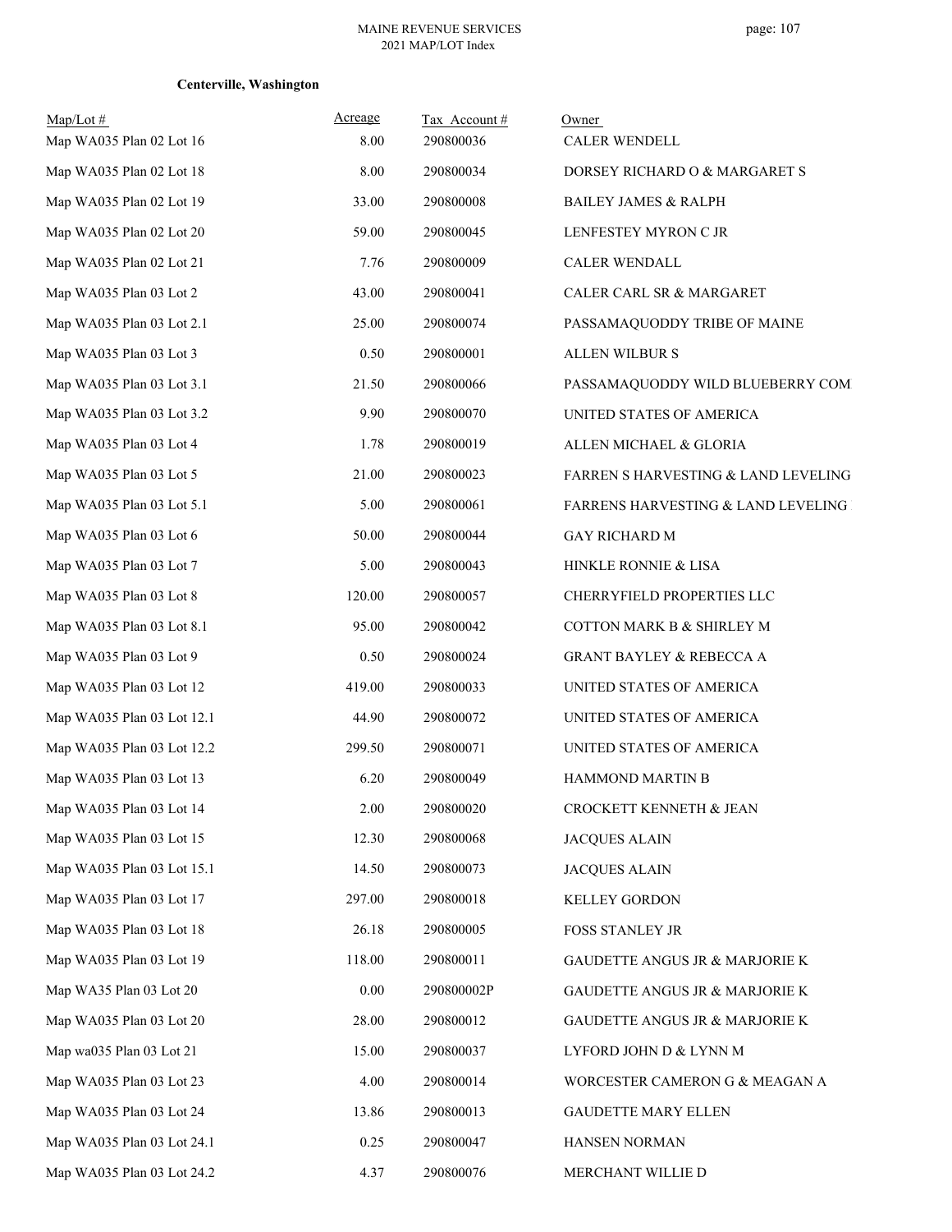**Centerville, Washington**

| Map/Lot # | Acreage | Tax Account # | Owner |
|---|---|---|---|
| Map WA035 Plan 02 Lot 16 | 8.00 | 290800036 | CALER WENDELL |
| Map WA035 Plan 02 Lot 18 | 8.00 | 290800034 | DORSEY RICHARD O & MARGARET S |
| Map WA035 Plan 02 Lot 19 | 33.00 | 290800008 | BAILEY JAMES & RALPH |
| Map WA035 Plan 02 Lot 20 | 59.00 | 290800045 | LENFESTEY MYRON C JR |
| Map WA035 Plan 02 Lot 21 | 7.76 | 290800009 | CALER WENDALL |
| Map WA035 Plan 03 Lot 2 | 43.00 | 290800041 | CALER CARL SR & MARGARET |
| Map WA035 Plan 03 Lot 2.1 | 25.00 | 290800074 | PASSAMAQUODDY TRIBE OF MAINE |
| Map WA035 Plan 03 Lot 3 | 0.50 | 290800001 | ALLEN WILBUR S |
| Map WA035 Plan 03 Lot 3.1 | 21.50 | 290800066 | PASSAMAQUODDY WILD BLUEBERRY COM |
| Map WA035 Plan 03 Lot 3.2 | 9.90 | 290800070 | UNITED STATES OF AMERICA |
| Map WA035 Plan 03 Lot 4 | 1.78 | 290800019 | ALLEN MICHAEL & GLORIA |
| Map WA035 Plan 03 Lot 5 | 21.00 | 290800023 | FARREN S HARVESTING & LAND LEVELING |
| Map WA035 Plan 03 Lot 5.1 | 5.00 | 290800061 | FARRENS HARVESTING & LAND LEVELING |
| Map WA035 Plan 03 Lot 6 | 50.00 | 290800044 | GAY RICHARD M |
| Map WA035 Plan 03 Lot 7 | 5.00 | 290800043 | HINKLE RONNIE & LISA |
| Map WA035 Plan 03 Lot 8 | 120.00 | 290800057 | CHERRYFIELD PROPERTIES LLC |
| Map WA035 Plan 03 Lot 8.1 | 95.00 | 290800042 | COTTON MARK B & SHIRLEY M |
| Map WA035 Plan 03 Lot 9 | 0.50 | 290800024 | GRANT BAYLEY & REBECCA A |
| Map WA035 Plan 03 Lot 12 | 419.00 | 290800033 | UNITED STATES OF AMERICA |
| Map WA035 Plan 03 Lot 12.1 | 44.90 | 290800072 | UNITED STATES OF AMERICA |
| Map WA035 Plan 03 Lot 12.2 | 299.50 | 290800071 | UNITED STATES OF AMERICA |
| Map WA035 Plan 03 Lot 13 | 6.20 | 290800049 | HAMMOND MARTIN B |
| Map WA035 Plan 03 Lot 14 | 2.00 | 290800020 | CROCKETT KENNETH & JEAN |
| Map WA035 Plan 03 Lot 15 | 12.30 | 290800068 | JACQUES ALAIN |
| Map WA035 Plan 03 Lot 15.1 | 14.50 | 290800073 | JACQUES ALAIN |
| Map WA035 Plan 03 Lot 17 | 297.00 | 290800018 | KELLEY GORDON |
| Map WA035 Plan 03 Lot 18 | 26.18 | 290800005 | FOSS STANLEY JR |
| Map WA035 Plan 03 Lot 19 | 118.00 | 290800011 | GAUDETTE ANGUS JR & MARJORIE K |
| Map WA35 Plan 03 Lot 20 | 0.00 | 290800002P | GAUDETTE ANGUS JR & MARJORIE K |
| Map WA035 Plan 03 Lot 20 | 28.00 | 290800012 | GAUDETTE ANGUS JR & MARJORIE K |
| Map wa035 Plan 03 Lot 21 | 15.00 | 290800037 | LYFORD JOHN D & LYNN M |
| Map WA035 Plan 03 Lot 23 | 4.00 | 290800014 | WORCESTER CAMERON G & MEAGAN A |
| Map WA035 Plan 03 Lot 24 | 13.86 | 290800013 | GAUDETTE MARY ELLEN |
| Map WA035 Plan 03 Lot 24.1 | 0.25 | 290800047 | HANSEN NORMAN |
| Map WA035 Plan 03 Lot 24.2 | 4.37 | 290800076 | MERCHANT WILLIE D |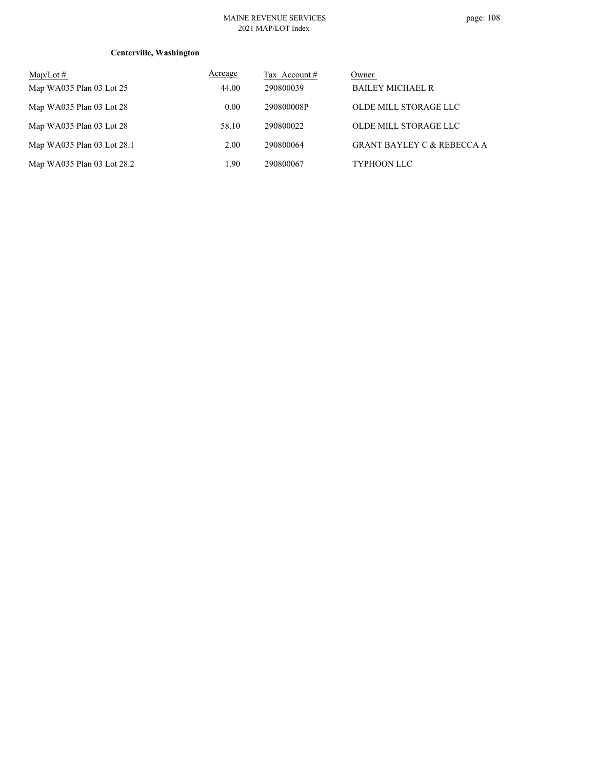**Centerville, Washington**

| Map/Lot # | Acreage | Tax Account # | Owner |
|---|---|---|---|
| Map WA035 Plan 03 Lot 25 | 44.00 | 290800039 | BAILEY MICHAEL R |
| Map WA035 Plan 03 Lot 28 | 0.00 | 290800008P | OLDE MILL STORAGE LLC |
| Map WA035 Plan 03 Lot 28 | 58.10 | 290800022 | OLDE MILL STORAGE LLC |
| Map WA035 Plan 03 Lot 28.1 | 2.00 | 290800064 | GRANT BAYLEY C & REBECCA A |
| Map WA035 Plan 03 Lot 28.2 | 1.90 | 290800067 | TYPHOON LLC |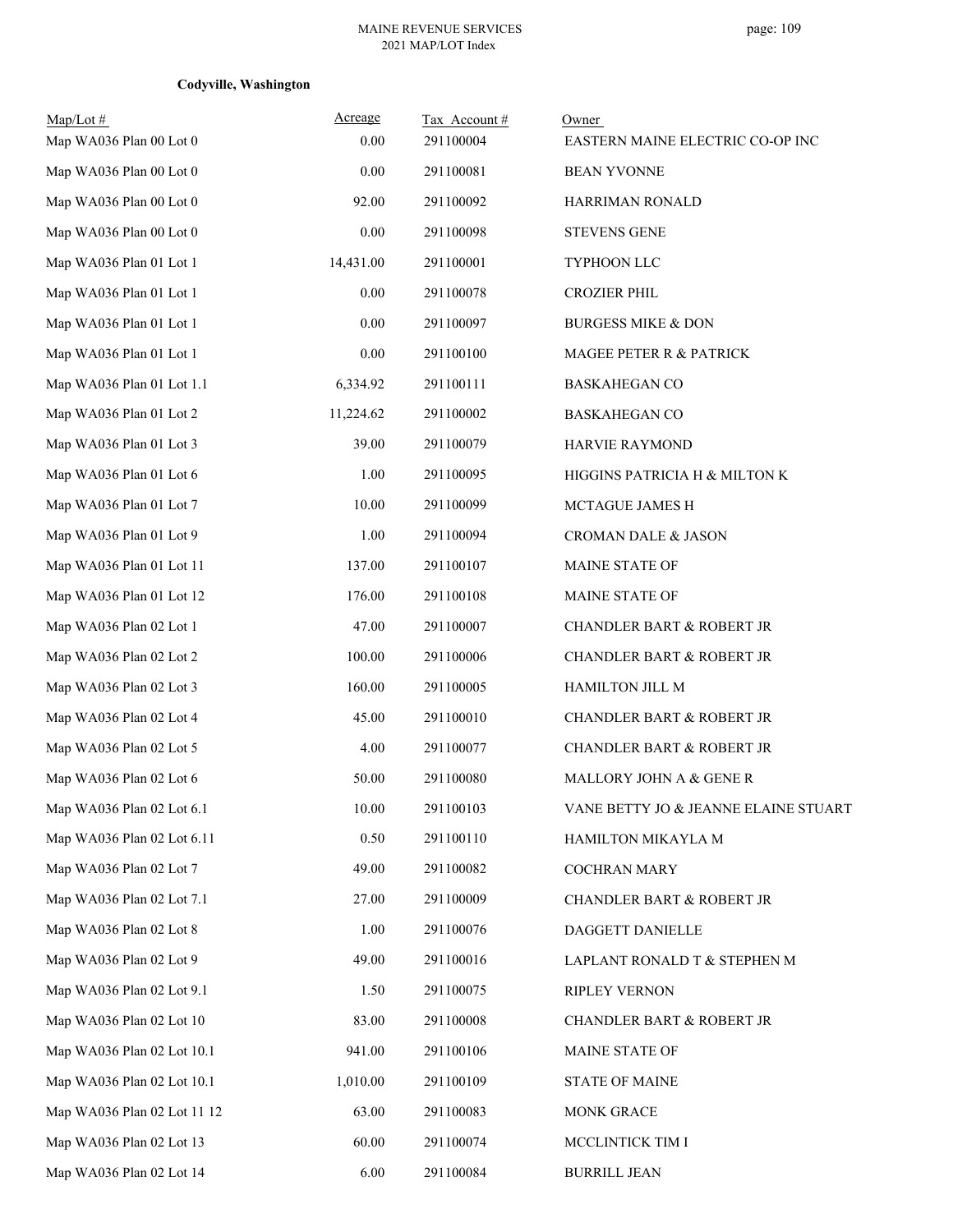**Codyville, Washington**

| Map/Lot # | Acreage | Tax Account # | Owner |
|---|---|---|---|
| Map WA036 Plan 00 Lot 0 | 0.00 | 291100004 | EASTERN MAINE ELECTRIC CO-OP INC |
| Map WA036 Plan 00 Lot 0 | 0.00 | 291100081 | BEAN YVONNE |
| Map WA036 Plan 00 Lot 0 | 92.00 | 291100092 | HARRIMAN RONALD |
| Map WA036 Plan 00 Lot 0 | 0.00 | 291100098 | STEVENS GENE |
| Map WA036 Plan 01 Lot 1 | 14,431.00 | 291100001 | TYPHOON LLC |
| Map WA036 Plan 01 Lot 1 | 0.00 | 291100078 | CROZIER PHIL |
| Map WA036 Plan 01 Lot 1 | 0.00 | 291100097 | BURGESS MIKE & DON |
| Map WA036 Plan 01 Lot 1 | 0.00 | 291100100 | MAGEE PETER R & PATRICK |
| Map WA036 Plan 01 Lot 1.1 | 6,334.92 | 291100111 | BASKAHEGAN CO |
| Map WA036 Plan 01 Lot 2 | 11,224.62 | 291100002 | BASKAHEGAN CO |
| Map WA036 Plan 01 Lot 3 | 39.00 | 291100079 | HARVIE RAYMOND |
| Map WA036 Plan 01 Lot 6 | 1.00 | 291100095 | HIGGINS PATRICIA H & MILTON K |
| Map WA036 Plan 01 Lot 7 | 10.00 | 291100099 | MCTAGUE JAMES H |
| Map WA036 Plan 01 Lot 9 | 1.00 | 291100094 | CROMAN DALE & JASON |
| Map WA036 Plan 01 Lot 11 | 137.00 | 291100107 | MAINE STATE OF |
| Map WA036 Plan 01 Lot 12 | 176.00 | 291100108 | MAINE STATE OF |
| Map WA036 Plan 02 Lot 1 | 47.00 | 291100007 | CHANDLER BART & ROBERT JR |
| Map WA036 Plan 02 Lot 2 | 100.00 | 291100006 | CHANDLER BART & ROBERT JR |
| Map WA036 Plan 02 Lot 3 | 160.00 | 291100005 | HAMILTON JILL M |
| Map WA036 Plan 02 Lot 4 | 45.00 | 291100010 | CHANDLER BART & ROBERT JR |
| Map WA036 Plan 02 Lot 5 | 4.00 | 291100077 | CHANDLER BART & ROBERT JR |
| Map WA036 Plan 02 Lot 6 | 50.00 | 291100080 | MALLORY JOHN A & GENE R |
| Map WA036 Plan 02 Lot 6.1 | 10.00 | 291100103 | VANE BETTY JO & JEANNE ELAINE STUART |
| Map WA036 Plan 02 Lot 6.11 | 0.50 | 291100110 | HAMILTON MIKAYLA M |
| Map WA036 Plan 02 Lot 7 | 49.00 | 291100082 | COCHRAN MARY |
| Map WA036 Plan 02 Lot 7.1 | 27.00 | 291100009 | CHANDLER BART & ROBERT JR |
| Map WA036 Plan 02 Lot 8 | 1.00 | 291100076 | DAGGETT DANIELLE |
| Map WA036 Plan 02 Lot 9 | 49.00 | 291100016 | LAPLANT RONALD T & STEPHEN M |
| Map WA036 Plan 02 Lot 9.1 | 1.50 | 291100075 | RIPLEY VERNON |
| Map WA036 Plan 02 Lot 10 | 83.00 | 291100008 | CHANDLER BART & ROBERT JR |
| Map WA036 Plan 02 Lot 10.1 | 941.00 | 291100106 | MAINE STATE OF |
| Map WA036 Plan 02 Lot 10.1 | 1,010.00 | 291100109 | STATE OF MAINE |
| Map WA036 Plan 02 Lot 11 12 | 63.00 | 291100083 | MONK GRACE |
| Map WA036 Plan 02 Lot 13 | 60.00 | 291100074 | MCCLINTICK TIM I |
| Map WA036 Plan 02 Lot 14 | 6.00 | 291100084 | BURRILL JEAN |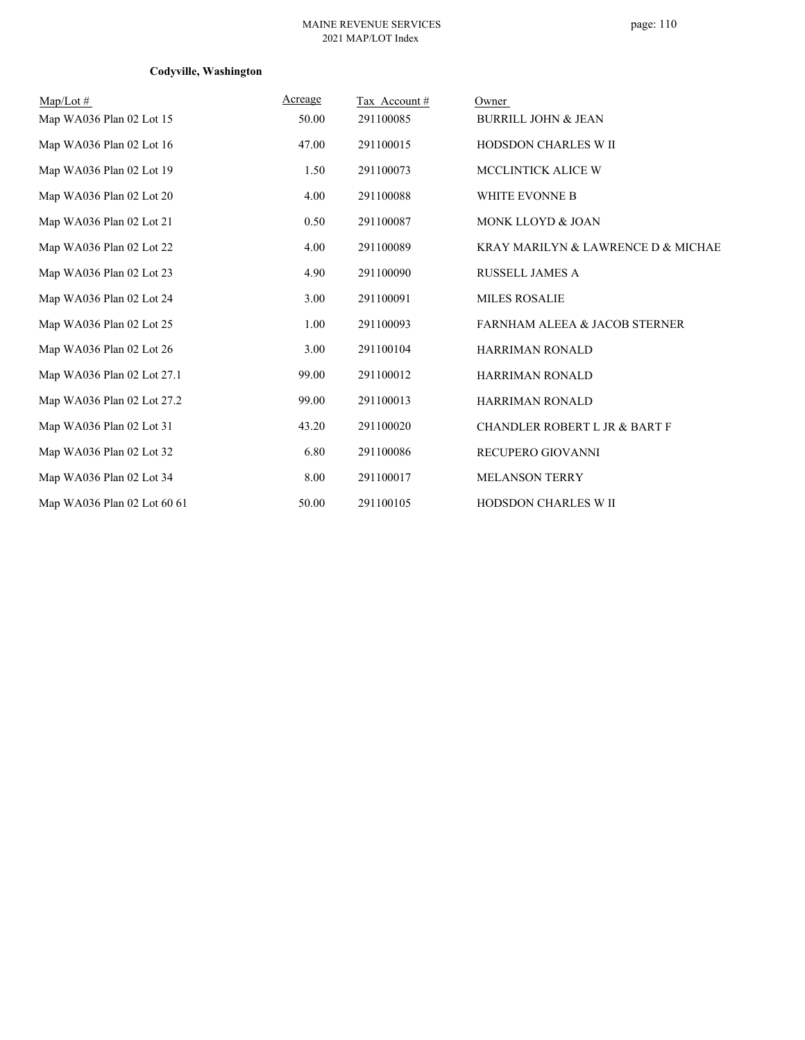**Codyville, Washington**

| Map/Lot # | Acreage | Tax Account # | Owner |
|---|---|---|---|
| Map WA036 Plan 02 Lot 15 | 50.00 | 291100085 | BURRILL JOHN & JEAN |
| Map WA036 Plan 02 Lot 16 | 47.00 | 291100015 | HODSDON CHARLES W II |
| Map WA036 Plan 02 Lot 19 | 1.50 | 291100073 | MCCLINTICK ALICE W |
| Map WA036 Plan 02 Lot 20 | 4.00 | 291100088 | WHITE EVONNE B |
| Map WA036 Plan 02 Lot 21 | 0.50 | 291100087 | MONK LLOYD & JOAN |
| Map WA036 Plan 02 Lot 22 | 4.00 | 291100089 | KRAY MARILYN & LAWRENCE D & MICHAE |
| Map WA036 Plan 02 Lot 23 | 4.90 | 291100090 | RUSSELL JAMES A |
| Map WA036 Plan 02 Lot 24 | 3.00 | 291100091 | MILES ROSALIE |
| Map WA036 Plan 02 Lot 25 | 1.00 | 291100093 | FARNHAM ALEEA & JACOB STERNER |
| Map WA036 Plan 02 Lot 26 | 3.00 | 291100104 | HARRIMAN RONALD |
| Map WA036 Plan 02 Lot 27.1 | 99.00 | 291100012 | HARRIMAN RONALD |
| Map WA036 Plan 02 Lot 27.2 | 99.00 | 291100013 | HARRIMAN RONALD |
| Map WA036 Plan 02 Lot 31 | 43.20 | 291100020 | CHANDLER ROBERT L JR & BART F |
| Map WA036 Plan 02 Lot 32 | 6.80 | 291100086 | RECUPERO GIOVANNI |
| Map WA036 Plan 02 Lot 34 | 8.00 | 291100017 | MELANSON TERRY |
| Map WA036 Plan 02 Lot 60 61 | 50.00 | 291100105 | HODSDON CHARLES W II |